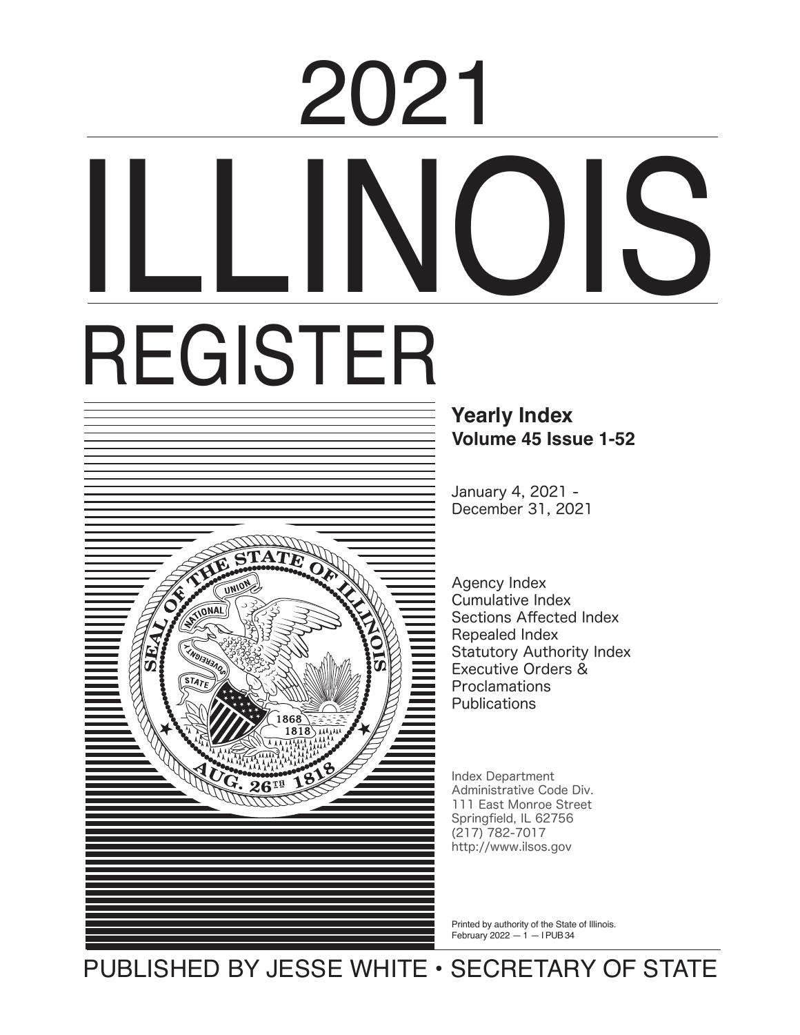# 2021

# ILLINOIS

# REGISTER

**Yearly Index**
**Volume 45 Issue 1-52**

January 4, 2021 -
December 31, 2021

Agency Index
Cumulative Index
Sections Affected Index
Repealed Index
Statutory Authority Index
Executive Orders &
Proclamations
Publications

Index Department
Administrative Code Div.
111 East Monroe Street
Springfield, IL 62756
(217) 782-7017
http://www.ilsos.gov

Printed by authority of the State of Illinois.
February 2022 — 1 — I PUB 34

PUBLISHED BY JESSE WHITE • SECRETARY OF STATE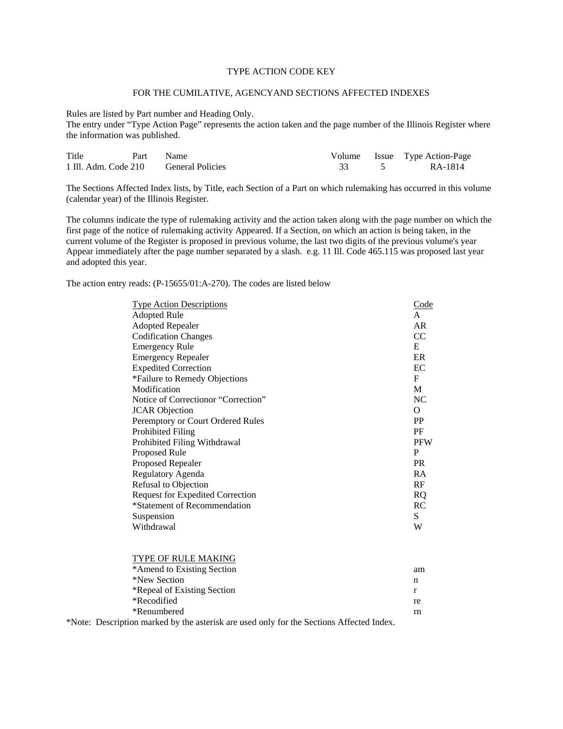# TYPE ACTION CODE KEY

## FOR THE CUMILATIVE, AGENCYAND SECTIONS AFFECTED INDEXES

Rules are listed by Part number and Heading Only.
The entry under "Type Action Page" represents the action taken and the page number of the Illinois Register where the information was published.

| Title | Part | Name | Volume | Issue | Type Action-Page |
|---|---|---|---|---|---|
| 1 Ill. Adm. Code | 210 | General Policies | 33 | 5 | RA-1814 |

The Sections Affected Index lists, by Title, each Section of a Part on which rulemaking has occurred in this volume (calendar year) of the Illinois Register.

The columns indicate the type of rulemaking activity and the action taken along with the page number on which the first page of the notice of rulemaking activity Appeared. If a Section, on which an action is being taken, in the current volume of the Register is proposed in previous volume, the last two digits of the previous volume's year Appear immediately after the page number separated by a slash. e.g. 11 Ill. Code 465.115 was proposed last year and adopted this year.

The action entry reads: (P-15655/01:A-270). The codes are listed below

| Type Action Descriptions | Code |
|---|---|
| Adopted Rule | A |
| Adopted Repealer | AR |
| Codification Changes | CC |
| Emergency Rule | E |
| Emergency Repealer | ER |
| Expedited Correction | EC |
| *Failure to Remedy Objections | F |
| Modification | M |
| Notice of Correctionor "Correction" | NC |
| JCAR Objection | O |
| Peremptory or Court Ordered Rules | PP |
| Prohibited Filing | PF |
| Prohibited Filing Withdrawal | PFW |
| Proposed Rule | P |
| Proposed Repealer | PR |
| Regulatory Agenda | RA |
| Refusal to Objection | RF |
| Request for Expedited Correction | RQ |
| *Statement of Recommendation | RC |
| Suspension | S |
| Withdrawal | W |

| TYPE OF RULE MAKING | |
|---|---|
| *Amend to Existing Section | am |
| *New Section | n |
| *Repeal of Existing Section | r |
| *Recodified | re |
| *Renumbered | rn |

*Note: Description marked by the asterisk are used only for the Sections Affected Index.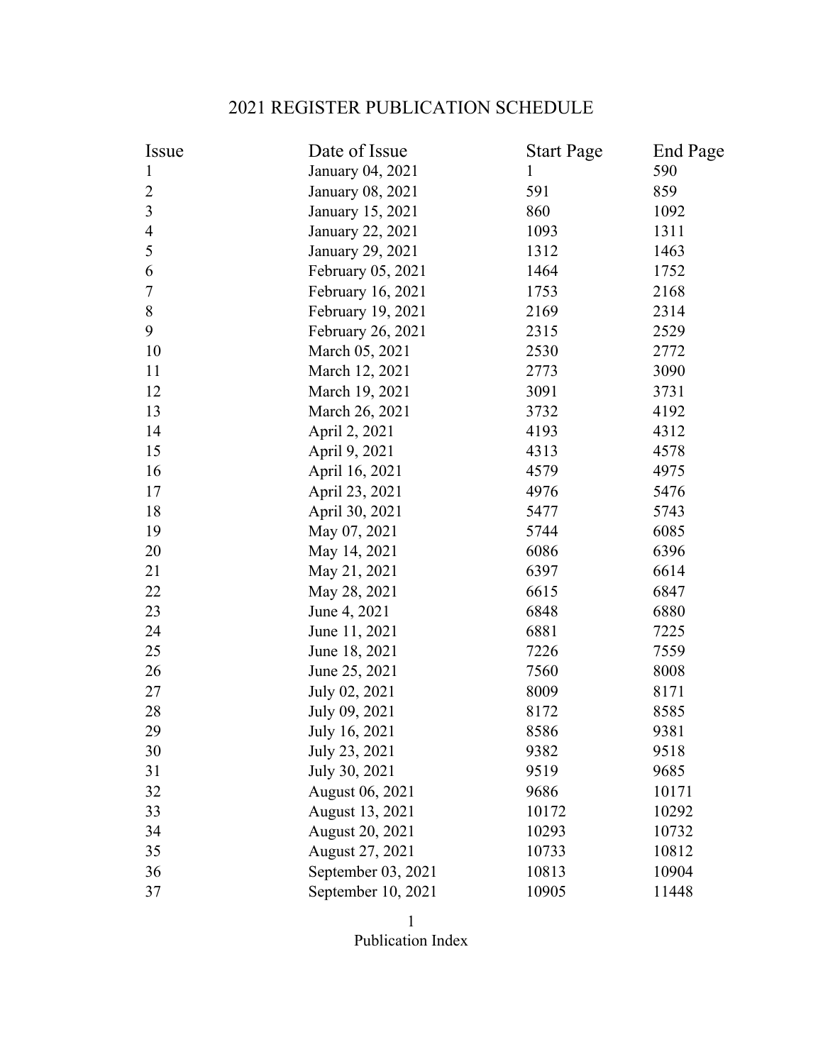# 2021 REGISTER PUBLICATION SCHEDULE

| Issue | Date of Issue | Start Page | End Page |
|---|---|---|---|
| 1 | January 04, 2021 | 1 | 590 |
| 2 | January 08, 2021 | 591 | 859 |
| 3 | January 15, 2021 | 860 | 1092 |
| 4 | January 22, 2021 | 1093 | 1311 |
| 5 | January 29, 2021 | 1312 | 1463 |
| 6 | February 05, 2021 | 1464 | 1752 |
| 7 | February 16, 2021 | 1753 | 2168 |
| 8 | February 19, 2021 | 2169 | 2314 |
| 9 | February 26, 2021 | 2315 | 2529 |
| 10 | March 05, 2021 | 2530 | 2772 |
| 11 | March 12, 2021 | 2773 | 3090 |
| 12 | March 19, 2021 | 3091 | 3731 |
| 13 | March 26, 2021 | 3732 | 4192 |
| 14 | April 2, 2021 | 4193 | 4312 |
| 15 | April 9, 2021 | 4313 | 4578 |
| 16 | April 16, 2021 | 4579 | 4975 |
| 17 | April 23, 2021 | 4976 | 5476 |
| 18 | April 30, 2021 | 5477 | 5743 |
| 19 | May 07, 2021 | 5744 | 6085 |
| 20 | May 14, 2021 | 6086 | 6396 |
| 21 | May 21, 2021 | 6397 | 6614 |
| 22 | May 28, 2021 | 6615 | 6847 |
| 23 | June 4, 2021 | 6848 | 6880 |
| 24 | June 11, 2021 | 6881 | 7225 |
| 25 | June 18, 2021 | 7226 | 7559 |
| 26 | June 25, 2021 | 7560 | 8008 |
| 27 | July 02, 2021 | 8009 | 8171 |
| 28 | July 09, 2021 | 8172 | 8585 |
| 29 | July 16, 2021 | 8586 | 9381 |
| 30 | July 23, 2021 | 9382 | 9518 |
| 31 | July 30, 2021 | 9519 | 9685 |
| 32 | August 06, 2021 | 9686 | 10171 |
| 33 | August 13, 2021 | 10172 | 10292 |
| 34 | August 20, 2021 | 10293 | 10732 |
| 35 | August 27, 2021 | 10733 | 10812 |
| 36 | September 03, 2021 | 10813 | 10904 |
| 37 | September 10, 2021 | 10905 | 11448 |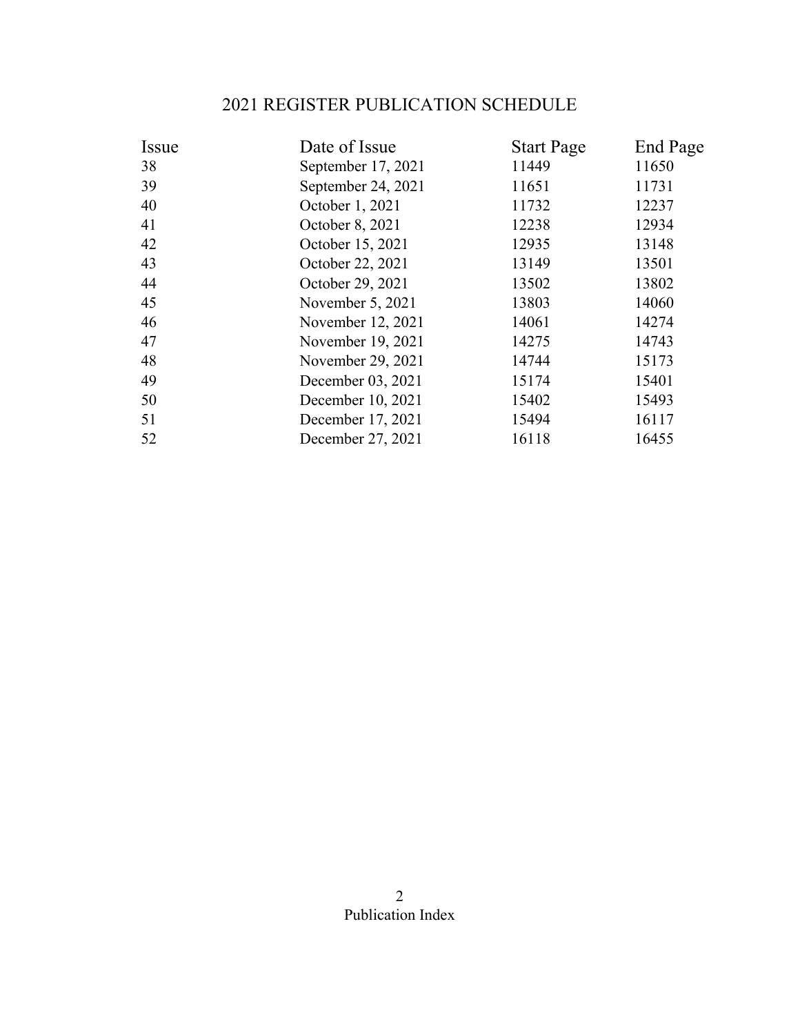# 2021 REGISTER PUBLICATION SCHEDULE

| Issue | Date of Issue | Start Page | End Page |
|---|---|---|---|
| 38 | September 17, 2021 | 11449 | 11650 |
| 39 | September 24, 2021 | 11651 | 11731 |
| 40 | October 1, 2021 | 11732 | 12237 |
| 41 | October 8, 2021 | 12238 | 12934 |
| 42 | October 15, 2021 | 12935 | 13148 |
| 43 | October 22, 2021 | 13149 | 13501 |
| 44 | October 29, 2021 | 13502 | 13802 |
| 45 | November 5, 2021 | 13803 | 14060 |
| 46 | November 12, 2021 | 14061 | 14274 |
| 47 | November 19, 2021 | 14275 | 14743 |
| 48 | November 29, 2021 | 14744 | 15173 |
| 49 | December 03, 2021 | 15174 | 15401 |
| 50 | December 10, 2021 | 15402 | 15493 |
| 51 | December 17, 2021 | 15494 | 16117 |
| 52 | December 27, 2021 | 16118 | 16455 |

Publication Index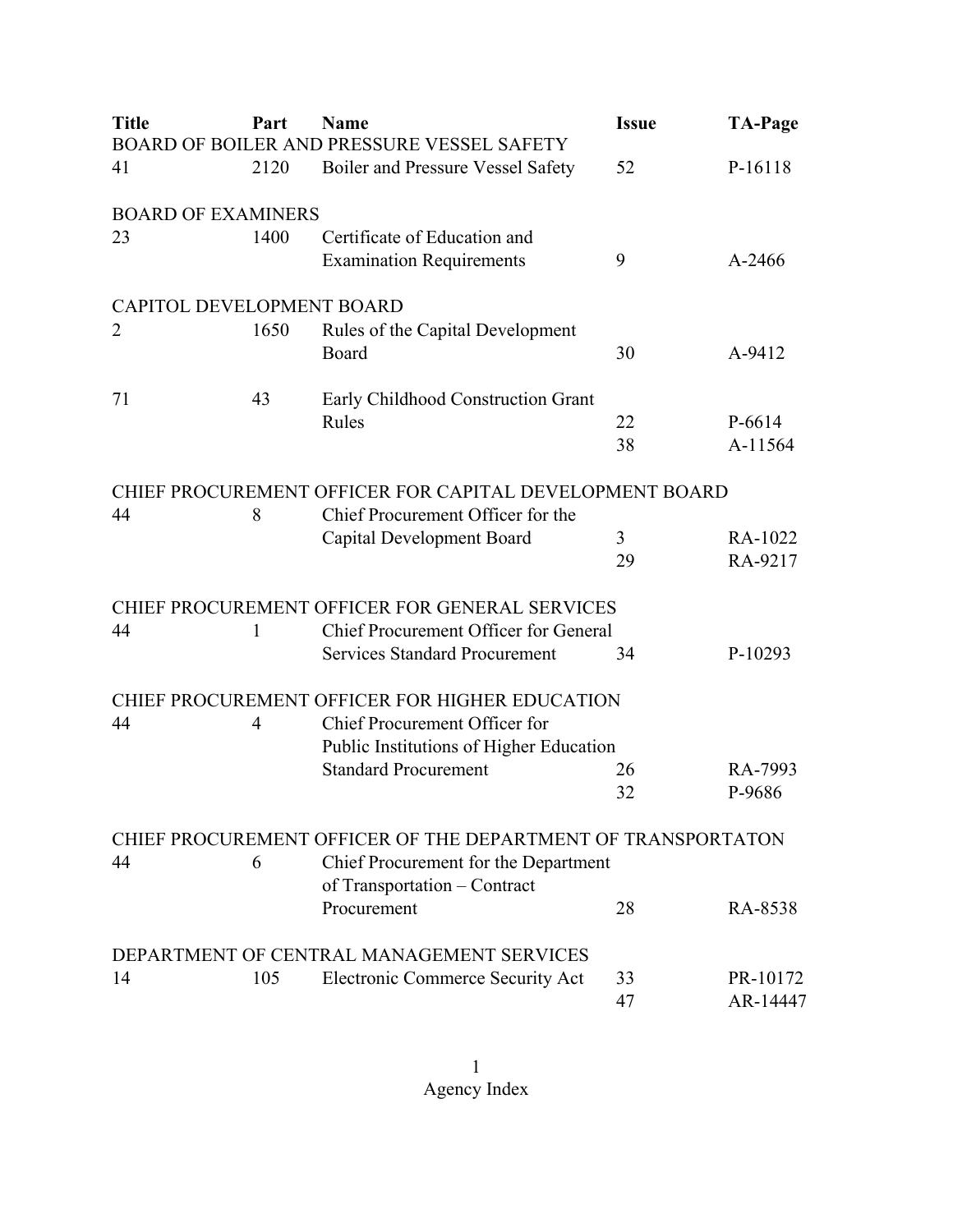| Title | Part | Name | Issue | TA-Page |
|---|---|---|---|---|
| BOARD OF BOILER AND PRESSURE VESSEL SAFETY | | | | |
| 41 | 2120 | Boiler and Pressure Vessel Safety | 52 | P-16118 |
| BOARD OF EXAMINERS | | | | |
| 23 | 1400 | Certificate of Education and Examination Requirements | 9 | A-2466 |
| CAPITOL DEVELOPMENT BOARD | | | | |
| 2 | 1650 | Rules of the Capital Development Board | 30 | A-9412 |
| 71 | 43 | Early Childhood Construction Grant Rules | 22 | P-6614 |
| | | | 38 | A-11564 |
| CHIEF PROCUREMENT OFFICER FOR CAPITAL DEVELOPMENT BOARD | | | | |
| 44 | 8 | Chief Procurement Officer for the Capital Development Board | 3 | RA-1022 |
| | | | 29 | RA-9217 |
| CHIEF PROCUREMENT OFFICER FOR GENERAL SERVICES | | | | |
| 44 | 1 | Chief Procurement Officer for General Services Standard Procurement | 34 | P-10293 |
| CHIEF PROCUREMENT OFFICER FOR HIGHER EDUCATION | | | | |
| 44 | 4 | Chief Procurement Officer for Public Institutions of Higher Education Standard Procurement | 26 | RA-7993 |
| | | | 32 | P-9686 |
| CHIEF PROCUREMENT OFFICER OF THE DEPARTMENT OF TRANSPORTATON | | | | |
| 44 | 6 | Chief Procurement for the Department of Transportation – Contract Procurement | 28 | RA-8538 |
| DEPARTMENT OF CENTRAL MANAGEMENT SERVICES | | | | |
| 14 | 105 | Electronic Commerce Security Act | 33 | PR-10172 |
| | | | 47 | AR-14447 |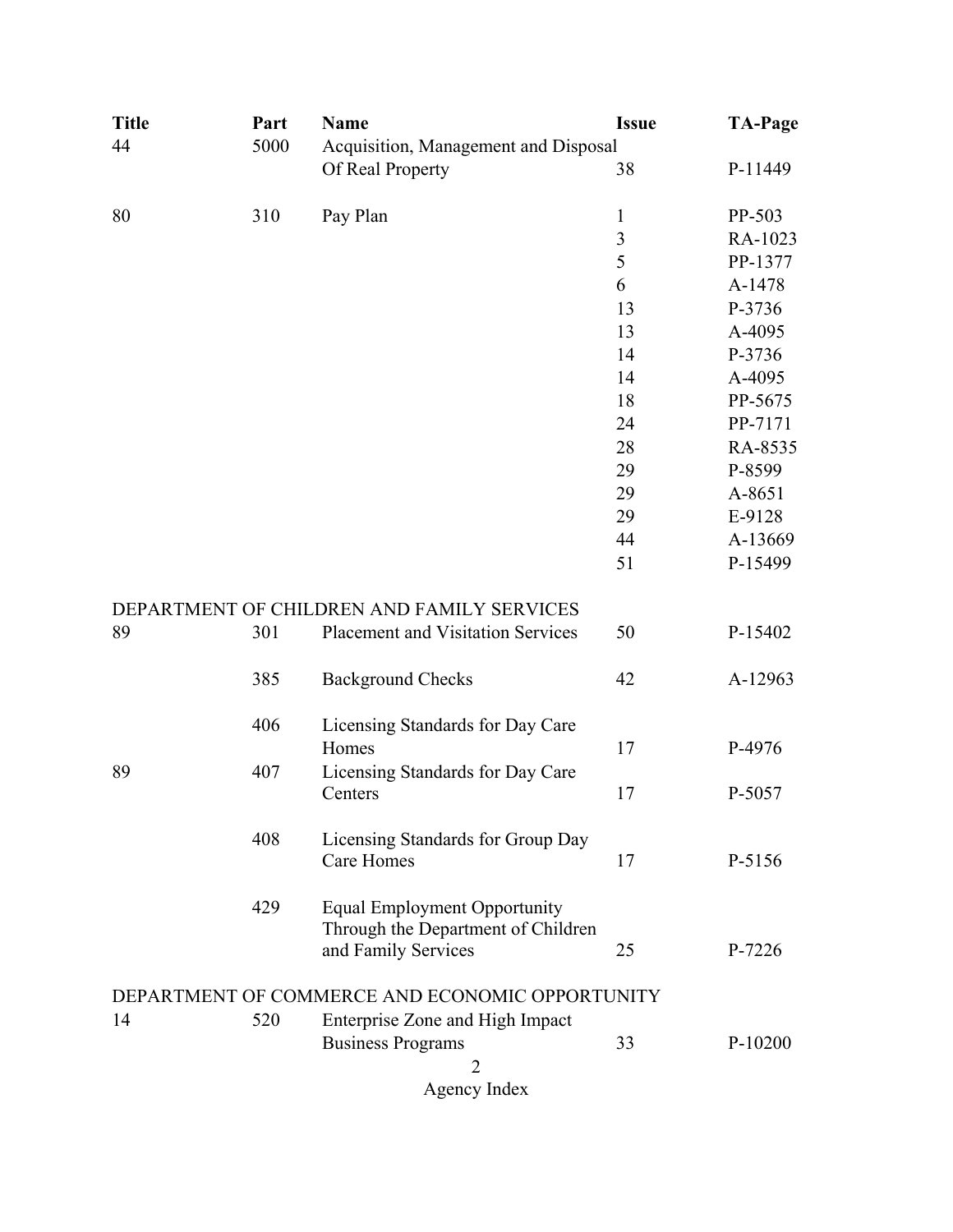| Title | Part | Name | Issue | TA-Page |
|---|---|---|---|---|
| 44 | 5000 | Acquisition, Management and Disposal Of Real Property | 38 | P-11449 |
| 80 | 310 | Pay Plan | 1 | PP-503 |
| | | | 3 | RA-1023 |
| | | | 5 | PP-1377 |
| | | | 6 | A-1478 |
| | | | 13 | P-3736 |
| | | | 13 | A-4095 |
| | | | 14 | P-3736 |
| | | | 14 | A-4095 |
| | | | 18 | PP-5675 |
| | | | 24 | PP-7171 |
| | | | 28 | RA-8535 |
| | | | 29 | P-8599 |
| | | | 29 | A-8651 |
| | | | 29 | E-9128 |
| | | | 44 | A-13669 |
| | | | 51 | P-15499 |
| DEPARTMENT OF CHILDREN AND FAMILY SERVICES | | | | |
| 89 | 301 | Placement and Visitation Services | 50 | P-15402 |
| | 385 | Background Checks | 42 | A-12963 |
| | 406 | Licensing Standards for Day Care Homes | 17 | P-4976 |
| 89 | 407 | Licensing Standards for Day Care Centers | 17 | P-5057 |
| | 408 | Licensing Standards for Group Day Care Homes | 17 | P-5156 |
| | 429 | Equal Employment Opportunity Through the Department of Children and Family Services | 25 | P-7226 |
| DEPARTMENT OF COMMERCE AND ECONOMIC OPPORTUNITY | | | | |
| 14 | 520 | Enterprise Zone and High Impact Business Programs | 33 | P-10200 |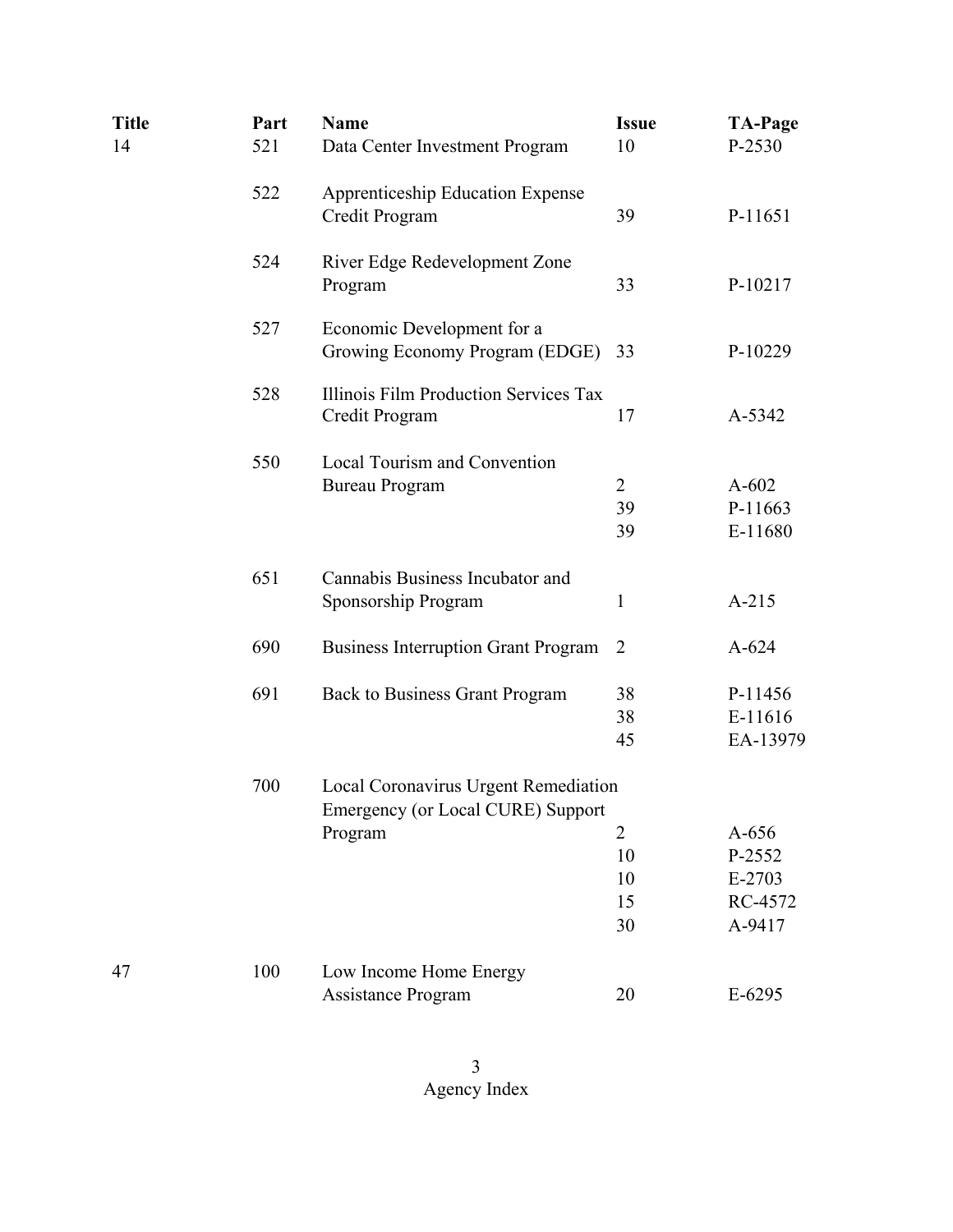| Title | Part | Name | Issue | TA-Page |
|---|---|---|---|---|
| 14 | 521 | Data Center Investment Program | 10 | P-2530 |
| | 522 | Apprenticeship Education Expense Credit Program | 39 | P-11651 |
| | 524 | River Edge Redevelopment Zone Program | 33 | P-10217 |
| | 527 | Economic Development for a Growing Economy Program (EDGE) | 33 | P-10229 |
| | 528 | Illinois Film Production Services Tax Credit Program | 17 | A-5342 |
| | 550 | Local Tourism and Convention Bureau Program | 2 | A-602 |
| | | | 39 | P-11663 |
| | | | 39 | E-11680 |
| | 651 | Cannabis Business Incubator and Sponsorship Program | 1 | A-215 |
| | 690 | Business Interruption Grant Program | 2 | A-624 |
| | 691 | Back to Business Grant Program | 38 | P-11456 |
| | | | 38 | E-11616 |
| | | | 45 | EA-13979 |
| | 700 | Local Coronavirus Urgent Remediation Emergency (or Local CURE) Support Program | 2 | A-656 |
| | | | 10 | P-2552 |
| | | | 10 | E-2703 |
| | | | 15 | RC-4572 |
| | | | 30 | A-9417 |
| 47 | 100 | Low Income Home Energy Assistance Program | 20 | E-6295 |

Agency Index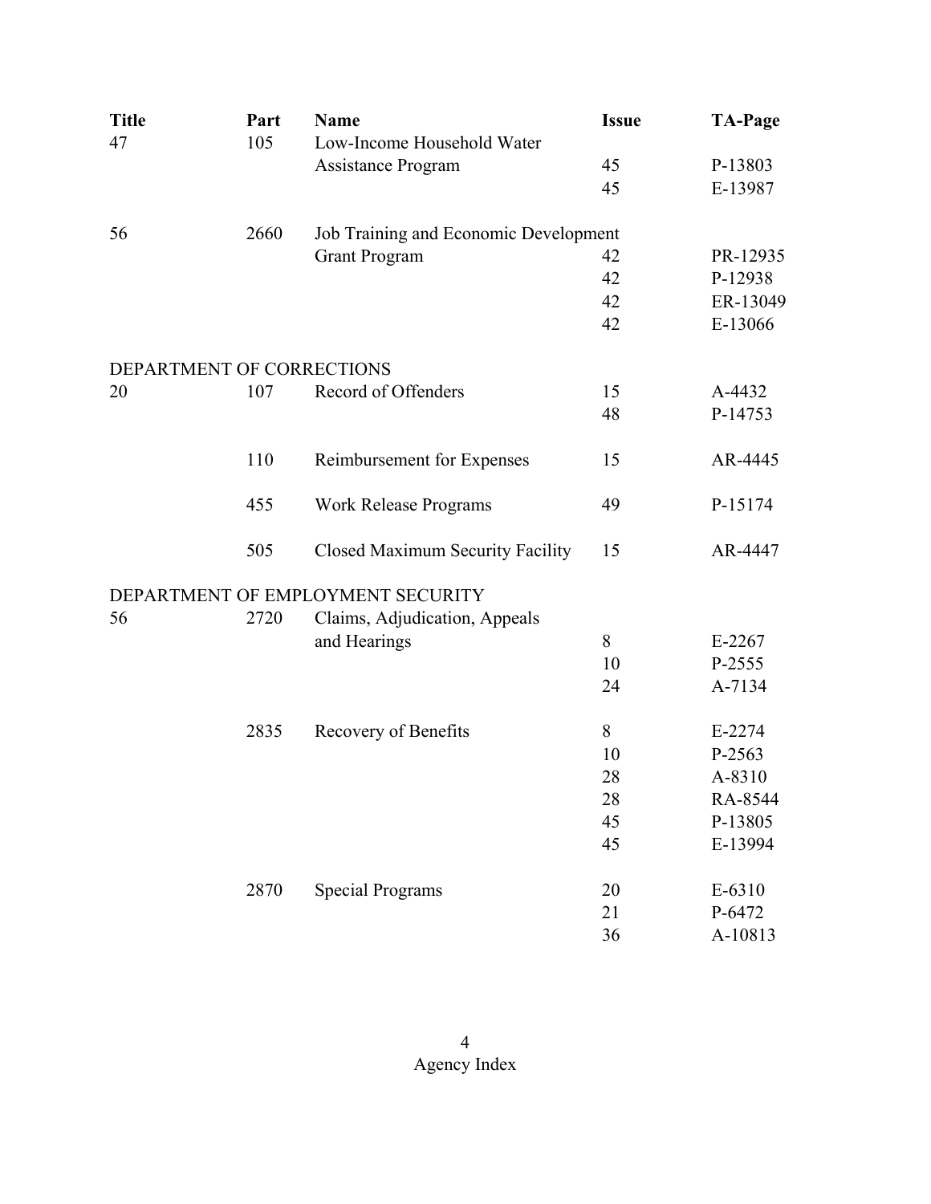| Title | Part | Name | Issue | TA-Page |
|---|---|---|---|---|
| 47 | 105 | Low-Income Household Water Assistance Program | 45 | P-13803 |
| | | | 45 | E-13987 |
| 56 | 2660 | Job Training and Economic Development Grant Program | 42 | PR-12935 |
| | | | 42 | P-12938 |
| | | | 42 | ER-13049 |
| | | | 42 | E-13066 |
| DEPARTMENT OF CORRECTIONS | | | | |
| 20 | 107 | Record of Offenders | 15 | A-4432 |
| | | | 48 | P-14753 |
| | 110 | Reimbursement for Expenses | 15 | AR-4445 |
| | 455 | Work Release Programs | 49 | P-15174 |
| | 505 | Closed Maximum Security Facility | 15 | AR-4447 |
| DEPARTMENT OF EMPLOYMENT SECURITY | | | | |
| 56 | 2720 | Claims, Adjudication, Appeals and Hearings | 8 | E-2267 |
| | | | 10 | P-2555 |
| | | | 24 | A-7134 |
| | 2835 | Recovery of Benefits | 8 | E-2274 |
| | | | 10 | P-2563 |
| | | | 28 | A-8310 |
| | | | 28 | RA-8544 |
| | | | 45 | P-13805 |
| | | | 45 | E-13994 |
| | 2870 | Special Programs | 20 | E-6310 |
| | | | 21 | P-6472 |
| | | | 36 | A-10813 |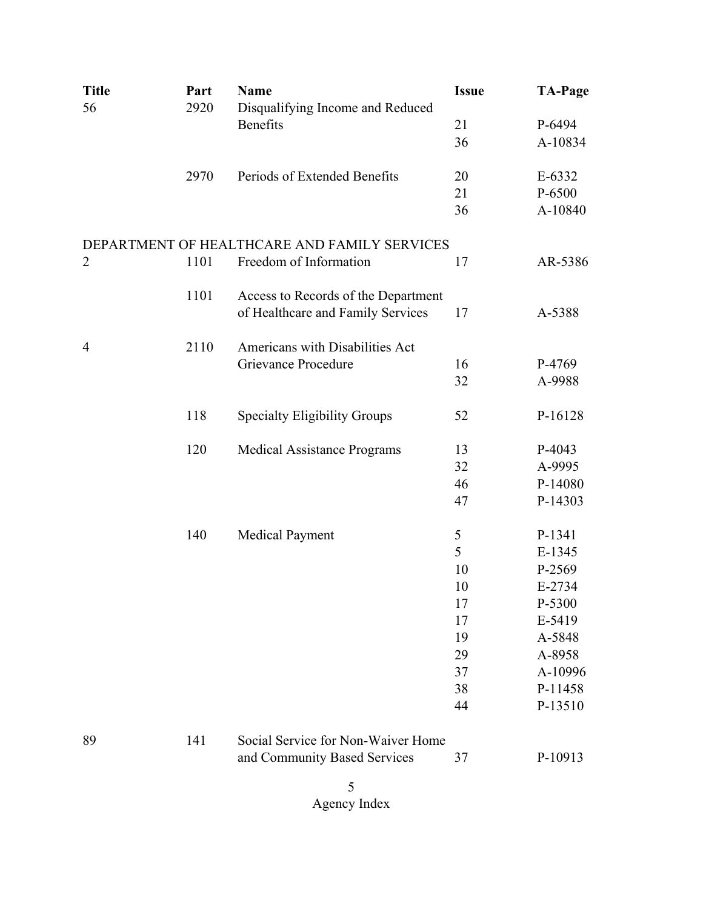| Title | Part | Name | Issue | TA-Page |
|---|---|---|---|---|
| 56 | 2920 | Disqualifying Income and Reduced Benefits | 21 | P-6494 |
| | | | 36 | A-10834 |
| | 2970 | Periods of Extended Benefits | 20 | E-6332 |
| | | | 21 | P-6500 |
| | | | 36 | A-10840 |
| DEPARTMENT OF HEALTHCARE AND FAMILY SERVICES | | | | |
| 2 | 1101 | Freedom of Information | 17 | AR-5386 |
| | 1101 | Access to Records of the Department of Healthcare and Family Services | 17 | A-5388 |
| 4 | 2110 | Americans with Disabilities Act Grievance Procedure | 16 | P-4769 |
| | | | 32 | A-9988 |
| | 118 | Specialty Eligibility Groups | 52 | P-16128 |
| | 120 | Medical Assistance Programs | 13 | P-4043 |
| | | | 32 | A-9995 |
| | | | 46 | P-14080 |
| | | | 47 | P-14303 |
| | 140 | Medical Payment | 5 | P-1341 |
| | | | 5 | E-1345 |
| | | | 10 | P-2569 |
| | | | 10 | E-2734 |
| | | | 17 | P-5300 |
| | | | 17 | E-5419 |
| | | | 19 | A-5848 |
| | | | 29 | A-8958 |
| | | | 37 | A-10996 |
| | | | 38 | P-11458 |
| | | | 44 | P-13510 |
| 89 | 141 | Social Service for Non-Waiver Home and Community Based Services | 37 | P-10913 |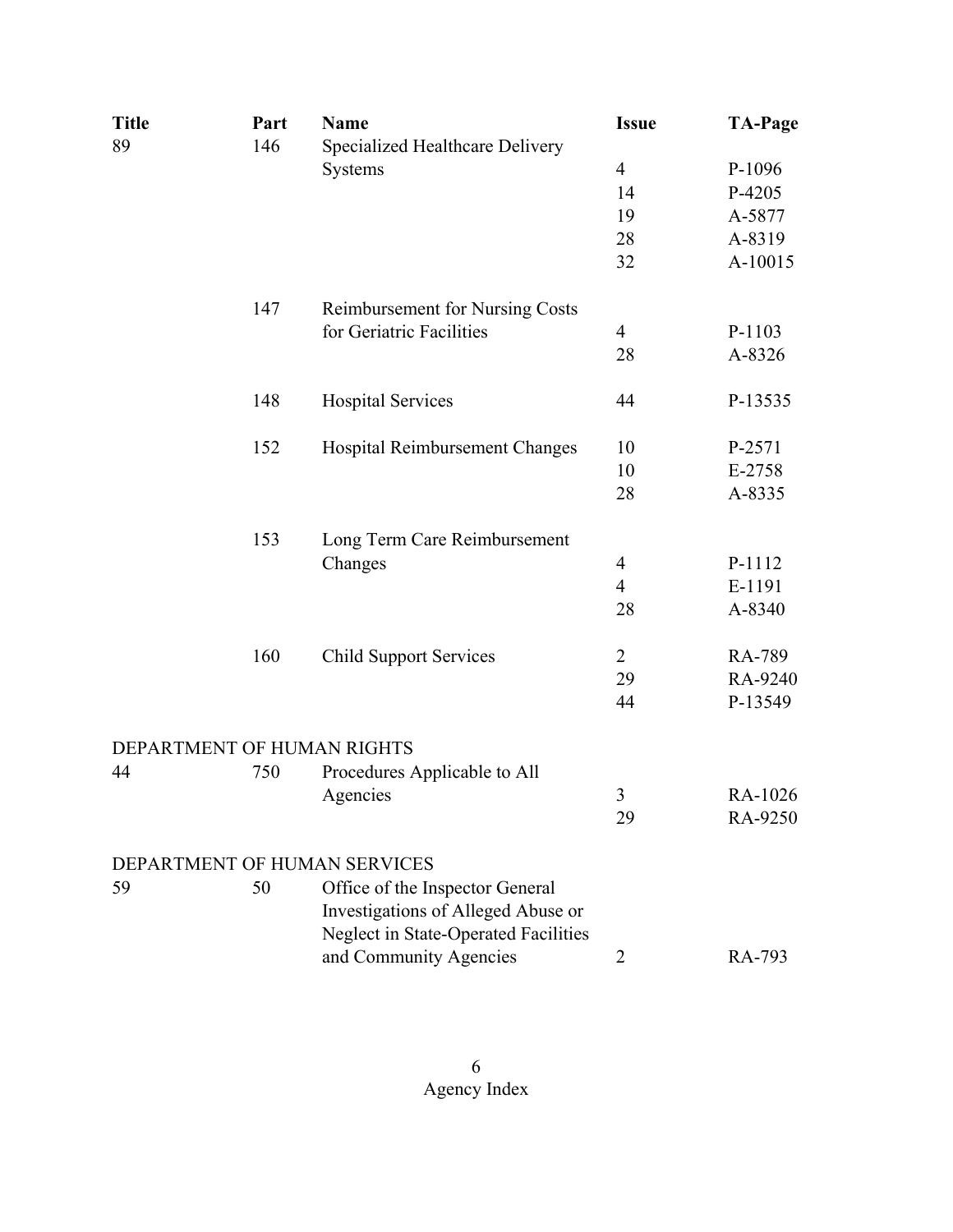| Title | Part | Name | Issue | TA-Page |
|---|---|---|---|---|
| 89 | 146 | Specialized Healthcare Delivery Systems | 4 | P-1096 |
| | | | 14 | P-4205 |
| | | | 19 | A-5877 |
| | | | 28 | A-8319 |
| | | | 32 | A-10015 |
| | 147 | Reimbursement for Nursing Costs for Geriatric Facilities | 4 | P-1103 |
| | | | 28 | A-8326 |
| | 148 | Hospital Services | 44 | P-13535 |
| | 152 | Hospital Reimbursement Changes | 10 | P-2571 |
| | | | 10 | E-2758 |
| | | | 28 | A-8335 |
| | 153 | Long Term Care Reimbursement Changes | 4 | P-1112 |
| | | | 4 | E-1191 |
| | | | 28 | A-8340 |
| | 160 | Child Support Services | 2 | RA-789 |
| | | | 29 | RA-9240 |
| | | | 44 | P-13549 |
| DEPARTMENT OF HUMAN RIGHTS | | | | |
| 44 | 750 | Procedures Applicable to All Agencies | 3 | RA-1026 |
| | | | 29 | RA-9250 |
| DEPARTMENT OF HUMAN SERVICES | | | | |
| 59 | 50 | Office of the Inspector General Investigations of Alleged Abuse or Neglect in State-Operated Facilities and Community Agencies | 2 | RA-793 |

Agency Index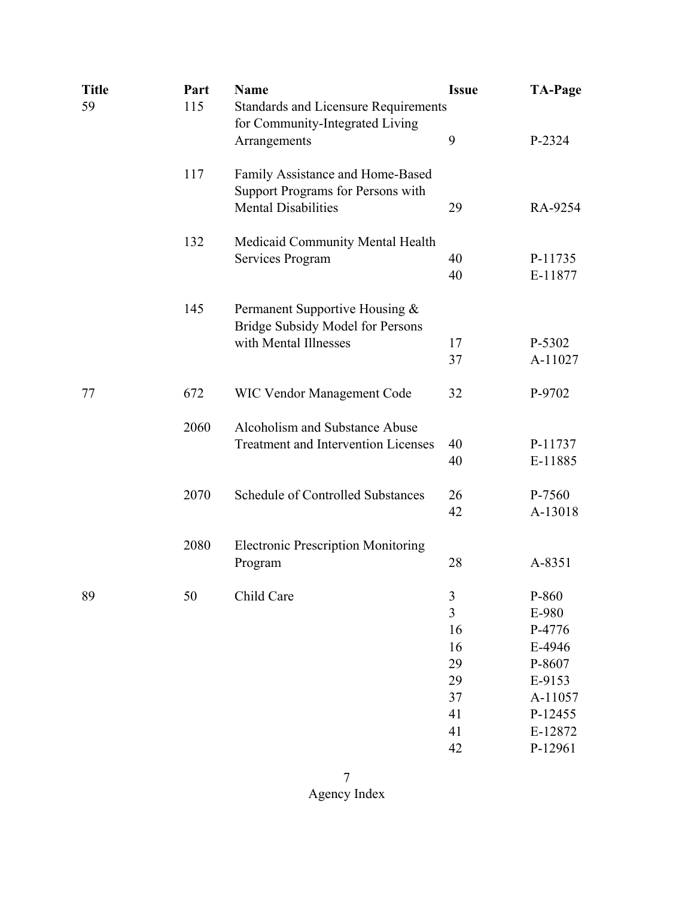| Title | Part | Name | Issue | TA-Page |
|---|---|---|---|---|
| 59 | 115 | Standards and Licensure Requirements for Community-Integrated Living Arrangements | 9 | P-2324 |
| | 117 | Family Assistance and Home-Based Support Programs for Persons with Mental Disabilities | 29 | RA-9254 |
| | 132 | Medicaid Community Mental Health Services Program | 40 | P-11735 |
| | | | 40 | E-11877 |
| | 145 | Permanent Supportive Housing & Bridge Subsidy Model for Persons with Mental Illnesses | 17 | P-5302 |
| | | | 37 | A-11027 |
| 77 | 672 | WIC Vendor Management Code | 32 | P-9702 |
| | 2060 | Alcoholism and Substance Abuse Treatment and Intervention Licenses | 40 | P-11737 |
| | | | 40 | E-11885 |
| | 2070 | Schedule of Controlled Substances | 26 | P-7560 |
| | | | 42 | A-13018 |
| | 2080 | Electronic Prescription Monitoring Program | 28 | A-8351 |
| 89 | 50 | Child Care | 3 | P-860 |
| | | | 3 | E-980 |
| | | | 16 | P-4776 |
| | | | 16 | E-4946 |
| | | | 29 | P-8607 |
| | | | 29 | E-9153 |
| | | | 37 | A-11057 |
| | | | 41 | P-12455 |
| | | | 41 | E-12872 |
| | | | 42 | P-12961 |

Agency Index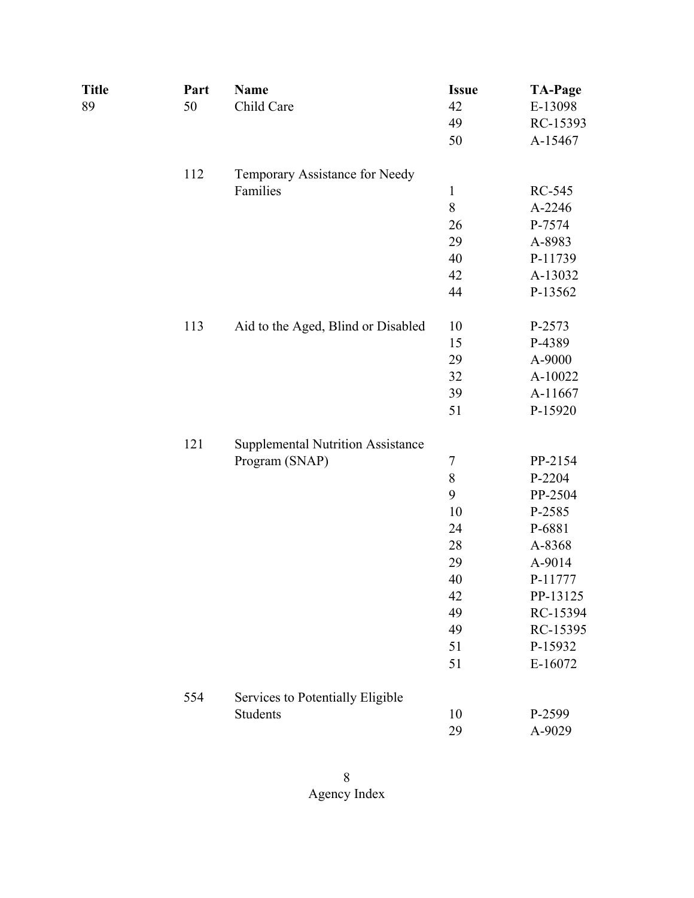| Title | Part | Name | Issue | TA-Page |
|---|---|---|---|---|
| 89 | 50 | Child Care | 42 | E-13098 |
| | | | 49 | RC-15393 |
| | | | 50 | A-15467 |
| | 112 | Temporary Assistance for Needy Families | 1 | RC-545 |
| | | | 8 | A-2246 |
| | | | 26 | P-7574 |
| | | | 29 | A-8983 |
| | | | 40 | P-11739 |
| | | | 42 | A-13032 |
| | | | 44 | P-13562 |
| | 113 | Aid to the Aged, Blind or Disabled | 10 | P-2573 |
| | | | 15 | P-4389 |
| | | | 29 | A-9000 |
| | | | 32 | A-10022 |
| | | | 39 | A-11667 |
| | | | 51 | P-15920 |
| | 121 | Supplemental Nutrition Assistance Program (SNAP) | 7 | PP-2154 |
| | | | 8 | P-2204 |
| | | | 9 | PP-2504 |
| | | | 10 | P-2585 |
| | | | 24 | P-6881 |
| | | | 28 | A-8368 |
| | | | 29 | A-9014 |
| | | | 40 | P-11777 |
| | | | 42 | PP-13125 |
| | | | 49 | RC-15394 |
| | | | 49 | RC-15395 |
| | | | 51 | P-15932 |
| | | | 51 | E-16072 |
| | 554 | Services to Potentially Eligible Students | 10 | P-2599 |
| | | | 29 | A-9029 |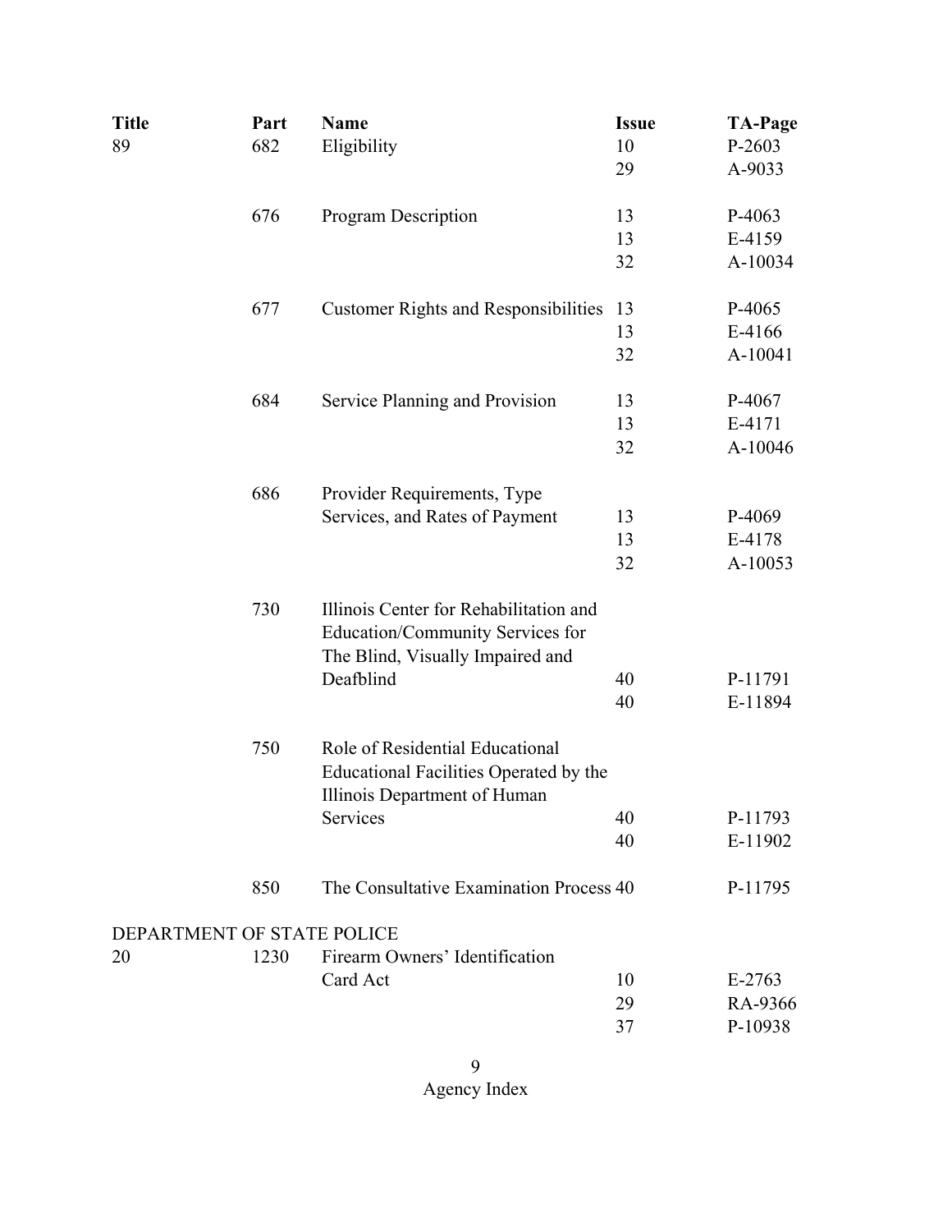| Title | Part | Name | Issue | TA-Page |
|---|---|---|---|---|
| 89 | 682 | Eligibility | 10 | P-2603 |
| | | | 29 | A-9033 |
| | 676 | Program Description | 13 | P-4063 |
| | | | 13 | E-4159 |
| | | | 32 | A-10034 |
| | 677 | Customer Rights and Responsibilities | 13 | P-4065 |
| | | | 13 | E-4166 |
| | | | 32 | A-10041 |
| | 684 | Service Planning and Provision | 13 | P-4067 |
| | | | 13 | E-4171 |
| | | | 32 | A-10046 |
| | 686 | Provider Requirements, Type Services, and Rates of Payment | 13 | P-4069 |
| | | | 13 | E-4178 |
| | | | 32 | A-10053 |
| | 730 | Illinois Center for Rehabilitation and Education/Community Services for The Blind, Visually Impaired and Deafblind | 40 | P-11791 |
| | | | 40 | E-11894 |
| | 750 | Role of Residential Educational Educational Facilities Operated by the Illinois Department of Human Services | 40 | P-11793 |
| | | | 40 | E-11902 |
| | 850 | The Consultative Examination Process | 40 | P-11795 |
| DEPARTMENT OF STATE POLICE | | | | |
| 20 | 1230 | Firearm Owners' Identification Card Act | 10 | E-2763 |
| | | | 29 | RA-9366 |
| | | | 37 | P-10938 |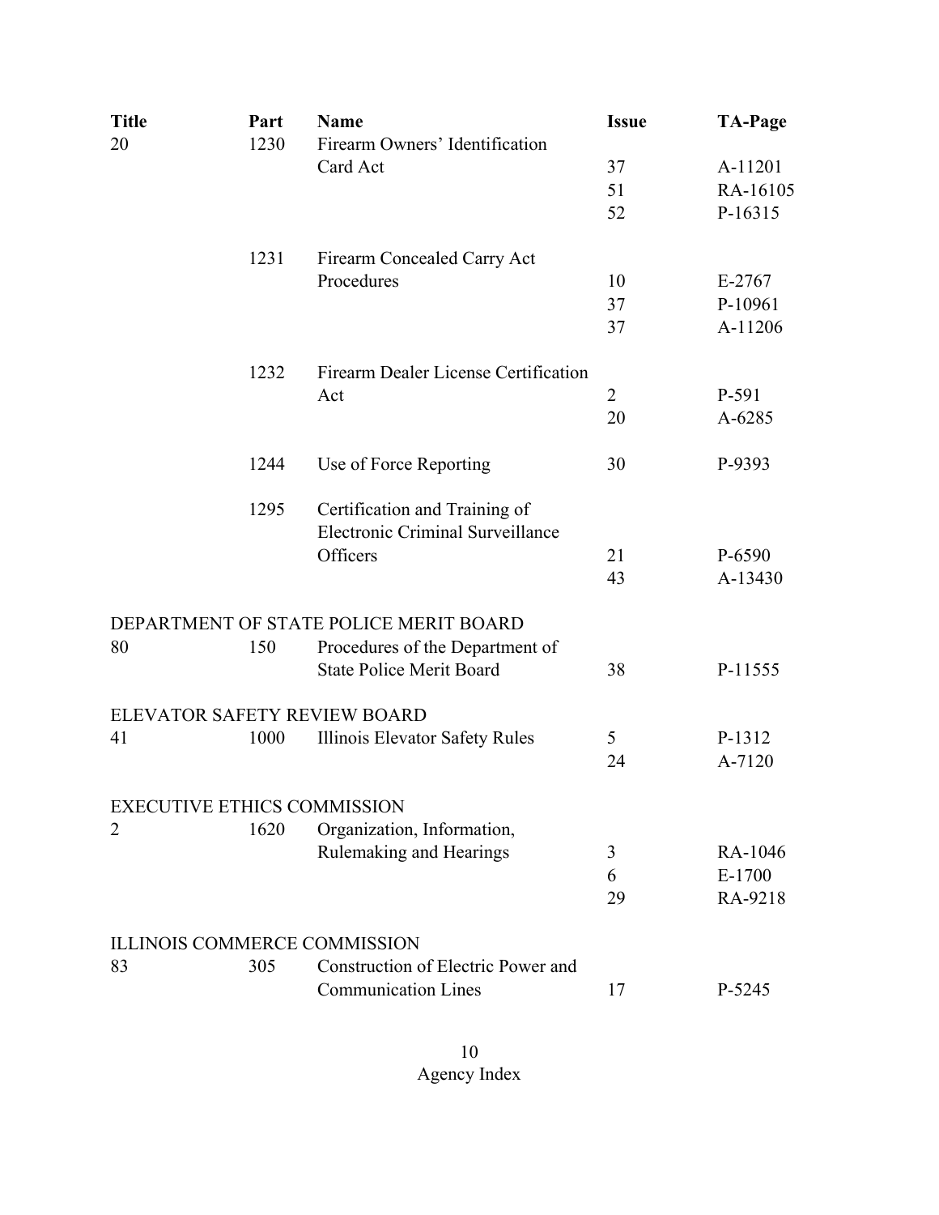| Title | Part | Name | Issue | TA-Page |
|---|---|---|---|---|
| 20 | 1230 | Firearm Owners' Identification Card Act | 37 | A-11201 |
| | | | 51 | RA-16105 |
| | | | 52 | P-16315 |
| | 1231 | Firearm Concealed Carry Act Procedures | 10 | E-2767 |
| | | | 37 | P-10961 |
| | | | 37 | A-11206 |
| | 1232 | Firearm Dealer License Certification Act | 2 | P-591 |
| | | | 20 | A-6285 |
| | 1244 | Use of Force Reporting | 30 | P-9393 |
| | 1295 | Certification and Training of Electronic Criminal Surveillance Officers | 21 | P-6590 |
| | | | 43 | A-13430 |
| DEPARTMENT OF STATE POLICE MERIT BOARD | | | | |
| 80 | 150 | Procedures of the Department of State Police Merit Board | 38 | P-11555 |
| ELEVATOR SAFETY REVIEW BOARD | | | | |
| 41 | 1000 | Illinois Elevator Safety Rules | 5 | P-1312 |
| | | | 24 | A-7120 |
| EXECUTIVE ETHICS COMMISSION | | | | |
| 2 | 1620 | Organization, Information, Rulemaking and Hearings | 3 | RA-1046 |
| | | | 6 | E-1700 |
| | | | 29 | RA-9218 |
| ILLINOIS COMMERCE COMMISSION | | | | |
| 83 | 305 | Construction of Electric Power and Communication Lines | 17 | P-5245 |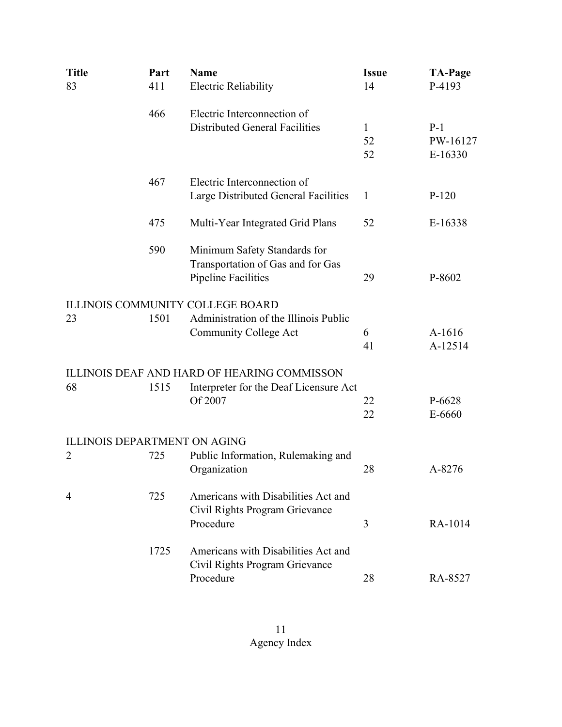| Title | Part | Name | Issue | TA-Page |
|---|---|---|---|---|
| 83 | 411 | Electric Reliability | 14 | P-4193 |
| | 466 | Electric Interconnection of Distributed General Facilities | 1 | P-1 |
| | | | 52 | PW-16127 |
| | | | 52 | E-16330 |
| | 467 | Electric Interconnection of Large Distributed General Facilities | 1 | P-120 |
| | 475 | Multi-Year Integrated Grid Plans | 52 | E-16338 |
| | 590 | Minimum Safety Standards for Transportation of Gas and for Gas Pipeline Facilities | 29 | P-8602 |
| ILLINOIS COMMUNITY COLLEGE BOARD | | | | |
| 23 | 1501 | Administration of the Illinois Public Community College Act | 6 | A-1616 |
| | | | 41 | A-12514 |
| ILLINOIS DEAF AND HARD OF HEARING COMMISSON | | | | |
| 68 | 1515 | Interpreter for the Deaf Licensure Act Of 2007 | 22 | P-6628 |
| | | | 22 | E-6660 |
| ILLINOIS DEPARTMENT ON AGING | | | | |
| 2 | 725 | Public Information, Rulemaking and Organization | 28 | A-8276 |
| 4 | 725 | Americans with Disabilities Act and Civil Rights Program Grievance Procedure | 3 | RA-1014 |
| | 1725 | Americans with Disabilities Act and Civil Rights Program Grievance Procedure | 28 | RA-8527 |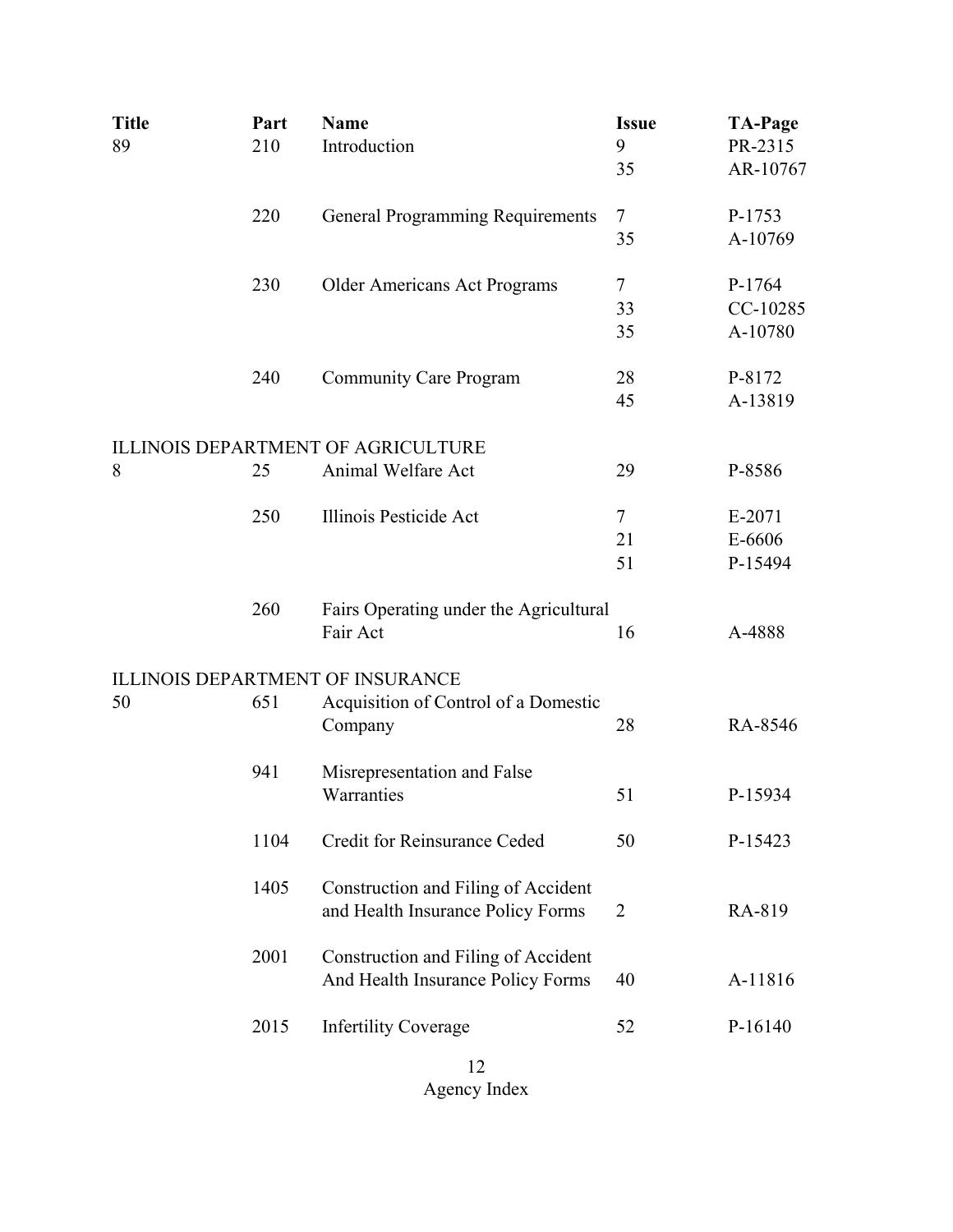| Title | Part | Name | Issue | TA-Page |
|---|---|---|---|---|
| 89 | 210 | Introduction | 9 | PR-2315 |
| | | | 35 | AR-10767 |
| | 220 | General Programming Requirements | 7 | P-1753 |
| | | | 35 | A-10769 |
| | 230 | Older Americans Act Programs | 7 | P-1764 |
| | | | 33 | CC-10285 |
| | | | 35 | A-10780 |
| | 240 | Community Care Program | 28 | P-8172 |
| | | | 45 | A-13819 |
| ILLINOIS DEPARTMENT OF AGRICULTURE | | | | |
| 8 | 25 | Animal Welfare Act | 29 | P-8586 |
| | 250 | Illinois Pesticide Act | 7 | E-2071 |
| | | | 21 | E-6606 |
| | | | 51 | P-15494 |
| | 260 | Fairs Operating under the Agricultural Fair Act | 16 | A-4888 |
| ILLINOIS DEPARTMENT OF INSURANCE | | | | |
| 50 | 651 | Acquisition of Control of a Domestic Company | 28 | RA-8546 |
| | 941 | Misrepresentation and False Warranties | 51 | P-15934 |
| | 1104 | Credit for Reinsurance Ceded | 50 | P-15423 |
| | 1405 | Construction and Filing of Accident and Health Insurance Policy Forms | 2 | RA-819 |
| | 2001 | Construction and Filing of Accident And Health Insurance Policy Forms | 40 | A-11816 |
| | 2015 | Infertility Coverage | 52 | P-16140 |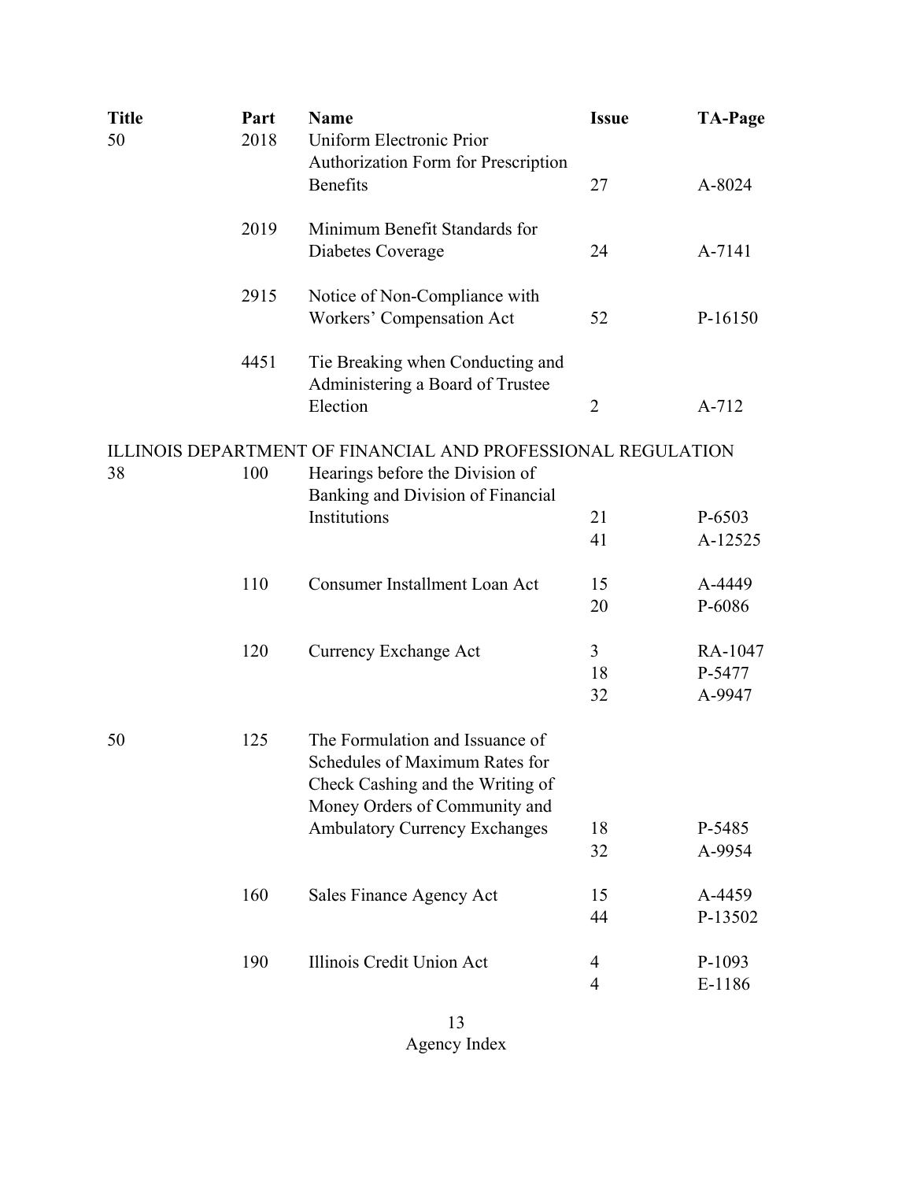| Title | Part | Name | Issue | TA-Page |
|---|---|---|---|---|
| 50 | 2018 | Uniform Electronic Prior Authorization Form for Prescription Benefits | 27 | A-8024 |
| | 2019 | Minimum Benefit Standards for Diabetes Coverage | 24 | A-7141 |
| | 2915 | Notice of Non-Compliance with Workers' Compensation Act | 52 | P-16150 |
| | 4451 | Tie Breaking when Conducting and Administering a Board of Trustee Election | 2 | A-712 |

ILLINOIS DEPARTMENT OF FINANCIAL AND PROFESSIONAL REGULATION

| Title | Part | Name | Issue | TA-Page |
|---|---|---|---|---|
| 38 | 100 | Hearings before the Division of Banking and Division of Financial Institutions | 21 | P-6503 |
| | | | 41 | A-12525 |
| | 110 | Consumer Installment Loan Act | 15 | A-4449 |
| | | | 20 | P-6086 |
| | 120 | Currency Exchange Act | 3 | RA-1047 |
| | | | 18 | P-5477 |
| | | | 32 | A-9947 |
| 50 | 125 | The Formulation and Issuance of Schedules of Maximum Rates for Check Cashing and the Writing of Money Orders of Community and Ambulatory Currency Exchanges | 18 | P-5485 |
| | | | 32 | A-9954 |
| | 160 | Sales Finance Agency Act | 15 | A-4459 |
| | | | 44 | P-13502 |
| | 190 | Illinois Credit Union Act | 4 | P-1093 |
| | | | 4 | E-1186 |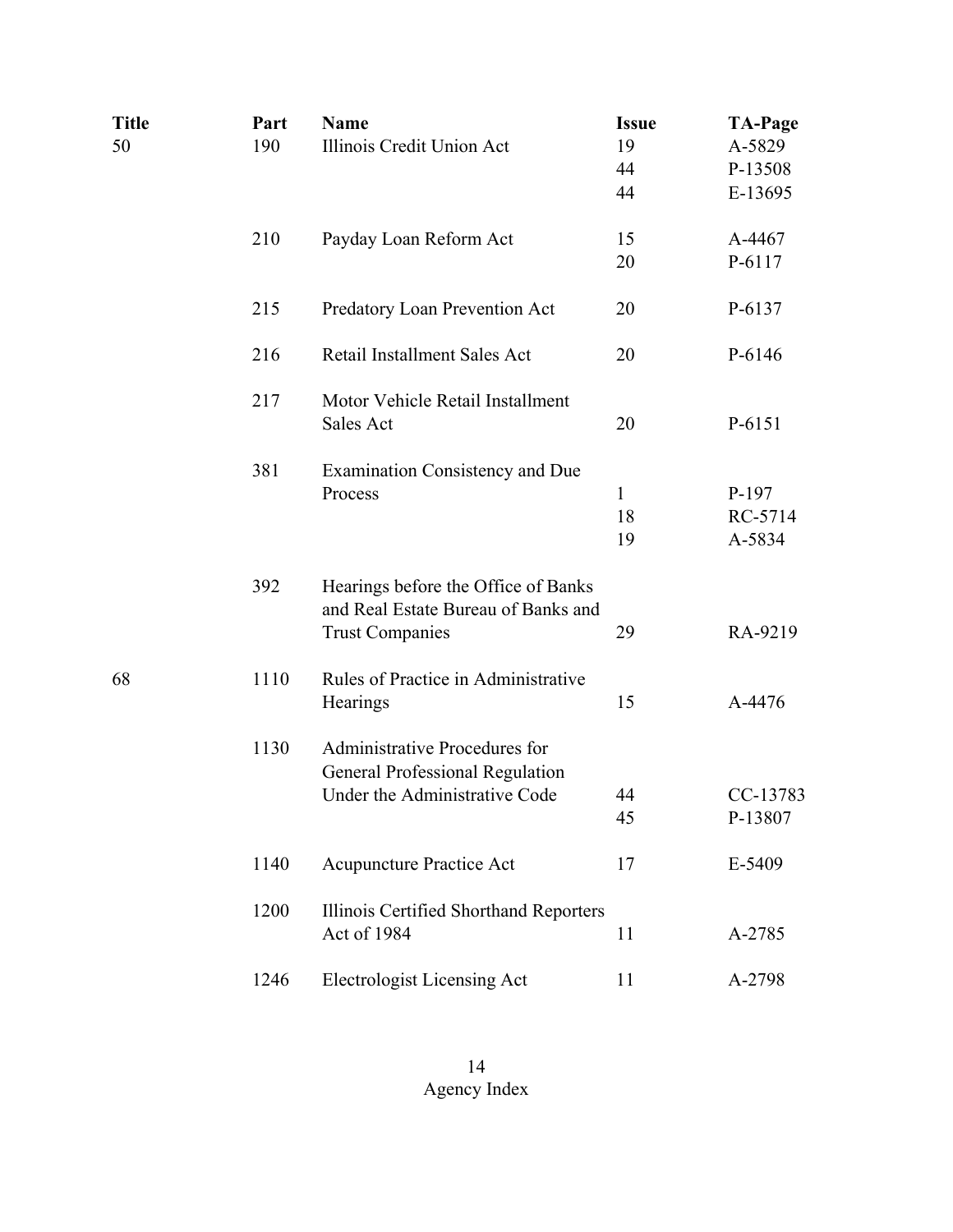| Title | Part | Name | Issue | TA-Page |
|---|---|---|---|---|
| 50 | 190 | Illinois Credit Union Act | 19 | A-5829 |
| | | | 44 | P-13508 |
| | | | 44 | E-13695 |
| | 210 | Payday Loan Reform Act | 15 | A-4467 |
| | | | 20 | P-6117 |
| | 215 | Predatory Loan Prevention Act | 20 | P-6137 |
| | 216 | Retail Installment Sales Act | 20 | P-6146 |
| | 217 | Motor Vehicle Retail Installment Sales Act | 20 | P-6151 |
| | 381 | Examination Consistency and Due Process | 1 | P-197 |
| | | | 18 | RC-5714 |
| | | | 19 | A-5834 |
| | 392 | Hearings before the Office of Banks and Real Estate Bureau of Banks and Trust Companies | 29 | RA-9219 |
| 68 | 1110 | Rules of Practice in Administrative Hearings | 15 | A-4476 |
| | 1130 | Administrative Procedures for General Professional Regulation Under the Administrative Code | 44 | CC-13783 |
| | | | 45 | P-13807 |
| | 1140 | Acupuncture Practice Act | 17 | E-5409 |
| | 1200 | Illinois Certified Shorthand Reporters Act of 1984 | 11 | A-2785 |
| | 1246 | Electrologist Licensing Act | 11 | A-2798 |

Agency Index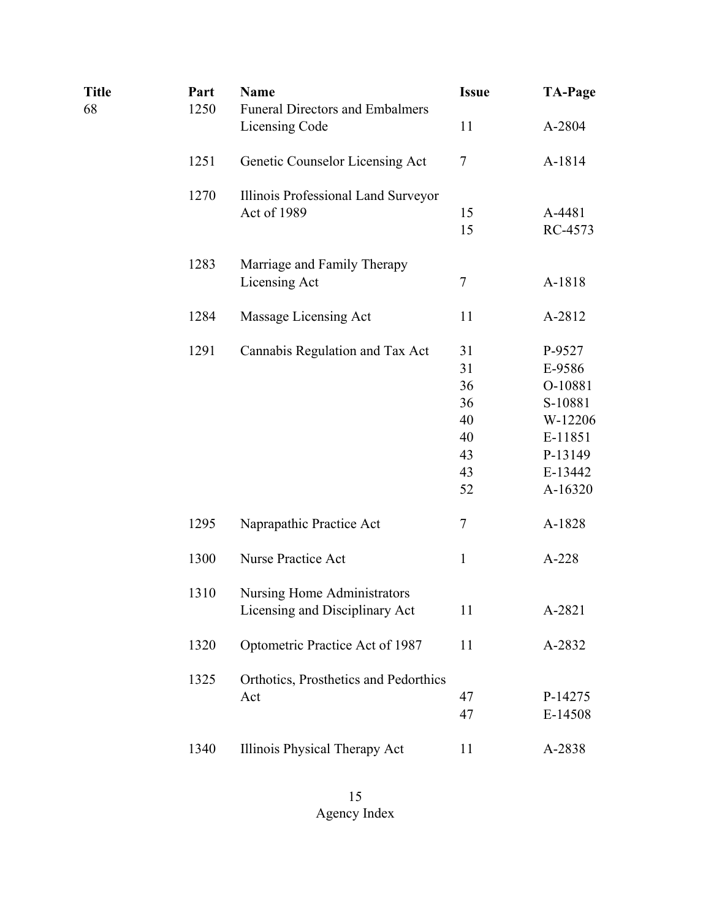| Title | Part | Name | Issue | TA-Page |
|---|---|---|---|---|
| 68 | 1250 | Funeral Directors and Embalmers Licensing Code | 11 | A-2804 |
| | 1251 | Genetic Counselor Licensing Act | 7 | A-1814 |
| | 1270 | Illinois Professional Land Surveyor Act of 1989 | 15 | A-4481 |
| | | | 15 | RC-4573 |
| | 1283 | Marriage and Family Therapy Licensing Act | 7 | A-1818 |
| | 1284 | Massage Licensing Act | 11 | A-2812 |
| | 1291 | Cannabis Regulation and Tax Act | 31 | P-9527 |
| | | | 31 | E-9586 |
| | | | 36 | O-10881 |
| | | | 36 | S-10881 |
| | | | 40 | W-12206 |
| | | | 40 | E-11851 |
| | | | 43 | P-13149 |
| | | | 43 | E-13442 |
| | | | 52 | A-16320 |
| | 1295 | Naprapathic Practice Act | 7 | A-1828 |
| | 1300 | Nurse Practice Act | 1 | A-228 |
| | 1310 | Nursing Home Administrators Licensing and Disciplinary Act | 11 | A-2821 |
| | 1320 | Optometric Practice Act of 1987 | 11 | A-2832 |
| | 1325 | Orthotics, Prosthetics and Pedorthics Act | 47 | P-14275 |
| | | | 47 | E-14508 |
| | 1340 | Illinois Physical Therapy Act | 11 | A-2838 |

Agency Index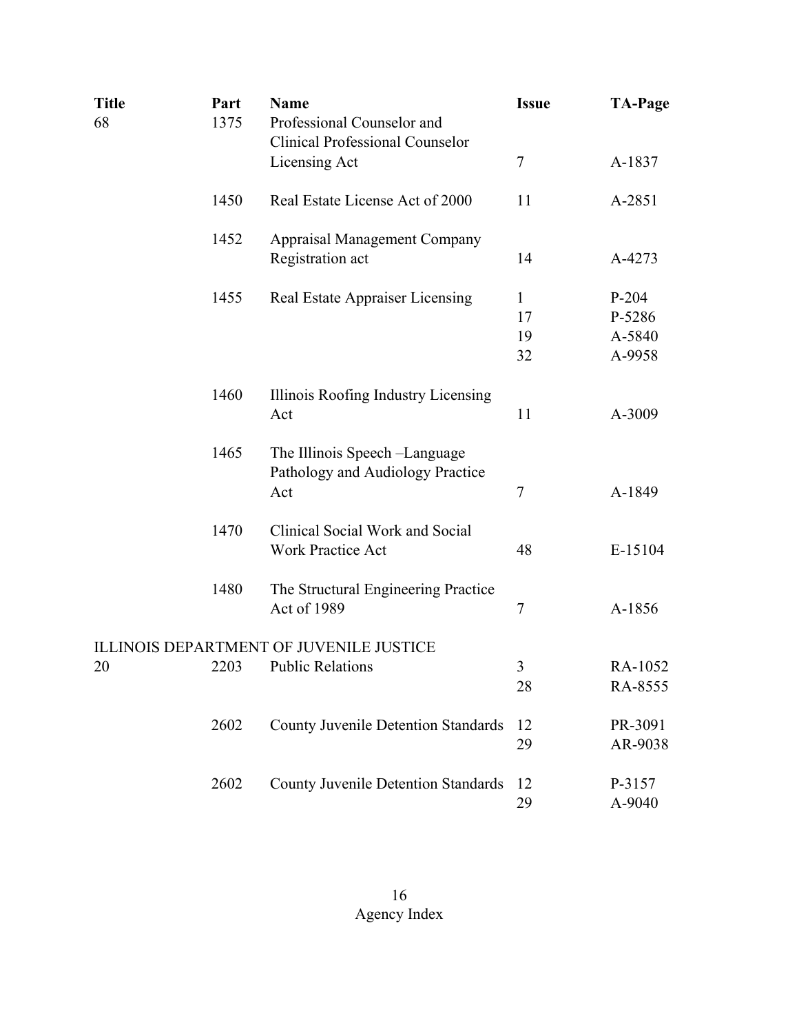| Title | Part | Name | Issue | TA-Page |
|---|---|---|---|---|
| 68 | 1375 | Professional Counselor and Clinical Professional Counselor Licensing Act | 7 | A-1837 |
| | 1450 | Real Estate License Act of 2000 | 11 | A-2851 |
| | 1452 | Appraisal Management Company Registration act | 14 | A-4273 |
| | 1455 | Real Estate Appraiser Licensing | 1 | P-204 |
| | | | 17 | P-5286 |
| | | | 19 | A-5840 |
| | | | 32 | A-9958 |
| | 1460 | Illinois Roofing Industry Licensing Act | 11 | A-3009 |
| | 1465 | The Illinois Speech –Language Pathology and Audiology Practice Act | 7 | A-1849 |
| | 1470 | Clinical Social Work and Social Work Practice Act | 48 | E-15104 |
| | 1480 | The Structural Engineering Practice Act of 1989 | 7 | A-1856 |
| ILLINOIS DEPARTMENT OF JUVENILE JUSTICE | | | | |
| 20 | 2203 | Public Relations | 3 | RA-1052 |
| | | | 28 | RA-8555 |
| | 2602 | County Juvenile Detention Standards | 12 | PR-3091 |
| | | | 29 | AR-9038 |
| | 2602 | County Juvenile Detention Standards | 12 | P-3157 |
| | | | 29 | A-9040 |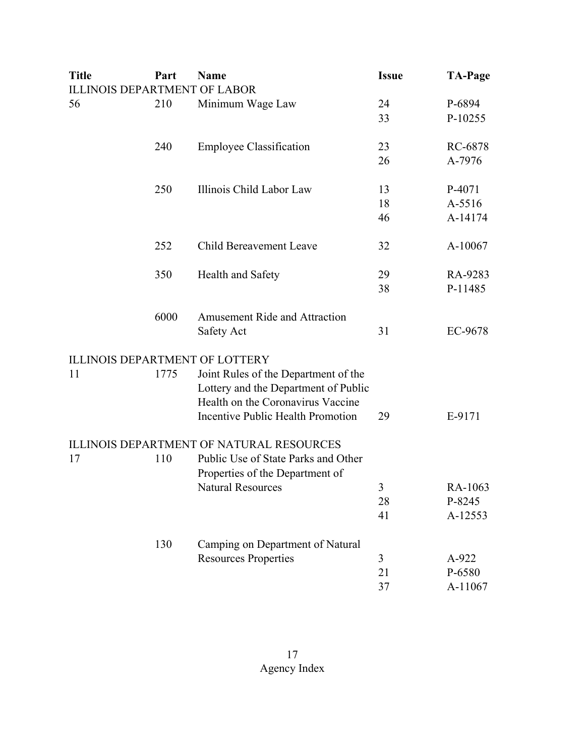| Title | Part | Name | Issue | TA-Page |
|---|---|---|---|---|
| ILLINOIS DEPARTMENT OF LABOR | | | | |
| 56 | 210 | Minimum Wage Law | 24 | P-6894 |
| | | | 33 | P-10255 |
| | 240 | Employee Classification | 23 | RC-6878 |
| | | | 26 | A-7976 |
| | 250 | Illinois Child Labor Law | 13 | P-4071 |
| | | | 18 | A-5516 |
| | | | 46 | A-14174 |
| | 252 | Child Bereavement Leave | 32 | A-10067 |
| | 350 | Health and Safety | 29 | RA-9283 |
| | | | 38 | P-11485 |
| | 6000 | Amusement Ride and Attraction Safety Act | 31 | EC-9678 |
| ILLINOIS DEPARTMENT OF LOTTERY | | | | |
| 11 | 1775 | Joint Rules of the Department of the Lottery and the Department of Public Health on the Coronavirus Vaccine Incentive Public Health Promotion | 29 | E-9171 |
| ILLINOIS DEPARTMENT OF NATURAL RESOURCES | | | | |
| 17 | 110 | Public Use of State Parks and Other Properties of the Department of Natural Resources | 3 | RA-1063 |
| | | | 28 | P-8245 |
| | | | 41 | A-12553 |
| | 130 | Camping on Department of Natural Resources Properties | 3 | A-922 |
| | | | 21 | P-6580 |
| | | | 37 | A-11067 |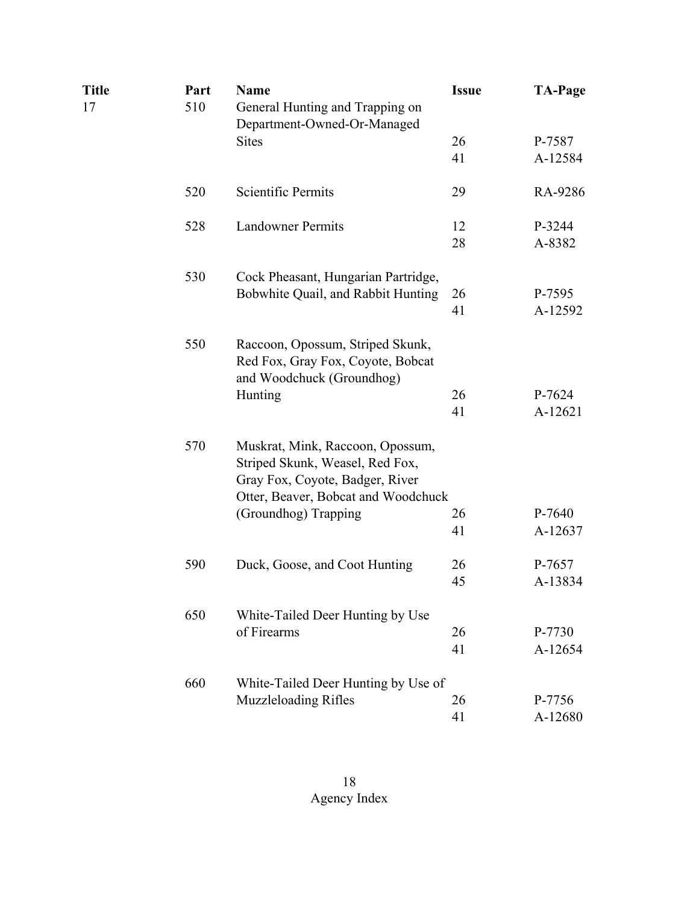| Title | Part | Name | Issue | TA-Page |
| --- | --- | --- | --- | --- |
| 17 | 510 | General Hunting and Trapping on Department-Owned-Or-Managed Sites | 26 | P-7587 |
| | | | 41 | A-12584 |
| | 520 | Scientific Permits | 29 | RA-9286 |
| | 528 | Landowner Permits | 12 | P-3244 |
| | | | 28 | A-8382 |
| | 530 | Cock Pheasant, Hungarian Partridge, Bobwhite Quail, and Rabbit Hunting | 26 | P-7595 |
| | | | 41 | A-12592 |
| | 550 | Raccoon, Opossum, Striped Skunk, Red Fox, Gray Fox, Coyote, Bobcat and Woodchuck (Groundhog) Hunting | 26 | P-7624 |
| | | | 41 | A-12621 |
| | 570 | Muskrat, Mink, Raccoon, Opossum, Striped Skunk, Weasel, Red Fox, Gray Fox, Coyote, Badger, River Otter, Beaver, Bobcat and Woodchuck (Groundhog) Trapping | 26 | P-7640 |
| | | | 41 | A-12637 |
| | 590 | Duck, Goose, and Coot Hunting | 26 | P-7657 |
| | | | 45 | A-13834 |
| | 650 | White-Tailed Deer Hunting by Use of Firearms | 26 | P-7730 |
| | | | 41 | A-12654 |
| | 660 | White-Tailed Deer Hunting by Use of Muzzleloading Rifles | 26 | P-7756 |
| | | | 41 | A-12680 |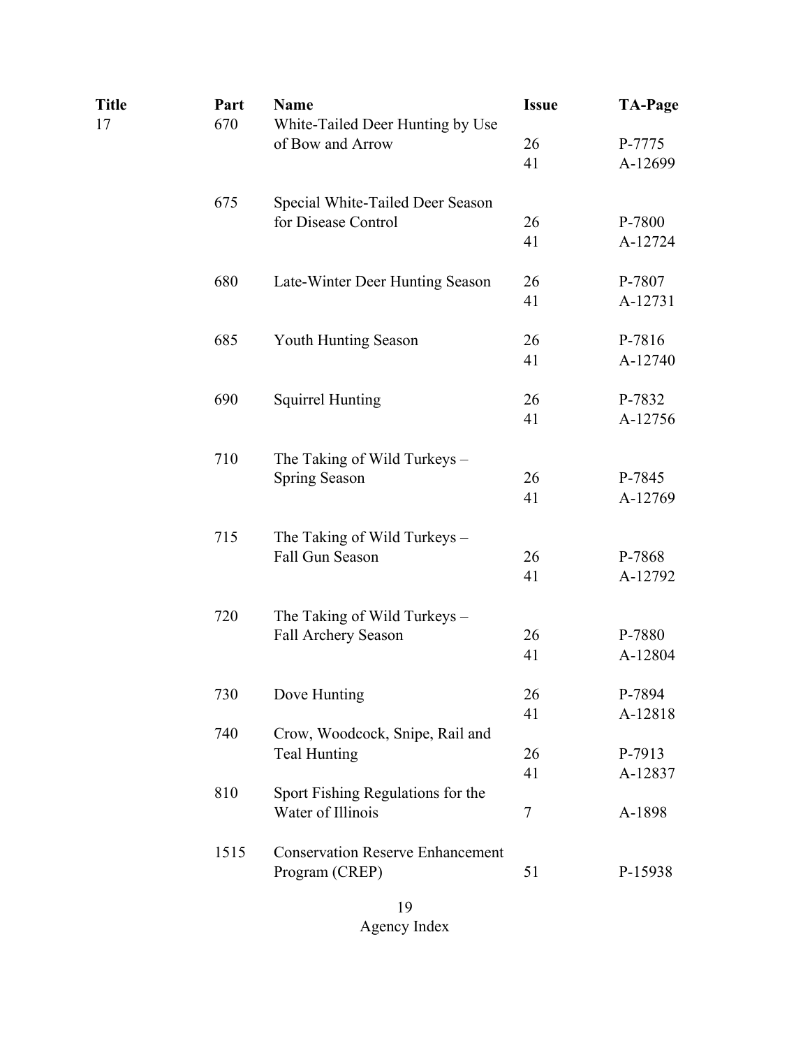| Title | Part | Name | Issue | TA-Page |
|---|---|---|---|---|
| 17 | 670 | White-Tailed Deer Hunting by Use of Bow and Arrow | 26 | P-7775 |
| | | | 41 | A-12699 |
| | 675 | Special White-Tailed Deer Season for Disease Control | 26 | P-7800 |
| | | | 41 | A-12724 |
| | 680 | Late-Winter Deer Hunting Season | 26 | P-7807 |
| | | | 41 | A-12731 |
| | 685 | Youth Hunting Season | 26 | P-7816 |
| | | | 41 | A-12740 |
| | 690 | Squirrel Hunting | 26 | P-7832 |
| | | | 41 | A-12756 |
| | 710 | The Taking of Wild Turkeys – Spring Season | 26 | P-7845 |
| | | | 41 | A-12769 |
| | 715 | The Taking of Wild Turkeys – Fall Gun Season | 26 | P-7868 |
| | | | 41 | A-12792 |
| | 720 | The Taking of Wild Turkeys – Fall Archery Season | 26 | P-7880 |
| | | | 41 | A-12804 |
| | 730 | Dove Hunting | 26 | P-7894 |
| | | | 41 | A-12818 |
| | 740 | Crow, Woodcock, Snipe, Rail and Teal Hunting | 26 | P-7913 |
| | | | 41 | A-12837 |
| | 810 | Sport Fishing Regulations for the Water of Illinois | 7 | A-1898 |
| | 1515 | Conservation Reserve Enhancement Program (CREP) | 51 | P-15938 |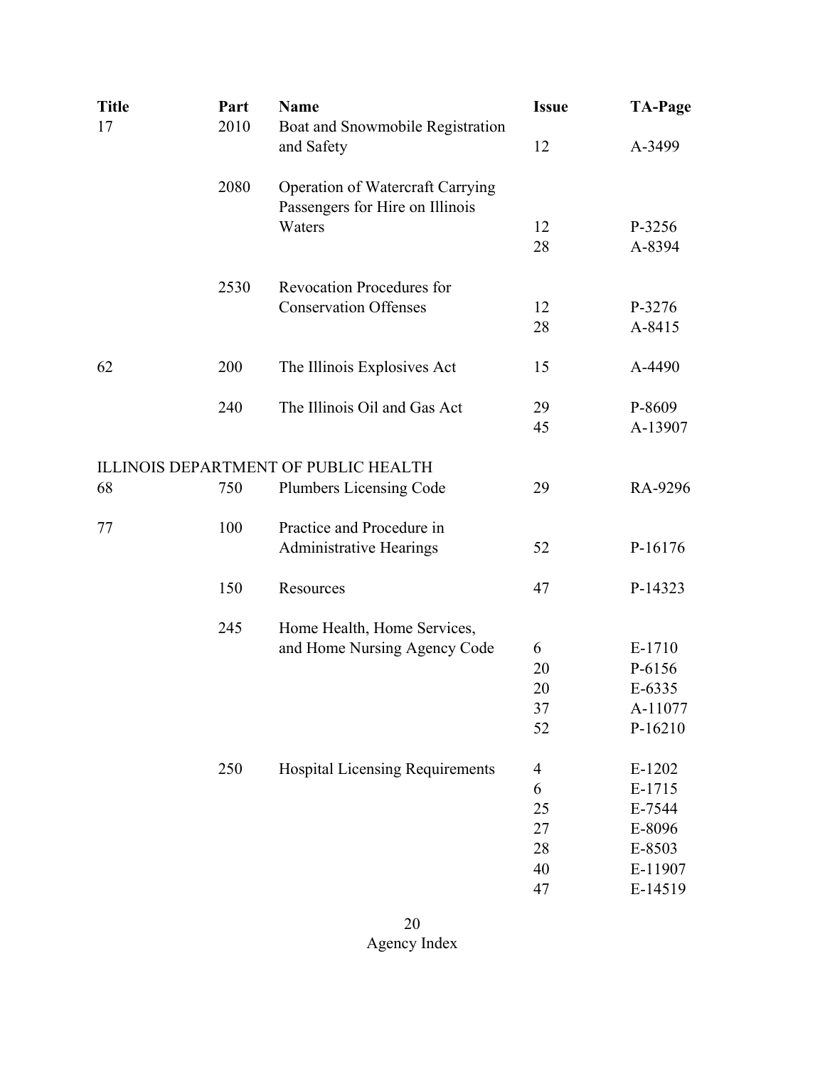| Title | Part | Name | Issue | TA-Page |
|---|---|---|---|---|
| 17 | 2010 | Boat and Snowmobile Registration and Safety | 12 | A-3499 |
| | 2080 | Operation of Watercraft Carrying Passengers for Hire on Illinois Waters | 12 | P-3256 |
| | | | 28 | A-8394 |
| | 2530 | Revocation Procedures for Conservation Offenses | 12 | P-3276 |
| | | | 28 | A-8415 |
| 62 | 200 | The Illinois Explosives Act | 15 | A-4490 |
| | 240 | The Illinois Oil and Gas Act | 29 | P-8609 |
| | | | 45 | A-13907 |
| ILLINOIS DEPARTMENT OF PUBLIC HEALTH | | | | |
| 68 | 750 | Plumbers Licensing Code | 29 | RA-9296 |
| 77 | 100 | Practice and Procedure in Administrative Hearings | 52 | P-16176 |
| | 150 | Resources | 47 | P-14323 |
| | 245 | Home Health, Home Services, and Home Nursing Agency Code | 6 | E-1710 |
| | | | 20 | P-6156 |
| | | | 20 | E-6335 |
| | | | 37 | A-11077 |
| | | | 52 | P-16210 |
| | 250 | Hospital Licensing Requirements | 4 | E-1202 |
| | | | 6 | E-1715 |
| | | | 25 | E-7544 |
| | | | 27 | E-8096 |
| | | | 28 | E-8503 |
| | | | 40 | E-11907 |
| | | | 47 | E-14519 |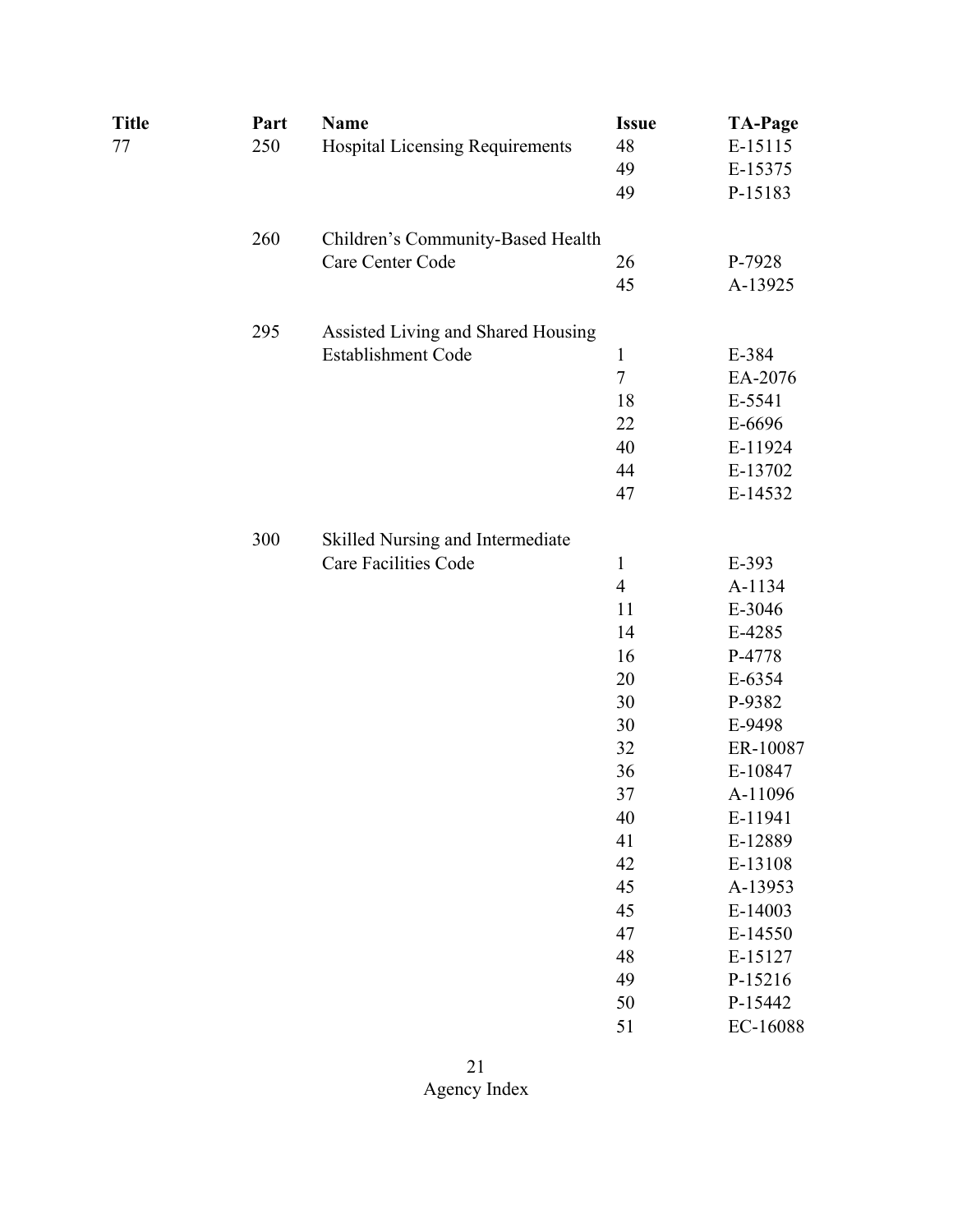| Title | Part | Name | Issue | TA-Page |
|---|---|---|---|---|
| 77 | 250 | Hospital Licensing Requirements | 48 | E-15115 |
| | | | 49 | E-15375 |
| | | | 49 | P-15183 |
| | 260 | Children's Community-Based Health Care Center Code | 26 | P-7928 |
| | | | 45 | A-13925 |
| | 295 | Assisted Living and Shared Housing Establishment Code | 1 | E-384 |
| | | | 7 | EA-2076 |
| | | | 18 | E-5541 |
| | | | 22 | E-6696 |
| | | | 40 | E-11924 |
| | | | 44 | E-13702 |
| | | | 47 | E-14532 |
| | 300 | Skilled Nursing and Intermediate Care Facilities Code | 1 | E-393 |
| | | | 4 | A-1134 |
| | | | 11 | E-3046 |
| | | | 14 | E-4285 |
| | | | 16 | P-4778 |
| | | | 20 | E-6354 |
| | | | 30 | P-9382 |
| | | | 30 | E-9498 |
| | | | 32 | ER-10087 |
| | | | 36 | E-10847 |
| | | | 37 | A-11096 |
| | | | 40 | E-11941 |
| | | | 41 | E-12889 |
| | | | 42 | E-13108 |
| | | | 45 | A-13953 |
| | | | 45 | E-14003 |
| | | | 47 | E-14550 |
| | | | 48 | E-15127 |
| | | | 49 | P-15216 |
| | | | 50 | P-15442 |
| | | | 51 | EC-16088 |

Agency Index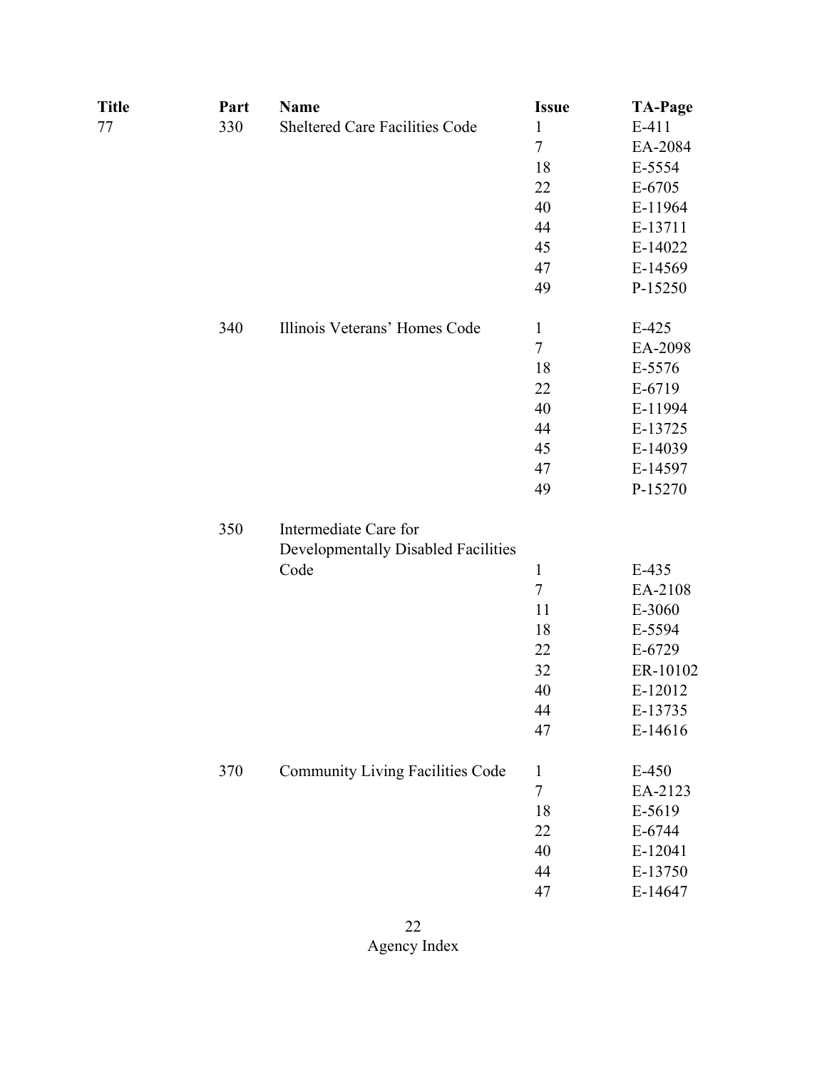| Title | Part | Name | Issue | TA-Page |
|---|---|---|---|---|
| 77 | 330 | Sheltered Care Facilities Code | 1 | E-411 |
| | | | 7 | EA-2084 |
| | | | 18 | E-5554 |
| | | | 22 | E-6705 |
| | | | 40 | E-11964 |
| | | | 44 | E-13711 |
| | | | 45 | E-14022 |
| | | | 47 | E-14569 |
| | | | 49 | P-15250 |
| | 340 | Illinois Veterans' Homes Code | 1 | E-425 |
| | | | 7 | EA-2098 |
| | | | 18 | E-5576 |
| | | | 22 | E-6719 |
| | | | 40 | E-11994 |
| | | | 44 | E-13725 |
| | | | 45 | E-14039 |
| | | | 47 | E-14597 |
| | | | 49 | P-15270 |
| | 350 | Intermediate Care for Developmentally Disabled Facilities Code | 1 | E-435 |
| | | | 7 | EA-2108 |
| | | | 11 | E-3060 |
| | | | 18 | E-5594 |
| | | | 22 | E-6729 |
| | | | 32 | ER-10102 |
| | | | 40 | E-12012 |
| | | | 44 | E-13735 |
| | | | 47 | E-14616 |
| | 370 | Community Living Facilities Code | 1 | E-450 |
| | | | 7 | EA-2123 |
| | | | 18 | E-5619 |
| | | | 22 | E-6744 |
| | | | 40 | E-12041 |
| | | | 44 | E-13750 |
| | | | 47 | E-14647 |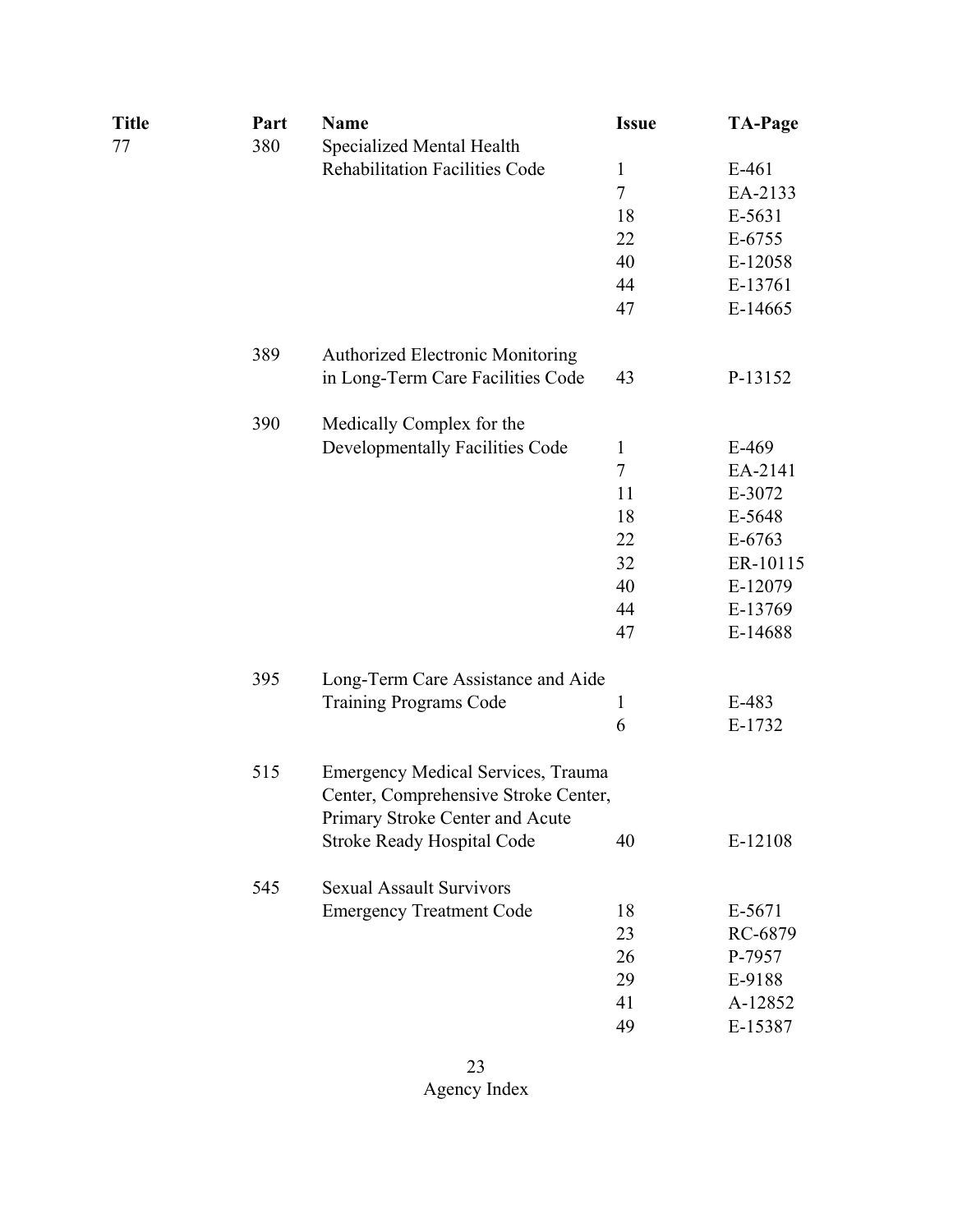| Title | Part | Name | Issue | TA-Page |
|---|---|---|---|---|
| 77 | 380 | Specialized Mental Health Rehabilitation Facilities Code | 1 | E-461 |
| | | | 7 | EA-2133 |
| | | | 18 | E-5631 |
| | | | 22 | E-6755 |
| | | | 40 | E-12058 |
| | | | 44 | E-13761 |
| | | | 47 | E-14665 |
| | 389 | Authorized Electronic Monitoring in Long-Term Care Facilities Code | 43 | P-13152 |
| | 390 | Medically Complex for the Developmentally Facilities Code | 1 | E-469 |
| | | | 7 | EA-2141 |
| | | | 11 | E-3072 |
| | | | 18 | E-5648 |
| | | | 22 | E-6763 |
| | | | 32 | ER-10115 |
| | | | 40 | E-12079 |
| | | | 44 | E-13769 |
| | | | 47 | E-14688 |
| | 395 | Long-Term Care Assistance and Aide Training Programs Code | 1 | E-483 |
| | | | 6 | E-1732 |
| | 515 | Emergency Medical Services, Trauma Center, Comprehensive Stroke Center, Primary Stroke Center and Acute Stroke Ready Hospital Code | 40 | E-12108 |
| | 545 | Sexual Assault Survivors Emergency Treatment Code | 18 | E-5671 |
| | | | 23 | RC-6879 |
| | | | 26 | P-7957 |
| | | | 29 | E-9188 |
| | | | 41 | A-12852 |
| | | | 49 | E-15387 |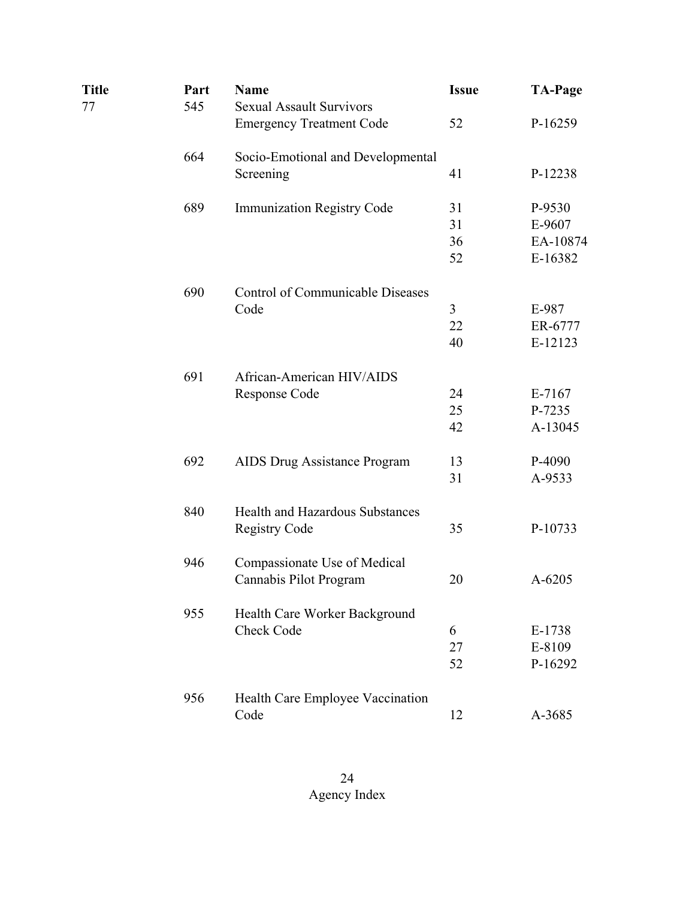| Title | Part | Name | Issue | TA-Page |
|---|---|---|---|---|
| 77 | 545 | Sexual Assault Survivors Emergency Treatment Code | 52 | P-16259 |
| | 664 | Socio-Emotional and Developmental Screening | 41 | P-12238 |
| | 689 | Immunization Registry Code | 31 | P-9530 |
| | | | 31 | E-9607 |
| | | | 36 | EA-10874 |
| | | | 52 | E-16382 |
| | 690 | Control of Communicable Diseases Code | 3 | E-987 |
| | | | 22 | ER-6777 |
| | | | 40 | E-12123 |
| | 691 | African-American HIV/AIDS Response Code | 24 | E-7167 |
| | | | 25 | P-7235 |
| | | | 42 | A-13045 |
| | 692 | AIDS Drug Assistance Program | 13 | P-4090 |
| | | | 31 | A-9533 |
| | 840 | Health and Hazardous Substances Registry Code | 35 | P-10733 |
| | 946 | Compassionate Use of Medical Cannabis Pilot Program | 20 | A-6205 |
| | 955 | Health Care Worker Background Check Code | 6 | E-1738 |
| | | | 27 | E-8109 |
| | | | 52 | P-16292 |
| | 956 | Health Care Employee Vaccination Code | 12 | A-3685 |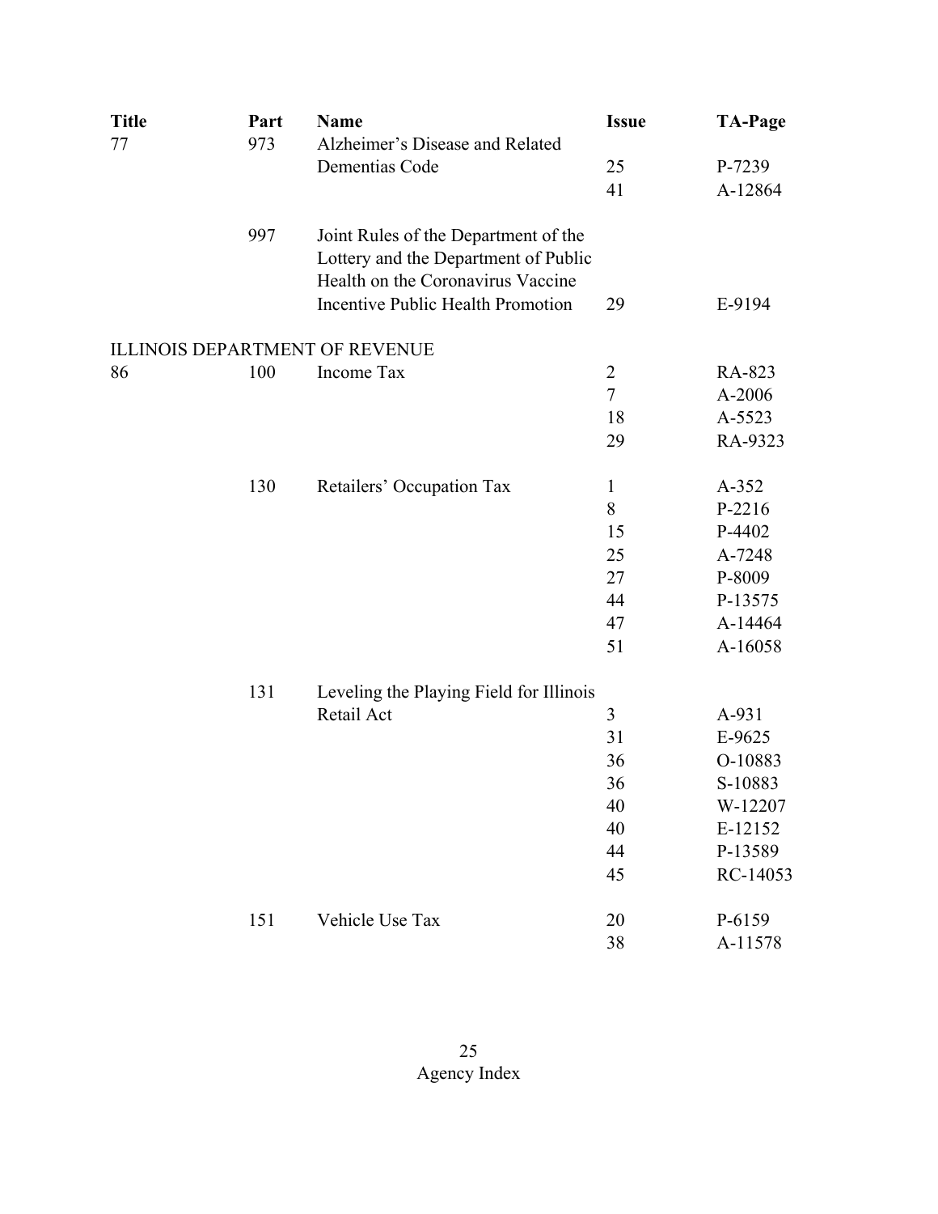| Title | Part | Name | Issue | TA-Page |
|---|---|---|---|---|
| 77 | 973 | Alzheimer's Disease and Related Dementias Code | 25 | P-7239 |
| | | | 41 | A-12864 |
| | 997 | Joint Rules of the Department of the Lottery and the Department of Public Health on the Coronavirus Vaccine Incentive Public Health Promotion | 29 | E-9194 |
| ILLINOIS DEPARTMENT OF REVENUE | | | | |
| 86 | 100 | Income Tax | 2 | RA-823 |
| | | | 7 | A-2006 |
| | | | 18 | A-5523 |
| | | | 29 | RA-9323 |
| | 130 | Retailers' Occupation Tax | 1 | A-352 |
| | | | 8 | P-2216 |
| | | | 15 | P-4402 |
| | | | 25 | A-7248 |
| | | | 27 | P-8009 |
| | | | 44 | P-13575 |
| | | | 47 | A-14464 |
| | | | 51 | A-16058 |
| | 131 | Leveling the Playing Field for Illinois Retail Act | 3 | A-931 |
| | | | 31 | E-9625 |
| | | | 36 | O-10883 |
| | | | 36 | S-10883 |
| | | | 40 | W-12207 |
| | | | 40 | E-12152 |
| | | | 44 | P-13589 |
| | | | 45 | RC-14053 |
| | 151 | Vehicle Use Tax | 20 | P-6159 |
| | | | 38 | A-11578 |

Agency Index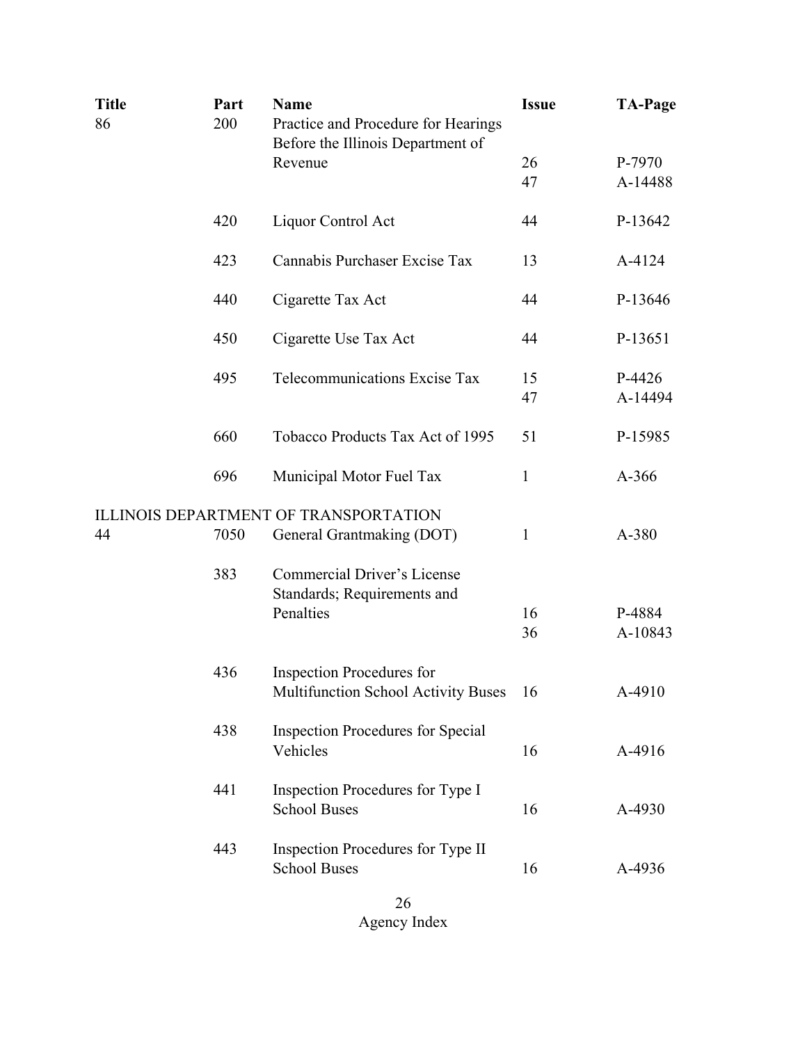| Title | Part | Name | Issue | TA-Page |
|---|---|---|---|---|
| 86 | 200 | Practice and Procedure for Hearings Before the Illinois Department of Revenue | 26 | P-7970 |
| | | | 47 | A-14488 |
| | 420 | Liquor Control Act | 44 | P-13642 |
| | 423 | Cannabis Purchaser Excise Tax | 13 | A-4124 |
| | 440 | Cigarette Tax Act | 44 | P-13646 |
| | 450 | Cigarette Use Tax Act | 44 | P-13651 |
| | 495 | Telecommunications Excise Tax | 15 | P-4426 |
| | | | 47 | A-14494 |
| | 660 | Tobacco Products Tax Act of 1995 | 51 | P-15985 |
| | 696 | Municipal Motor Fuel Tax | 1 | A-366 |
| ILLINOIS DEPARTMENT OF TRANSPORTATION | | | | |
| 44 | 7050 | General Grantmaking (DOT) | 1 | A-380 |
| | 383 | Commercial Driver's License Standards; Requirements and Penalties | 16 | P-4884 |
| | | | 36 | A-10843 |
| | 436 | Inspection Procedures for Multifunction School Activity Buses | 16 | A-4910 |
| | 438 | Inspection Procedures for Special Vehicles | 16 | A-4916 |
| | 441 | Inspection Procedures for Type I School Buses | 16 | A-4930 |
| | 443 | Inspection Procedures for Type II School Buses | 16 | A-4936 |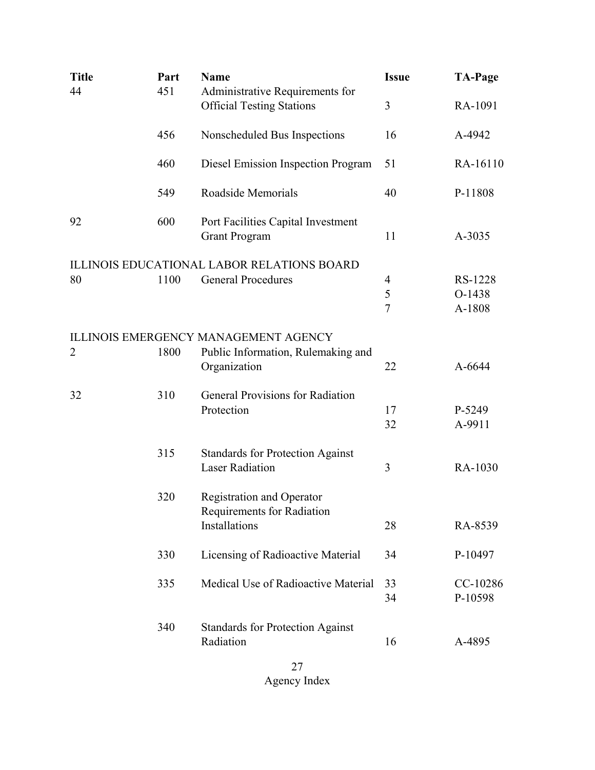| Title | Part | Name | Issue | TA-Page |
| --- | --- | --- | --- | --- |
| 44 | 451 | Administrative Requirements for Official Testing Stations | 3 | RA-1091 |
| | 456 | Nonscheduled Bus Inspections | 16 | A-4942 |
| | 460 | Diesel Emission Inspection Program | 51 | RA-16110 |
| | 549 | Roadside Memorials | 40 | P-11808 |
| 92 | 600 | Port Facilities Capital Investment Grant Program | 11 | A-3035 |
| ILLINOIS EDUCATIONAL LABOR RELATIONS BOARD | | | | |
| 80 | 1100 | General Procedures | 4 | RS-1228 |
| | | | 5 | O-1438 |
| | | | 7 | A-1808 |
| ILLINOIS EMERGENCY MANAGEMENT AGENCY | | | | |
| 2 | 1800 | Public Information, Rulemaking and Organization | 22 | A-6644 |
| 32 | 310 | General Provisions for Radiation Protection | 17 | P-5249 |
| | | | 32 | A-9911 |
| | 315 | Standards for Protection Against Laser Radiation | 3 | RA-1030 |
| | 320 | Registration and Operator Requirements for Radiation Installations | 28 | RA-8539 |
| | 330 | Licensing of Radioactive Material | 34 | P-10497 |
| | 335 | Medical Use of Radioactive Material | 33 | CC-10286 |
| | | | 34 | P-10598 |
| | 340 | Standards for Protection Against Radiation | 16 | A-4895 |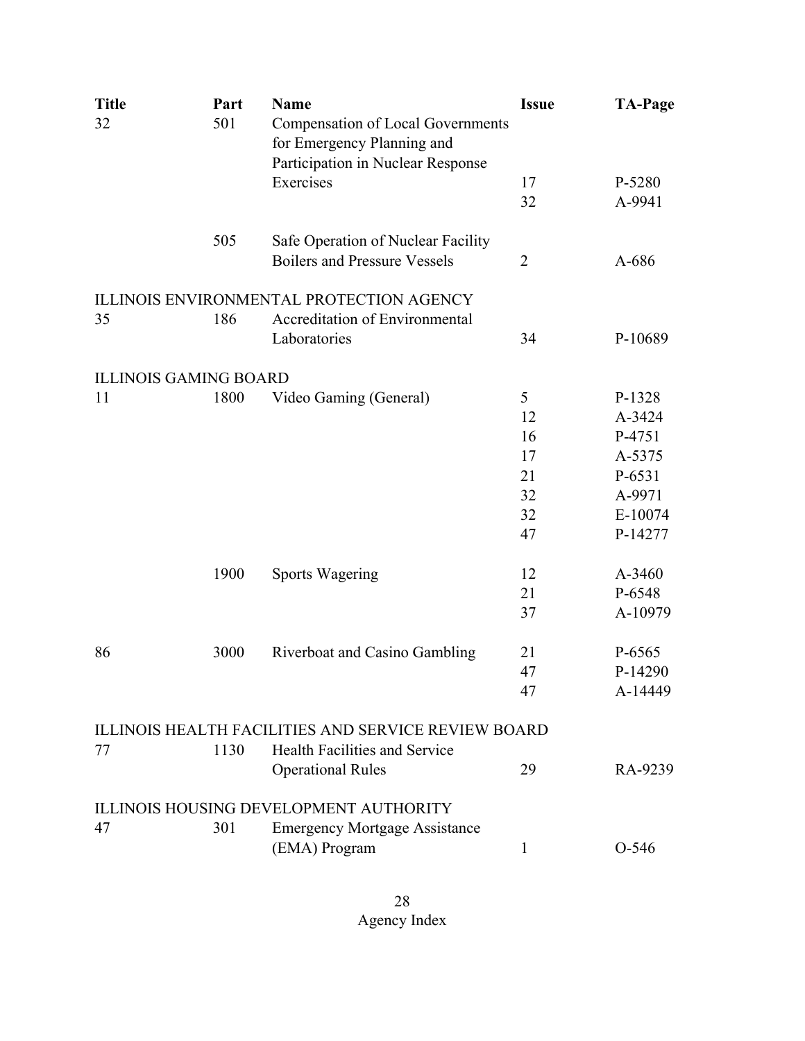| Title | Part | Name | Issue | TA-Page |
|---|---|---|---|---|
| 32 | 501 | Compensation of Local Governments for Emergency Planning and Participation in Nuclear Response Exercises | 17 | P-5280 |
| | | | 32 | A-9941 |
| | 505 | Safe Operation of Nuclear Facility Boilers and Pressure Vessels | 2 | A-686 |
| ILLINOIS ENVIRONMENTAL PROTECTION AGENCY | | | | |
| 35 | 186 | Accreditation of Environmental Laboratories | 34 | P-10689 |
| ILLINOIS GAMING BOARD | | | | |
| 11 | 1800 | Video Gaming (General) | 5 | P-1328 |
| | | | 12 | A-3424 |
| | | | 16 | P-4751 |
| | | | 17 | A-5375 |
| | | | 21 | P-6531 |
| | | | 32 | A-9971 |
| | | | 32 | E-10074 |
| | | | 47 | P-14277 |
| | 1900 | Sports Wagering | 12 | A-3460 |
| | | | 21 | P-6548 |
| | | | 37 | A-10979 |
| 86 | 3000 | Riverboat and Casino Gambling | 21 | P-6565 |
| | | | 47 | P-14290 |
| | | | 47 | A-14449 |
| ILLINOIS HEALTH FACILITIES AND SERVICE REVIEW BOARD | | | | |
| 77 | 1130 | Health Facilities and Service Operational Rules | 29 | RA-9239 |
| ILLINOIS HOUSING DEVELOPMENT AUTHORITY | | | | |
| 47 | 301 | Emergency Mortgage Assistance (EMA) Program | 1 | O-546 |

Agency Index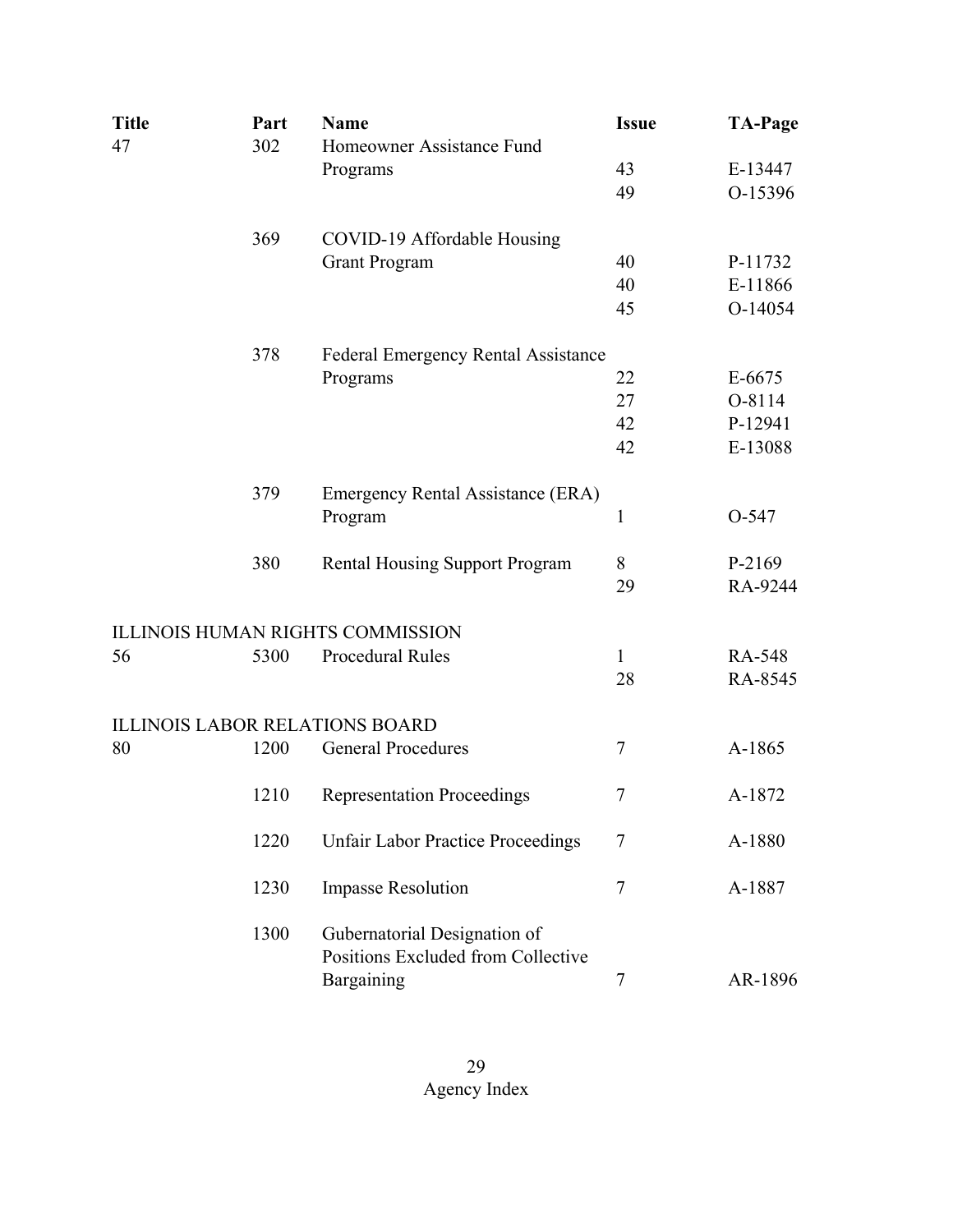| Title | Part | Name | Issue | TA-Page |
|---|---|---|---|---|
| 47 | 302 | Homeowner Assistance Fund Programs | 43 | E-13447 |
| | | | 49 | O-15396 |
| | 369 | COVID-19 Affordable Housing Grant Program | 40 | P-11732 |
| | | | 40 | E-11866 |
| | | | 45 | O-14054 |
| | 378 | Federal Emergency Rental Assistance Programs | 22 | E-6675 |
| | | | 27 | O-8114 |
| | | | 42 | P-12941 |
| | | | 42 | E-13088 |
| | 379 | Emergency Rental Assistance (ERA) Program | 1 | O-547 |
| | 380 | Rental Housing Support Program | 8 | P-2169 |
| | | | 29 | RA-9244 |
| ILLINOIS HUMAN RIGHTS COMMISSION | | | | |
| 56 | 5300 | Procedural Rules | 1 | RA-548 |
| | | | 28 | RA-8545 |
| ILLINOIS LABOR RELATIONS BOARD | | | | |
| 80 | 1200 | General Procedures | 7 | A-1865 |
| | 1210 | Representation Proceedings | 7 | A-1872 |
| | 1220 | Unfair Labor Practice Proceedings | 7 | A-1880 |
| | 1230 | Impasse Resolution | 7 | A-1887 |
| | 1300 | Gubernatorial Designation of Positions Excluded from Collective Bargaining | 7 | AR-1896 |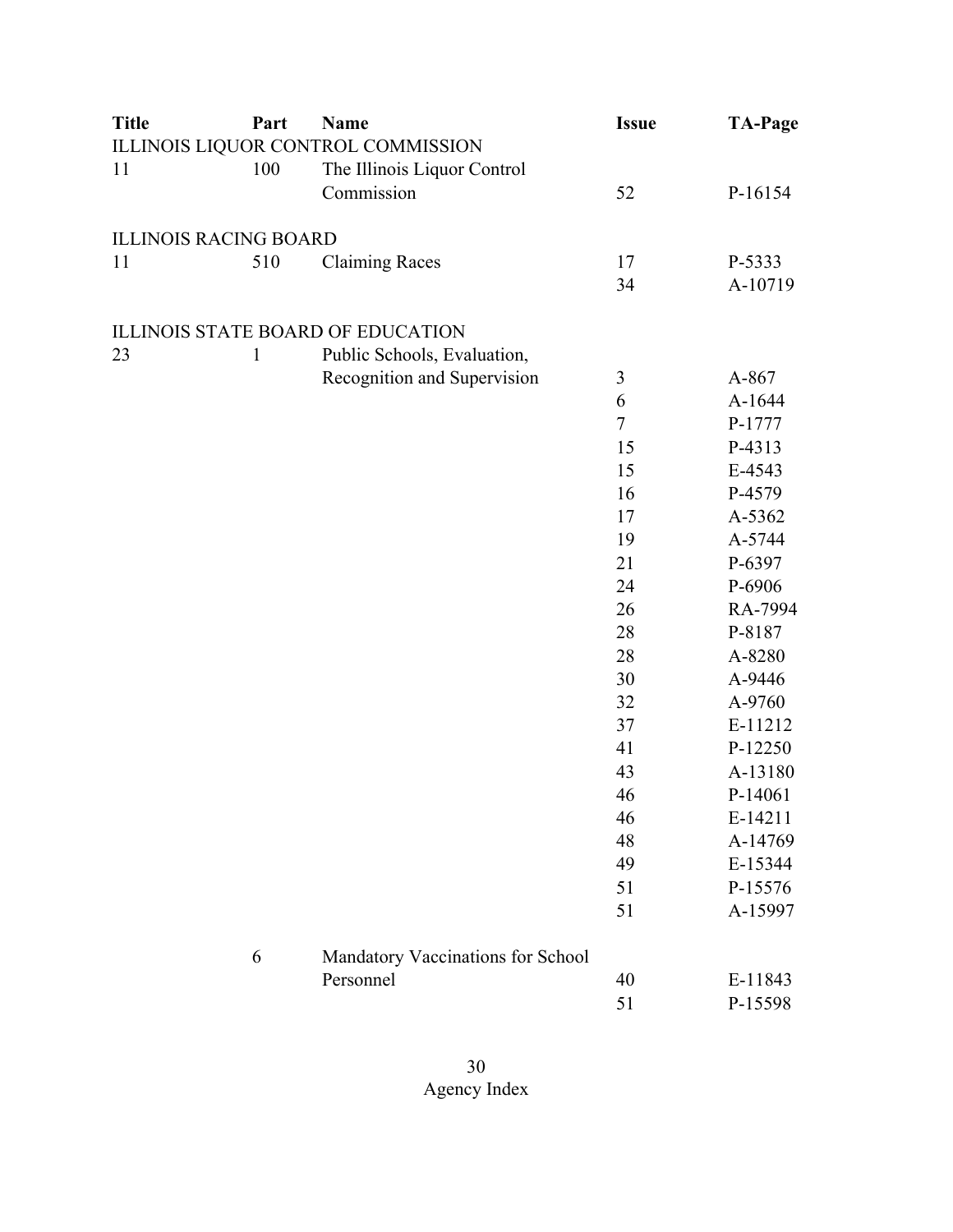| Title | Part | Name | Issue | TA-Page |
|---|---|---|---|---|
| ILLINOIS LIQUOR CONTROL COMMISSION | | | | |
| 11 | 100 | The Illinois Liquor Control Commission | 52 | P-16154 |
| ILLINOIS RACING BOARD | | | | |
| 11 | 510 | Claiming Races | 17 | P-5333 |
| | | | 34 | A-10719 |
| ILLINOIS STATE BOARD OF EDUCATION | | | | |
| 23 | 1 | Public Schools, Evaluation, Recognition and Supervision | 3 | A-867 |
| | | | 6 | A-1644 |
| | | | 7 | P-1777 |
| | | | 15 | P-4313 |
| | | | 15 | E-4543 |
| | | | 16 | P-4579 |
| | | | 17 | A-5362 |
| | | | 19 | A-5744 |
| | | | 21 | P-6397 |
| | | | 24 | P-6906 |
| | | | 26 | RA-7994 |
| | | | 28 | P-8187 |
| | | | 28 | A-8280 |
| | | | 30 | A-9446 |
| | | | 32 | A-9760 |
| | | | 37 | E-11212 |
| | | | 41 | P-12250 |
| | | | 43 | A-13180 |
| | | | 46 | P-14061 |
| | | | 46 | E-14211 |
| | | | 48 | A-14769 |
| | | | 49 | E-15344 |
| | | | 51 | P-15576 |
| | | | 51 | A-15997 |
| | 6 | Mandatory Vaccinations for School Personnel | 40 | E-11843 |
| | | | 51 | P-15598 |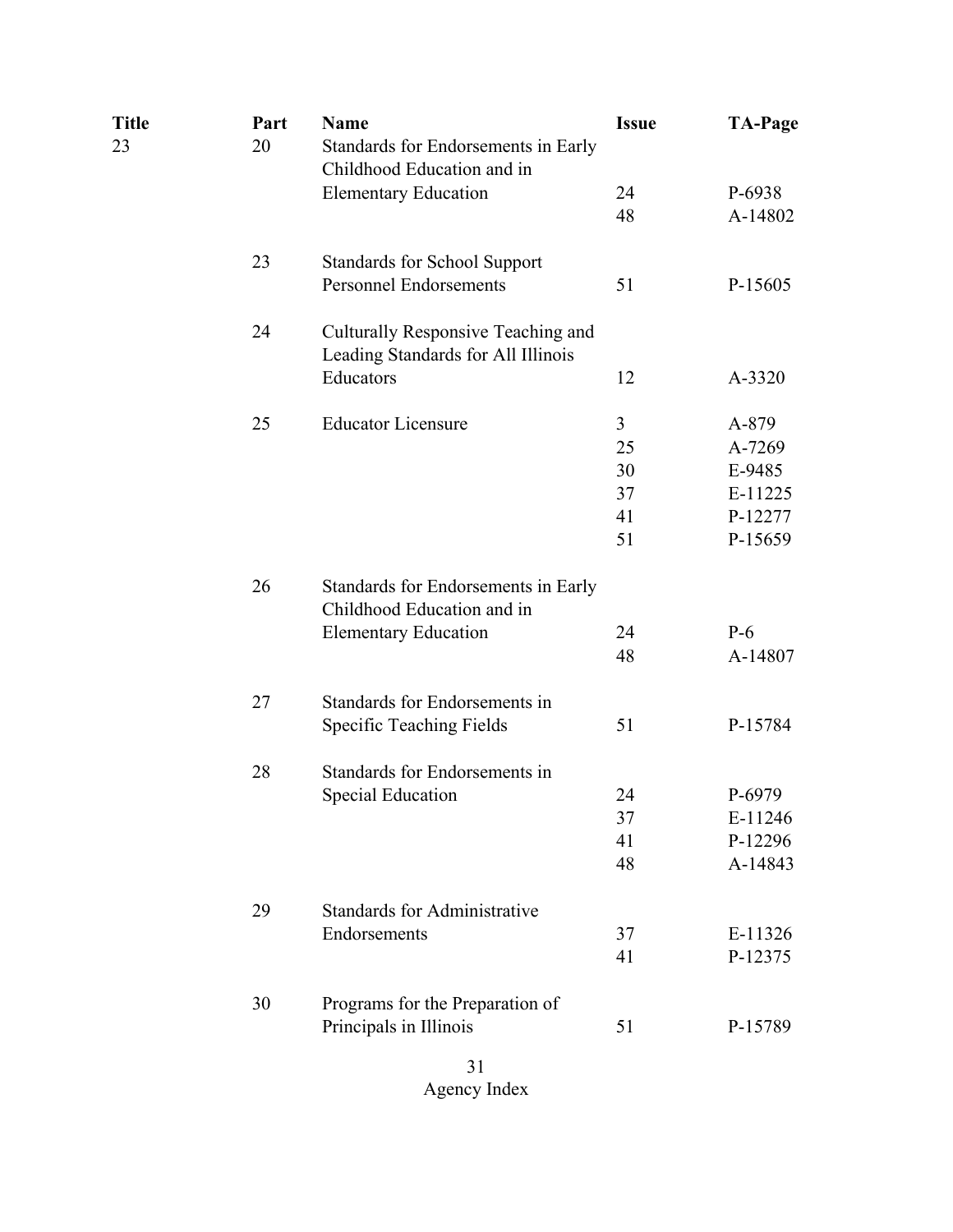| Title | Part | Name | Issue | TA-Page |
|---|---|---|---|---|
| 23 | 20 | Standards for Endorsements in Early Childhood Education and in Elementary Education | 24 | P-6938 |
| | | | 48 | A-14802 |
| | 23 | Standards for School Support Personnel Endorsements | 51 | P-15605 |
| | 24 | Culturally Responsive Teaching and Leading Standards for All Illinois Educators | 12 | A-3320 |
| | 25 | Educator Licensure | 3 | A-879 |
| | | | 25 | A-7269 |
| | | | 30 | E-9485 |
| | | | 37 | E-11225 |
| | | | 41 | P-12277 |
| | | | 51 | P-15659 |
| | 26 | Standards for Endorsements in Early Childhood Education and in Elementary Education | 24 | P-6 |
| | | | 48 | A-14807 |
| | 27 | Standards for Endorsements in Specific Teaching Fields | 51 | P-15784 |
| | 28 | Standards for Endorsements in Special Education | 24 | P-6979 |
| | | | 37 | E-11246 |
| | | | 41 | P-12296 |
| | | | 48 | A-14843 |
| | 29 | Standards for Administrative Endorsements | 37 | E-11326 |
| | | | 41 | P-12375 |
| | 30 | Programs for the Preparation of Principals in Illinois | 51 | P-15789 |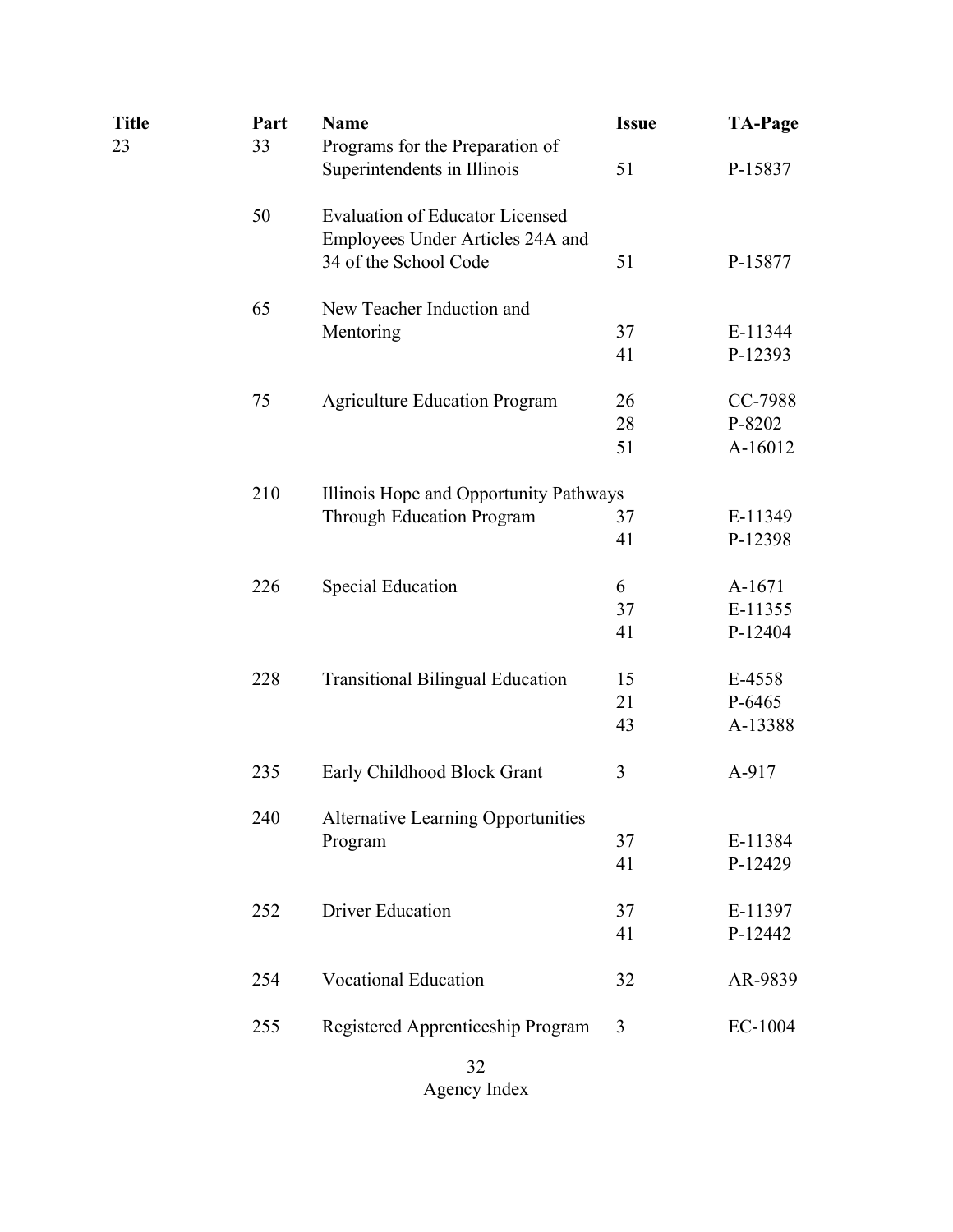| Title | Part | Name | Issue | TA-Page |
|---|---|---|---|---|
| 23 | 33 | Programs for the Preparation of Superintendents in Illinois | 51 | P-15837 |
| | 50 | Evaluation of Educator Licensed Employees Under Articles 24A and 34 of the School Code | 51 | P-15877 |
| | 65 | New Teacher Induction and Mentoring | 37 | E-11344 |
| | | | 41 | P-12393 |
| | 75 | Agriculture Education Program | 26 | CC-7988 |
| | | | 28 | P-8202 |
| | | | 51 | A-16012 |
| | 210 | Illinois Hope and Opportunity Pathways Through Education Program | 37 | E-11349 |
| | | | 41 | P-12398 |
| | 226 | Special Education | 6 | A-1671 |
| | | | 37 | E-11355 |
| | | | 41 | P-12404 |
| | 228 | Transitional Bilingual Education | 15 | E-4558 |
| | | | 21 | P-6465 |
| | | | 43 | A-13388 |
| | 235 | Early Childhood Block Grant | 3 | A-917 |
| | 240 | Alternative Learning Opportunities Program | 37 | E-11384 |
| | | | 41 | P-12429 |
| | 252 | Driver Education | 37 | E-11397 |
| | | | 41 | P-12442 |
| | 254 | Vocational Education | 32 | AR-9839 |
| | 255 | Registered Apprenticeship Program | 3 | EC-1004 |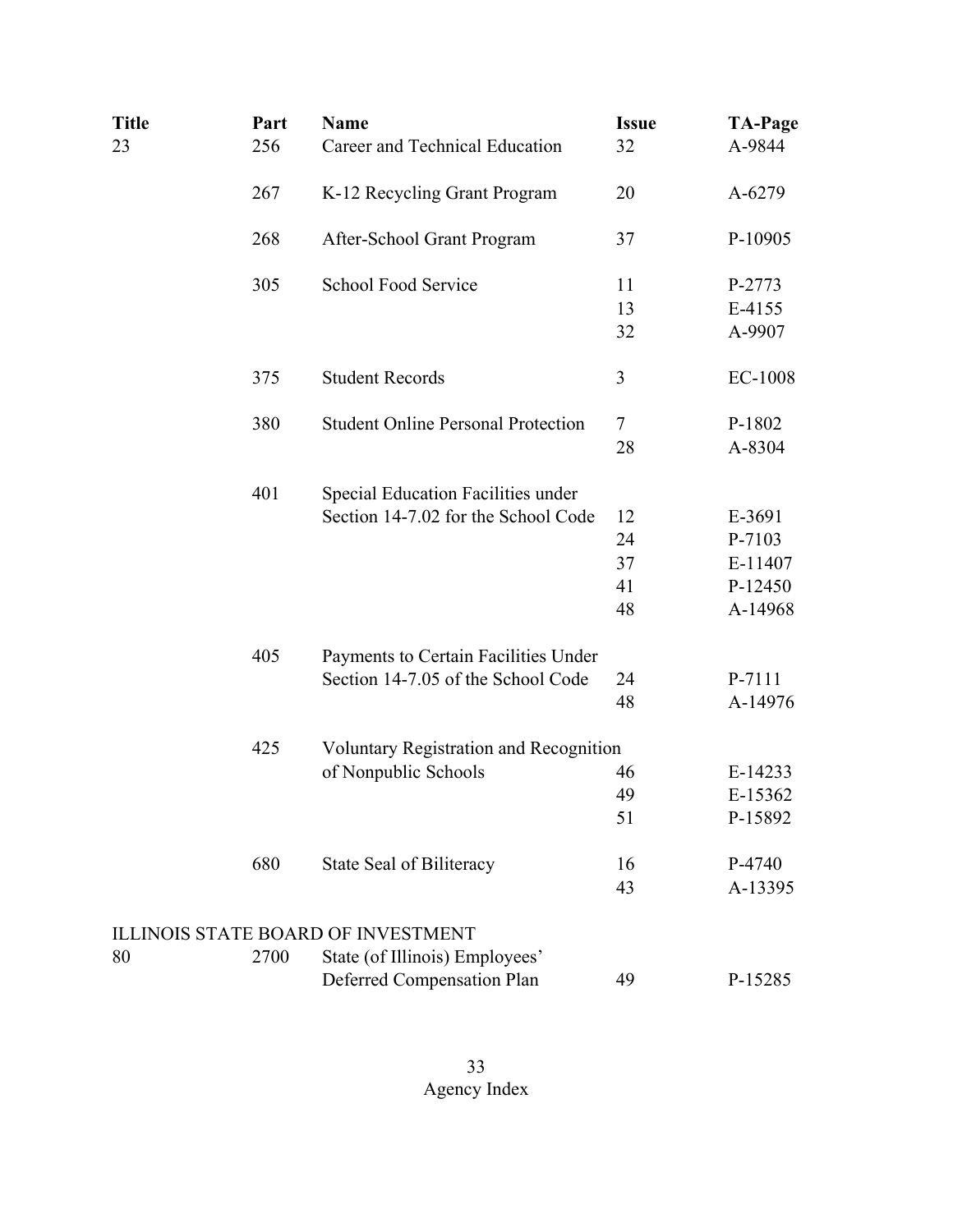| Title | Part | Name | Issue | TA-Page |
|---|---|---|---|---|
| 23 | 256 | Career and Technical Education | 32 | A-9844 |
| | 267 | K-12 Recycling Grant Program | 20 | A-6279 |
| | 268 | After-School Grant Program | 37 | P-10905 |
| | 305 | School Food Service | 11 | P-2773 |
| | | | 13 | E-4155 |
| | | | 32 | A-9907 |
| | 375 | Student Records | 3 | EC-1008 |
| | 380 | Student Online Personal Protection | 7 | P-1802 |
| | | | 28 | A-8304 |
| | 401 | Special Education Facilities under Section 14-7.02 for the School Code | 12 | E-3691 |
| | | | 24 | P-7103 |
| | | | 37 | E-11407 |
| | | | 41 | P-12450 |
| | | | 48 | A-14968 |
| | 405 | Payments to Certain Facilities Under Section 14-7.05 of the School Code | 24 | P-7111 |
| | | | 48 | A-14976 |
| | 425 | Voluntary Registration and Recognition of Nonpublic Schools | 46 | E-14233 |
| | | | 49 | E-15362 |
| | | | 51 | P-15892 |
| | 680 | State Seal of Biliteracy | 16 | P-4740 |
| | | | 43 | A-13395 |

ILLINOIS STATE BOARD OF INVESTMENT

| Title | Part | Name | Issue | TA-Page |
|---|---|---|---|---|
| 80 | 2700 | State (of Illinois) Employees' Deferred Compensation Plan | 49 | P-15285 |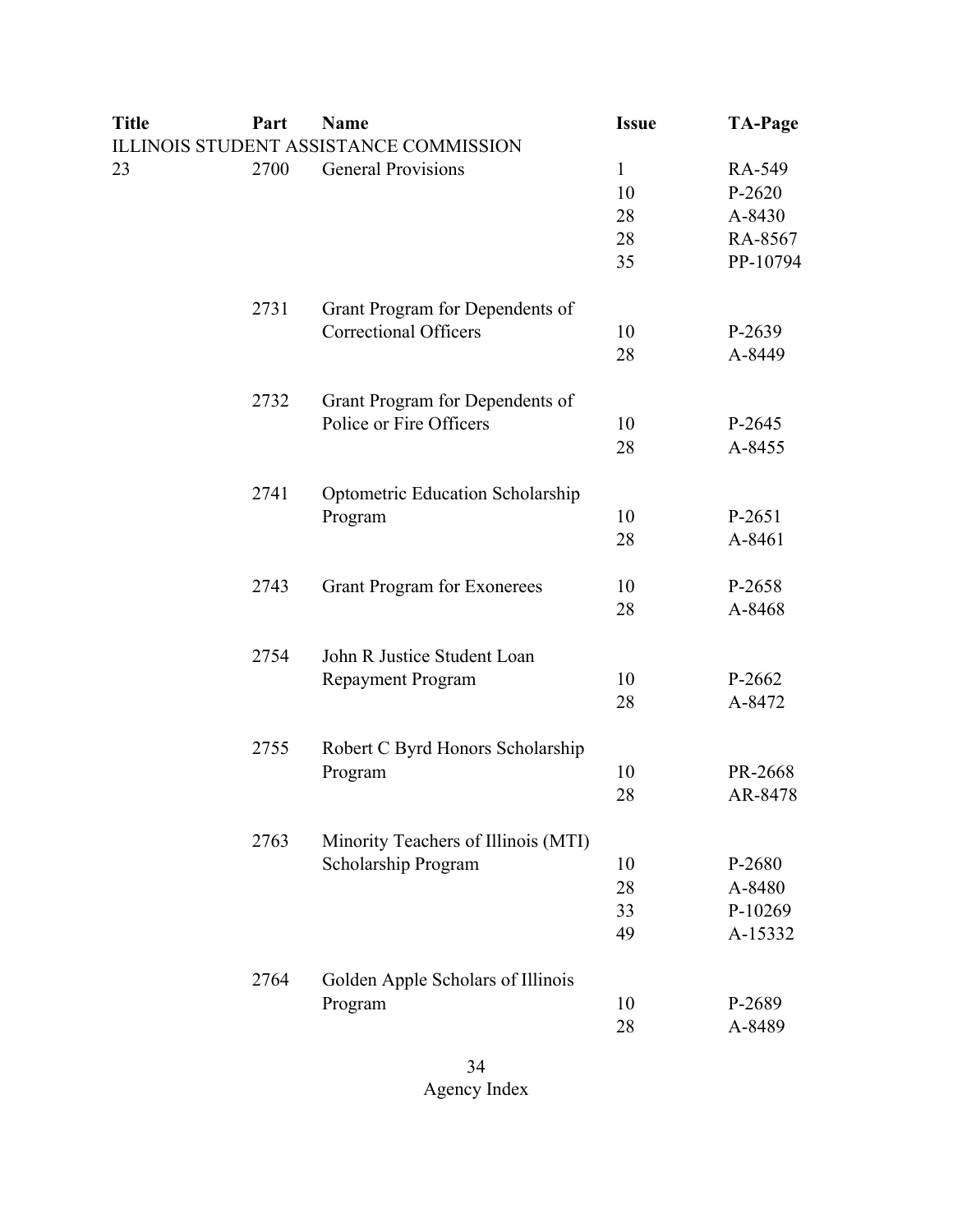| Title | Part | Name | Issue | TA-Page |
|---|---|---|---|---|
| ILLINOIS STUDENT ASSISTANCE COMMISSION | | | | |
| 23 | 2700 | General Provisions | 1 | RA-549 |
| | | | 10 | P-2620 |
| | | | 28 | A-8430 |
| | | | 28 | RA-8567 |
| | | | 35 | PP-10794 |
| | 2731 | Grant Program for Dependents of Correctional Officers | 10 | P-2639 |
| | | | 28 | A-8449 |
| | 2732 | Grant Program for Dependents of Police or Fire Officers | 10 | P-2645 |
| | | | 28 | A-8455 |
| | 2741 | Optometric Education Scholarship Program | 10 | P-2651 |
| | | | 28 | A-8461 |
| | 2743 | Grant Program for Exonerees | 10 | P-2658 |
| | | | 28 | A-8468 |
| | 2754 | John R Justice Student Loan Repayment Program | 10 | P-2662 |
| | | | 28 | A-8472 |
| | 2755 | Robert C Byrd Honors Scholarship Program | 10 | PR-2668 |
| | | | 28 | AR-8478 |
| | 2763 | Minority Teachers of Illinois (MTI) Scholarship Program | 10 | P-2680 |
| | | | 28 | A-8480 |
| | | | 33 | P-10269 |
| | | | 49 | A-15332 |
| | 2764 | Golden Apple Scholars of Illinois Program | 10 | P-2689 |
| | | | 28 | A-8489 |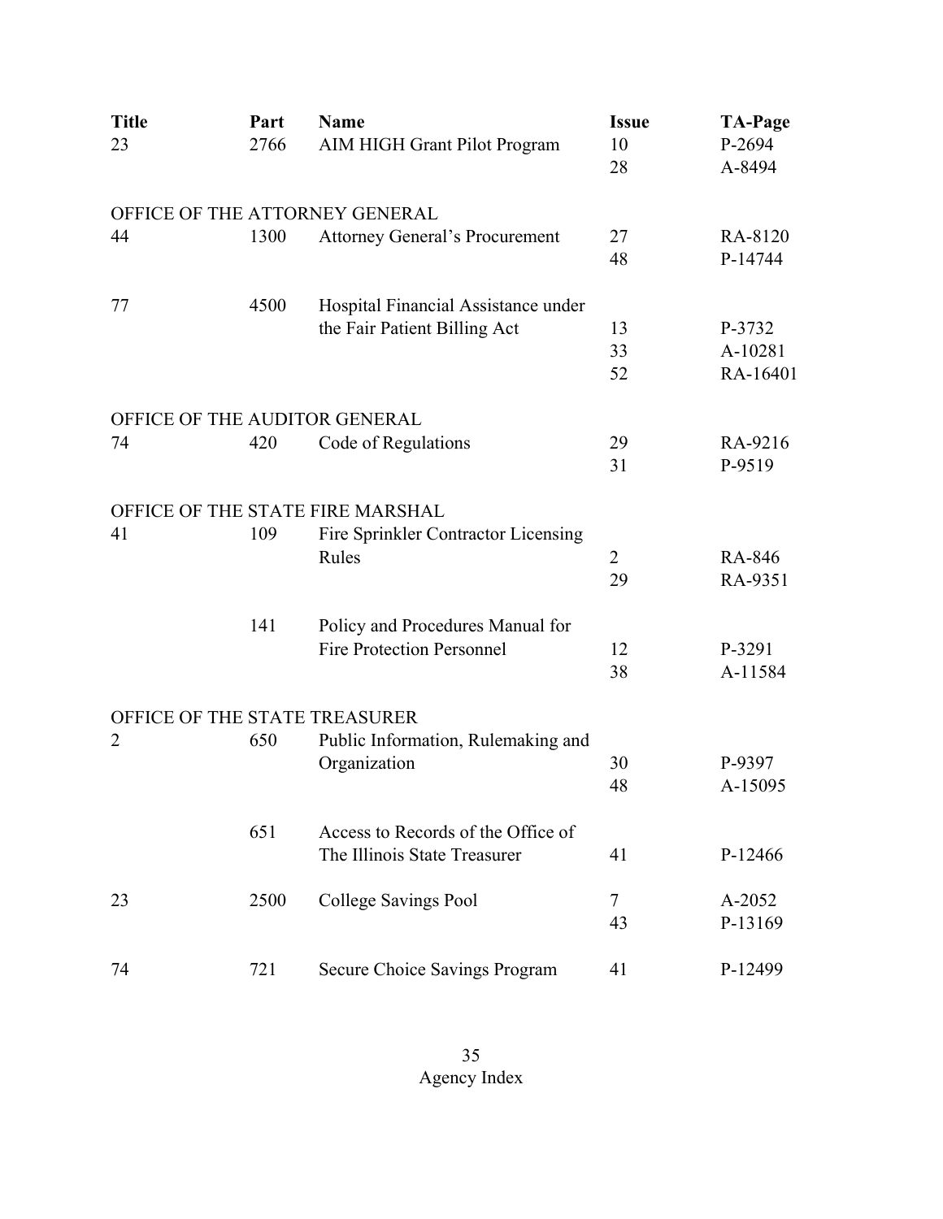| Title | Part | Name | Issue | TA-Page |
|---|---|---|---|---|
| 23 | 2766 | AIM HIGH Grant Pilot Program | 10 | P-2694 |
| | | | 28 | A-8494 |
| OFFICE OF THE ATTORNEY GENERAL | | | | |
| 44 | 1300 | Attorney General's Procurement | 27 | RA-8120 |
| | | | 48 | P-14744 |
| 77 | 4500 | Hospital Financial Assistance under the Fair Patient Billing Act | 13 | P-3732 |
| | | | 33 | A-10281 |
| | | | 52 | RA-16401 |
| OFFICE OF THE AUDITOR GENERAL | | | | |
| 74 | 420 | Code of Regulations | 29 | RA-9216 |
| | | | 31 | P-9519 |
| OFFICE OF THE STATE FIRE MARSHAL | | | | |
| 41 | 109 | Fire Sprinkler Contractor Licensing Rules | 2 | RA-846 |
| | | | 29 | RA-9351 |
| | 141 | Policy and Procedures Manual for Fire Protection Personnel | 12 | P-3291 |
| | | | 38 | A-11584 |
| OFFICE OF THE STATE TREASURER | | | | |
| 2 | 650 | Public Information, Rulemaking and Organization | 30 | P-9397 |
| | | | 48 | A-15095 |
| | 651 | Access to Records of the Office of The Illinois State Treasurer | 41 | P-12466 |
| 23 | 2500 | College Savings Pool | 7 | A-2052 |
| | | | 43 | P-13169 |
| 74 | 721 | Secure Choice Savings Program | 41 | P-12499 |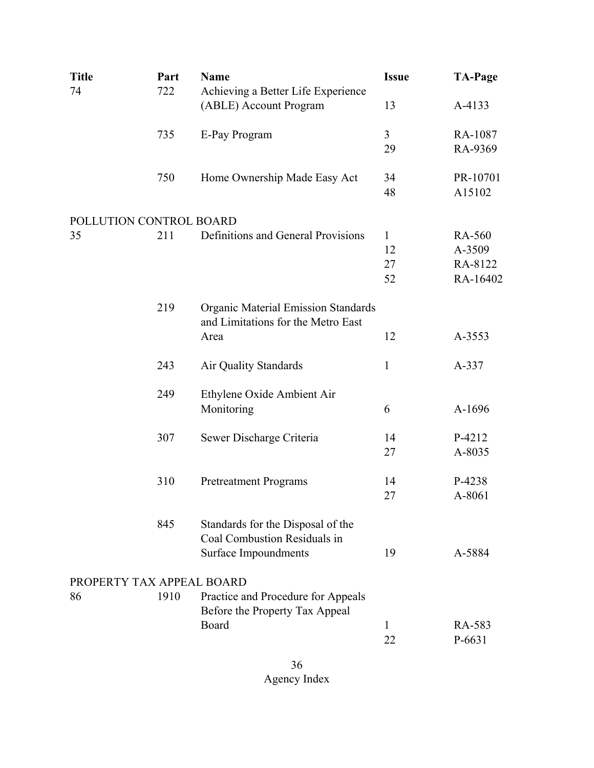| Title | Part | Name | Issue | TA-Page |
|---|---|---|---|---|
| 74 | 722 | Achieving a Better Life Experience (ABLE) Account Program | 13 | A-4133 |
| | 735 | E-Pay Program | 3 | RA-1087 |
| | | | 29 | RA-9369 |
| | 750 | Home Ownership Made Easy Act | 34 | PR-10701 |
| | | | 48 | A15102 |
| POLLUTION CONTROL BOARD | | | | |
| 35 | 211 | Definitions and General Provisions | 1 | RA-560 |
| | | | 12 | A-3509 |
| | | | 27 | RA-8122 |
| | | | 52 | RA-16402 |
| | 219 | Organic Material Emission Standards and Limitations for the Metro East Area | 12 | A-3553 |
| | 243 | Air Quality Standards | 1 | A-337 |
| | 249 | Ethylene Oxide Ambient Air Monitoring | 6 | A-1696 |
| | 307 | Sewer Discharge Criteria | 14 | P-4212 |
| | | | 27 | A-8035 |
| | 310 | Pretreatment Programs | 14 | P-4238 |
| | | | 27 | A-8061 |
| | 845 | Standards for the Disposal of the Coal Combustion Residuals in Surface Impoundments | 19 | A-5884 |
| PROPERTY TAX APPEAL BOARD | | | | |
| 86 | 1910 | Practice and Procedure for Appeals Before the Property Tax Appeal Board | 1 | RA-583 |
| | | | 22 | P-6631 |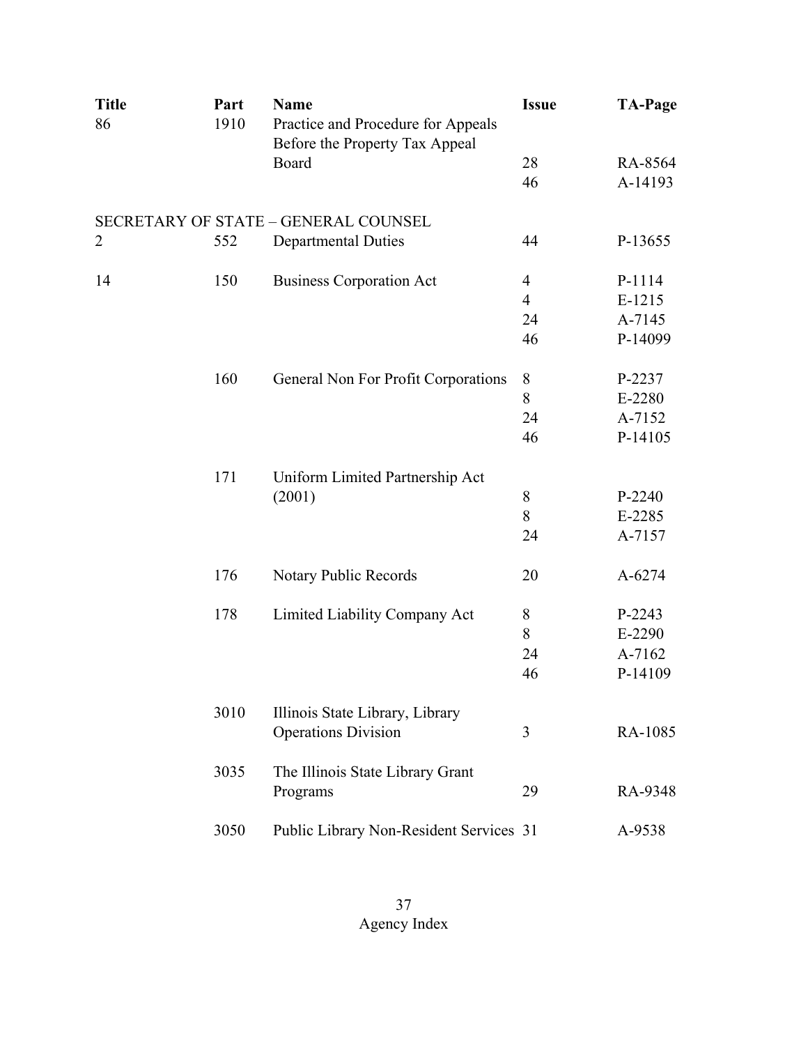| Title | Part | Name | Issue | TA-Page |
|---|---|---|---|---|
| 86 | 1910 | Practice and Procedure for Appeals Before the Property Tax Appeal Board | 28 | RA-8564 |
| | | | 46 | A-14193 |
| SECRETARY OF STATE – GENERAL COUNSEL | | | | |
| 2 | 552 | Departmental Duties | 44 | P-13655 |
| 14 | 150 | Business Corporation Act | 4 | P-1114 |
| | | | 4 | E-1215 |
| | | | 24 | A-7145 |
| | | | 46 | P-14099 |
| | 160 | General Non For Profit Corporations | 8 | P-2237 |
| | | | 8 | E-2280 |
| | | | 24 | A-7152 |
| | | | 46 | P-14105 |
| | 171 | Uniform Limited Partnership Act (2001) | 8 | P-2240 |
| | | | 8 | E-2285 |
| | | | 24 | A-7157 |
| | 176 | Notary Public Records | 20 | A-6274 |
| | 178 | Limited Liability Company Act | 8 | P-2243 |
| | | | 8 | E-2290 |
| | | | 24 | A-7162 |
| | | | 46 | P-14109 |
| | 3010 | Illinois State Library, Library Operations Division | 3 | RA-1085 |
| | 3035 | The Illinois State Library Grant Programs | 29 | RA-9348 |
| | 3050 | Public Library Non-Resident Services | 31 | A-9538 |

Agency Index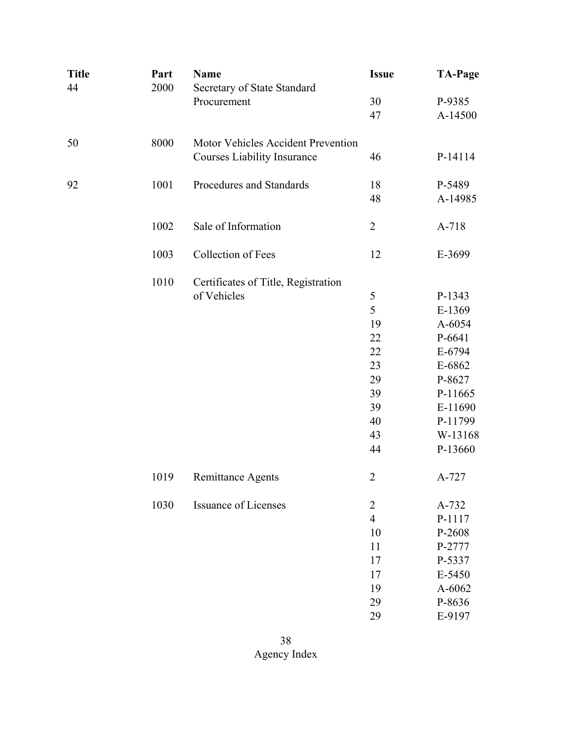| Title | Part | Name | Issue | TA-Page |
|---|---|---|---|---|
| 44 | 2000 | Secretary of State Standard Procurement | 30 | P-9385 |
| | | | 47 | A-14500 |
| 50 | 8000 | Motor Vehicles Accident Prevention Courses Liability Insurance | 46 | P-14114 |
| 92 | 1001 | Procedures and Standards | 18 | P-5489 |
| | | | 48 | A-14985 |
| | 1002 | Sale of Information | 2 | A-718 |
| | 1003 | Collection of Fees | 12 | E-3699 |
| | 1010 | Certificates of Title, Registration of Vehicles | 5 | P-1343 |
| | | | 5 | E-1369 |
| | | | 19 | A-6054 |
| | | | 22 | P-6641 |
| | | | 22 | E-6794 |
| | | | 23 | E-6862 |
| | | | 29 | P-8627 |
| | | | 39 | P-11665 |
| | | | 39 | E-11690 |
| | | | 40 | P-11799 |
| | | | 43 | W-13168 |
| | | | 44 | P-13660 |
| | 1019 | Remittance Agents | 2 | A-727 |
| | 1030 | Issuance of Licenses | 2 | A-732 |
| | | | 4 | P-1117 |
| | | | 10 | P-2608 |
| | | | 11 | P-2777 |
| | | | 17 | P-5337 |
| | | | 17 | E-5450 |
| | | | 19 | A-6062 |
| | | | 29 | P-8636 |
| | | | 29 | E-9197 |

Agency Index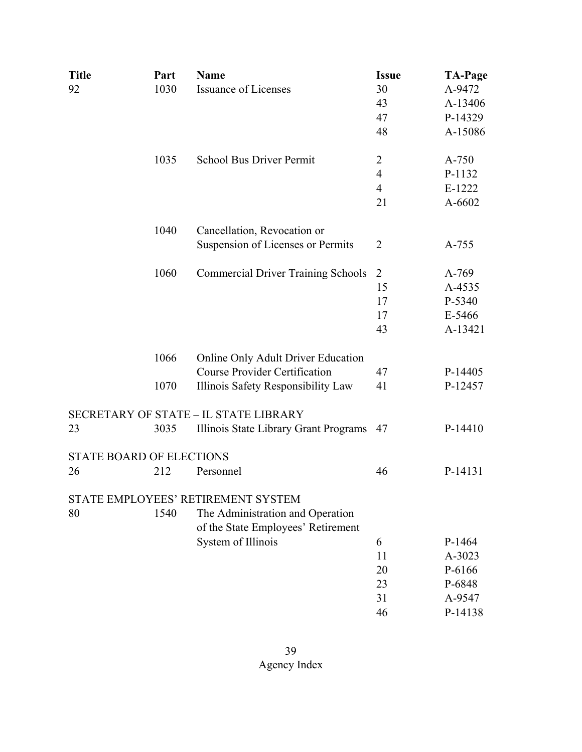| Title | Part | Name | Issue | TA-Page |
|---|---|---|---|---|
| 92 | 1030 | Issuance of Licenses | 30 | A-9472 |
| | | | 43 | A-13406 |
| | | | 47 | P-14329 |
| | | | 48 | A-15086 |
| | 1035 | School Bus Driver Permit | 2 | A-750 |
| | | | 4 | P-1132 |
| | | | 4 | E-1222 |
| | | | 21 | A-6602 |
| | 1040 | Cancellation, Revocation or Suspension of Licenses or Permits | 2 | A-755 |
| | 1060 | Commercial Driver Training Schools | 2 | A-769 |
| | | | 15 | A-4535 |
| | | | 17 | P-5340 |
| | | | 17 | E-5466 |
| | | | 43 | A-13421 |
| | 1066 | Online Only Adult Driver Education Course Provider Certification | 47 | P-14405 |
| | 1070 | Illinois Safety Responsibility Law | 41 | P-12457 |
| SECRETARY OF STATE – IL STATE LIBRARY | | | | |
| 23 | 3035 | Illinois State Library Grant Programs | 47 | P-14410 |
| STATE BOARD OF ELECTIONS | | | | |
| 26 | 212 | Personnel | 46 | P-14131 |
| STATE EMPLOYEES' RETIREMENT SYSTEM | | | | |
| 80 | 1540 | The Administration and Operation of the State Employees' Retirement System of Illinois | 6 | P-1464 |
| | | | 11 | A-3023 |
| | | | 20 | P-6166 |
| | | | 23 | P-6848 |
| | | | 31 | A-9547 |
| | | | 46 | P-14138 |

Agency Index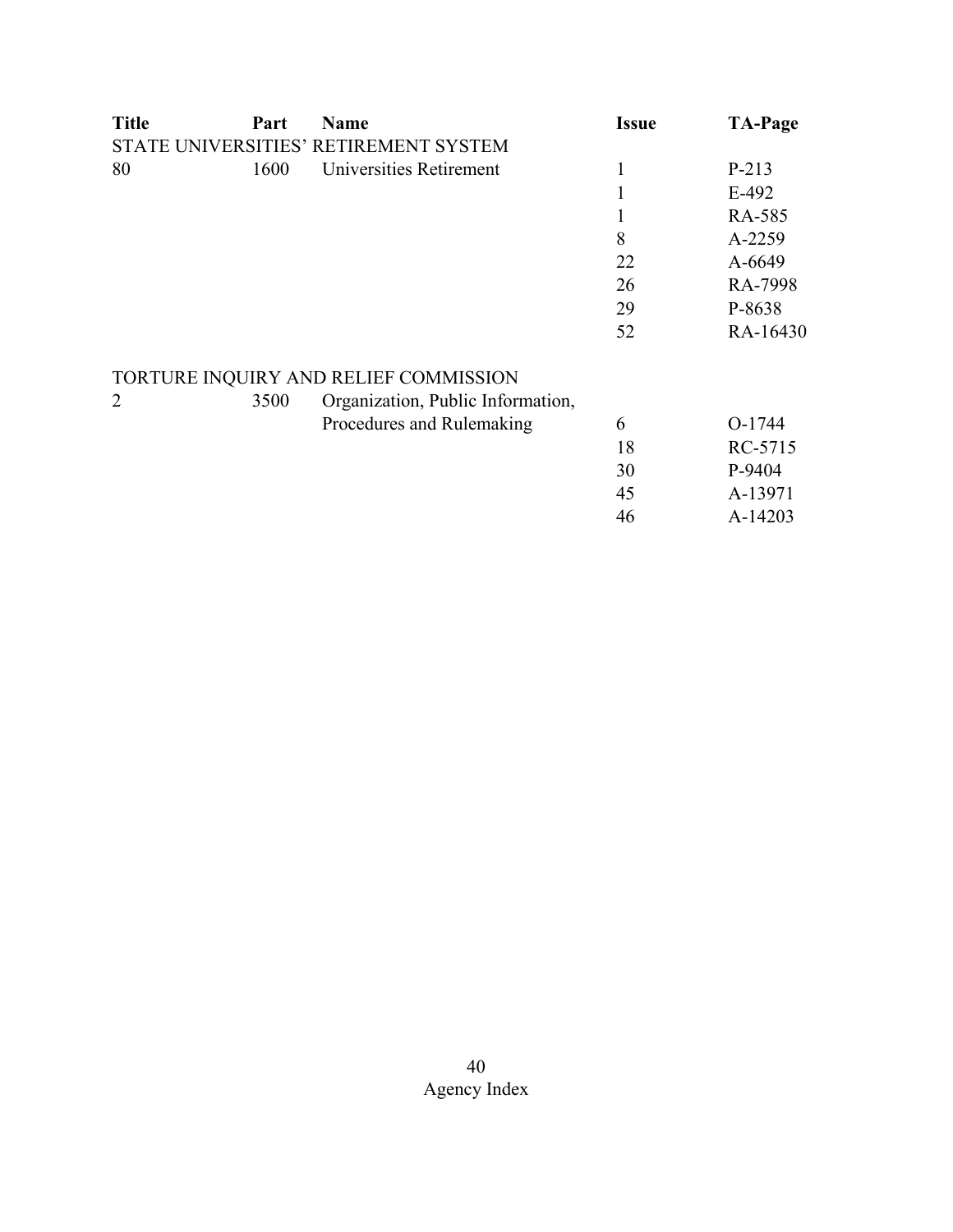| Title | Part | Name | Issue | TA-Page |
|---|---|---|---|---|
| STATE UNIVERSITIES' RETIREMENT SYSTEM | | | | |
| 80 | 1600 | Universities Retirement | 1 | P-213 |
| | | | 1 | E-492 |
| | | | 1 | RA-585 |
| | | | 8 | A-2259 |
| | | | 22 | A-6649 |
| | | | 26 | RA-7998 |
| | | | 29 | P-8638 |
| | | | 52 | RA-16430 |
| TORTURE INQUIRY AND RELIEF COMMISSION | | | | |
| 2 | 3500 | Organization, Public Information, Procedures and Rulemaking | 6 | O-1744 |
| | | | 18 | RC-5715 |
| | | | 30 | P-9404 |
| | | | 45 | A-13971 |
| | | | 46 | A-14203 |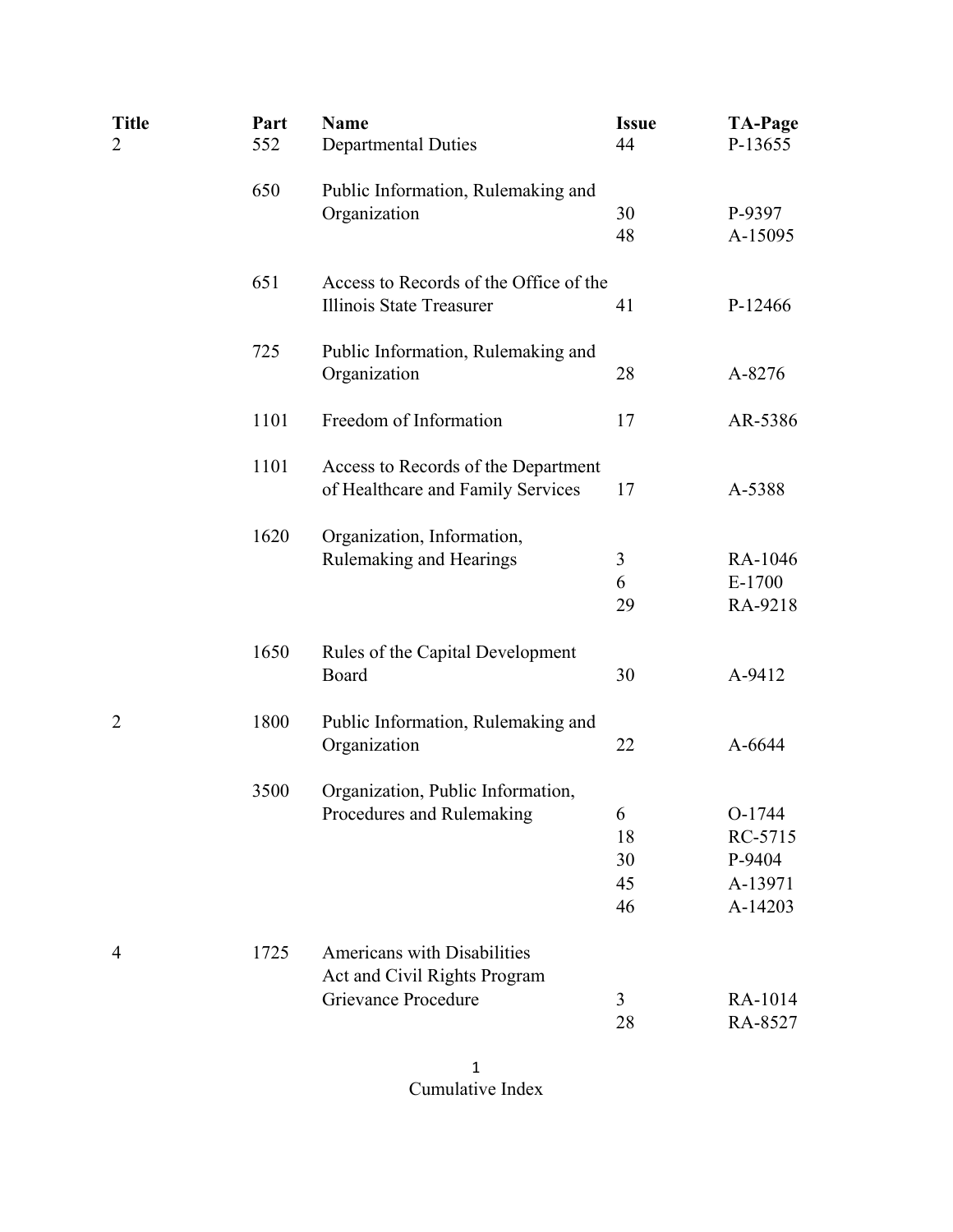| Title | Part | Name | Issue | TA-Page |
|---|---|---|---|---|
| 2 | 552 | Departmental Duties | 44 | P-13655 |
| | 650 | Public Information, Rulemaking and Organization | 30 | P-9397 |
| | | | 48 | A-15095 |
| | 651 | Access to Records of the Office of the Illinois State Treasurer | 41 | P-12466 |
| | 725 | Public Information, Rulemaking and Organization | 28 | A-8276 |
| | 1101 | Freedom of Information | 17 | AR-5386 |
| | 1101 | Access to Records of the Department of Healthcare and Family Services | 17 | A-5388 |
| | 1620 | Organization, Information, Rulemaking and Hearings | 3 | RA-1046 |
| | | | 6 | E-1700 |
| | | | 29 | RA-9218 |
| | 1650 | Rules of the Capital Development Board | 30 | A-9412 |
| 2 | 1800 | Public Information, Rulemaking and Organization | 22 | A-6644 |
| | 3500 | Organization, Public Information, Procedures and Rulemaking | 6 | O-1744 |
| | | | 18 | RC-5715 |
| | | | 30 | P-9404 |
| | | | 45 | A-13971 |
| | | | 46 | A-14203 |
| 4 | 1725 | Americans with Disabilities Act and Civil Rights Program Grievance Procedure | 3 | RA-1014 |
| | | | 28 | RA-8527 |

Cumulative Index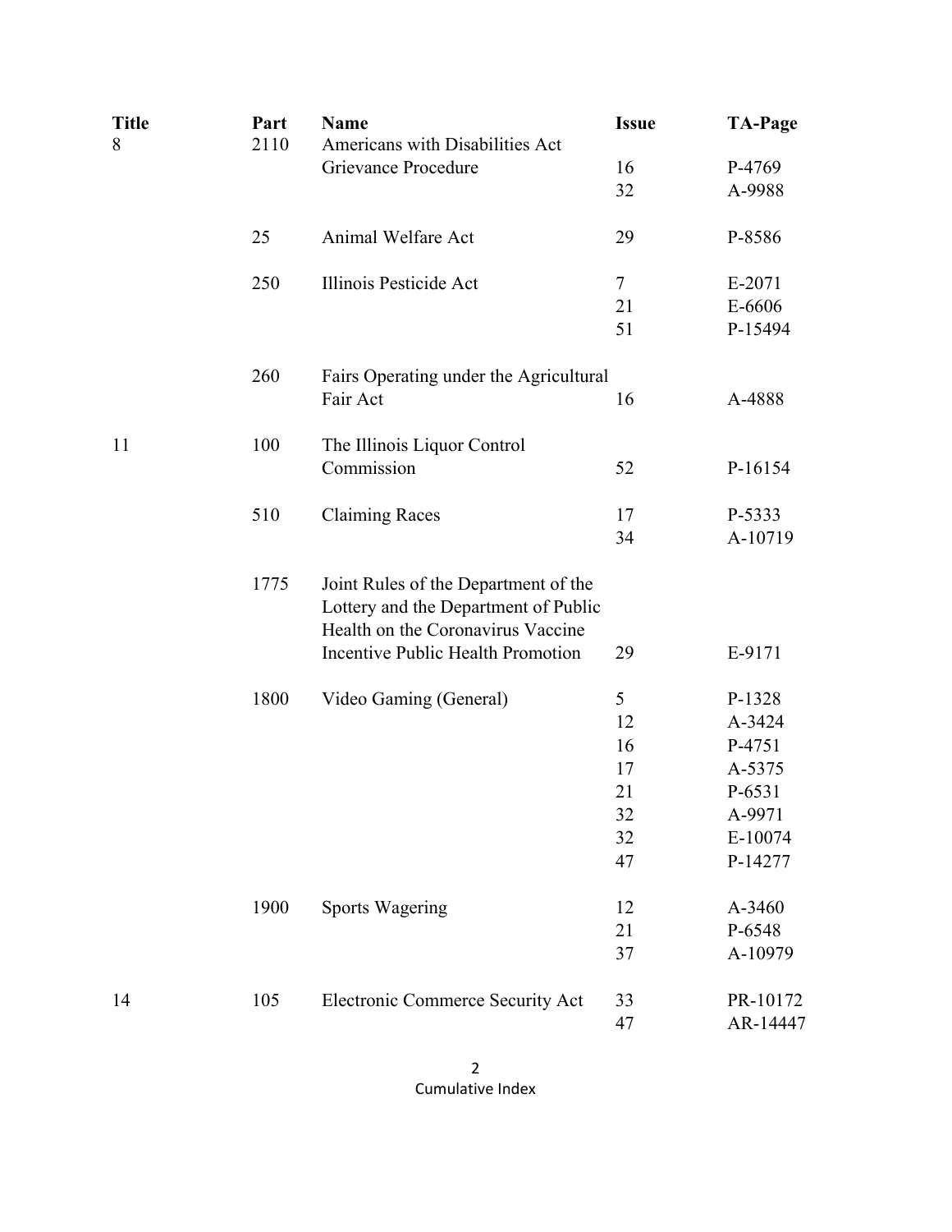| Title | Part | Name | Issue | TA-Page |
|---|---|---|---|---|
| 8 | 2110 | Americans with Disabilities Act Grievance Procedure | 16 | P-4769 |
| | | | 32 | A-9988 |
| | 25 | Animal Welfare Act | 29 | P-8586 |
| | 250 | Illinois Pesticide Act | 7 | E-2071 |
| | | | 21 | E-6606 |
| | | | 51 | P-15494 |
| | 260 | Fairs Operating under the Agricultural Fair Act | 16 | A-4888 |
| 11 | 100 | The Illinois Liquor Control Commission | 52 | P-16154 |
| | 510 | Claiming Races | 17 | P-5333 |
| | | | 34 | A-10719 |
| | 1775 | Joint Rules of the Department of the Lottery and the Department of Public Health on the Coronavirus Vaccine Incentive Public Health Promotion | 29 | E-9171 |
| | 1800 | Video Gaming (General) | 5 | P-1328 |
| | | | 12 | A-3424 |
| | | | 16 | P-4751 |
| | | | 17 | A-5375 |
| | | | 21 | P-6531 |
| | | | 32 | A-9971 |
| | | | 32 | E-10074 |
| | | | 47 | P-14277 |
| | 1900 | Sports Wagering | 12 | A-3460 |
| | | | 21 | P-6548 |
| | | | 37 | A-10979 |
| 14 | 105 | Electronic Commerce Security Act | 33 | PR-10172 |
| | | | 47 | AR-14447 |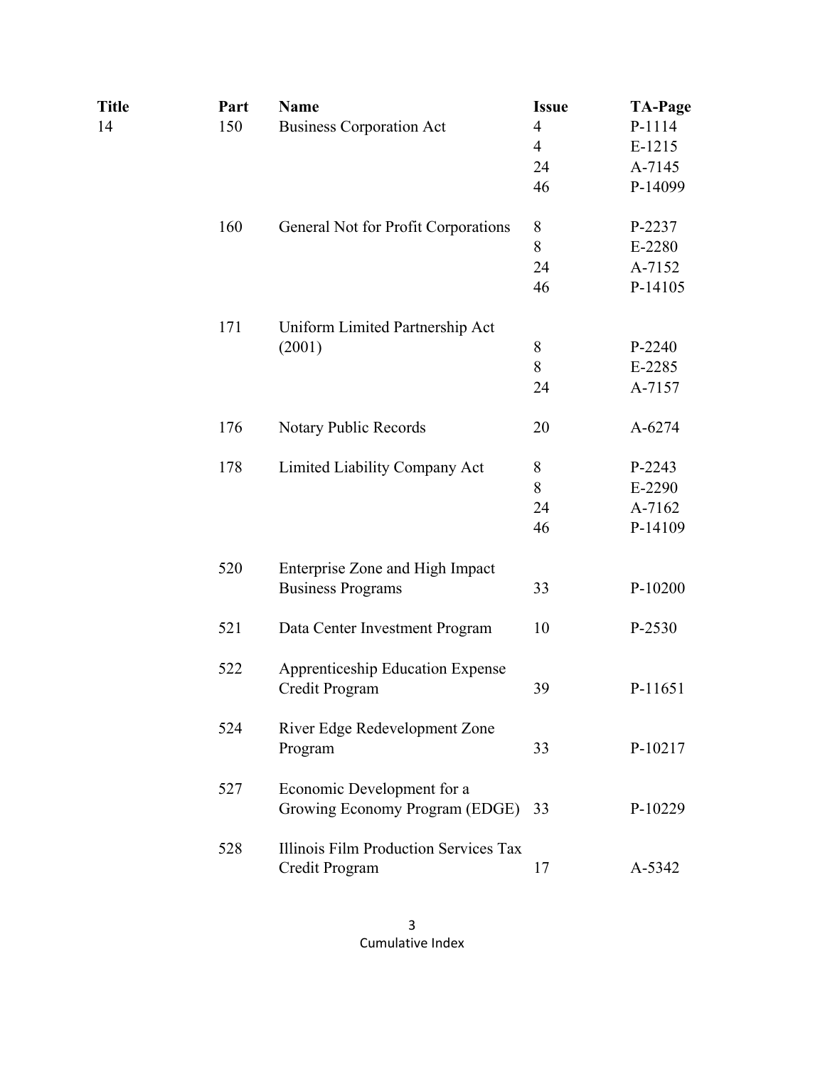| Title | Part | Name | Issue | TA-Page |
|---|---|---|---|---|
| 14 | 150 | Business Corporation Act | 4 | P-1114 |
| | | | 4 | E-1215 |
| | | | 24 | A-7145 |
| | | | 46 | P-14099 |
| | 160 | General Not for Profit Corporations | 8 | P-2237 |
| | | | 8 | E-2280 |
| | | | 24 | A-7152 |
| | | | 46 | P-14105 |
| | 171 | Uniform Limited Partnership Act (2001) | 8 | P-2240 |
| | | | 8 | E-2285 |
| | | | 24 | A-7157 |
| | 176 | Notary Public Records | 20 | A-6274 |
| | 178 | Limited Liability Company Act | 8 | P-2243 |
| | | | 8 | E-2290 |
| | | | 24 | A-7162 |
| | | | 46 | P-14109 |
| | 520 | Enterprise Zone and High Impact Business Programs | 33 | P-10200 |
| | 521 | Data Center Investment Program | 10 | P-2530 |
| | 522 | Apprenticeship Education Expense Credit Program | 39 | P-11651 |
| | 524 | River Edge Redevelopment Zone Program | 33 | P-10217 |
| | 527 | Economic Development for a Growing Economy Program (EDGE) | 33 | P-10229 |
| | 528 | Illinois Film Production Services Tax Credit Program | 17 | A-5342 |

Cumulative Index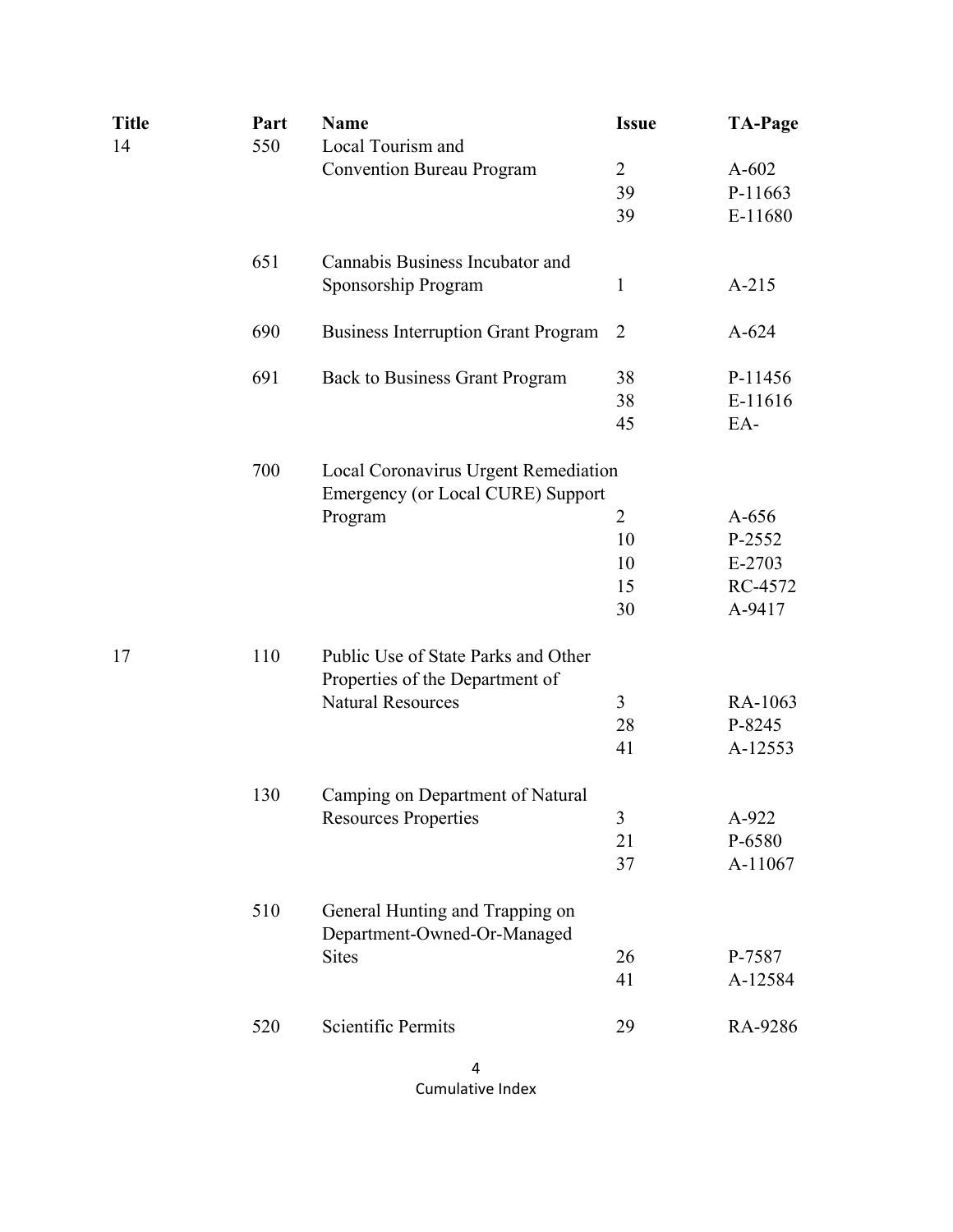| Title | Part | Name | Issue | TA-Page |
|---|---|---|---|---|
| 14 | 550 | Local Tourism and Convention Bureau Program | 2 | A-602 |
| | | | 39 | P-11663 |
| | | | 39 | E-11680 |
| | 651 | Cannabis Business Incubator and Sponsorship Program | 1 | A-215 |
| | 690 | Business Interruption Grant Program | 2 | A-624 |
| | 691 | Back to Business Grant Program | 38 | P-11456 |
| | | | 38 | E-11616 |
| | | | 45 | EA- |
| | 700 | Local Coronavirus Urgent Remediation Emergency (or Local CURE) Support Program | 2 | A-656 |
| | | | 10 | P-2552 |
| | | | 10 | E-2703 |
| | | | 15 | RC-4572 |
| | | | 30 | A-9417 |
| 17 | 110 | Public Use of State Parks and Other Properties of the Department of Natural Resources | 3 | RA-1063 |
| | | | 28 | P-8245 |
| | | | 41 | A-12553 |
| | 130 | Camping on Department of Natural Resources Properties | 3 | A-922 |
| | | | 21 | P-6580 |
| | | | 37 | A-11067 |
| | 510 | General Hunting and Trapping on Department-Owned-Or-Managed Sites | 26 | P-7587 |
| | | | 41 | A-12584 |
| | 520 | Scientific Permits | 29 | RA-9286 |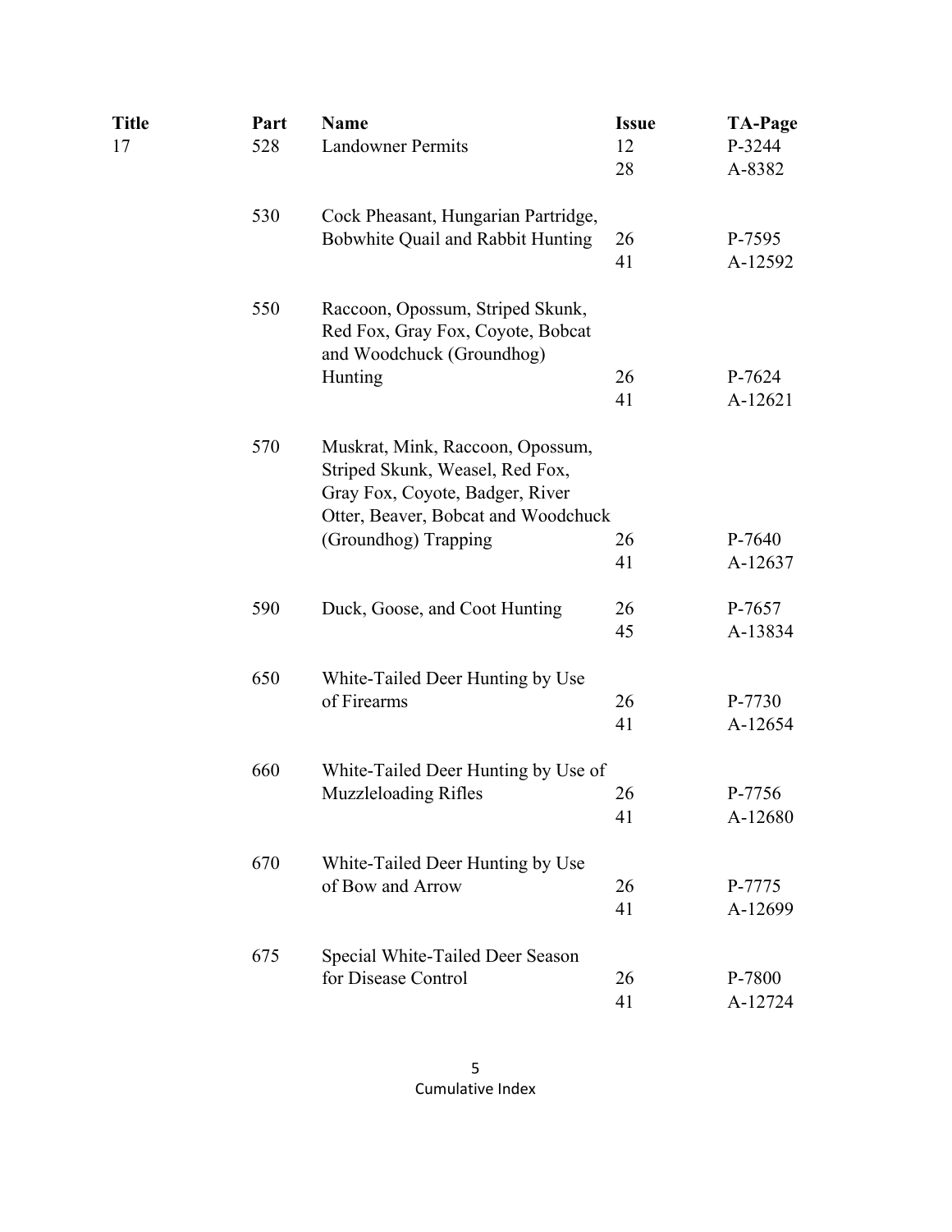| Title | Part | Name | Issue | TA-Page |
| --- | --- | --- | --- | --- |
| 17 | 528 | Landowner Permits | 12 | P-3244 |
| | | | 28 | A-8382 |
| | 530 | Cock Pheasant, Hungarian Partridge, Bobwhite Quail and Rabbit Hunting | 26 | P-7595 |
| | | | 41 | A-12592 |
| | 550 | Raccoon, Opossum, Striped Skunk, Red Fox, Gray Fox, Coyote, Bobcat and Woodchuck (Groundhog) Hunting | 26 | P-7624 |
| | | | 41 | A-12621 |
| | 570 | Muskrat, Mink, Raccoon, Opossum, Striped Skunk, Weasel, Red Fox, Gray Fox, Coyote, Badger, River Otter, Beaver, Bobcat and Woodchuck (Groundhog) Trapping | 26 | P-7640 |
| | | | 41 | A-12637 |
| | 590 | Duck, Goose, and Coot Hunting | 26 | P-7657 |
| | | | 45 | A-13834 |
| | 650 | White-Tailed Deer Hunting by Use of Firearms | 26 | P-7730 |
| | | | 41 | A-12654 |
| | 660 | White-Tailed Deer Hunting by Use of Muzzleloading Rifles | 26 | P-7756 |
| | | | 41 | A-12680 |
| | 670 | White-Tailed Deer Hunting by Use of Bow and Arrow | 26 | P-7775 |
| | | | 41 | A-12699 |
| | 675 | Special White-Tailed Deer Season for Disease Control | 26 | P-7800 |
| | | | 41 | A-12724 |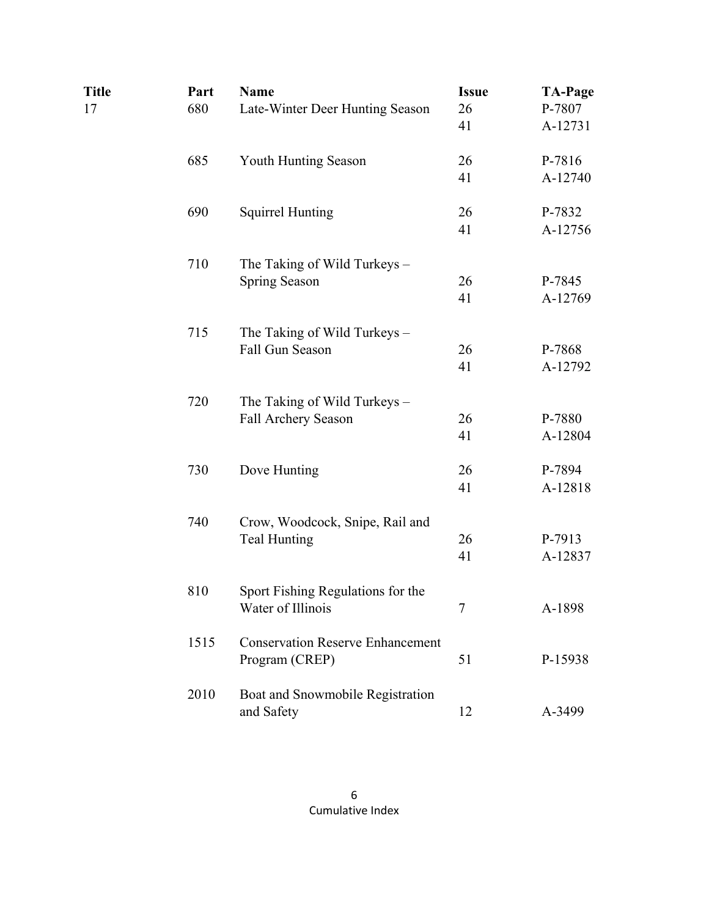| Title | Part | Name | Issue | TA-Page |
|---|---|---|---|---|
| 17 | 680 | Late-Winter Deer Hunting Season | 26 | P-7807 |
| | | | 41 | A-12731 |
| | 685 | Youth Hunting Season | 26 | P-7816 |
| | | | 41 | A-12740 |
| | 690 | Squirrel Hunting | 26 | P-7832 |
| | | | 41 | A-12756 |
| | 710 | The Taking of Wild Turkeys – Spring Season | 26 | P-7845 |
| | | | 41 | A-12769 |
| | 715 | The Taking of Wild Turkeys – Fall Gun Season | 26 | P-7868 |
| | | | 41 | A-12792 |
| | 720 | The Taking of Wild Turkeys – Fall Archery Season | 26 | P-7880 |
| | | | 41 | A-12804 |
| | 730 | Dove Hunting | 26 | P-7894 |
| | | | 41 | A-12818 |
| | 740 | Crow, Woodcock, Snipe, Rail and Teal Hunting | 26 | P-7913 |
| | | | 41 | A-12837 |
| | 810 | Sport Fishing Regulations for the Water of Illinois | 7 | A-1898 |
| | 1515 | Conservation Reserve Enhancement Program (CREP) | 51 | P-15938 |
| | 2010 | Boat and Snowmobile Registration and Safety | 12 | A-3499 |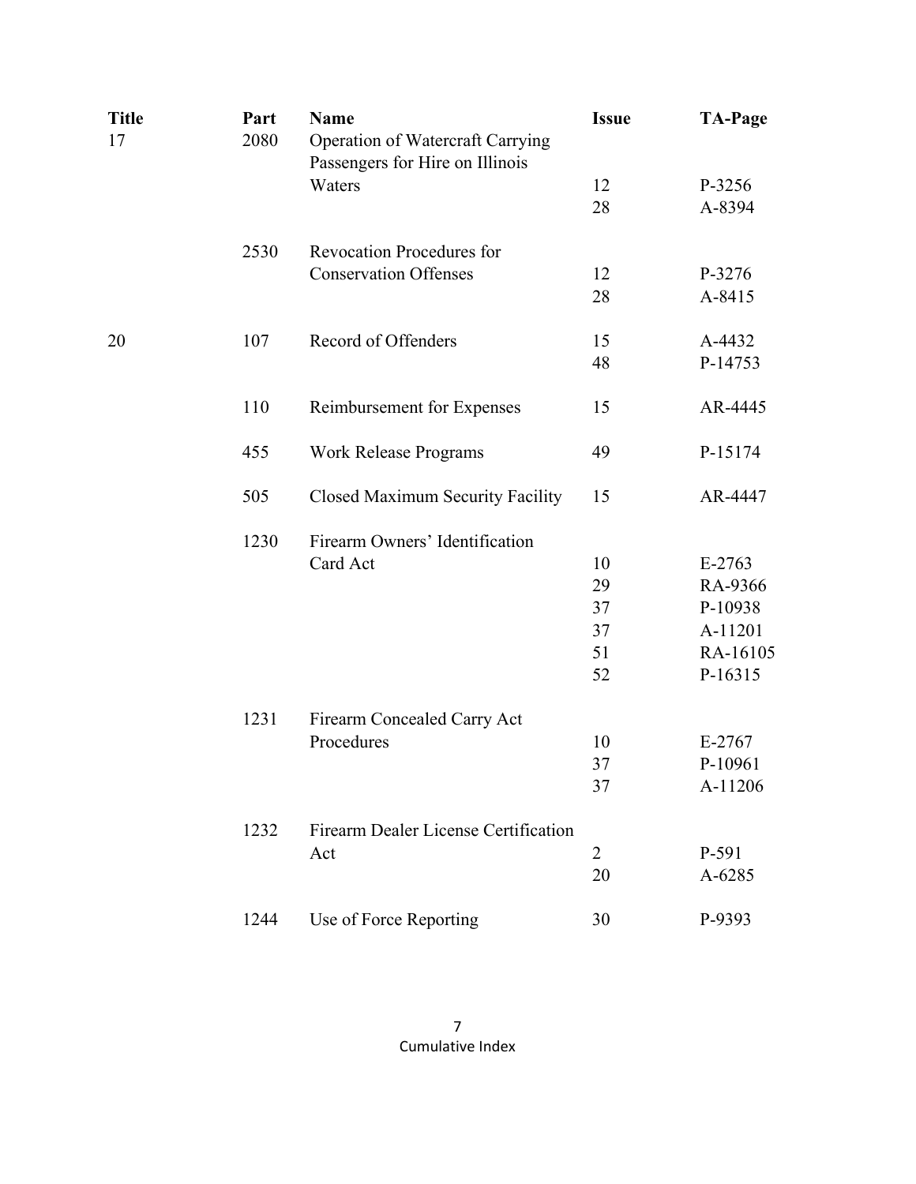| Title | Part | Name | Issue | TA-Page |
|---|---|---|---|---|
| 17 | 2080 | Operation of Watercraft Carrying Passengers for Hire on Illinois Waters | 12 | P-3256 |
| | | | 28 | A-8394 |
| | 2530 | Revocation Procedures for Conservation Offenses | 12 | P-3276 |
| | | | 28 | A-8415 |
| 20 | 107 | Record of Offenders | 15 | A-4432 |
| | | | 48 | P-14753 |
| | 110 | Reimbursement for Expenses | 15 | AR-4445 |
| | 455 | Work Release Programs | 49 | P-15174 |
| | 505 | Closed Maximum Security Facility | 15 | AR-4447 |
| | 1230 | Firearm Owners' Identification Card Act | 10 | E-2763 |
| | | | 29 | RA-9366 |
| | | | 37 | P-10938 |
| | | | 37 | A-11201 |
| | | | 51 | RA-16105 |
| | | | 52 | P-16315 |
| | 1231 | Firearm Concealed Carry Act Procedures | 10 | E-2767 |
| | | | 37 | P-10961 |
| | | | 37 | A-11206 |
| | 1232 | Firearm Dealer License Certification Act | 2 | P-591 |
| | | | 20 | A-6285 |
| | 1244 | Use of Force Reporting | 30 | P-9393 |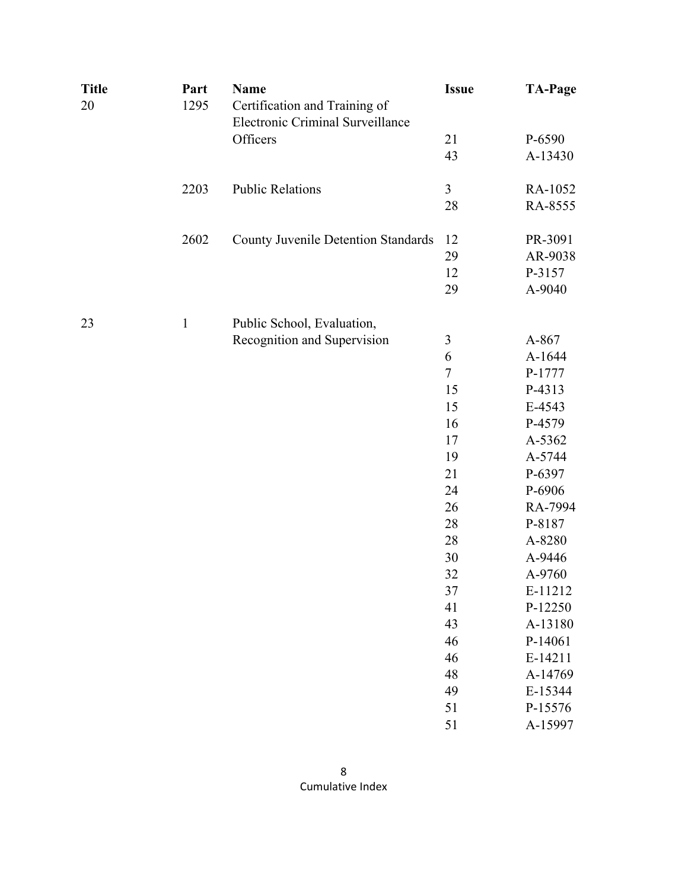| Title | Part | Name | Issue | TA-Page |
| --- | --- | --- | --- | --- |
| 20 | 1295 | Certification and Training of Electronic Criminal Surveillance Officers | 21 | P-6590 |
| | | | 43 | A-13430 |
| | 2203 | Public Relations | 3 | RA-1052 |
| | | | 28 | RA-8555 |
| | 2602 | County Juvenile Detention Standards | 12 | PR-3091 |
| | | | 29 | AR-9038 |
| | | | 12 | P-3157 |
| | | | 29 | A-9040 |
| 23 | 1 | Public School, Evaluation, Recognition and Supervision | 3 | A-867 |
| | | | 6 | A-1644 |
| | | | 7 | P-1777 |
| | | | 15 | P-4313 |
| | | | 15 | E-4543 |
| | | | 16 | P-4579 |
| | | | 17 | A-5362 |
| | | | 19 | A-5744 |
| | | | 21 | P-6397 |
| | | | 24 | P-6906 |
| | | | 26 | RA-7994 |
| | | | 28 | P-8187 |
| | | | 28 | A-8280 |
| | | | 30 | A-9446 |
| | | | 32 | A-9760 |
| | | | 37 | E-11212 |
| | | | 41 | P-12250 |
| | | | 43 | A-13180 |
| | | | 46 | P-14061 |
| | | | 46 | E-14211 |
| | | | 48 | A-14769 |
| | | | 49 | E-15344 |
| | | | 51 | P-15576 |
| | | | 51 | A-15997 |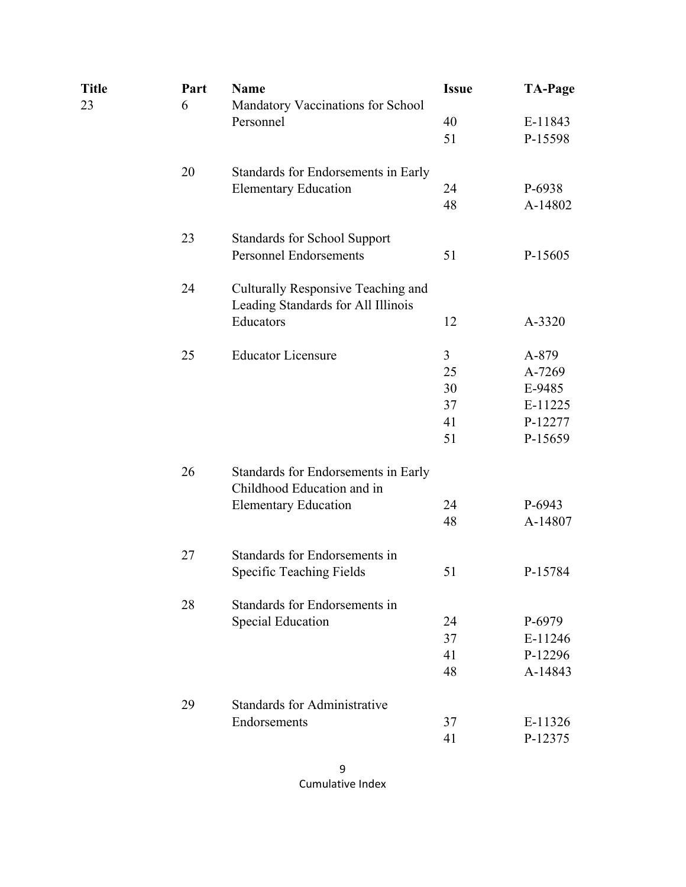| Title | Part | Name | Issue | TA-Page |
|---|---|---|---|---|
| 23 | 6 | Mandatory Vaccinations for School Personnel | 40 | E-11843 |
| | | | 51 | P-15598 |
| | 20 | Standards for Endorsements in Early Elementary Education | 24 | P-6938 |
| | | | 48 | A-14802 |
| | 23 | Standards for School Support Personnel Endorsements | 51 | P-15605 |
| | 24 | Culturally Responsive Teaching and Leading Standards for All Illinois Educators | 12 | A-3320 |
| | 25 | Educator Licensure | 3 | A-879 |
| | | | 25 | A-7269 |
| | | | 30 | E-9485 |
| | | | 37 | E-11225 |
| | | | 41 | P-12277 |
| | | | 51 | P-15659 |
| | 26 | Standards for Endorsements in Early Childhood Education and in Elementary Education | 24 | P-6943 |
| | | | 48 | A-14807 |
| | 27 | Standards for Endorsements in Specific Teaching Fields | 51 | P-15784 |
| | 28 | Standards for Endorsements in Special Education | 24 | P-6979 |
| | | | 37 | E-11246 |
| | | | 41 | P-12296 |
| | | | 48 | A-14843 |
| | 29 | Standards for Administrative Endorsements | 37 | E-11326 |
| | | | 41 | P-12375 |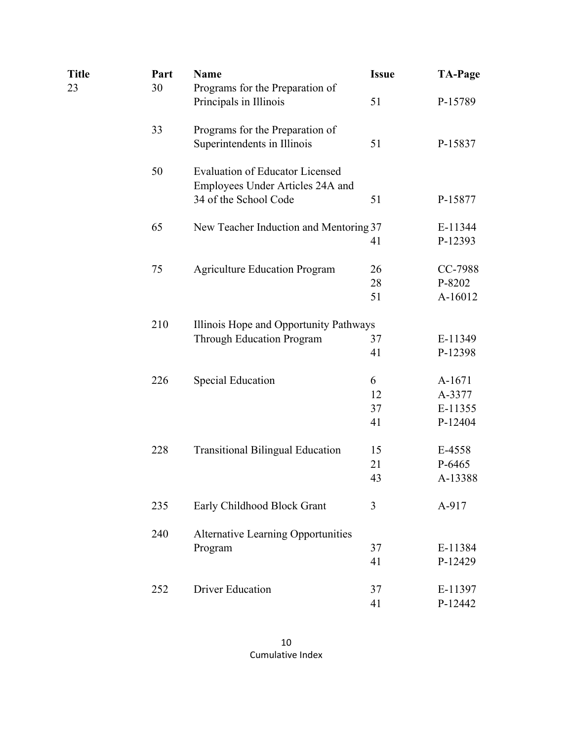| Title | Part | Name | Issue | TA-Page |
| --- | --- | --- | --- | --- |
| 23 | 30 | Programs for the Preparation of Principals in Illinois | 51 | P-15789 |
| | 33 | Programs for the Preparation of Superintendents in Illinois | 51 | P-15837 |
| | 50 | Evaluation of Educator Licensed Employees Under Articles 24A and 34 of the School Code | 51 | P-15877 |
| | 65 | New Teacher Induction and Mentoring | 37 | E-11344 |
| | | | 41 | P-12393 |
| | 75 | Agriculture Education Program | 26 | CC-7988 |
| | | | 28 | P-8202 |
| | | | 51 | A-16012 |
| | 210 | Illinois Hope and Opportunity Pathways Through Education Program | 37 | E-11349 |
| | | | 41 | P-12398 |
| | 226 | Special Education | 6 | A-1671 |
| | | | 12 | A-3377 |
| | | | 37 | E-11355 |
| | | | 41 | P-12404 |
| | 228 | Transitional Bilingual Education | 15 | E-4558 |
| | | | 21 | P-6465 |
| | | | 43 | A-13388 |
| | 235 | Early Childhood Block Grant | 3 | A-917 |
| | 240 | Alternative Learning Opportunities Program | 37 | E-11384 |
| | | | 41 | P-12429 |
| | 252 | Driver Education | 37 | E-11397 |
| | | | 41 | P-12442 |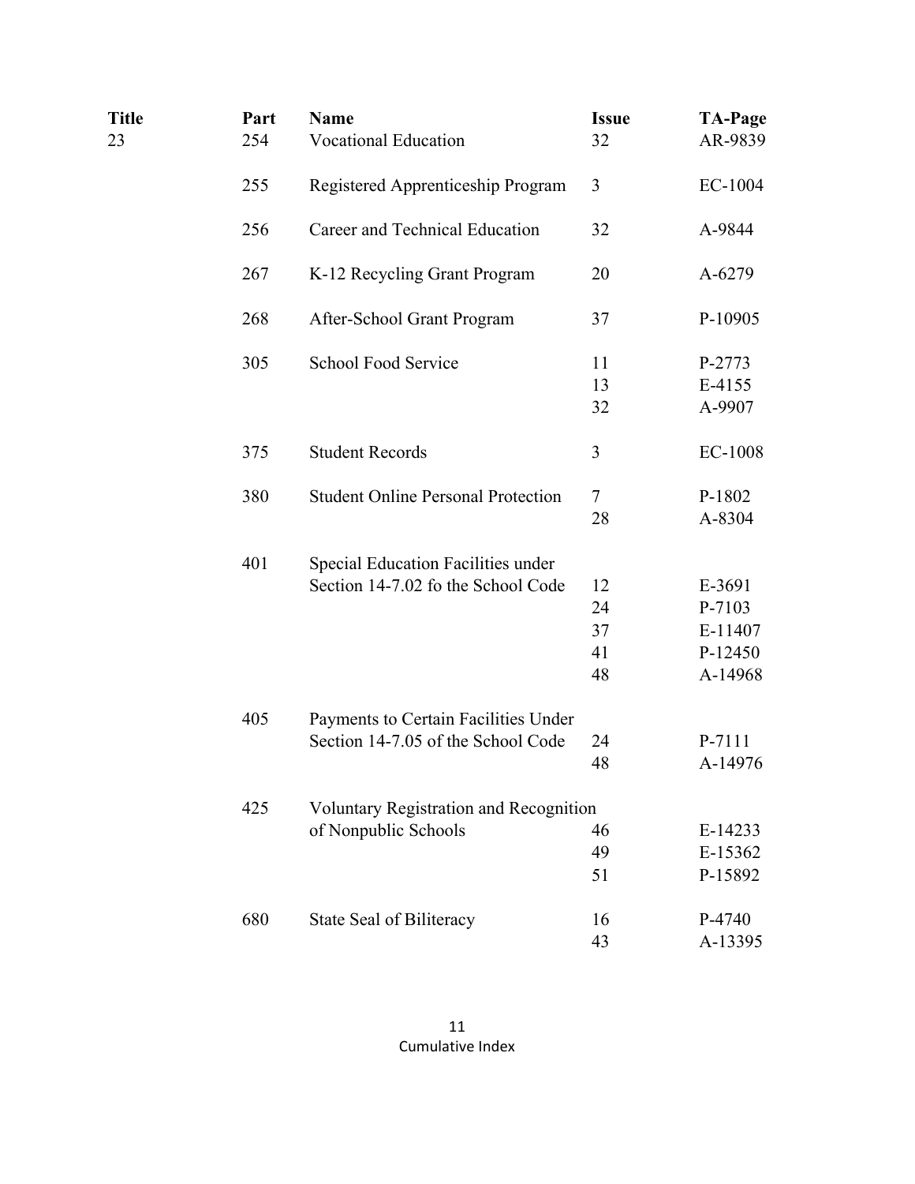| Title | Part | Name | Issue | TA-Page |
|---|---|---|---|---|
| 23 | 254 | Vocational Education | 32 | AR-9839 |
| | 255 | Registered Apprenticeship Program | 3 | EC-1004 |
| | 256 | Career and Technical Education | 32 | A-9844 |
| | 267 | K-12 Recycling Grant Program | 20 | A-6279 |
| | 268 | After-School Grant Program | 37 | P-10905 |
| | 305 | School Food Service | 11 | P-2773 |
| | | | 13 | E-4155 |
| | | | 32 | A-9907 |
| | 375 | Student Records | 3 | EC-1008 |
| | 380 | Student Online Personal Protection | 7 | P-1802 |
| | | | 28 | A-8304 |
| | 401 | Special Education Facilities under Section 14-7.02 fo the School Code | 12 | E-3691 |
| | | | 24 | P-7103 |
| | | | 37 | E-11407 |
| | | | 41 | P-12450 |
| | | | 48 | A-14968 |
| | 405 | Payments to Certain Facilities Under Section 14-7.05 of the School Code | 24 | P-7111 |
| | | | 48 | A-14976 |
| | 425 | Voluntary Registration and Recognition of Nonpublic Schools | 46 | E-14233 |
| | | | 49 | E-15362 |
| | | | 51 | P-15892 |
| | 680 | State Seal of Biliteracy | 16 | P-4740 |
| | | | 43 | A-13395 |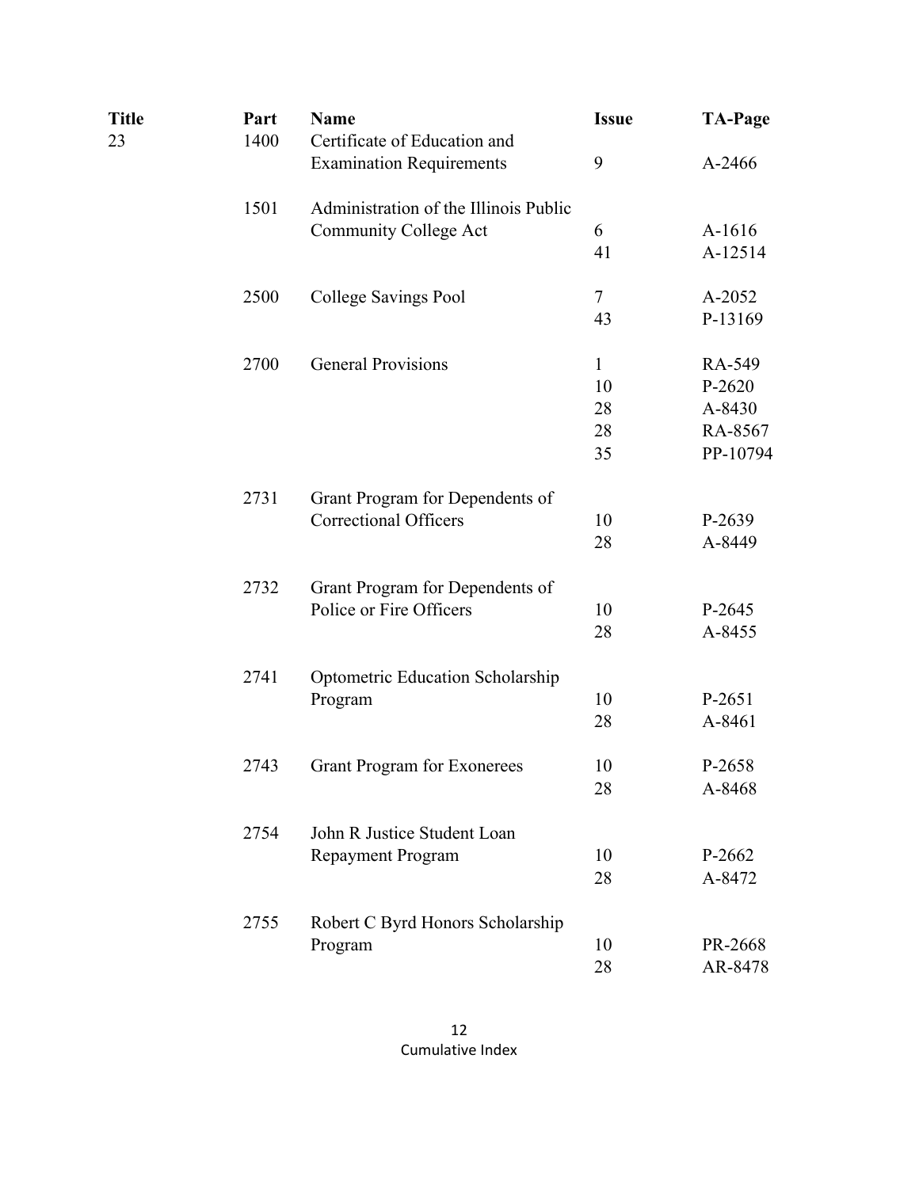| Title | Part | Name | Issue | TA-Page |
|---|---|---|---|---|
| 23 | 1400 | Certificate of Education and Examination Requirements | 9 | A-2466 |
| | 1501 | Administration of the Illinois Public Community College Act | 6 | A-1616 |
| | | | 41 | A-12514 |
| | 2500 | College Savings Pool | 7 | A-2052 |
| | | | 43 | P-13169 |
| | 2700 | General Provisions | 1 | RA-549 |
| | | | 10 | P-2620 |
| | | | 28 | A-8430 |
| | | | 28 | RA-8567 |
| | | | 35 | PP-10794 |
| | 2731 | Grant Program for Dependents of Correctional Officers | 10 | P-2639 |
| | | | 28 | A-8449 |
| | 2732 | Grant Program for Dependents of Police or Fire Officers | 10 | P-2645 |
| | | | 28 | A-8455 |
| | 2741 | Optometric Education Scholarship Program | 10 | P-2651 |
| | | | 28 | A-8461 |
| | 2743 | Grant Program for Exonerees | 10 | P-2658 |
| | | | 28 | A-8468 |
| | 2754 | John R Justice Student Loan Repayment Program | 10 | P-2662 |
| | | | 28 | A-8472 |
| | 2755 | Robert C Byrd Honors Scholarship Program | 10 | PR-2668 |
| | | | 28 | AR-8478 |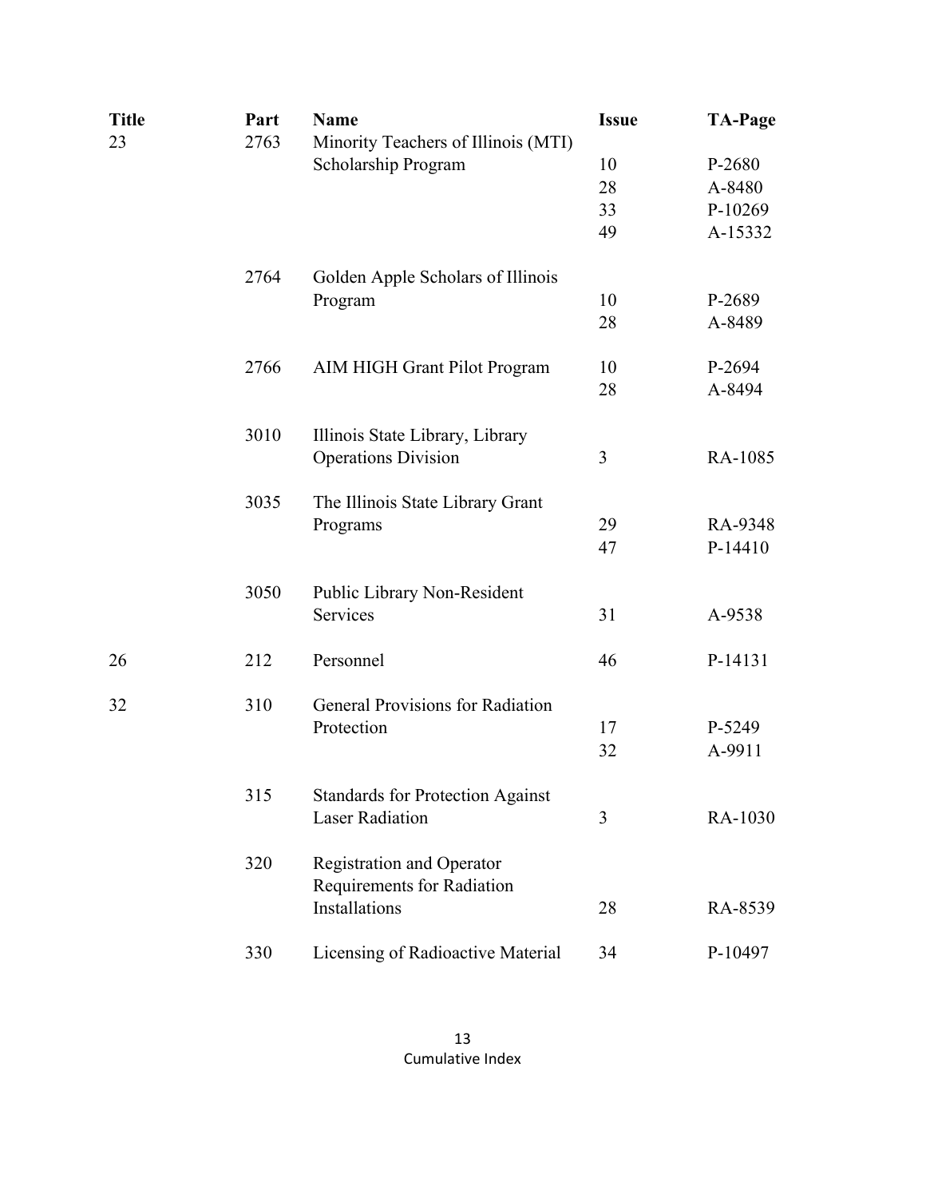| Title | Part | Name | Issue | TA-Page |
|---|---|---|---|---|
| 23 | 2763 | Minority Teachers of Illinois (MTI) Scholarship Program | 10 | P-2680 |
| | | | 28 | A-8480 |
| | | | 33 | P-10269 |
| | | | 49 | A-15332 |
| | 2764 | Golden Apple Scholars of Illinois Program | 10 | P-2689 |
| | | | 28 | A-8489 |
| | 2766 | AIM HIGH Grant Pilot Program | 10 | P-2694 |
| | | | 28 | A-8494 |
| | 3010 | Illinois State Library, Library Operations Division | 3 | RA-1085 |
| | 3035 | The Illinois State Library Grant Programs | 29 | RA-9348 |
| | | | 47 | P-14410 |
| | 3050 | Public Library Non-Resident Services | 31 | A-9538 |
| 26 | 212 | Personnel | 46 | P-14131 |
| 32 | 310 | General Provisions for Radiation Protection | 17 | P-5249 |
| | | | 32 | A-9911 |
| | 315 | Standards for Protection Against Laser Radiation | 3 | RA-1030 |
| | 320 | Registration and Operator Requirements for Radiation Installations | 28 | RA-8539 |
| | 330 | Licensing of Radioactive Material | 34 | P-10497 |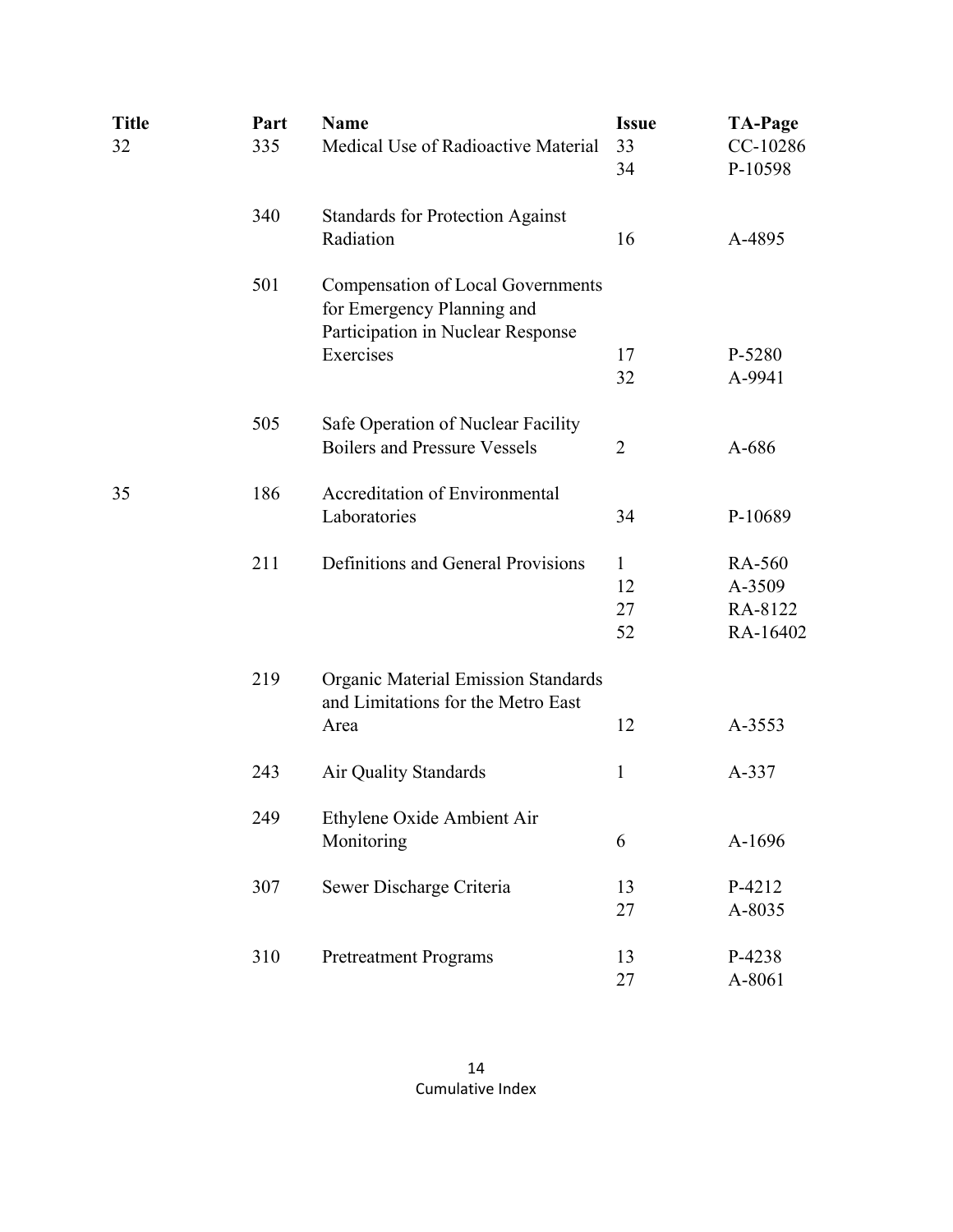| Title | Part | Name | Issue | TA-Page |
|---|---|---|---|---|
| 32 | 335 | Medical Use of Radioactive Material | 33 | CC-10286 |
| | | | 34 | P-10598 |
| | 340 | Standards for Protection Against Radiation | 16 | A-4895 |
| | 501 | Compensation of Local Governments for Emergency Planning and Participation in Nuclear Response Exercises | 17 | P-5280 |
| | | | 32 | A-9941 |
| | 505 | Safe Operation of Nuclear Facility Boilers and Pressure Vessels | 2 | A-686 |
| 35 | 186 | Accreditation of Environmental Laboratories | 34 | P-10689 |
| | 211 | Definitions and General Provisions | 1 | RA-560 |
| | | | 12 | A-3509 |
| | | | 27 | RA-8122 |
| | | | 52 | RA-16402 |
| | 219 | Organic Material Emission Standards and Limitations for the Metro East Area | 12 | A-3553 |
| | 243 | Air Quality Standards | 1 | A-337 |
| | 249 | Ethylene Oxide Ambient Air Monitoring | 6 | A-1696 |
| | 307 | Sewer Discharge Criteria | 13 | P-4212 |
| | | | 27 | A-8035 |
| | 310 | Pretreatment Programs | 13 | P-4238 |
| | | | 27 | A-8061 |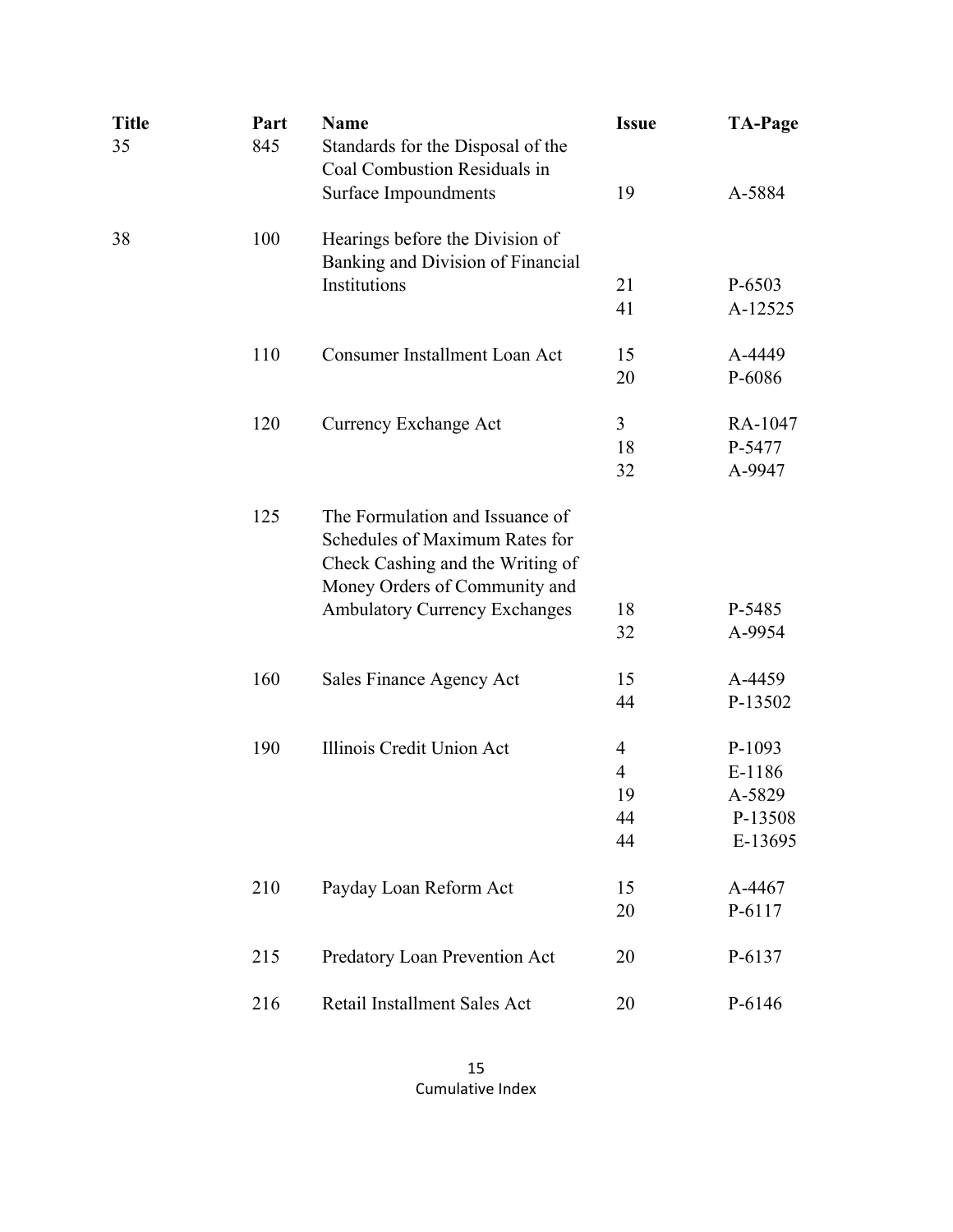| Title | Part | Name | Issue | TA-Page |
|---|---|---|---|---|
| 35 | 845 | Standards for the Disposal of the Coal Combustion Residuals in Surface Impoundments | 19 | A-5884 |
| 38 | 100 | Hearings before the Division of Banking and Division of Financial Institutions | 21 | P-6503 |
| | | | 41 | A-12525 |
| | 110 | Consumer Installment Loan Act | 15 | A-4449 |
| | | | 20 | P-6086 |
| | 120 | Currency Exchange Act | 3 | RA-1047 |
| | | | 18 | P-5477 |
| | | | 32 | A-9947 |
| | 125 | The Formulation and Issuance of Schedules of Maximum Rates for Check Cashing and the Writing of Money Orders of Community and Ambulatory Currency Exchanges | 18 | P-5485 |
| | | | 32 | A-9954 |
| | 160 | Sales Finance Agency Act | 15 | A-4459 |
| | | | 44 | P-13502 |
| | 190 | Illinois Credit Union Act | 4 | P-1093 |
| | | | 4 | E-1186 |
| | | | 19 | A-5829 |
| | | | 44 | P-13508 |
| | | | 44 | E-13695 |
| | 210 | Payday Loan Reform Act | 15 | A-4467 |
| | | | 20 | P-6117 |
| | 215 | Predatory Loan Prevention Act | 20 | P-6137 |
| | 216 | Retail Installment Sales Act | 20 | P-6146 |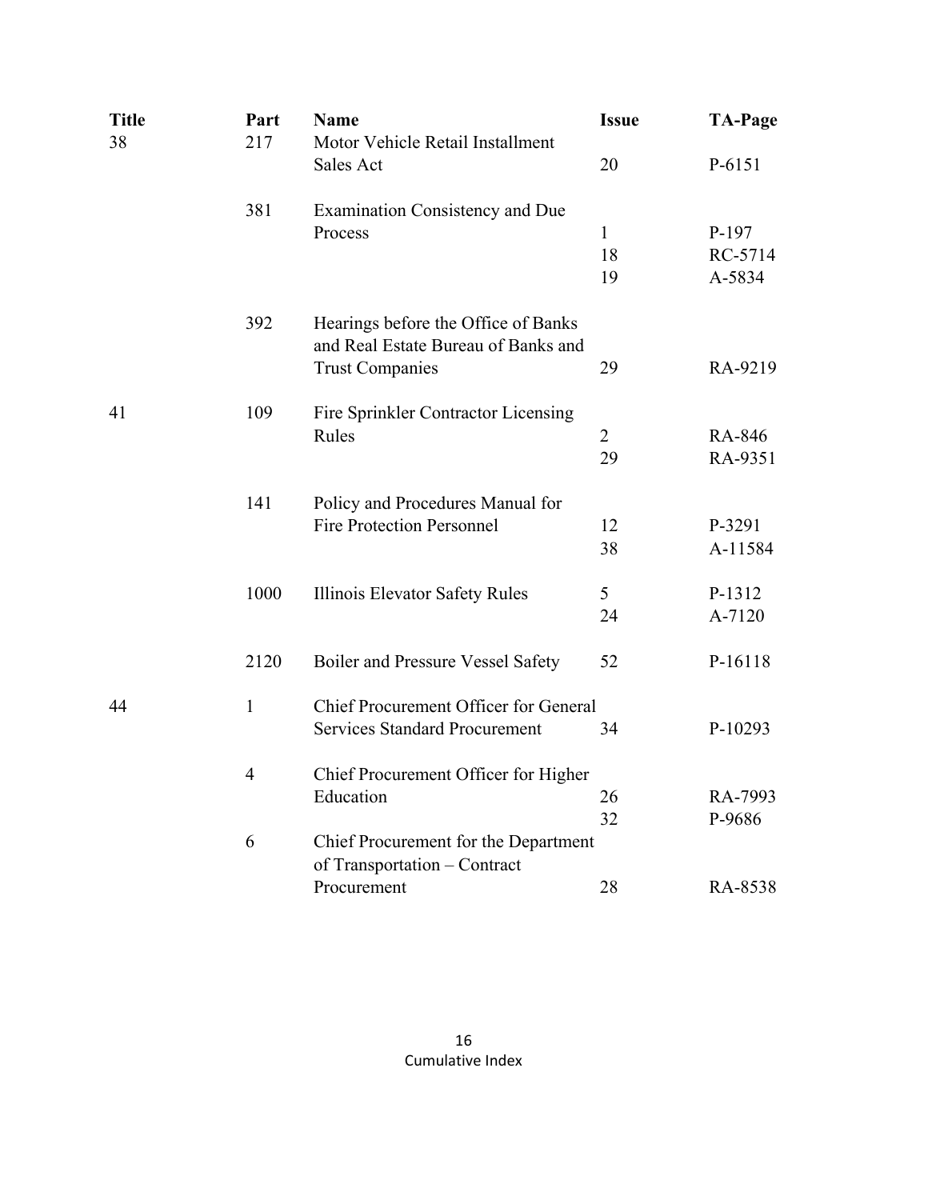| Title | Part | Name | Issue | TA-Page |
|---|---|---|---|---|
| 38 | 217 | Motor Vehicle Retail Installment Sales Act | 20 | P-6151 |
| | 381 | Examination Consistency and Due Process | 1 | P-197 |
| | | | 18 | RC-5714 |
| | | | 19 | A-5834 |
| | 392 | Hearings before the Office of Banks and Real Estate Bureau of Banks and Trust Companies | 29 | RA-9219 |
| 41 | 109 | Fire Sprinkler Contractor Licensing Rules | 2 | RA-846 |
| | | | 29 | RA-9351 |
| | 141 | Policy and Procedures Manual for Fire Protection Personnel | 12 | P-3291 |
| | | | 38 | A-11584 |
| | 1000 | Illinois Elevator Safety Rules | 5 | P-1312 |
| | | | 24 | A-7120 |
| | 2120 | Boiler and Pressure Vessel Safety | 52 | P-16118 |
| 44 | 1 | Chief Procurement Officer for General Services Standard Procurement | 34 | P-10293 |
| | 4 | Chief Procurement Officer for Higher Education | 26 | RA-7993 |
| | | | 32 | P-9686 |
| | 6 | Chief Procurement for the Department of Transportation – Contract Procurement | 28 | RA-8538 |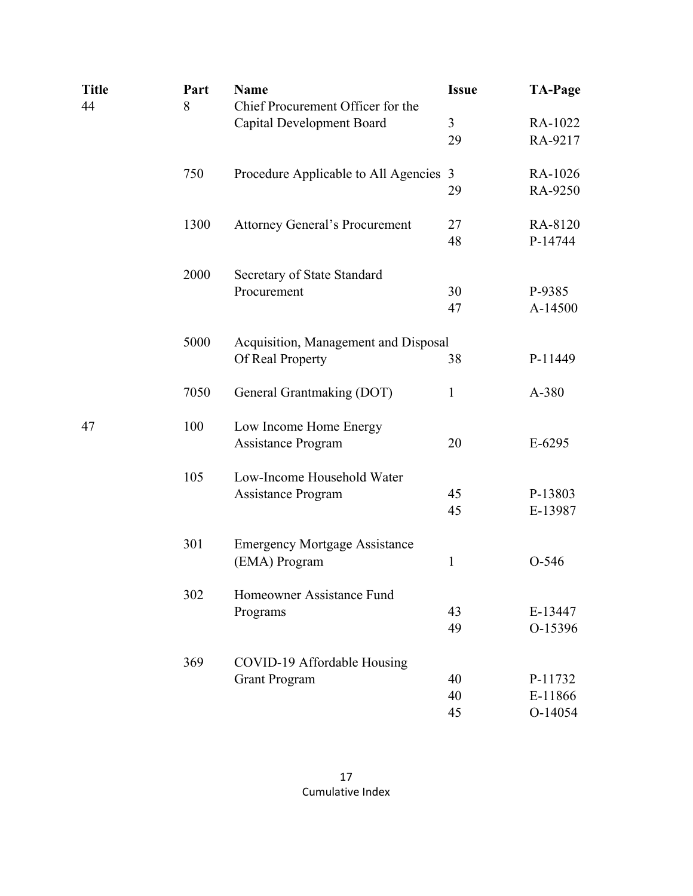| Title | Part | Name | Issue | TA-Page |
|---|---|---|---|---|
| 44 | 8 | Chief Procurement Officer for the Capital Development Board | 3 | RA-1022 |
| | | | 29 | RA-9217 |
| | 750 | Procedure Applicable to All Agencies | 3 | RA-1026 |
| | | | 29 | RA-9250 |
| | 1300 | Attorney General's Procurement | 27 | RA-8120 |
| | | | 48 | P-14744 |
| | 2000 | Secretary of State Standard Procurement | 30 | P-9385 |
| | | | 47 | A-14500 |
| | 5000 | Acquisition, Management and Disposal Of Real Property | 38 | P-11449 |
| | 7050 | General Grantmaking (DOT) | 1 | A-380 |
| 47 | 100 | Low Income Home Energy Assistance Program | 20 | E-6295 |
| | 105 | Low-Income Household Water Assistance Program | 45 | P-13803 |
| | | | 45 | E-13987 |
| | 301 | Emergency Mortgage Assistance (EMA) Program | 1 | O-546 |
| | 302 | Homeowner Assistance Fund Programs | 43 | E-13447 |
| | | | 49 | O-15396 |
| | 369 | COVID-19 Affordable Housing Grant Program | 40 | P-11732 |
| | | | 40 | E-11866 |
| | | | 45 | O-14054 |

Cumulative Index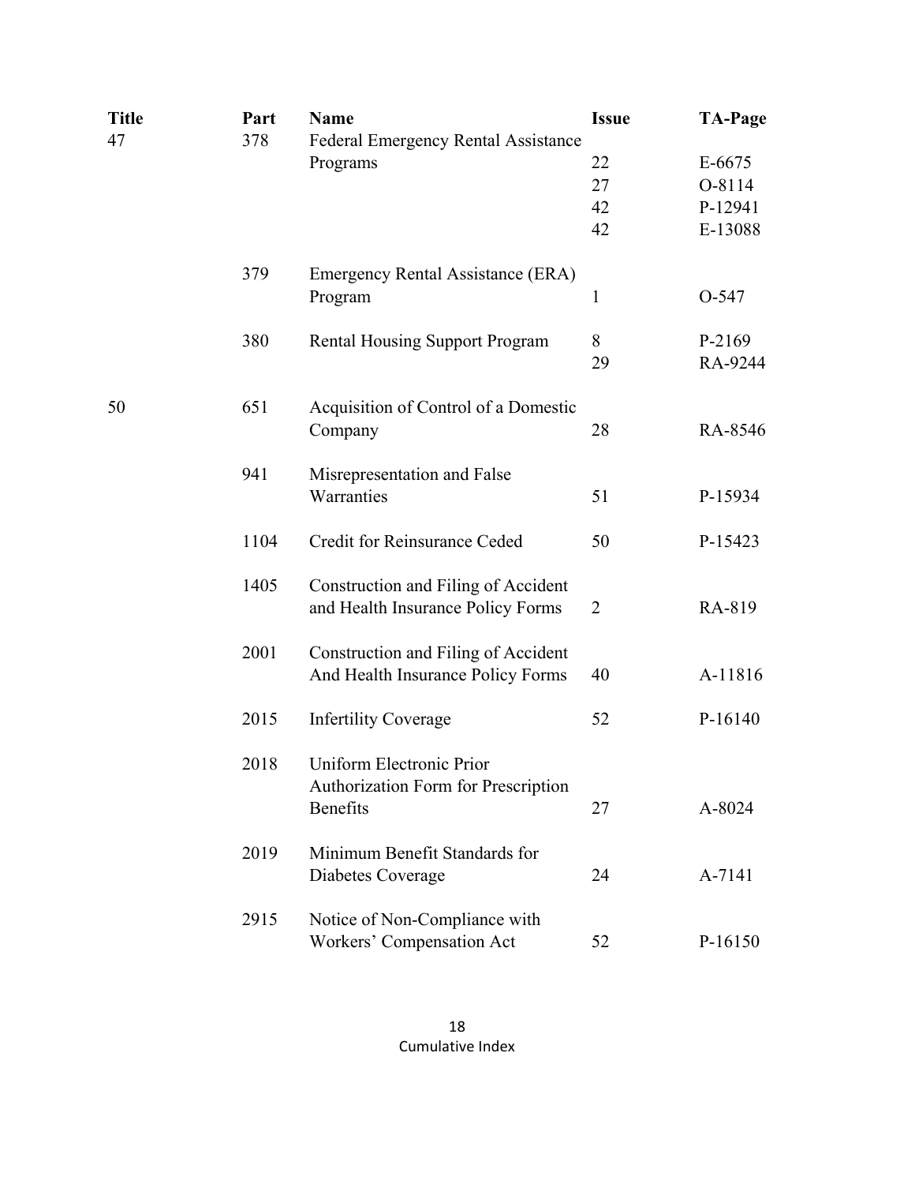| Title | Part | Name | Issue | TA-Page |
|---|---|---|---|---|
| 47 | 378 | Federal Emergency Rental Assistance Programs | 22 | E-6675 |
| | | | 27 | O-8114 |
| | | | 42 | P-12941 |
| | | | 42 | E-13088 |
| | 379 | Emergency Rental Assistance (ERA) Program | 1 | O-547 |
| | 380 | Rental Housing Support Program | 8 | P-2169 |
| | | | 29 | RA-9244 |
| 50 | 651 | Acquisition of Control of a Domestic Company | 28 | RA-8546 |
| | 941 | Misrepresentation and False Warranties | 51 | P-15934 |
| | 1104 | Credit for Reinsurance Ceded | 50 | P-15423 |
| | 1405 | Construction and Filing of Accident and Health Insurance Policy Forms | 2 | RA-819 |
| | 2001 | Construction and Filing of Accident And Health Insurance Policy Forms | 40 | A-11816 |
| | 2015 | Infertility Coverage | 52 | P-16140 |
| | 2018 | Uniform Electronic Prior Authorization Form for Prescription Benefits | 27 | A-8024 |
| | 2019 | Minimum Benefit Standards for Diabetes Coverage | 24 | A-7141 |
| | 2915 | Notice of Non-Compliance with Workers' Compensation Act | 52 | P-16150 |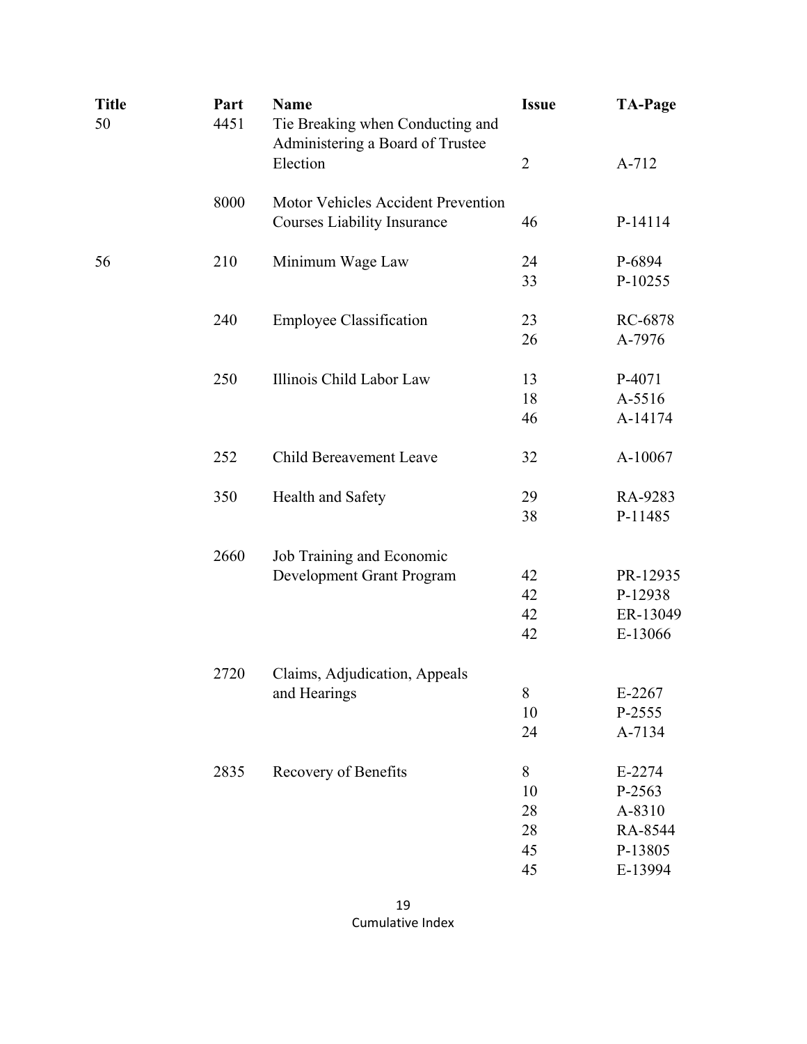| Title | Part | Name | Issue | TA-Page |
|---|---|---|---|---|
| 50 | 4451 | Tie Breaking when Conducting and Administering a Board of Trustee Election | 2 | A-712 |
| | 8000 | Motor Vehicles Accident Prevention Courses Liability Insurance | 46 | P-14114 |
| 56 | 210 | Minimum Wage Law | 24 | P-6894 |
| | | | 33 | P-10255 |
| | 240 | Employee Classification | 23 | RC-6878 |
| | | | 26 | A-7976 |
| | 250 | Illinois Child Labor Law | 13 | P-4071 |
| | | | 18 | A-5516 |
| | | | 46 | A-14174 |
| | 252 | Child Bereavement Leave | 32 | A-10067 |
| | 350 | Health and Safety | 29 | RA-9283 |
| | | | 38 | P-11485 |
| | 2660 | Job Training and Economic Development Grant Program | 42 | PR-12935 |
| | | | 42 | P-12938 |
| | | | 42 | ER-13049 |
| | | | 42 | E-13066 |
| | 2720 | Claims, Adjudication, Appeals and Hearings | 8 | E-2267 |
| | | | 10 | P-2555 |
| | | | 24 | A-7134 |
| | 2835 | Recovery of Benefits | 8 | E-2274 |
| | | | 10 | P-2563 |
| | | | 28 | A-8310 |
| | | | 28 | RA-8544 |
| | | | 45 | P-13805 |
| | | | 45 | E-13994 |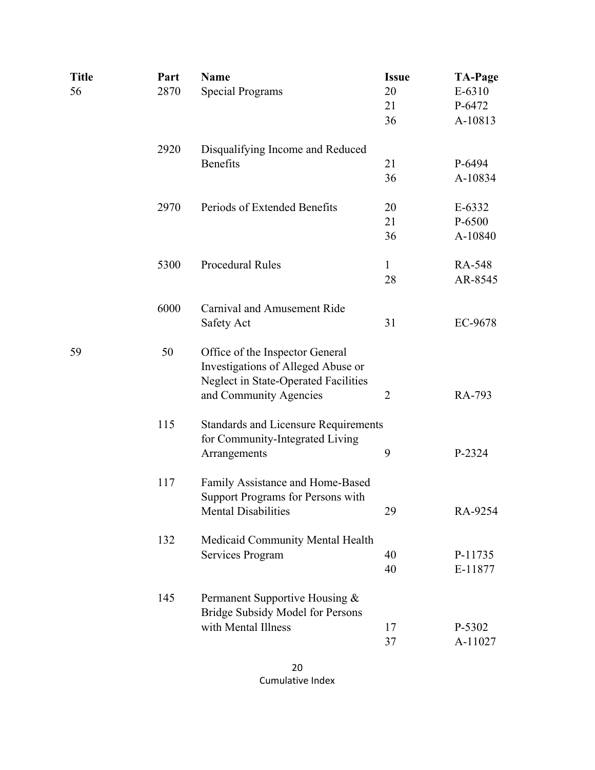| Title | Part | Name | Issue | TA-Page |
|---|---|---|---|---|
| 56 | 2870 | Special Programs | 20 | E-6310 |
| | | | 21 | P-6472 |
| | | | 36 | A-10813 |
| | 2920 | Disqualifying Income and Reduced Benefits | 21 | P-6494 |
| | | | 36 | A-10834 |
| | 2970 | Periods of Extended Benefits | 20 | E-6332 |
| | | | 21 | P-6500 |
| | | | 36 | A-10840 |
| | 5300 | Procedural Rules | 1 | RA-548 |
| | | | 28 | AR-8545 |
| | 6000 | Carnival and Amusement Ride Safety Act | 31 | EC-9678 |
| 59 | 50 | Office of the Inspector General Investigations of Alleged Abuse or Neglect in State-Operated Facilities and Community Agencies | 2 | RA-793 |
| | 115 | Standards and Licensure Requirements for Community-Integrated Living Arrangements | 9 | P-2324 |
| | 117 | Family Assistance and Home-Based Support Programs for Persons with Mental Disabilities | 29 | RA-9254 |
| | 132 | Medicaid Community Mental Health Services Program | 40 | P-11735 |
| | | | 40 | E-11877 |
| | 145 | Permanent Supportive Housing & Bridge Subsidy Model for Persons with Mental Illness | 17 | P-5302 |
| | | | 37 | A-11027 |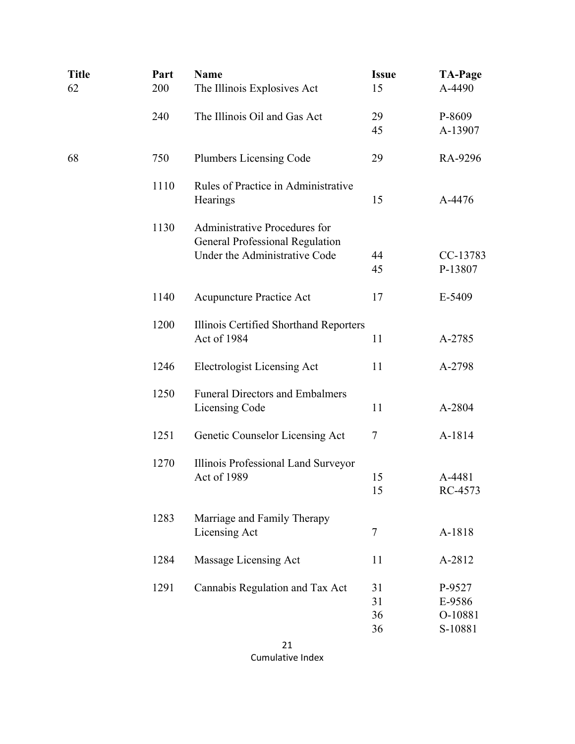| Title | Part | Name | Issue | TA-Page |
|---|---|---|---|---|
| 62 | 200 | The Illinois Explosives Act | 15 | A-4490 |
| | 240 | The Illinois Oil and Gas Act | 29 | P-8609 |
| | | | 45 | A-13907 |
| 68 | 750 | Plumbers Licensing Code | 29 | RA-9296 |
| | 1110 | Rules of Practice in Administrative Hearings | 15 | A-4476 |
| | 1130 | Administrative Procedures for General Professional Regulation Under the Administrative Code | 44 | CC-13783 |
| | | | 45 | P-13807 |
| | 1140 | Acupuncture Practice Act | 17 | E-5409 |
| | 1200 | Illinois Certified Shorthand Reporters Act of 1984 | 11 | A-2785 |
| | 1246 | Electrologist Licensing Act | 11 | A-2798 |
| | 1250 | Funeral Directors and Embalmers Licensing Code | 11 | A-2804 |
| | 1251 | Genetic Counselor Licensing Act | 7 | A-1814 |
| | 1270 | Illinois Professional Land Surveyor Act of 1989 | 15 | A-4481 |
| | | | 15 | RC-4573 |
| | 1283 | Marriage and Family Therapy Licensing Act | 7 | A-1818 |
| | 1284 | Massage Licensing Act | 11 | A-2812 |
| | 1291 | Cannabis Regulation and Tax Act | 31 | P-9527 |
| | | | 31 | E-9586 |
| | | | 36 | O-10881 |
| | | | 36 | S-10881 |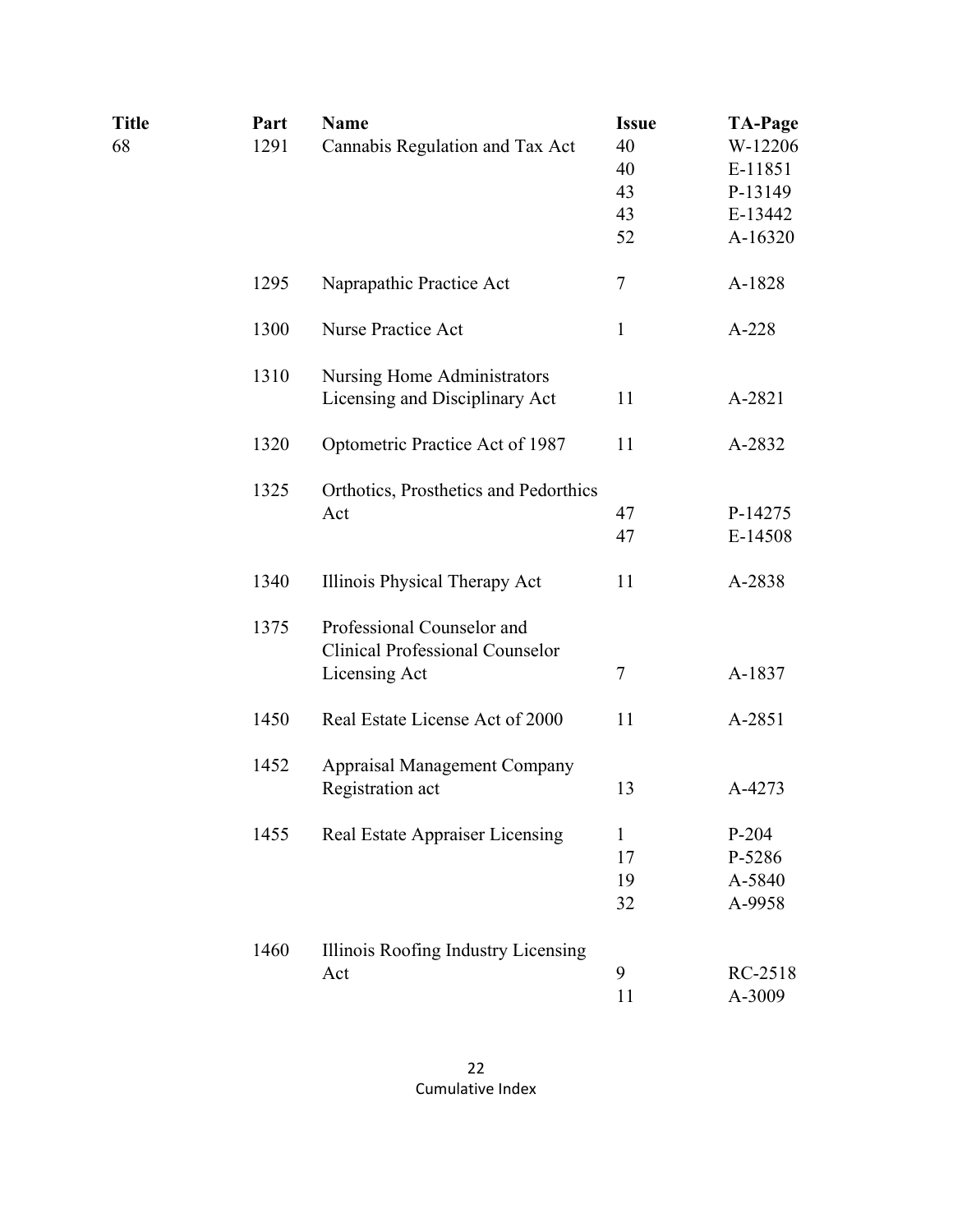| Title | Part | Name | Issue | TA-Page |
|---|---|---|---|---|
| 68 | 1291 | Cannabis Regulation and Tax Act | 40 | W-12206 |
| | | | 40 | E-11851 |
| | | | 43 | P-13149 |
| | | | 43 | E-13442 |
| | | | 52 | A-16320 |
| | 1295 | Naprapathic Practice Act | 7 | A-1828 |
| | 1300 | Nurse Practice Act | 1 | A-228 |
| | 1310 | Nursing Home Administrators Licensing and Disciplinary Act | 11 | A-2821 |
| | 1320 | Optometric Practice Act of 1987 | 11 | A-2832 |
| | 1325 | Orthotics, Prosthetics and Pedorthics Act | 47 | P-14275 |
| | | | 47 | E-14508 |
| | 1340 | Illinois Physical Therapy Act | 11 | A-2838 |
| | 1375 | Professional Counselor and Clinical Professional Counselor Licensing Act | 7 | A-1837 |
| | 1450 | Real Estate License Act of 2000 | 11 | A-2851 |
| | 1452 | Appraisal Management Company Registration act | 13 | A-4273 |
| | 1455 | Real Estate Appraiser Licensing | 1 | P-204 |
| | | | 17 | P-5286 |
| | | | 19 | A-5840 |
| | | | 32 | A-9958 |
| | 1460 | Illinois Roofing Industry Licensing Act | 9 | RC-2518 |
| | | | 11 | A-3009 |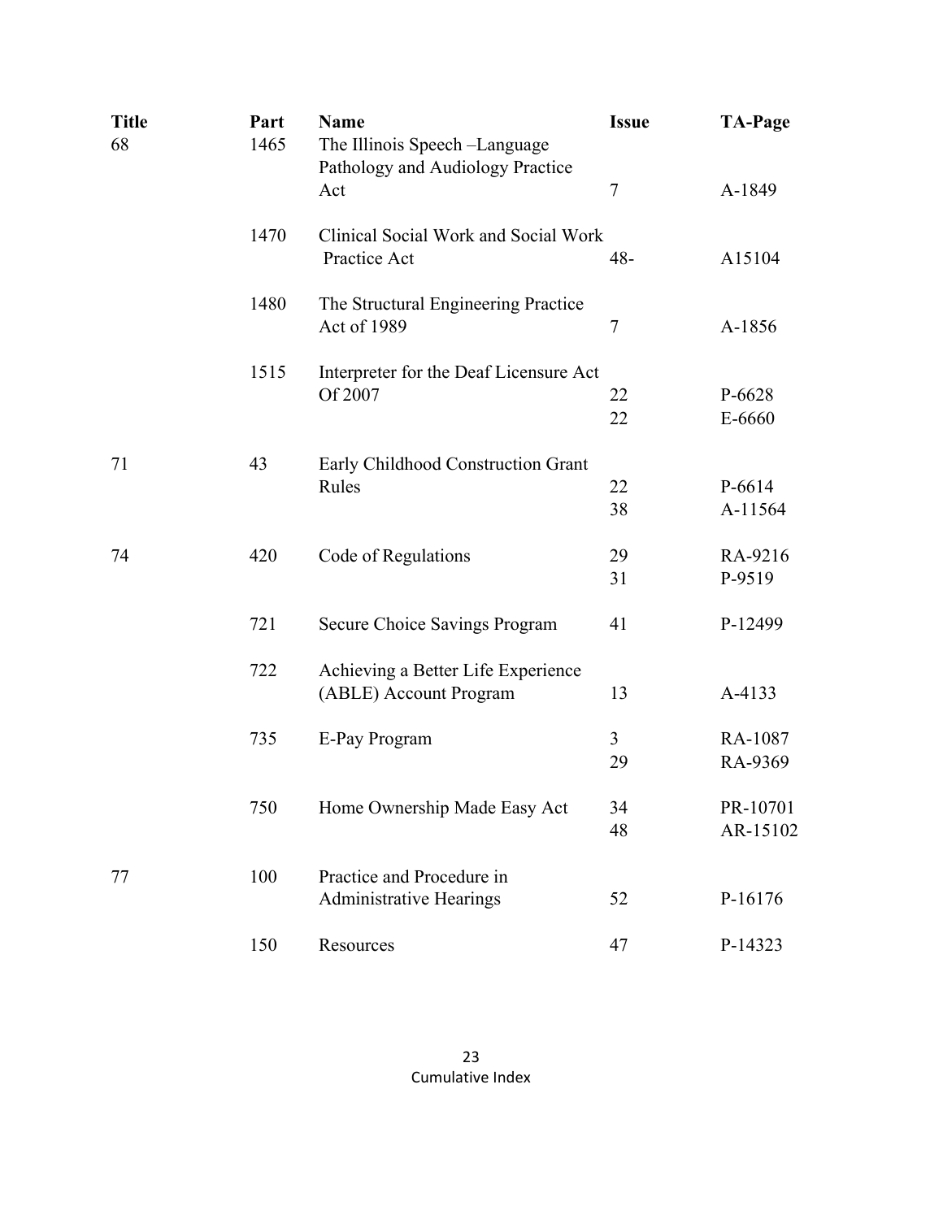| Title | Part | Name | Issue | TA-Page |
|---|---|---|---|---|
| 68 | 1465 | The Illinois Speech –Language Pathology and Audiology Practice Act | 7 | A-1849 |
| | 1470 | Clinical Social Work and Social Work Practice Act | 48- | A15104 |
| | 1480 | The Structural Engineering Practice Act of 1989 | 7 | A-1856 |
| | 1515 | Interpreter for the Deaf Licensure Act Of 2007 | 22 | P-6628 |
| | | | 22 | E-6660 |
| 71 | 43 | Early Childhood Construction Grant Rules | 22 | P-6614 |
| | | | 38 | A-11564 |
| 74 | 420 | Code of Regulations | 29 | RA-9216 |
| | | | 31 | P-9519 |
| | 721 | Secure Choice Savings Program | 41 | P-12499 |
| | 722 | Achieving a Better Life Experience (ABLE) Account Program | 13 | A-4133 |
| | 735 | E-Pay Program | 3 | RA-1087 |
| | | | 29 | RA-9369 |
| | 750 | Home Ownership Made Easy Act | 34 | PR-10701 |
| | | | 48 | AR-15102 |
| 77 | 100 | Practice and Procedure in Administrative Hearings | 52 | P-16176 |
| | 150 | Resources | 47 | P-14323 |

Cumulative Index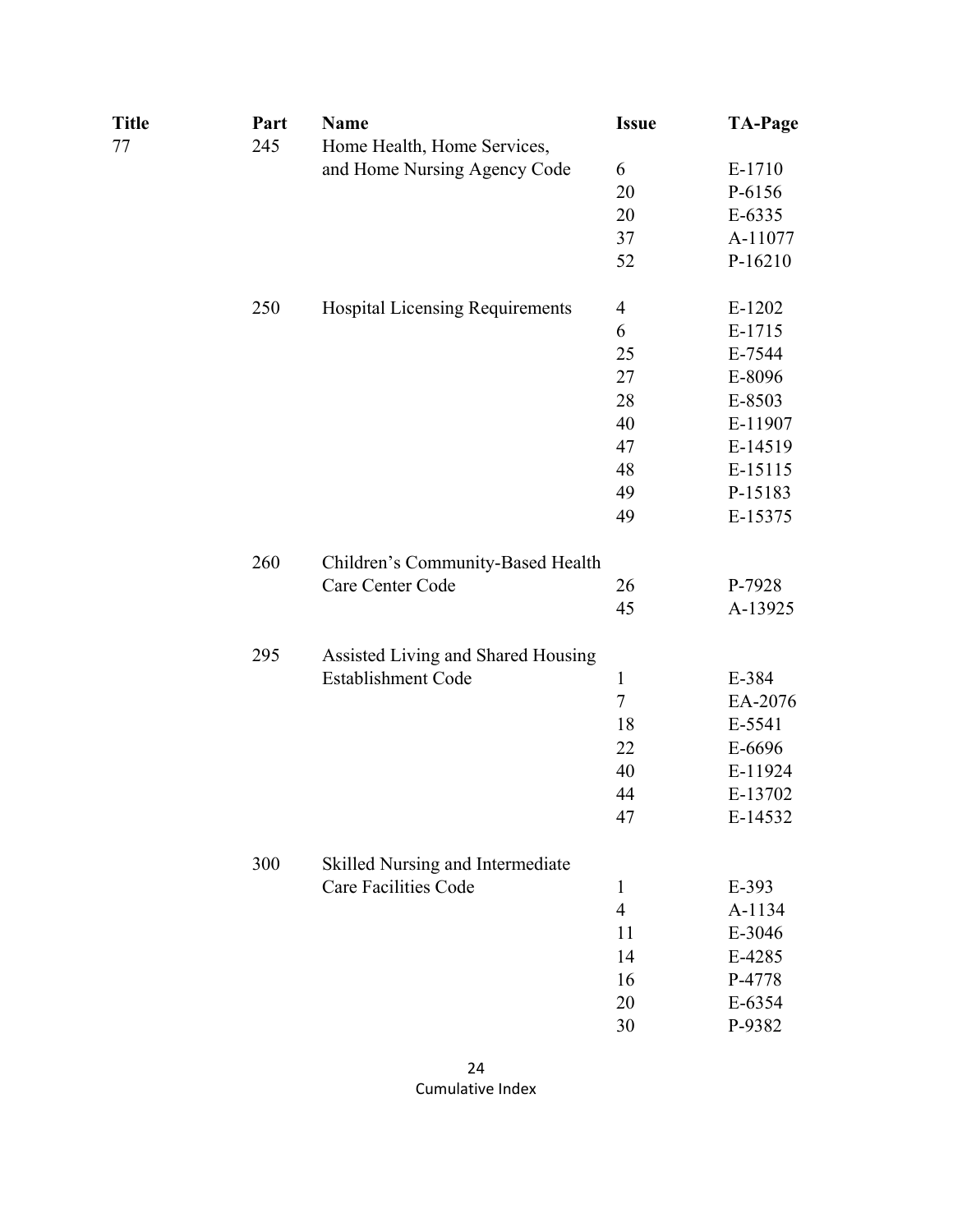| Title | Part | Name | Issue | TA-Page |
|---|---|---|---|---|
| 77 | 245 | Home Health, Home Services, and Home Nursing Agency Code | 6 | E-1710 |
| | | | 20 | P-6156 |
| | | | 20 | E-6335 |
| | | | 37 | A-11077 |
| | | | 52 | P-16210 |
| | 250 | Hospital Licensing Requirements | 4 | E-1202 |
| | | | 6 | E-1715 |
| | | | 25 | E-7544 |
| | | | 27 | E-8096 |
| | | | 28 | E-8503 |
| | | | 40 | E-11907 |
| | | | 47 | E-14519 |
| | | | 48 | E-15115 |
| | | | 49 | P-15183 |
| | | | 49 | E-15375 |
| | 260 | Children's Community-Based Health Care Center Code | 26 | P-7928 |
| | | | 45 | A-13925 |
| | 295 | Assisted Living and Shared Housing Establishment Code | 1 | E-384 |
| | | | 7 | EA-2076 |
| | | | 18 | E-5541 |
| | | | 22 | E-6696 |
| | | | 40 | E-11924 |
| | | | 44 | E-13702 |
| | | | 47 | E-14532 |
| | 300 | Skilled Nursing and Intermediate Care Facilities Code | 1 | E-393 |
| | | | 4 | A-1134 |
| | | | 11 | E-3046 |
| | | | 14 | E-4285 |
| | | | 16 | P-4778 |
| | | | 20 | E-6354 |
| | | | 30 | P-9382 |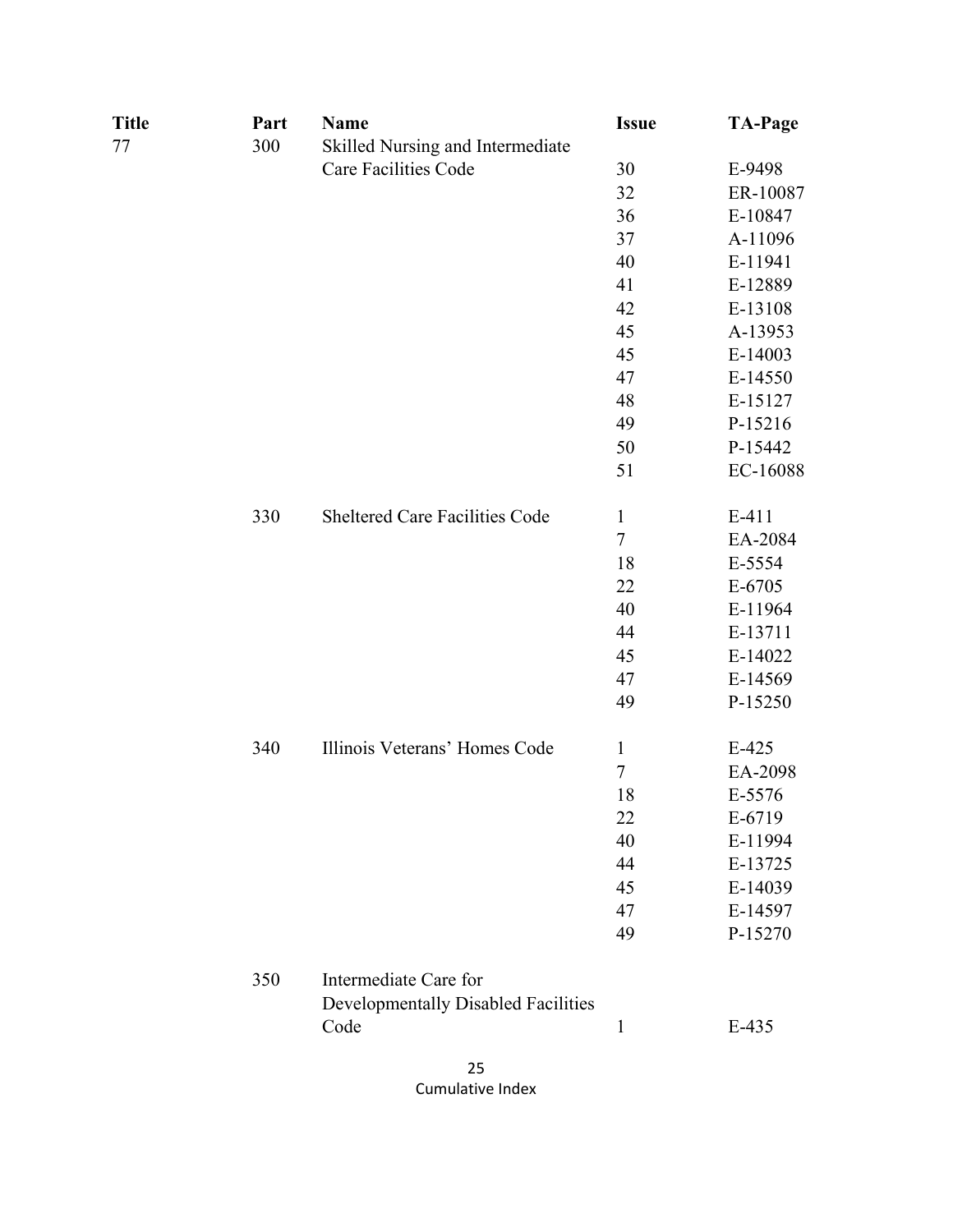| Title | Part | Name | Issue | TA-Page |
|---|---|---|---|---|
| 77 | 300 | Skilled Nursing and Intermediate Care Facilities Code | 30 | E-9498 |
| | | | 32 | ER-10087 |
| | | | 36 | E-10847 |
| | | | 37 | A-11096 |
| | | | 40 | E-11941 |
| | | | 41 | E-12889 |
| | | | 42 | E-13108 |
| | | | 45 | A-13953 |
| | | | 45 | E-14003 |
| | | | 47 | E-14550 |
| | | | 48 | E-15127 |
| | | | 49 | P-15216 |
| | | | 50 | P-15442 |
| | | | 51 | EC-16088 |
| | 330 | Sheltered Care Facilities Code | 1 | E-411 |
| | | | 7 | EA-2084 |
| | | | 18 | E-5554 |
| | | | 22 | E-6705 |
| | | | 40 | E-11964 |
| | | | 44 | E-13711 |
| | | | 45 | E-14022 |
| | | | 47 | E-14569 |
| | | | 49 | P-15250 |
| | 340 | Illinois Veterans' Homes Code | 1 | E-425 |
| | | | 7 | EA-2098 |
| | | | 18 | E-5576 |
| | | | 22 | E-6719 |
| | | | 40 | E-11994 |
| | | | 44 | E-13725 |
| | | | 45 | E-14039 |
| | | | 47 | E-14597 |
| | | | 49 | P-15270 |
| | 350 | Intermediate Care for Developmentally Disabled Facilities Code | 1 | E-435 |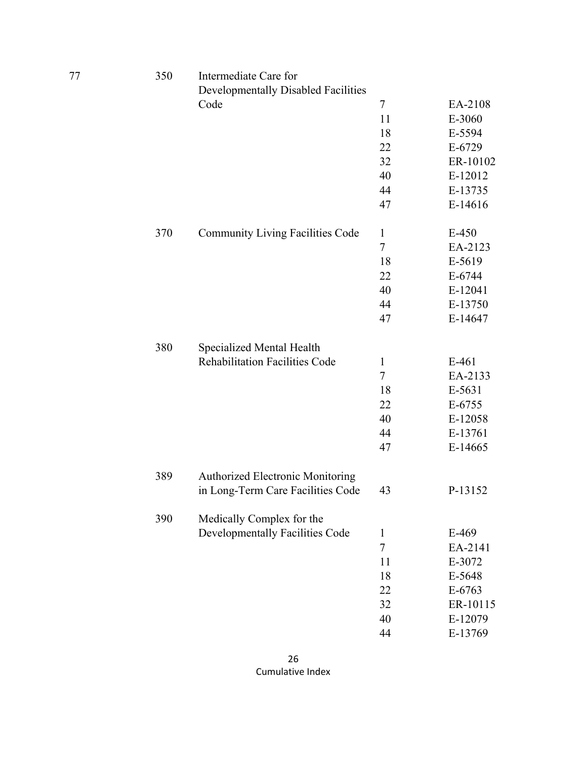| | | | | |
|---|---|---|---|---|
| 77 | 350 | Intermediate Care for Developmentally Disabled Facilities Code | 7 | EA-2108 |
| | | | 11 | E-3060 |
| | | | 18 | E-5594 |
| | | | 22 | E-6729 |
| | | | 32 | ER-10102 |
| | | | 40 | E-12012 |
| | | | 44 | E-13735 |
| | | | 47 | E-14616 |
| | 370 | Community Living Facilities Code | 1 | E-450 |
| | | | 7 | EA-2123 |
| | | | 18 | E-5619 |
| | | | 22 | E-6744 |
| | | | 40 | E-12041 |
| | | | 44 | E-13750 |
| | | | 47 | E-14647 |
| | 380 | Specialized Mental Health Rehabilitation Facilities Code | 1 | E-461 |
| | | | 7 | EA-2133 |
| | | | 18 | E-5631 |
| | | | 22 | E-6755 |
| | | | 40 | E-12058 |
| | | | 44 | E-13761 |
| | | | 47 | E-14665 |
| | 389 | Authorized Electronic Monitoring in Long-Term Care Facilities Code | 43 | P-13152 |
| | 390 | Medically Complex for the Developmentally Facilities Code | 1 | E-469 |
| | | | 7 | EA-2141 |
| | | | 11 | E-3072 |
| | | | 18 | E-5648 |
| | | | 22 | E-6763 |
| | | | 32 | ER-10115 |
| | | | 40 | E-12079 |
| | | | 44 | E-13769 |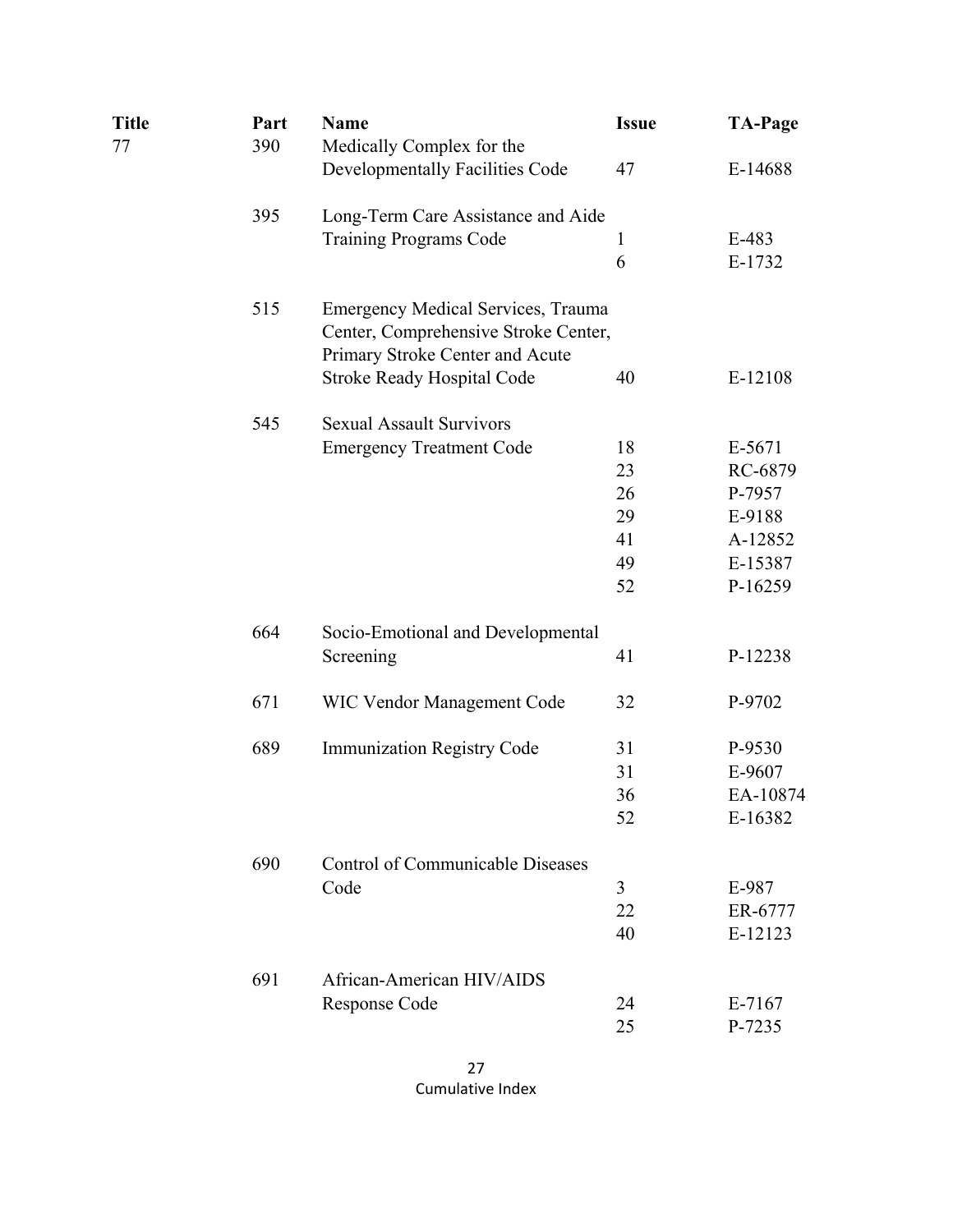| Title | Part | Name | Issue | TA-Page |
|---|---|---|---|---|
| 77 | 390 | Medically Complex for the Developmentally Facilities Code | 47 | E-14688 |
| | 395 | Long-Term Care Assistance and Aide Training Programs Code | 1 | E-483 |
| | | | 6 | E-1732 |
| | 515 | Emergency Medical Services, Trauma Center, Comprehensive Stroke Center, Primary Stroke Center and Acute Stroke Ready Hospital Code | 40 | E-12108 |
| | 545 | Sexual Assault Survivors Emergency Treatment Code | 18 | E-5671 |
| | | | 23 | RC-6879 |
| | | | 26 | P-7957 |
| | | | 29 | E-9188 |
| | | | 41 | A-12852 |
| | | | 49 | E-15387 |
| | | | 52 | P-16259 |
| | 664 | Socio-Emotional and Developmental Screening | 41 | P-12238 |
| | 671 | WIC Vendor Management Code | 32 | P-9702 |
| | 689 | Immunization Registry Code | 31 | P-9530 |
| | | | 31 | E-9607 |
| | | | 36 | EA-10874 |
| | | | 52 | E-16382 |
| | 690 | Control of Communicable Diseases Code | 3 | E-987 |
| | | | 22 | ER-6777 |
| | | | 40 | E-12123 |
| | 691 | African-American HIV/AIDS Response Code | 24 | E-7167 |
| | | | 25 | P-7235 |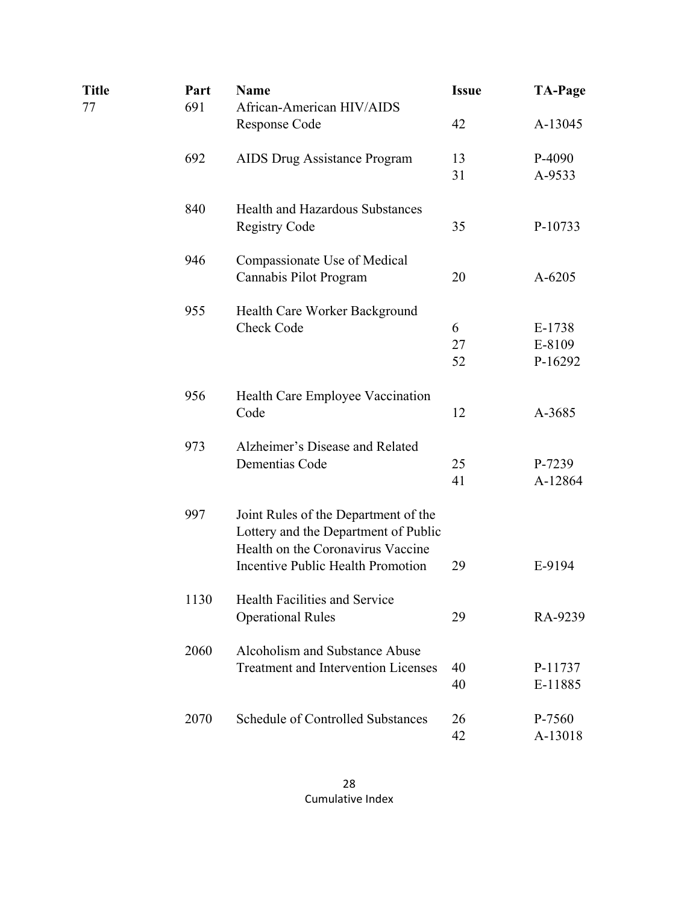| Title | Part | Name | Issue | TA-Page |
|---|---|---|---|---|
| 77 | 691 | African-American HIV/AIDS Response Code | 42 | A-13045 |
| | 692 | AIDS Drug Assistance Program | 13 | P-4090 |
| | | | 31 | A-9533 |
| | 840 | Health and Hazardous Substances Registry Code | 35 | P-10733 |
| | 946 | Compassionate Use of Medical Cannabis Pilot Program | 20 | A-6205 |
| | 955 | Health Care Worker Background Check Code | 6 | E-1738 |
| | | | 27 | E-8109 |
| | | | 52 | P-16292 |
| | 956 | Health Care Employee Vaccination Code | 12 | A-3685 |
| | 973 | Alzheimer's Disease and Related Dementias Code | 25 | P-7239 |
| | | | 41 | A-12864 |
| | 997 | Joint Rules of the Department of the Lottery and the Department of Public Health on the Coronavirus Vaccine Incentive Public Health Promotion | 29 | E-9194 |
| | 1130 | Health Facilities and Service Operational Rules | 29 | RA-9239 |
| | 2060 | Alcoholism and Substance Abuse Treatment and Intervention Licenses | 40 | P-11737 |
| | | | 40 | E-11885 |
| | 2070 | Schedule of Controlled Substances | 26 | P-7560 |
| | | | 42 | A-13018 |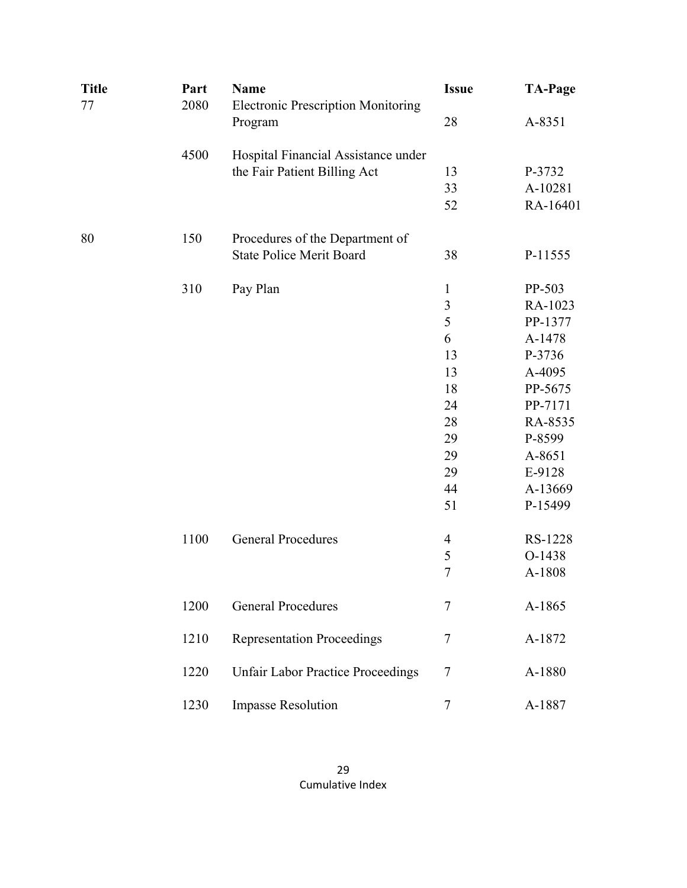| Title | Part | Name | Issue | TA-Page |
|---|---|---|---|---|
| 77 | 2080 | Electronic Prescription Monitoring Program | 28 | A-8351 |
| | 4500 | Hospital Financial Assistance under the Fair Patient Billing Act | 13 | P-3732 |
| | | | 33 | A-10281 |
| | | | 52 | RA-16401 |
| 80 | 150 | Procedures of the Department of State Police Merit Board | 38 | P-11555 |
| | 310 | Pay Plan | 1 | PP-503 |
| | | | 3 | RA-1023 |
| | | | 5 | PP-1377 |
| | | | 6 | A-1478 |
| | | | 13 | P-3736 |
| | | | 13 | A-4095 |
| | | | 18 | PP-5675 |
| | | | 24 | PP-7171 |
| | | | 28 | RA-8535 |
| | | | 29 | P-8599 |
| | | | 29 | A-8651 |
| | | | 29 | E-9128 |
| | | | 44 | A-13669 |
| | | | 51 | P-15499 |
| | 1100 | General Procedures | 4 | RS-1228 |
| | | | 5 | O-1438 |
| | | | 7 | A-1808 |
| | 1200 | General Procedures | 7 | A-1865 |
| | 1210 | Representation Proceedings | 7 | A-1872 |
| | 1220 | Unfair Labor Practice Proceedings | 7 | A-1880 |
| | 1230 | Impasse Resolution | 7 | A-1887 |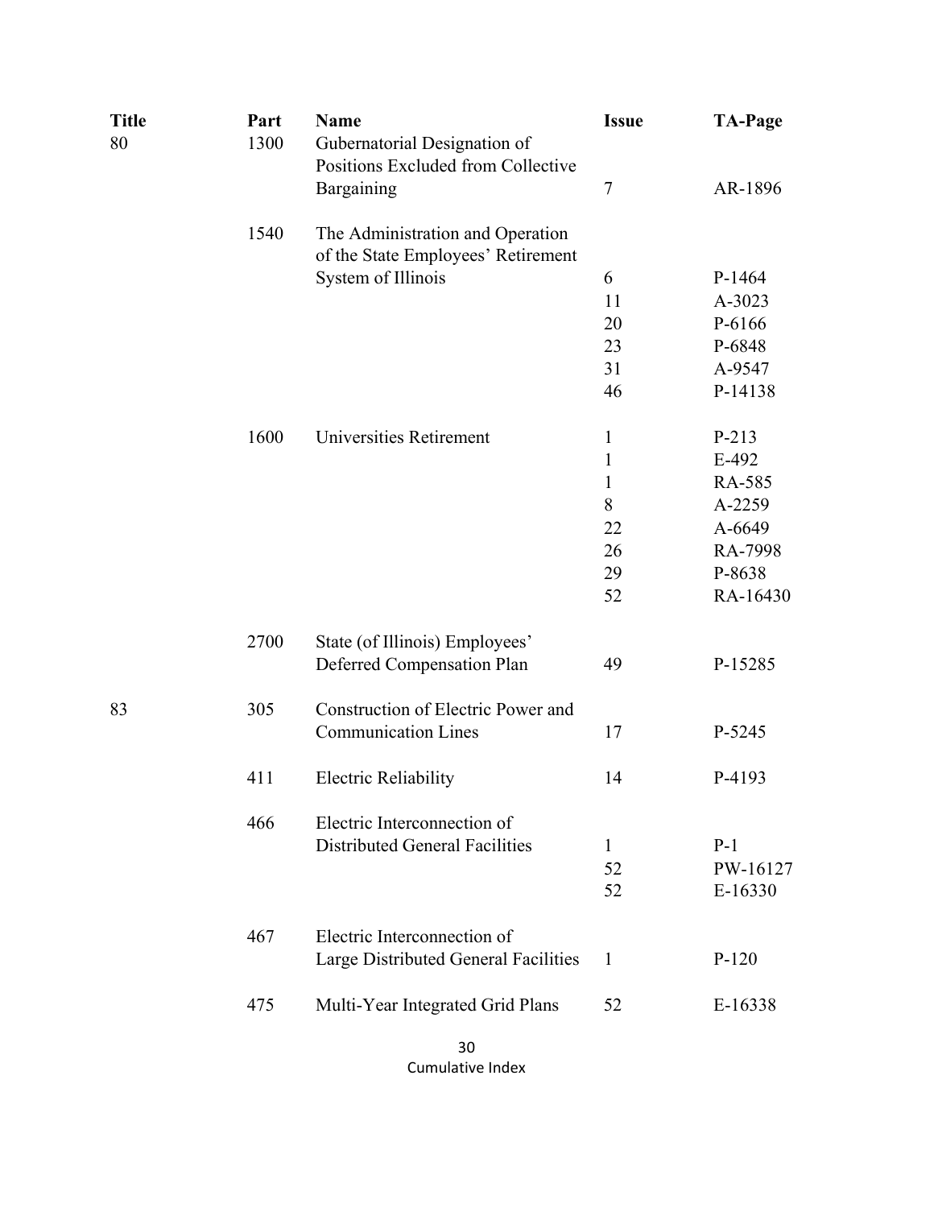| Title | Part | Name | Issue | TA-Page |
|---|---|---|---|---|
| 80 | 1300 | Gubernatorial Designation of Positions Excluded from Collective Bargaining | 7 | AR-1896 |
| | 1540 | The Administration and Operation of the State Employees' Retirement System of Illinois | 6 | P-1464 |
| | | | 11 | A-3023 |
| | | | 20 | P-6166 |
| | | | 23 | P-6848 |
| | | | 31 | A-9547 |
| | | | 46 | P-14138 |
| | 1600 | Universities Retirement | 1 | P-213 |
| | | | 1 | E-492 |
| | | | 1 | RA-585 |
| | | | 8 | A-2259 |
| | | | 22 | A-6649 |
| | | | 26 | RA-7998 |
| | | | 29 | P-8638 |
| | | | 52 | RA-16430 |
| | 2700 | State (of Illinois) Employees' Deferred Compensation Plan | 49 | P-15285 |
| 83 | 305 | Construction of Electric Power and Communication Lines | 17 | P-5245 |
| | 411 | Electric Reliability | 14 | P-4193 |
| | 466 | Electric Interconnection of Distributed General Facilities | 1 | P-1 |
| | | | 52 | PW-16127 |
| | | | 52 | E-16330 |
| | 467 | Electric Interconnection of Large Distributed General Facilities | 1 | P-120 |
| | 475 | Multi-Year Integrated Grid Plans | 52 | E-16338 |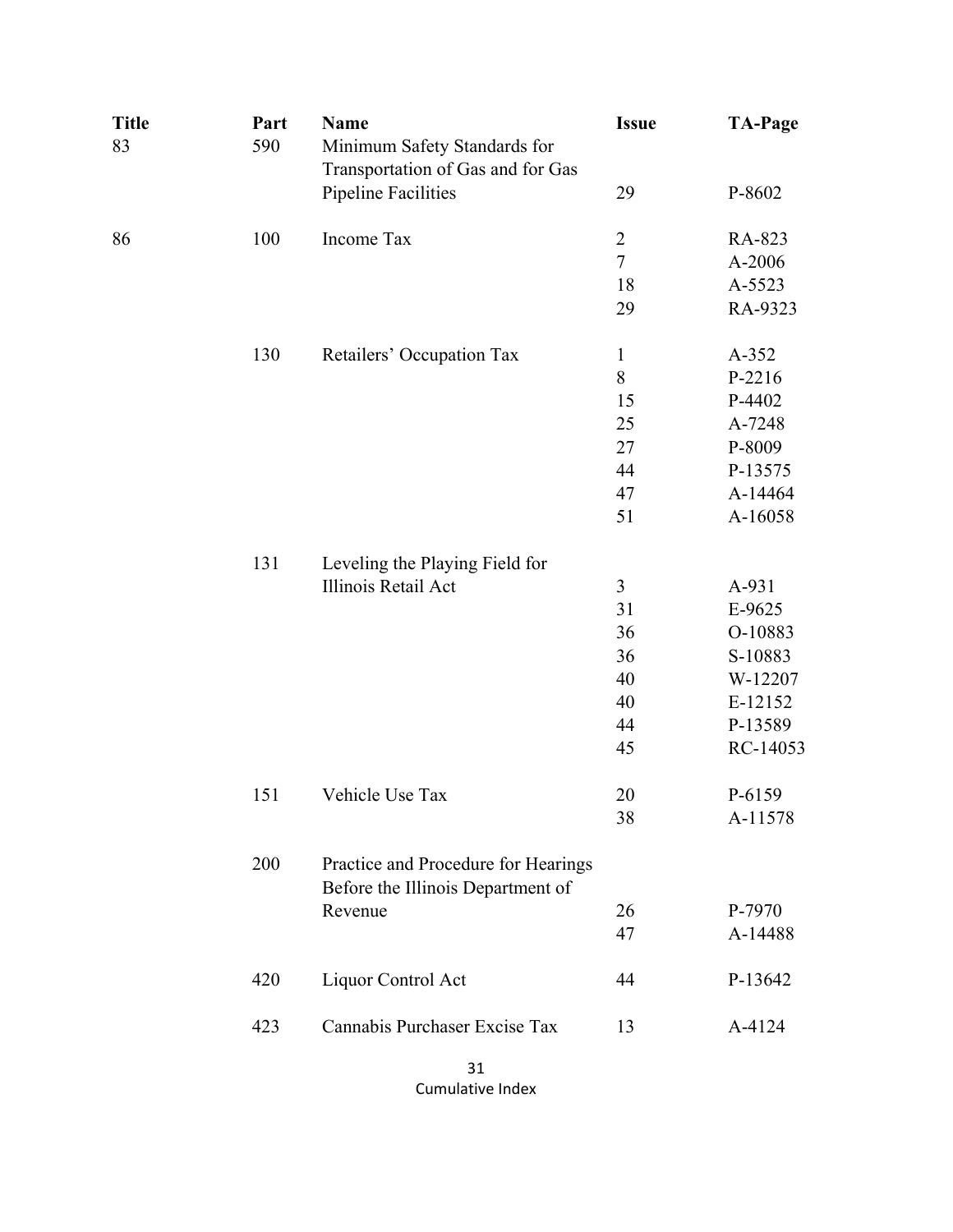| Title | Part | Name | Issue | TA-Page |
|---|---|---|---|---|
| 83 | 590 | Minimum Safety Standards for Transportation of Gas and for Gas Pipeline Facilities | 29 | P-8602 |
| 86 | 100 | Income Tax | 2 | RA-823 |
| | | | 7 | A-2006 |
| | | | 18 | A-5523 |
| | | | 29 | RA-9323 |
| | 130 | Retailers' Occupation Tax | 1 | A-352 |
| | | | 8 | P-2216 |
| | | | 15 | P-4402 |
| | | | 25 | A-7248 |
| | | | 27 | P-8009 |
| | | | 44 | P-13575 |
| | | | 47 | A-14464 |
| | | | 51 | A-16058 |
| | 131 | Leveling the Playing Field for Illinois Retail Act | 3 | A-931 |
| | | | 31 | E-9625 |
| | | | 36 | O-10883 |
| | | | 36 | S-10883 |
| | | | 40 | W-12207 |
| | | | 40 | E-12152 |
| | | | 44 | P-13589 |
| | | | 45 | RC-14053 |
| | 151 | Vehicle Use Tax | 20 | P-6159 |
| | | | 38 | A-11578 |
| | 200 | Practice and Procedure for Hearings Before the Illinois Department of Revenue | 26 | P-7970 |
| | | | 47 | A-14488 |
| | 420 | Liquor Control Act | 44 | P-13642 |
| | 423 | Cannabis Purchaser Excise Tax | 13 | A-4124 |

Cumulative Index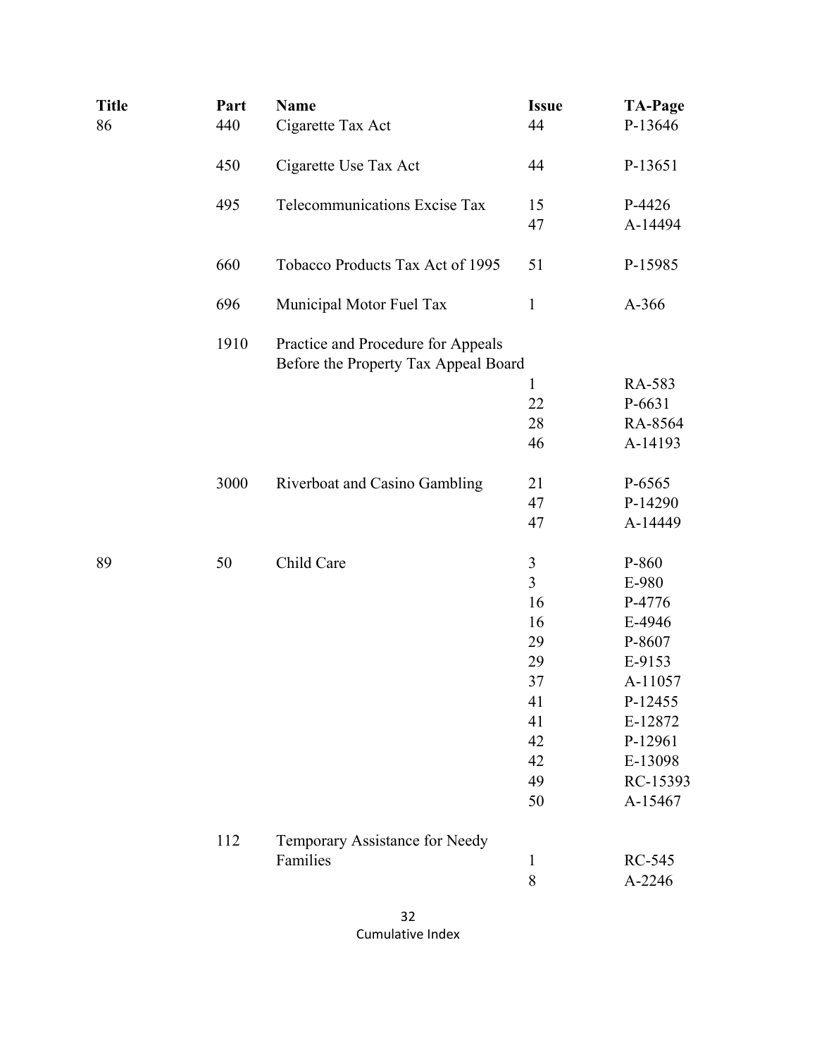| Title | Part | Name | Issue | TA-Page |
|---|---|---|---|---|
| 86 | 440 | Cigarette Tax Act | 44 | P-13646 |
| | 450 | Cigarette Use Tax Act | 44 | P-13651 |
| | 495 | Telecommunications Excise Tax | 15 | P-4426 |
| | | | 47 | A-14494 |
| | 660 | Tobacco Products Tax Act of 1995 | 51 | P-15985 |
| | 696 | Municipal Motor Fuel Tax | 1 | A-366 |
| | 1910 | Practice and Procedure for Appeals Before the Property Tax Appeal Board | | |
| | | | 1 | RA-583 |
| | | | 22 | P-6631 |
| | | | 28 | RA-8564 |
| | | | 46 | A-14193 |
| | 3000 | Riverboat and Casino Gambling | 21 | P-6565 |
| | | | 47 | P-14290 |
| | | | 47 | A-14449 |
| 89 | 50 | Child Care | 3 | P-860 |
| | | | 3 | E-980 |
| | | | 16 | P-4776 |
| | | | 16 | E-4946 |
| | | | 29 | P-8607 |
| | | | 29 | E-9153 |
| | | | 37 | A-11057 |
| | | | 41 | P-12455 |
| | | | 41 | E-12872 |
| | | | 42 | P-12961 |
| | | | 42 | E-13098 |
| | | | 49 | RC-15393 |
| | | | 50 | A-15467 |
| | 112 | Temporary Assistance for Needy Families | 1 | RC-545 |
| | | | 8 | A-2246 |

Cumulative Index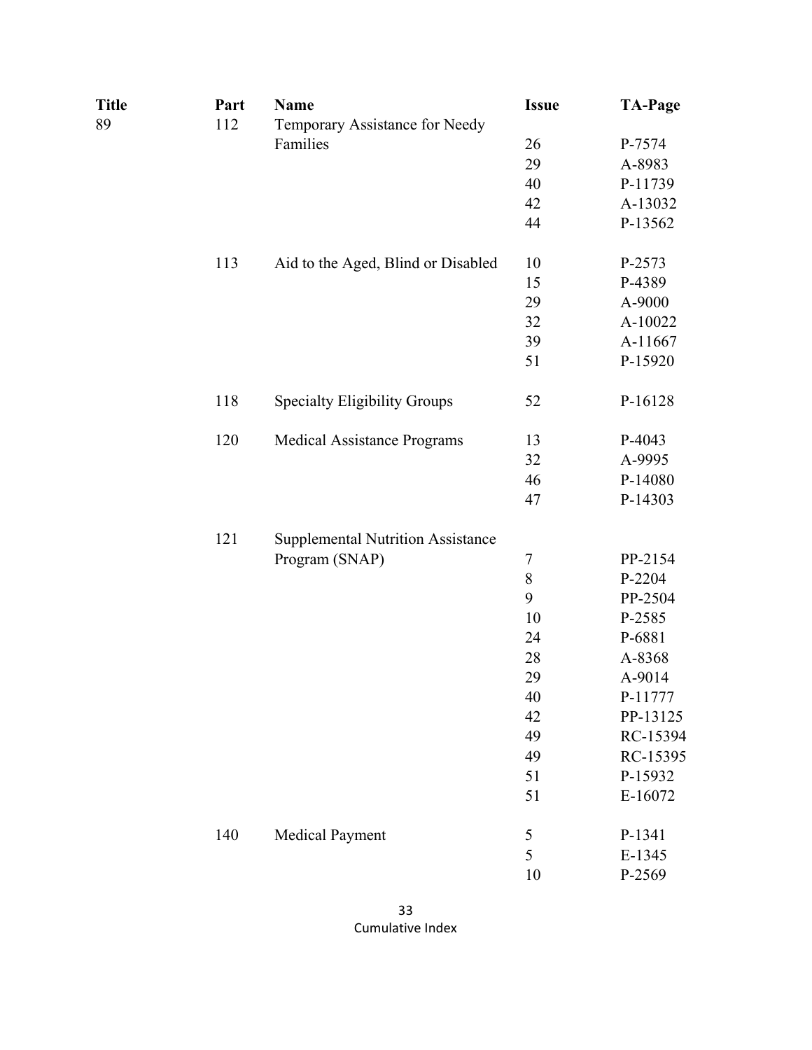| Title | Part | Name | Issue | TA-Page |
|---|---|---|---|---|
| 89 | 112 | Temporary Assistance for Needy Families | 26 | P-7574 |
| | | | 29 | A-8983 |
| | | | 40 | P-11739 |
| | | | 42 | A-13032 |
| | | | 44 | P-13562 |
| | 113 | Aid to the Aged, Blind or Disabled | 10 | P-2573 |
| | | | 15 | P-4389 |
| | | | 29 | A-9000 |
| | | | 32 | A-10022 |
| | | | 39 | A-11667 |
| | | | 51 | P-15920 |
| | 118 | Specialty Eligibility Groups | 52 | P-16128 |
| | 120 | Medical Assistance Programs | 13 | P-4043 |
| | | | 32 | A-9995 |
| | | | 46 | P-14080 |
| | | | 47 | P-14303 |
| | 121 | Supplemental Nutrition Assistance Program (SNAP) | 7 | PP-2154 |
| | | | 8 | P-2204 |
| | | | 9 | PP-2504 |
| | | | 10 | P-2585 |
| | | | 24 | P-6881 |
| | | | 28 | A-8368 |
| | | | 29 | A-9014 |
| | | | 40 | P-11777 |
| | | | 42 | PP-13125 |
| | | | 49 | RC-15394 |
| | | | 49 | RC-15395 |
| | | | 51 | P-15932 |
| | | | 51 | E-16072 |
| | 140 | Medical Payment | 5 | P-1341 |
| | | | 5 | E-1345 |
| | | | 10 | P-2569 |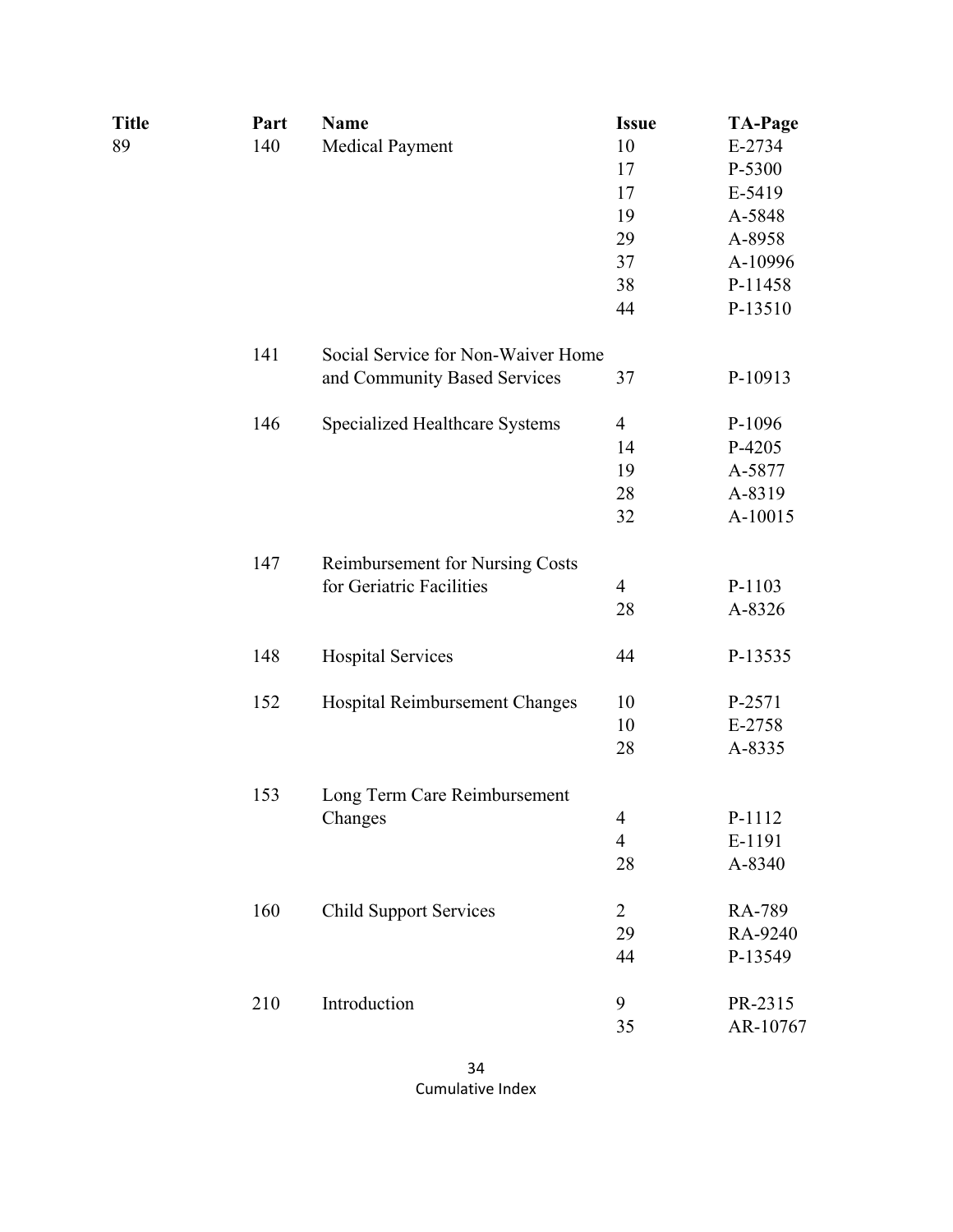| Title | Part | Name | Issue | TA-Page |
|---|---|---|---|---|
| 89 | 140 | Medical Payment | 10 | E-2734 |
| | | | 17 | P-5300 |
| | | | 17 | E-5419 |
| | | | 19 | A-5848 |
| | | | 29 | A-8958 |
| | | | 37 | A-10996 |
| | | | 38 | P-11458 |
| | | | 44 | P-13510 |
| | 141 | Social Service for Non-Waiver Home and Community Based Services | 37 | P-10913 |
| | 146 | Specialized Healthcare Systems | 4 | P-1096 |
| | | | 14 | P-4205 |
| | | | 19 | A-5877 |
| | | | 28 | A-8319 |
| | | | 32 | A-10015 |
| | 147 | Reimbursement for Nursing Costs for Geriatric Facilities | 4 | P-1103 |
| | | | 28 | A-8326 |
| | 148 | Hospital Services | 44 | P-13535 |
| | 152 | Hospital Reimbursement Changes | 10 | P-2571 |
| | | | 10 | E-2758 |
| | | | 28 | A-8335 |
| | 153 | Long Term Care Reimbursement Changes | 4 | P-1112 |
| | | | 4 | E-1191 |
| | | | 28 | A-8340 |
| | 160 | Child Support Services | 2 | RA-789 |
| | | | 29 | RA-9240 |
| | | | 44 | P-13549 |
| | 210 | Introduction | 9 | PR-2315 |
| | | | 35 | AR-10767 |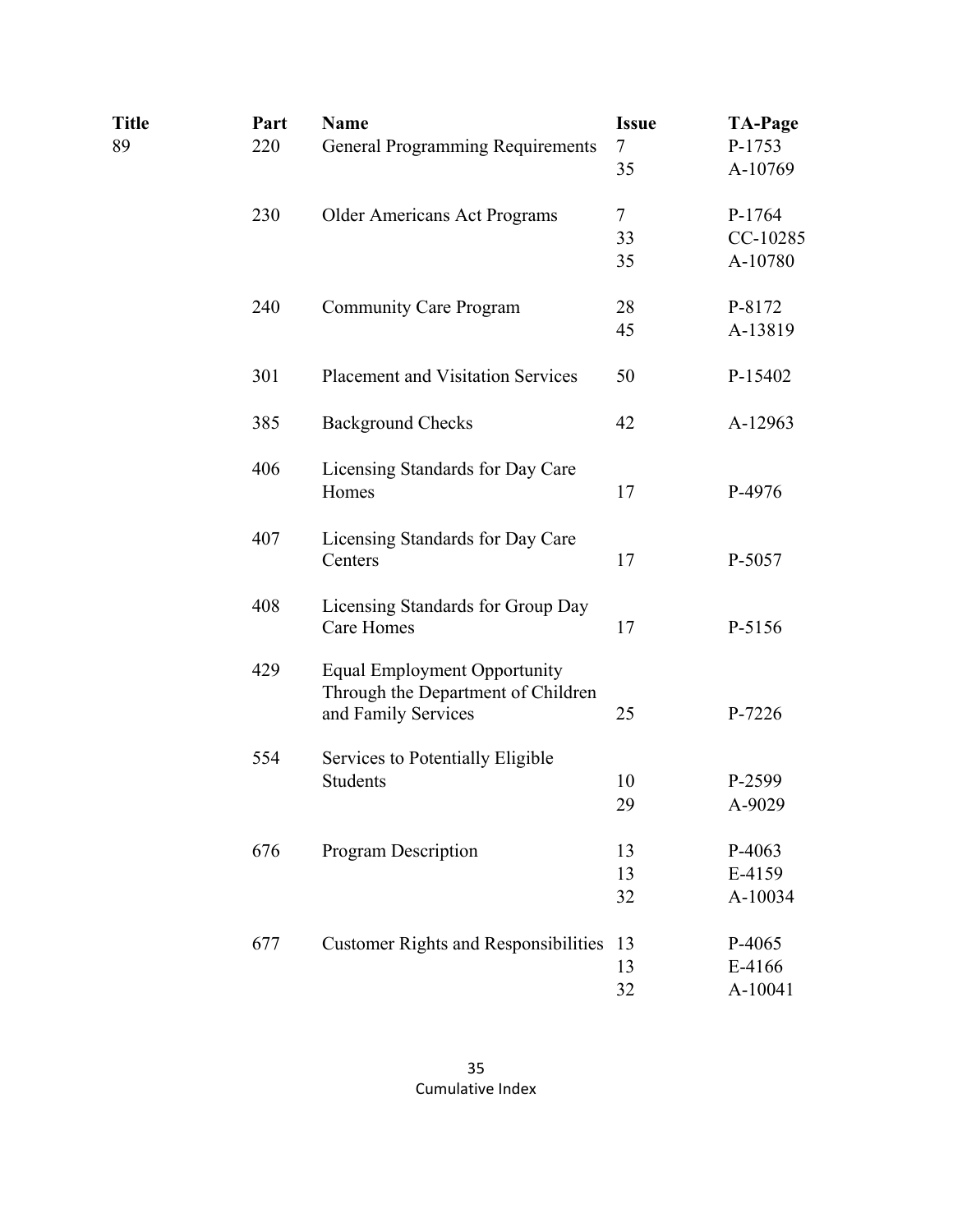| Title | Part | Name | Issue | TA-Page |
|---|---|---|---|---|
| 89 | 220 | General Programming Requirements | 7 | P-1753 |
| | | | 35 | A-10769 |
| | 230 | Older Americans Act Programs | 7 | P-1764 |
| | | | 33 | CC-10285 |
| | | | 35 | A-10780 |
| | 240 | Community Care Program | 28 | P-8172 |
| | | | 45 | A-13819 |
| | 301 | Placement and Visitation Services | 50 | P-15402 |
| | 385 | Background Checks | 42 | A-12963 |
| | 406 | Licensing Standards for Day Care Homes | 17 | P-4976 |
| | 407 | Licensing Standards for Day Care Centers | 17 | P-5057 |
| | 408 | Licensing Standards for Group Day Care Homes | 17 | P-5156 |
| | 429 | Equal Employment Opportunity Through the Department of Children and Family Services | 25 | P-7226 |
| | 554 | Services to Potentially Eligible Students | 10 | P-2599 |
| | | | 29 | A-9029 |
| | 676 | Program Description | 13 | P-4063 |
| | | | 13 | E-4159 |
| | | | 32 | A-10034 |
| | 677 | Customer Rights and Responsibilities | 13 | P-4065 |
| | | | 13 | E-4166 |
| | | | 32 | A-10041 |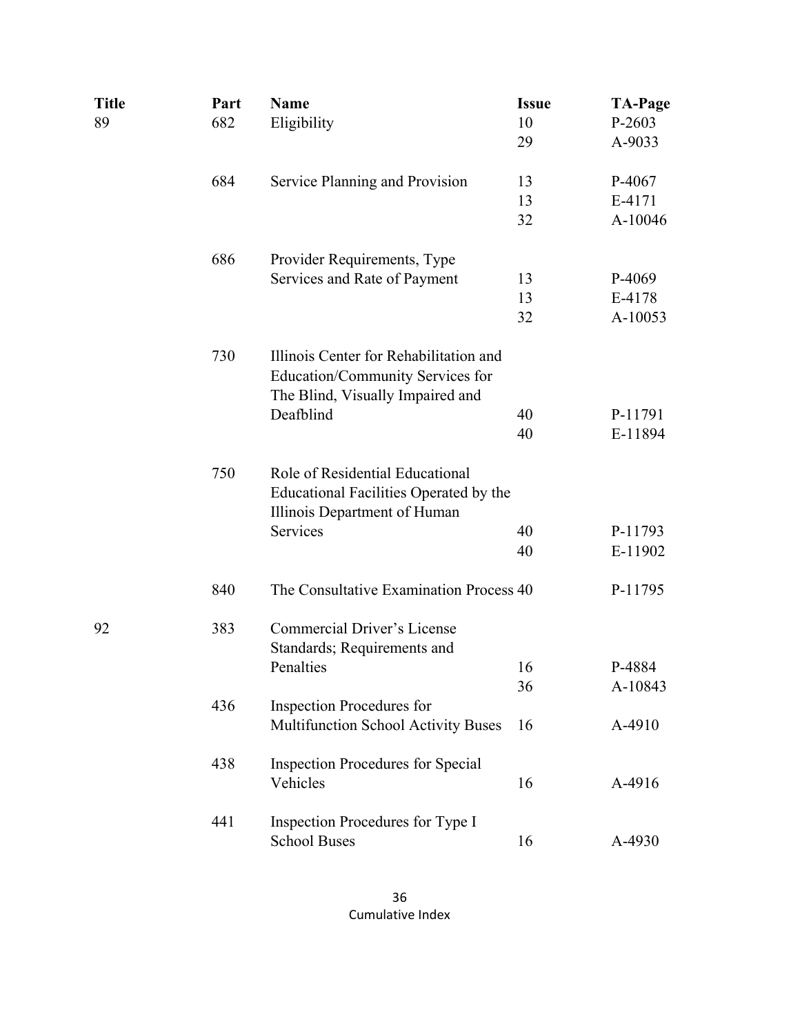| Title | Part | Name | Issue | TA-Page |
|---|---|---|---|---|
| 89 | 682 | Eligibility | 10 | P-2603 |
| | | | 29 | A-9033 |
| | 684 | Service Planning and Provision | 13 | P-4067 |
| | | | 13 | E-4171 |
| | | | 32 | A-10046 |
| | 686 | Provider Requirements, Type Services and Rate of Payment | 13 | P-4069 |
| | | | 13 | E-4178 |
| | | | 32 | A-10053 |
| | 730 | Illinois Center for Rehabilitation and Education/Community Services for The Blind, Visually Impaired and Deafblind | 40 | P-11791 |
| | | | 40 | E-11894 |
| | 750 | Role of Residential Educational Educational Facilities Operated by the Illinois Department of Human Services | 40 | P-11793 |
| | | | 40 | E-11902 |
| | 840 | The Consultative Examination Process | 40 | P-11795 |
| 92 | 383 | Commercial Driver's License Standards; Requirements and Penalties | 16 | P-4884 |
| | | | 36 | A-10843 |
| | 436 | Inspection Procedures for Multifunction School Activity Buses | 16 | A-4910 |
| | 438 | Inspection Procedures for Special Vehicles | 16 | A-4916 |
| | 441 | Inspection Procedures for Type I School Buses | 16 | A-4930 |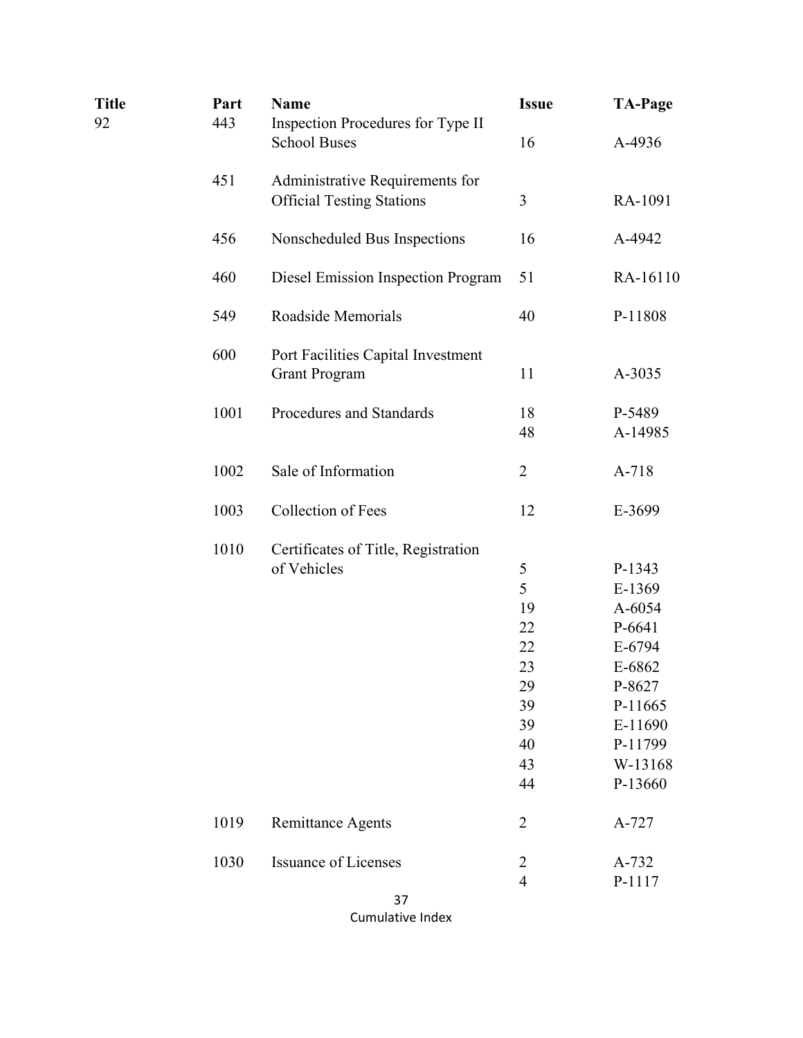| Title | Part | Name | Issue | TA-Page |
|---|---|---|---|---|
| 92 | 443 | Inspection Procedures for Type II School Buses | 16 | A-4936 |
| | 451 | Administrative Requirements for Official Testing Stations | 3 | RA-1091 |
| | 456 | Nonscheduled Bus Inspections | 16 | A-4942 |
| | 460 | Diesel Emission Inspection Program | 51 | RA-16110 |
| | 549 | Roadside Memorials | 40 | P-11808 |
| | 600 | Port Facilities Capital Investment Grant Program | 11 | A-3035 |
| | 1001 | Procedures and Standards | 18 | P-5489 |
| | | | 48 | A-14985 |
| | 1002 | Sale of Information | 2 | A-718 |
| | 1003 | Collection of Fees | 12 | E-3699 |
| | 1010 | Certificates of Title, Registration of Vehicles | 5 | P-1343 |
| | | | 5 | E-1369 |
| | | | 19 | A-6054 |
| | | | 22 | P-6641 |
| | | | 22 | E-6794 |
| | | | 23 | E-6862 |
| | | | 29 | P-8627 |
| | | | 39 | P-11665 |
| | | | 39 | E-11690 |
| | | | 40 | P-11799 |
| | | | 43 | W-13168 |
| | | | 44 | P-13660 |
| | 1019 | Remittance Agents | 2 | A-727 |
| | 1030 | Issuance of Licenses | 2 | A-732 |
| | | | 4 | P-1117 |

Cumulative Index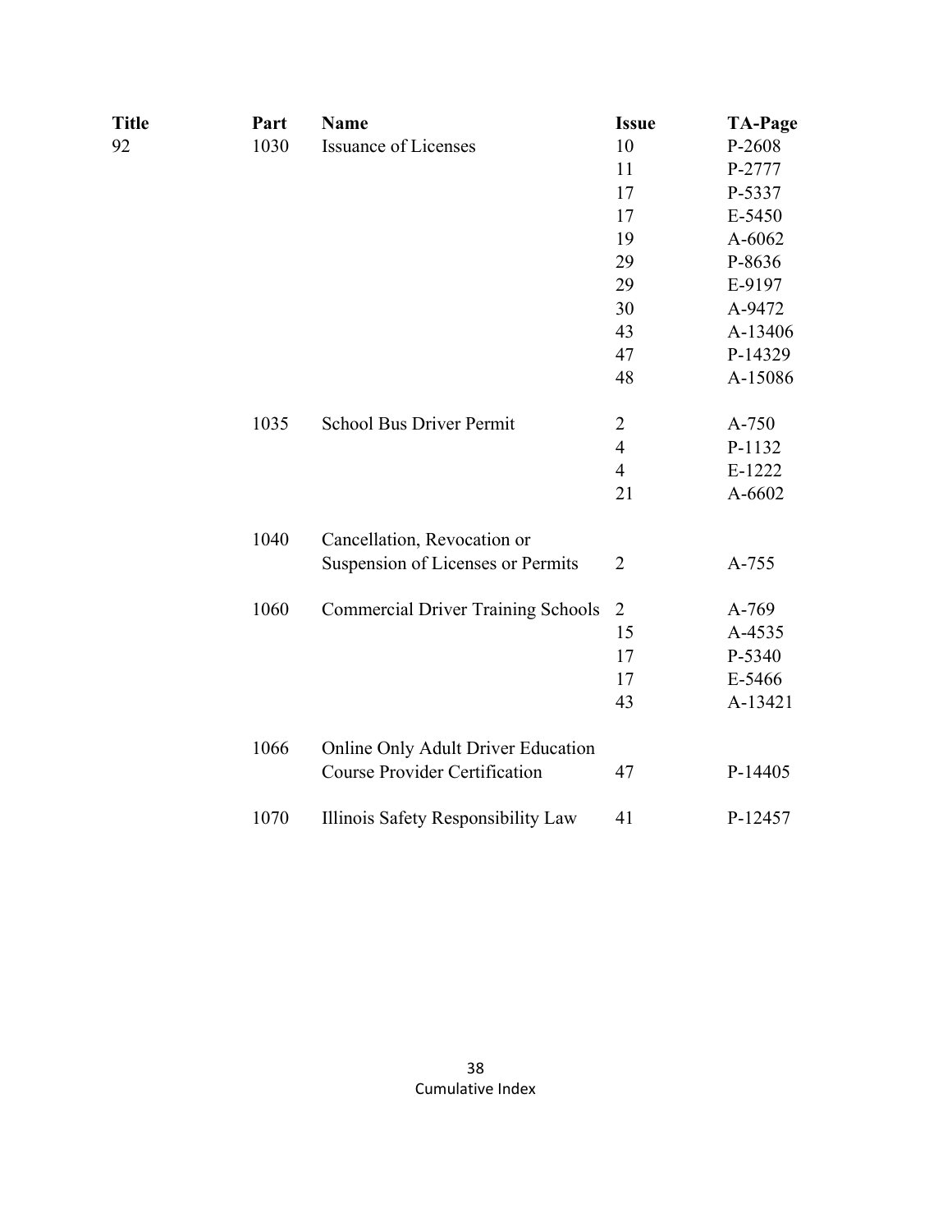| Title | Part | Name | Issue | TA-Page |
|---|---|---|---|---|
| 92 | 1030 | Issuance of Licenses | 10 | P-2608 |
| | | | 11 | P-2777 |
| | | | 17 | P-5337 |
| | | | 17 | E-5450 |
| | | | 19 | A-6062 |
| | | | 29 | P-8636 |
| | | | 29 | E-9197 |
| | | | 30 | A-9472 |
| | | | 43 | A-13406 |
| | | | 47 | P-14329 |
| | | | 48 | A-15086 |
| | 1035 | School Bus Driver Permit | 2 | A-750 |
| | | | 4 | P-1132 |
| | | | 4 | E-1222 |
| | | | 21 | A-6602 |
| | 1040 | Cancellation, Revocation or Suspension of Licenses or Permits | 2 | A-755 |
| | 1060 | Commercial Driver Training Schools | 2 | A-769 |
| | | | 15 | A-4535 |
| | | | 17 | P-5340 |
| | | | 17 | E-5466 |
| | | | 43 | A-13421 |
| | 1066 | Online Only Adult Driver Education Course Provider Certification | 47 | P-14405 |
| | 1070 | Illinois Safety Responsibility Law | 41 | P-12457 |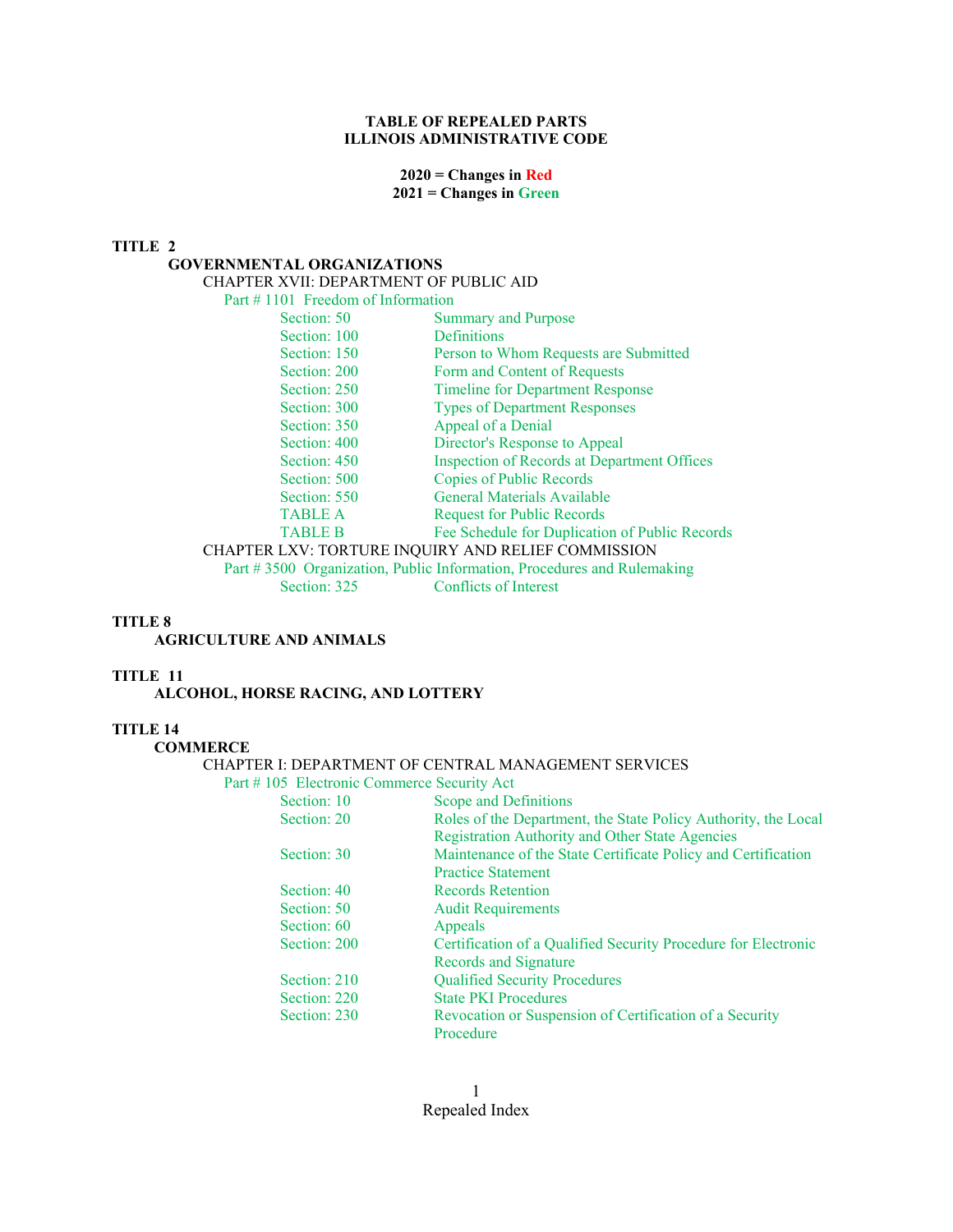# TABLE OF REPEALED PARTS
# ILLINOIS ADMINISTRATIVE CODE

**2020 = Changes in Red**
**2021 = Changes in Green**

## TITLE 2

### GOVERNMENTAL ORGANIZATIONS

CHAPTER XVII: DEPARTMENT OF PUBLIC AID

Part # 1101 Freedom of Information

| | |
|---|---|
| Section: 50 | Summary and Purpose |
| Section: 100 | Definitions |
| Section: 150 | Person to Whom Requests are Submitted |
| Section: 200 | Form and Content of Requests |
| Section: 250 | Timeline for Department Response |
| Section: 300 | Types of Department Responses |
| Section: 350 | Appeal of a Denial |
| Section: 400 | Director's Response to Appeal |
| Section: 450 | Inspection of Records at Department Offices |
| Section: 500 | Copies of Public Records |
| Section: 550 | General Materials Available |
| TABLE A | Request for Public Records |
| TABLE B | Fee Schedule for Duplication of Public Records |

CHAPTER LXV: TORTURE INQUIRY AND RELIEF COMMISSION

Part # 3500 Organization, Public Information, Procedures and Rulemaking

| | |
|---|---|
| Section: 325 | Conflicts of Interest |

## TITLE 8

### AGRICULTURE AND ANIMALS

## TITLE 11

### ALCOHOL, HORSE RACING, AND LOTTERY

## TITLE 14

### COMMERCE

CHAPTER I: DEPARTMENT OF CENTRAL MANAGEMENT SERVICES

Part # 105 Electronic Commerce Security Act

| | |
|---|---|
| Section: 10 | Scope and Definitions |
| Section: 20 | Roles of the Department, the State Policy Authority, the Local Registration Authority and Other State Agencies |
| Section: 30 | Maintenance of the State Certificate Policy and Certification Practice Statement |
| Section: 40 | Records Retention |
| Section: 50 | Audit Requirements |
| Section: 60 | Appeals |
| Section: 200 | Certification of a Qualified Security Procedure for Electronic Records and Signature |
| Section: 210 | Qualified Security Procedures |
| Section: 220 | State PKI Procedures |
| Section: 230 | Revocation or Suspension of Certification of a Security Procedure |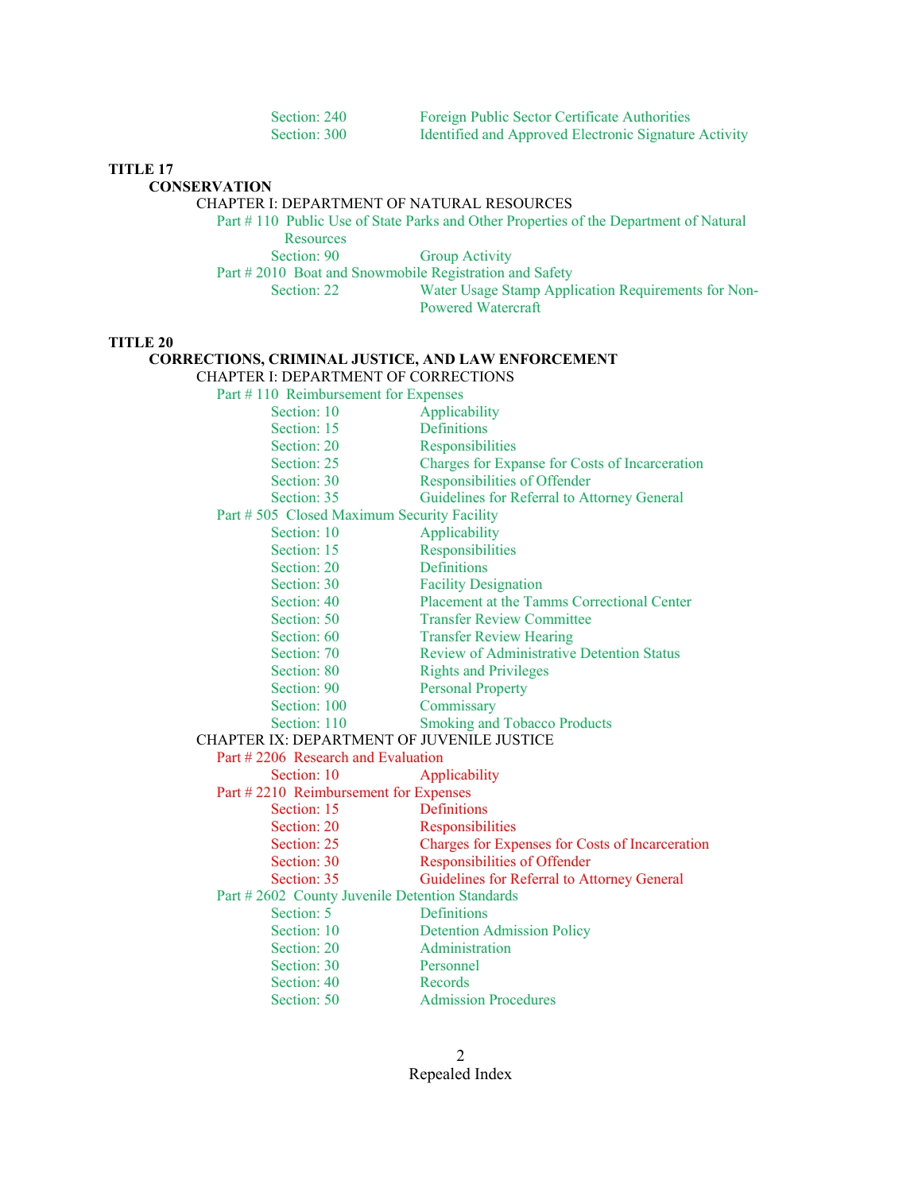Section: 240 Foreign Public Sector Certificate Authorities
Section: 300 Identified and Approved Electronic Signature Activity

**TITLE 17**

**CONSERVATION**

CHAPTER I: DEPARTMENT OF NATURAL RESOURCES

Part # 110 Public Use of State Parks and Other Properties of the Department of Natural Resources

Section: 90 Group Activity

Part # 2010 Boat and Snowmobile Registration and Safety

Section: 22 Water Usage Stamp Application Requirements for Non-Powered Watercraft

**TITLE 20**

**CORRECTIONS, CRIMINAL JUSTICE, AND LAW ENFORCEMENT**

CHAPTER I: DEPARTMENT OF CORRECTIONS

Part # 110 Reimbursement for Expenses

Section: 10 Applicability
Section: 15 Definitions
Section: 20 Responsibilities
Section: 25 Charges for Expanse for Costs of Incarceration
Section: 30 Responsibilities of Offender
Section: 35 Guidelines for Referral to Attorney General

Part # 505 Closed Maximum Security Facility

Section: 10 Applicability
Section: 15 Responsibilities
Section: 20 Definitions
Section: 30 Facility Designation
Section: 40 Placement at the Tamms Correctional Center
Section: 50 Transfer Review Committee
Section: 60 Transfer Review Hearing
Section: 70 Review of Administrative Detention Status
Section: 80 Rights and Privileges
Section: 90 Personal Property
Section: 100 Commissary
Section: 110 Smoking and Tobacco Products

CHAPTER IX: DEPARTMENT OF JUVENILE JUSTICE

Part # 2206 Research and Evaluation

Section: 10 Applicability

Part # 2210 Reimbursement for Expenses

Section: 15 Definitions
Section: 20 Responsibilities
Section: 25 Charges for Expenses for Costs of Incarceration
Section: 30 Responsibilities of Offender
Section: 35 Guidelines for Referral to Attorney General

Part # 2602 County Juvenile Detention Standards

Section: 5 Definitions
Section: 10 Detention Admission Policy
Section: 20 Administration
Section: 30 Personnel
Section: 40 Records
Section: 50 Admission Procedures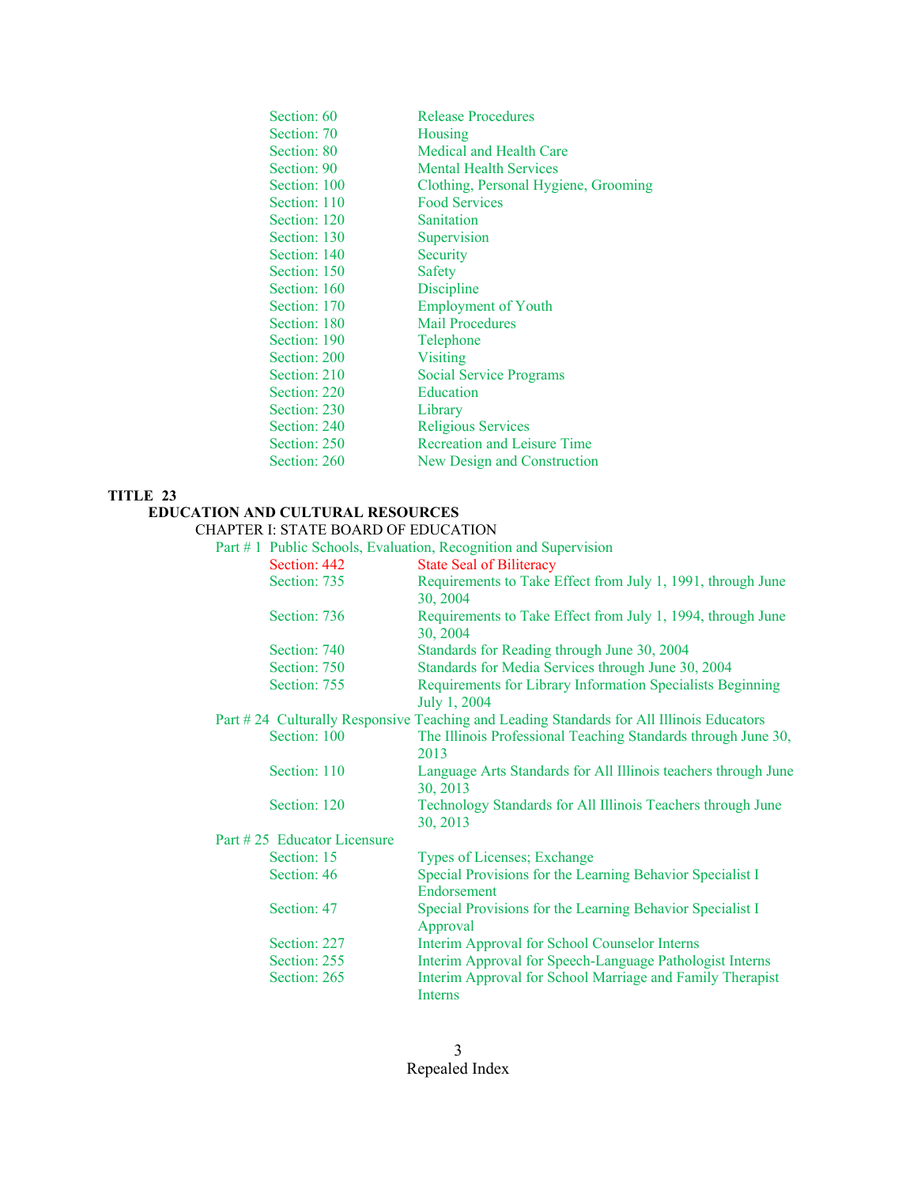| | |
|---|---|
| Section: 60 | Release Procedures |
| Section: 70 | Housing |
| Section: 80 | Medical and Health Care |
| Section: 90 | Mental Health Services |
| Section: 100 | Clothing, Personal Hygiene, Grooming |
| Section: 110 | Food Services |
| Section: 120 | Sanitation |
| Section: 130 | Supervision |
| Section: 140 | Security |
| Section: 150 | Safety |
| Section: 160 | Discipline |
| Section: 170 | Employment of Youth |
| Section: 180 | Mail Procedures |
| Section: 190 | Telephone |
| Section: 200 | Visiting |
| Section: 210 | Social Service Programs |
| Section: 220 | Education |
| Section: 230 | Library |
| Section: 240 | Religious Services |
| Section: 250 | Recreation and Leisure Time |
| Section: 260 | New Design and Construction |

**TITLE 23**

**EDUCATION AND CULTURAL RESOURCES**

CHAPTER I: STATE BOARD OF EDUCATION

Part # 1 Public Schools, Evaluation, Recognition and Supervision

| | |
|---|---|
| Section: 442 | State Seal of Biliteracy |
| Section: 735 | Requirements to Take Effect from July 1, 1991, through June 30, 2004 |
| Section: 736 | Requirements to Take Effect from July 1, 1994, through June 30, 2004 |
| Section: 740 | Standards for Reading through June 30, 2004 |
| Section: 750 | Standards for Media Services through June 30, 2004 |
| Section: 755 | Requirements for Library Information Specialists Beginning July 1, 2004 |

Part # 24 Culturally Responsive Teaching and Leading Standards for All Illinois Educators

| | |
|---|---|
| Section: 100 | The Illinois Professional Teaching Standards through June 30, 2013 |
| Section: 110 | Language Arts Standards for All Illinois teachers through June 30, 2013 |
| Section: 120 | Technology Standards for All Illinois Teachers through June 30, 2013 |

Part # 25 Educator Licensure

| | |
|---|---|
| Section: 15 | Types of Licenses; Exchange |
| Section: 46 | Special Provisions for the Learning Behavior Specialist I Endorsement |
| Section: 47 | Special Provisions for the Learning Behavior Specialist I Approval |
| Section: 227 | Interim Approval for School Counselor Interns |
| Section: 255 | Interim Approval for Speech-Language Pathologist Interns |
| Section: 265 | Interim Approval for School Marriage and Family Therapist Interns |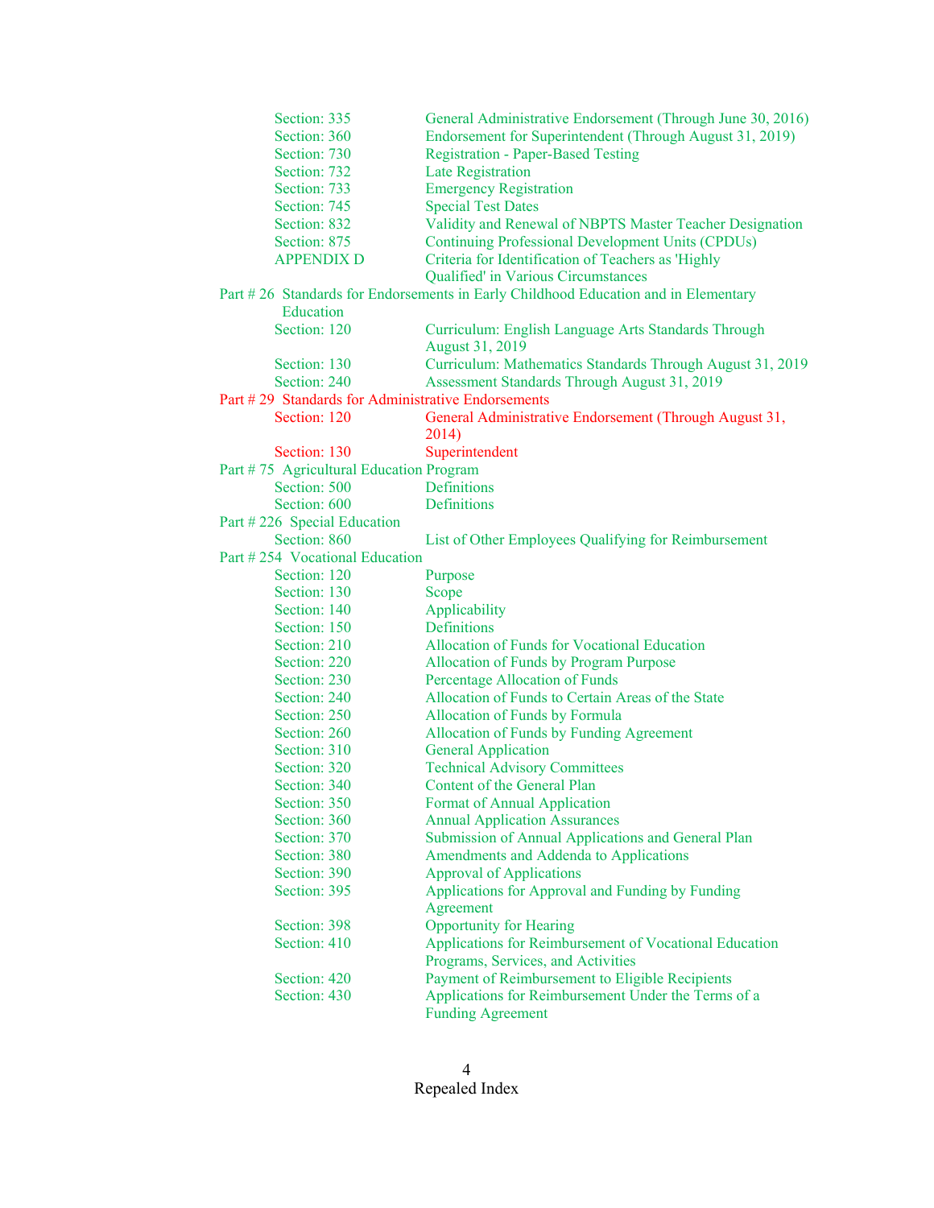Section: 335 General Administrative Endorsement (Through June 30, 2016)
Section: 360 Endorsement for Superintendent (Through August 31, 2019)
Section: 730 Registration - Paper-Based Testing
Section: 732 Late Registration
Section: 733 Emergency Registration
Section: 745 Special Test Dates
Section: 832 Validity and Renewal of NBPTS Master Teacher Designation
Section: 875 Continuing Professional Development Units (CPDUs)
APPENDIX D Criteria for Identification of Teachers as 'Highly Qualified' in Various Circumstances

Part # 26 Standards for Endorsements in Early Childhood Education and in Elementary Education

Section: 120 Curriculum: English Language Arts Standards Through August 31, 2019
Section: 130 Curriculum: Mathematics Standards Through August 31, 2019
Section: 240 Assessment Standards Through August 31, 2019

Part # 29 Standards for Administrative Endorsements

Section: 120 General Administrative Endorsement (Through August 31, 2014)
Section: 130 Superintendent

Part # 75 Agricultural Education Program

Section: 500 Definitions
Section: 600 Definitions

Part # 226 Special Education

Section: 860 List of Other Employees Qualifying for Reimbursement

Part # 254 Vocational Education

Section: 120 Purpose
Section: 130 Scope
Section: 140 Applicability
Section: 150 Definitions
Section: 210 Allocation of Funds for Vocational Education
Section: 220 Allocation of Funds by Program Purpose
Section: 230 Percentage Allocation of Funds
Section: 240 Allocation of Funds to Certain Areas of the State
Section: 250 Allocation of Funds by Formula
Section: 260 Allocation of Funds by Funding Agreement
Section: 310 General Application
Section: 320 Technical Advisory Committees
Section: 340 Content of the General Plan
Section: 350 Format of Annual Application
Section: 360 Annual Application Assurances
Section: 370 Submission of Annual Applications and General Plan
Section: 380 Amendments and Addenda to Applications
Section: 390 Approval of Applications
Section: 395 Applications for Approval and Funding by Funding Agreement
Section: 398 Opportunity for Hearing
Section: 410 Applications for Reimbursement of Vocational Education Programs, Services, and Activities
Section: 420 Payment of Reimbursement to Eligible Recipients
Section: 430 Applications for Reimbursement Under the Terms of a Funding Agreement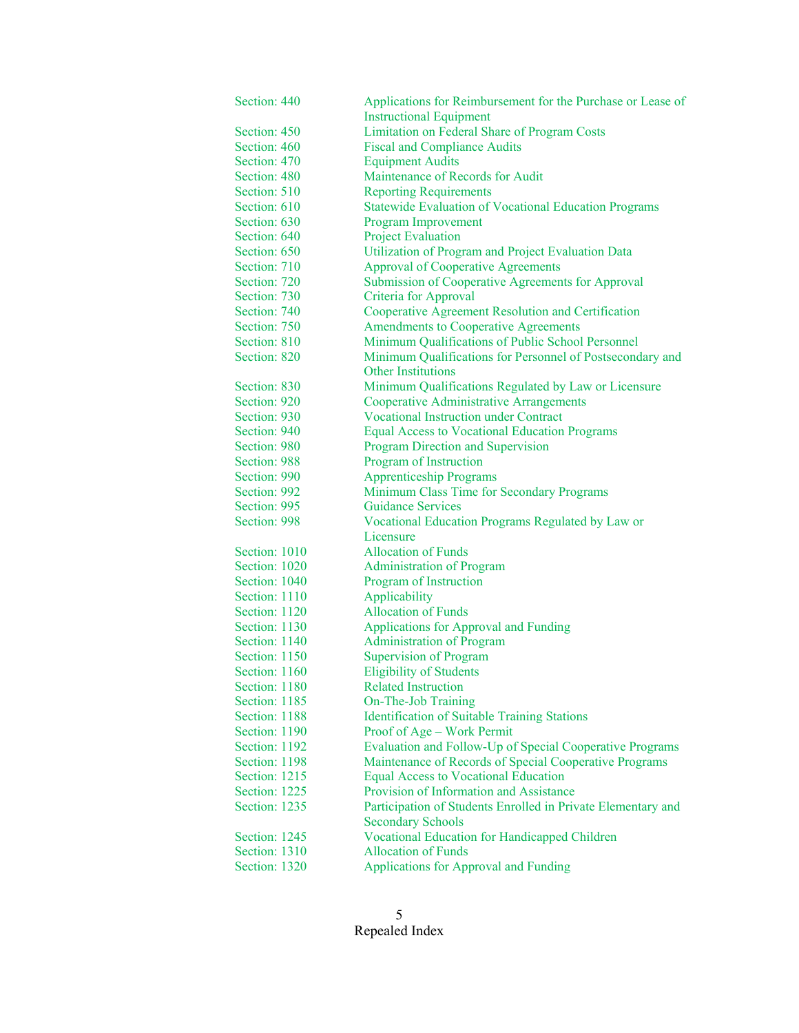| | |
|---|---|
| Section: 440 | Applications for Reimbursement for the Purchase or Lease of Instructional Equipment |
| Section: 450 | Limitation on Federal Share of Program Costs |
| Section: 460 | Fiscal and Compliance Audits |
| Section: 470 | Equipment Audits |
| Section: 480 | Maintenance of Records for Audit |
| Section: 510 | Reporting Requirements |
| Section: 610 | Statewide Evaluation of Vocational Education Programs |
| Section: 630 | Program Improvement |
| Section: 640 | Project Evaluation |
| Section: 650 | Utilization of Program and Project Evaluation Data |
| Section: 710 | Approval of Cooperative Agreements |
| Section: 720 | Submission of Cooperative Agreements for Approval |
| Section: 730 | Criteria for Approval |
| Section: 740 | Cooperative Agreement Resolution and Certification |
| Section: 750 | Amendments to Cooperative Agreements |
| Section: 810 | Minimum Qualifications of Public School Personnel |
| Section: 820 | Minimum Qualifications for Personnel of Postsecondary and Other Institutions |
| Section: 830 | Minimum Qualifications Regulated by Law or Licensure |
| Section: 920 | Cooperative Administrative Arrangements |
| Section: 930 | Vocational Instruction under Contract |
| Section: 940 | Equal Access to Vocational Education Programs |
| Section: 980 | Program Direction and Supervision |
| Section: 988 | Program of Instruction |
| Section: 990 | Apprenticeship Programs |
| Section: 992 | Minimum Class Time for Secondary Programs |
| Section: 995 | Guidance Services |
| Section: 998 | Vocational Education Programs Regulated by Law or Licensure |
| Section: 1010 | Allocation of Funds |
| Section: 1020 | Administration of Program |
| Section: 1040 | Program of Instruction |
| Section: 1110 | Applicability |
| Section: 1120 | Allocation of Funds |
| Section: 1130 | Applications for Approval and Funding |
| Section: 1140 | Administration of Program |
| Section: 1150 | Supervision of Program |
| Section: 1160 | Eligibility of Students |
| Section: 1180 | Related Instruction |
| Section: 1185 | On-The-Job Training |
| Section: 1188 | Identification of Suitable Training Stations |
| Section: 1190 | Proof of Age – Work Permit |
| Section: 1192 | Evaluation and Follow-Up of Special Cooperative Programs |
| Section: 1198 | Maintenance of Records of Special Cooperative Programs |
| Section: 1215 | Equal Access to Vocational Education |
| Section: 1225 | Provision of Information and Assistance |
| Section: 1235 | Participation of Students Enrolled in Private Elementary and Secondary Schools |
| Section: 1245 | Vocational Education for Handicapped Children |
| Section: 1310 | Allocation of Funds |
| Section: 1320 | Applications for Approval and Funding |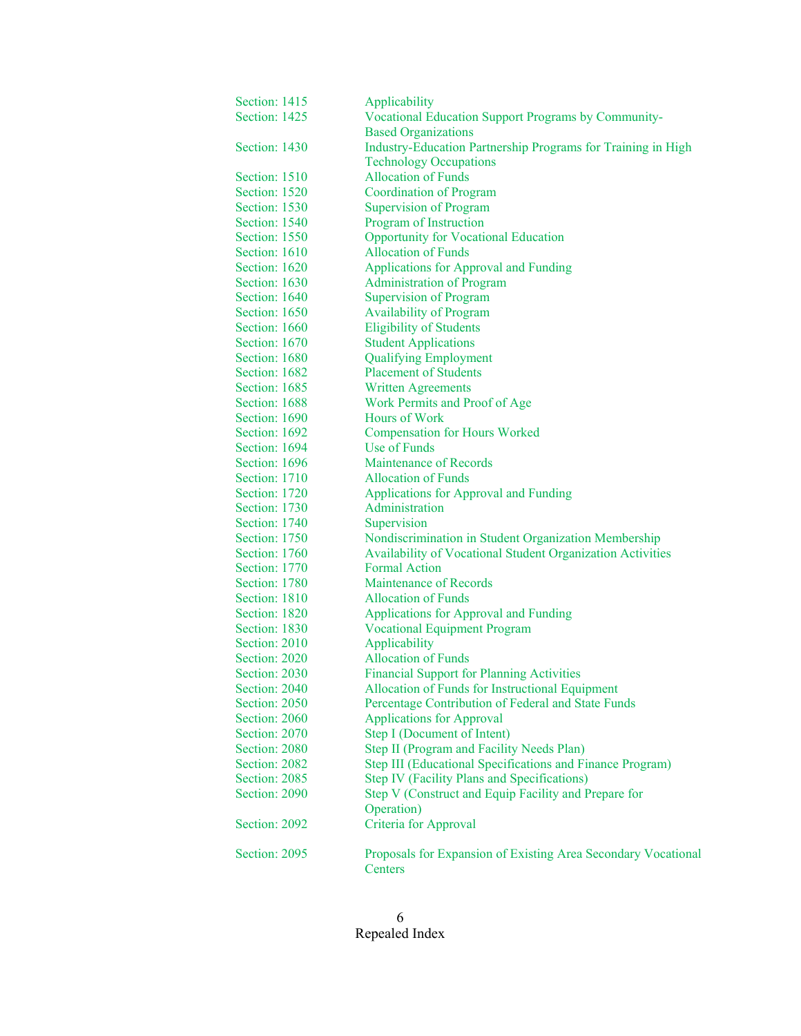| | |
|---|---|
| Section: 1415 | Applicability |
| Section: 1425 | Vocational Education Support Programs by Community-Based Organizations |
| Section: 1430 | Industry-Education Partnership Programs for Training in High Technology Occupations |
| Section: 1510 | Allocation of Funds |
| Section: 1520 | Coordination of Program |
| Section: 1530 | Supervision of Program |
| Section: 1540 | Program of Instruction |
| Section: 1550 | Opportunity for Vocational Education |
| Section: 1610 | Allocation of Funds |
| Section: 1620 | Applications for Approval and Funding |
| Section: 1630 | Administration of Program |
| Section: 1640 | Supervision of Program |
| Section: 1650 | Availability of Program |
| Section: 1660 | Eligibility of Students |
| Section: 1670 | Student Applications |
| Section: 1680 | Qualifying Employment |
| Section: 1682 | Placement of Students |
| Section: 1685 | Written Agreements |
| Section: 1688 | Work Permits and Proof of Age |
| Section: 1690 | Hours of Work |
| Section: 1692 | Compensation for Hours Worked |
| Section: 1694 | Use of Funds |
| Section: 1696 | Maintenance of Records |
| Section: 1710 | Allocation of Funds |
| Section: 1720 | Applications for Approval and Funding |
| Section: 1730 | Administration |
| Section: 1740 | Supervision |
| Section: 1750 | Nondiscrimination in Student Organization Membership |
| Section: 1760 | Availability of Vocational Student Organization Activities |
| Section: 1770 | Formal Action |
| Section: 1780 | Maintenance of Records |
| Section: 1810 | Allocation of Funds |
| Section: 1820 | Applications for Approval and Funding |
| Section: 1830 | Vocational Equipment Program |
| Section: 2010 | Applicability |
| Section: 2020 | Allocation of Funds |
| Section: 2030 | Financial Support for Planning Activities |
| Section: 2040 | Allocation of Funds for Instructional Equipment |
| Section: 2050 | Percentage Contribution of Federal and State Funds |
| Section: 2060 | Applications for Approval |
| Section: 2070 | Step I (Document of Intent) |
| Section: 2080 | Step II (Program and Facility Needs Plan) |
| Section: 2082 | Step III (Educational Specifications and Finance Program) |
| Section: 2085 | Step IV (Facility Plans and Specifications) |
| Section: 2090 | Step V (Construct and Equip Facility and Prepare for Operation) |
| Section: 2092 | Criteria for Approval |
| Section: 2095 | Proposals for Expansion of Existing Area Secondary Vocational Centers |

Repealed Index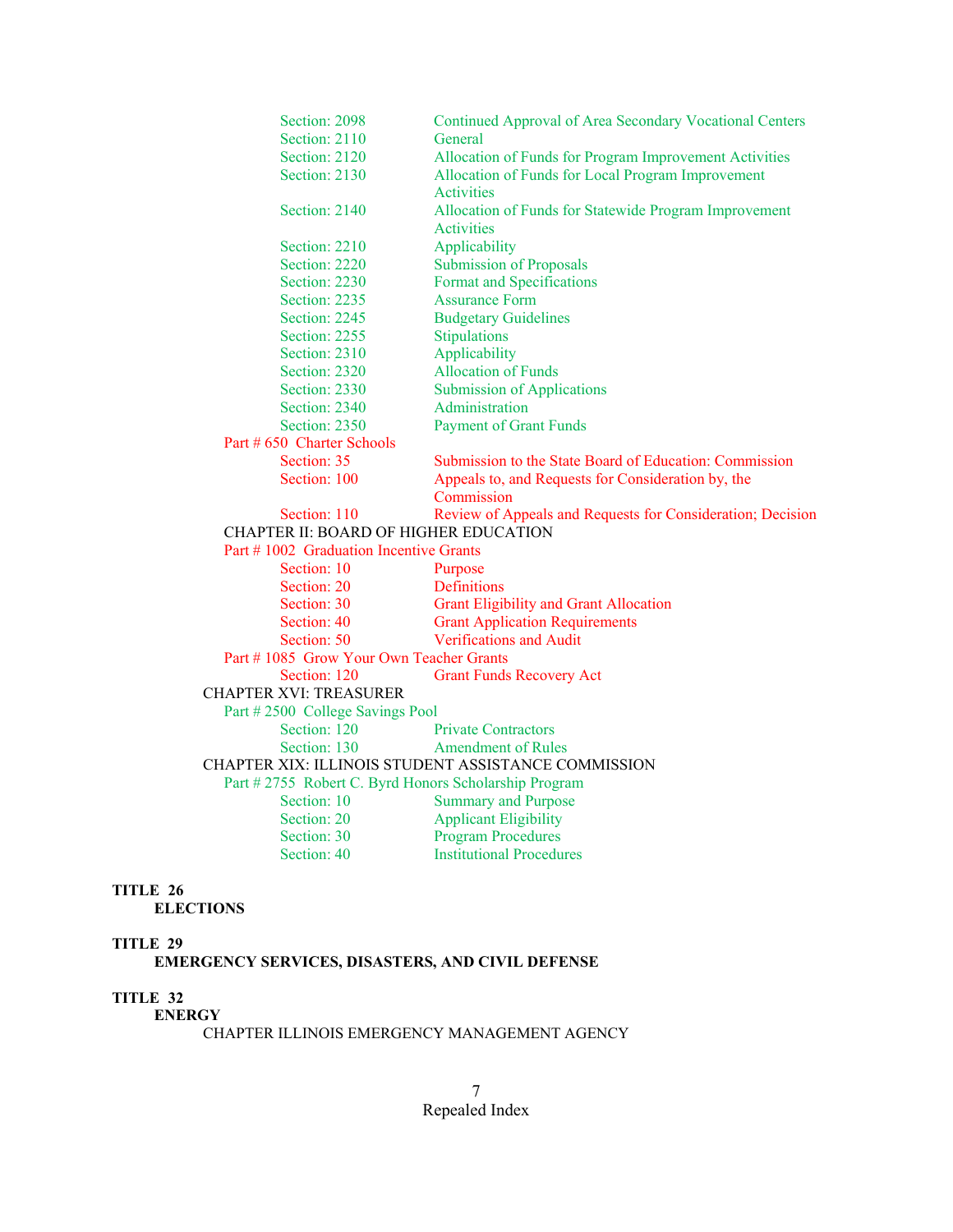| | |
|---|---|
| Section: 2098 | Continued Approval of Area Secondary Vocational Centers |
| Section: 2110 | General |
| Section: 2120 | Allocation of Funds for Program Improvement Activities |
| Section: 2130 | Allocation of Funds for Local Program Improvement Activities |
| Section: 2140 | Allocation of Funds for Statewide Program Improvement Activities |
| Section: 2210 | Applicability |
| Section: 2220 | Submission of Proposals |
| Section: 2230 | Format and Specifications |
| Section: 2235 | Assurance Form |
| Section: 2245 | Budgetary Guidelines |
| Section: 2255 | Stipulations |
| Section: 2310 | Applicability |
| Section: 2320 | Allocation of Funds |
| Section: 2330 | Submission of Applications |
| Section: 2340 | Administration |
| Section: 2350 | Payment of Grant Funds |

Part # 650 Charter Schools

| | |
|---|---|
| Section: 35 | Submission to the State Board of Education: Commission |
| Section: 100 | Appeals to, and Requests for Consideration by, the Commission |
| Section: 110 | Review of Appeals and Requests for Consideration; Decision |

CHAPTER II: BOARD OF HIGHER EDUCATION

Part # 1002 Graduation Incentive Grants

| | |
|---|---|
| Section: 10 | Purpose |
| Section: 20 | Definitions |
| Section: 30 | Grant Eligibility and Grant Allocation |
| Section: 40 | Grant Application Requirements |
| Section: 50 | Verifications and Audit |

Part # 1085 Grow Your Own Teacher Grants

| | |
|---|---|
| Section: 120 | Grant Funds Recovery Act |

CHAPTER XVI: TREASURER

Part # 2500 College Savings Pool

| | |
|---|---|
| Section: 120 | Private Contractors |
| Section: 130 | Amendment of Rules |

CHAPTER XIX: ILLINOIS STUDENT ASSISTANCE COMMISSION

Part # 2755 Robert C. Byrd Honors Scholarship Program

| | |
|---|---|
| Section: 10 | Summary and Purpose |
| Section: 20 | Applicant Eligibility |
| Section: 30 | Program Procedures |
| Section: 40 | Institutional Procedures |

**TITLE 26**
**ELECTIONS**

**TITLE 29**
**EMERGENCY SERVICES, DISASTERS, AND CIVIL DEFENSE**

**TITLE 32**
**ENERGY**

CHAPTER ILLINOIS EMERGENCY MANAGEMENT AGENCY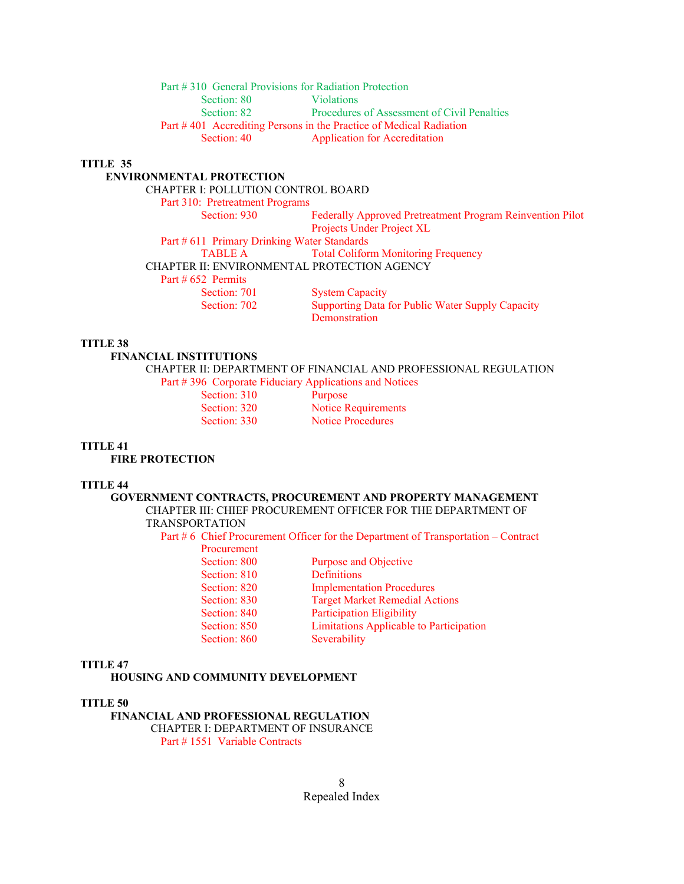Part # 310 General Provisions for Radiation Protection

- Section: 80 — Violations
- Section: 82 — Procedures of Assessment of Civil Penalties

Part # 401 Accrediting Persons in the Practice of Medical Radiation

- Section: 40 — Application for Accreditation

**TITLE 35**

**ENVIRONMENTAL PROTECTION**

CHAPTER I: POLLUTION CONTROL BOARD

Part 310: Pretreatment Programs

- Section: 930 — Federally Approved Pretreatment Program Reinvention Pilot Projects Under Project XL

Part # 611 Primary Drinking Water Standards

- TABLE A — Total Coliform Monitoring Frequency

CHAPTER II: ENVIRONMENTAL PROTECTION AGENCY

Part # 652 Permits

- Section: 701 — System Capacity
- Section: 702 — Supporting Data for Public Water Supply Capacity Demonstration

**TITLE 38**

**FINANCIAL INSTITUTIONS**

CHAPTER II: DEPARTMENT OF FINANCIAL AND PROFESSIONAL REGULATION

Part # 396 Corporate Fiduciary Applications and Notices

- Section: 310 — Purpose
- Section: 320 — Notice Requirements
- Section: 330 — Notice Procedures

**TITLE 41**

**FIRE PROTECTION**

**TITLE 44**

**GOVERNMENT CONTRACTS, PROCUREMENT AND PROPERTY MANAGEMENT**

CHAPTER III: CHIEF PROCUREMENT OFFICER FOR THE DEPARTMENT OF TRANSPORTATION

Part # 6 Chief Procurement Officer for the Department of Transportation – Contract Procurement

- Section: 800 — Purpose and Objective
- Section: 810 — Definitions
- Section: 820 — Implementation Procedures
- Section: 830 — Target Market Remedial Actions
- Section: 840 — Participation Eligibility
- Section: 850 — Limitations Applicable to Participation
- Section: 860 — Severability

**TITLE 47**

**HOUSING AND COMMUNITY DEVELOPMENT**

**TITLE 50**

**FINANCIAL AND PROFESSIONAL REGULATION**

CHAPTER I: DEPARTMENT OF INSURANCE

Part # 1551 Variable Contracts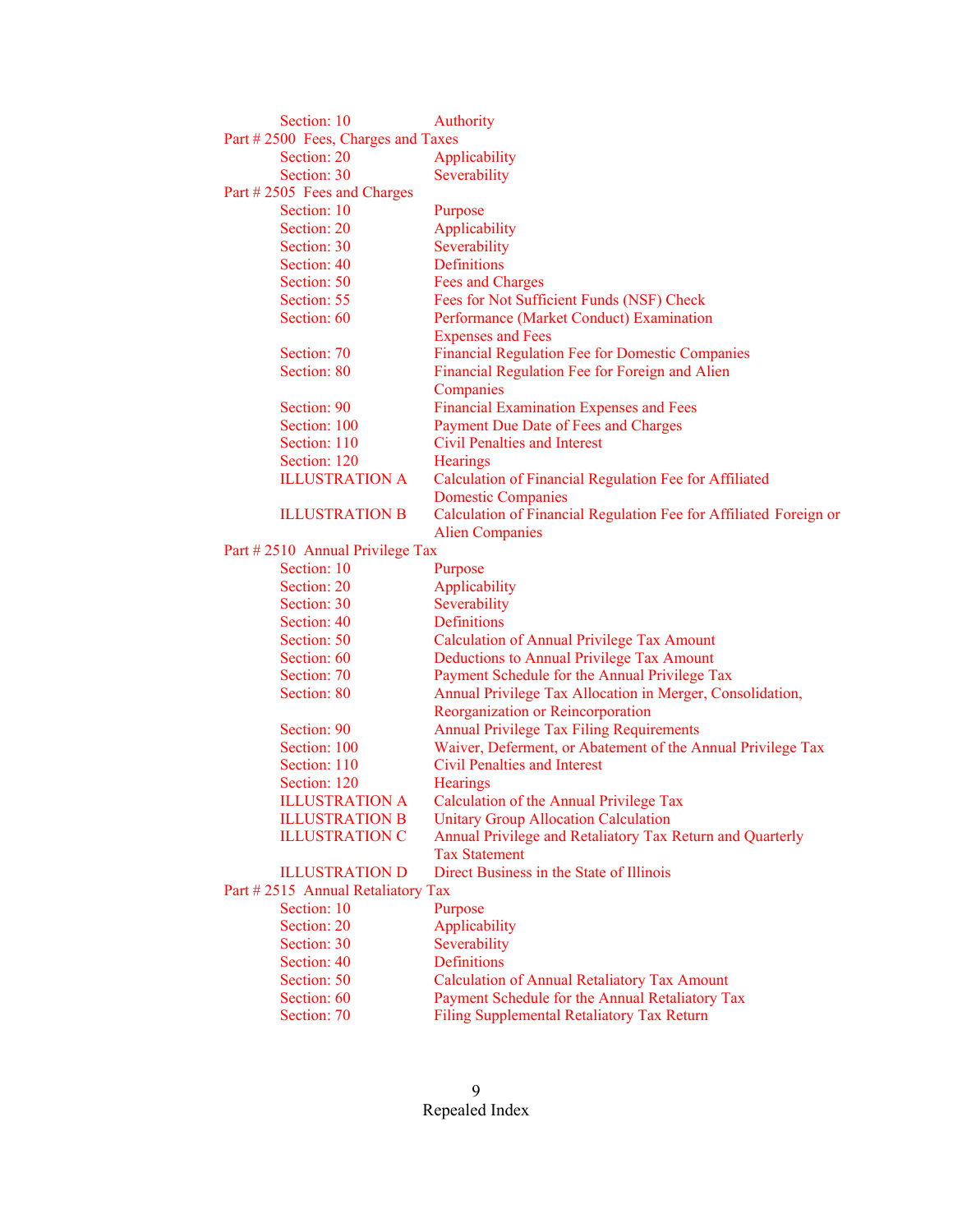Section: 10 Authority

Part # 2500 Fees, Charges and Taxes

Section: 20 Applicability
Section: 30 Severability

Part # 2505 Fees and Charges

Section: 10 Purpose
Section: 20 Applicability
Section: 30 Severability
Section: 40 Definitions
Section: 50 Fees and Charges
Section: 55 Fees for Not Sufficient Funds (NSF) Check
Section: 60 Performance (Market Conduct) Examination Expenses and Fees
Section: 70 Financial Regulation Fee for Domestic Companies
Section: 80 Financial Regulation Fee for Foreign and Alien Companies
Section: 90 Financial Examination Expenses and Fees
Section: 100 Payment Due Date of Fees and Charges
Section: 110 Civil Penalties and Interest
Section: 120 Hearings
ILLUSTRATION A Calculation of Financial Regulation Fee for Affiliated Domestic Companies
ILLUSTRATION B Calculation of Financial Regulation Fee for Affiliated Foreign or Alien Companies

Part # 2510 Annual Privilege Tax

Section: 10 Purpose
Section: 20 Applicability
Section: 30 Severability
Section: 40 Definitions
Section: 50 Calculation of Annual Privilege Tax Amount
Section: 60 Deductions to Annual Privilege Tax Amount
Section: 70 Payment Schedule for the Annual Privilege Tax
Section: 80 Annual Privilege Tax Allocation in Merger, Consolidation, Reorganization or Reincorporation
Section: 90 Annual Privilege Tax Filing Requirements
Section: 100 Waiver, Deferment, or Abatement of the Annual Privilege Tax
Section: 110 Civil Penalties and Interest
Section: 120 Hearings
ILLUSTRATION A Calculation of the Annual Privilege Tax
ILLUSTRATION B Unitary Group Allocation Calculation
ILLUSTRATION C Annual Privilege and Retaliatory Tax Return and Quarterly Tax Statement
ILLUSTRATION D Direct Business in the State of Illinois

Part # 2515 Annual Retaliatory Tax

Section: 10 Purpose
Section: 20 Applicability
Section: 30 Severability
Section: 40 Definitions
Section: 50 Calculation of Annual Retaliatory Tax Amount
Section: 60 Payment Schedule for the Annual Retaliatory Tax
Section: 70 Filing Supplemental Retaliatory Tax Return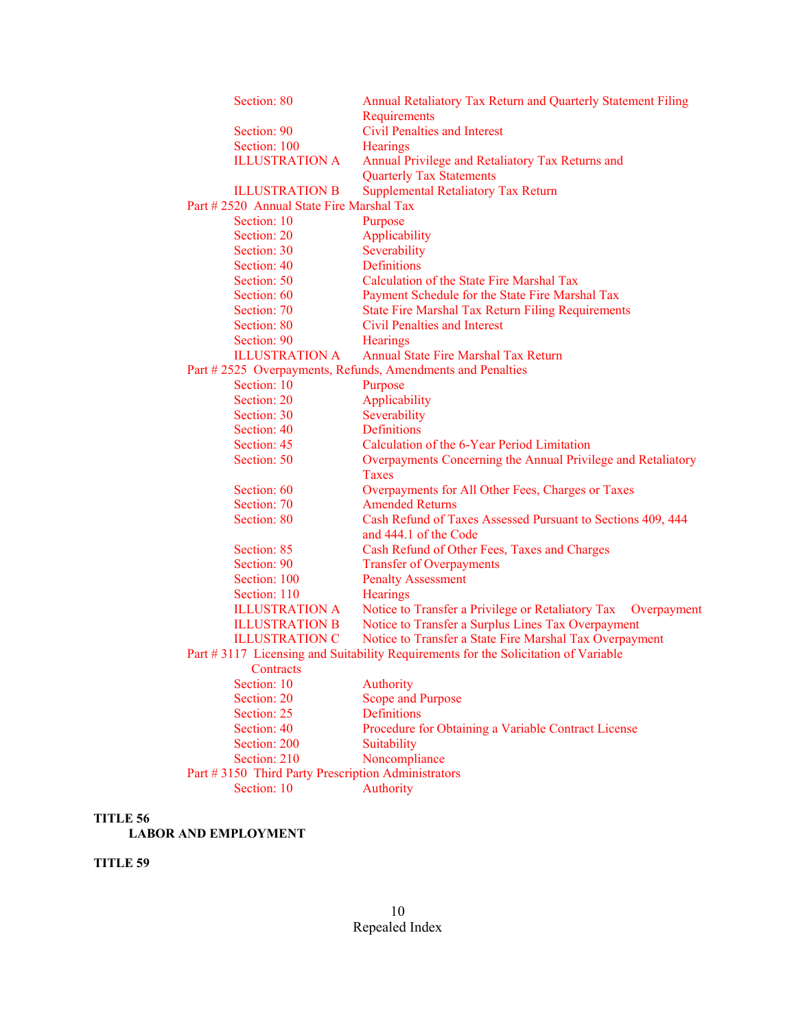Section: 80 Annual Retaliatory Tax Return and Quarterly Statement Filing Requirements
Section: 90 Civil Penalties and Interest
Section: 100 Hearings
ILLUSTRATION A Annual Privilege and Retaliatory Tax Returns and Quarterly Tax Statements
ILLUSTRATION B Supplemental Retaliatory Tax Return

Part # 2520 Annual State Fire Marshal Tax
Section: 10 Purpose
Section: 20 Applicability
Section: 30 Severability
Section: 40 Definitions
Section: 50 Calculation of the State Fire Marshal Tax
Section: 60 Payment Schedule for the State Fire Marshal Tax
Section: 70 State Fire Marshal Tax Return Filing Requirements
Section: 80 Civil Penalties and Interest
Section: 90 Hearings
ILLUSTRATION A Annual State Fire Marshal Tax Return

Part # 2525 Overpayments, Refunds, Amendments and Penalties
Section: 10 Purpose
Section: 20 Applicability
Section: 30 Severability
Section: 40 Definitions
Section: 45 Calculation of the 6-Year Period Limitation
Section: 50 Overpayments Concerning the Annual Privilege and Retaliatory Taxes
Section: 60 Overpayments for All Other Fees, Charges or Taxes
Section: 70 Amended Returns
Section: 80 Cash Refund of Taxes Assessed Pursuant to Sections 409, 444 and 444.1 of the Code
Section: 85 Cash Refund of Other Fees, Taxes and Charges
Section: 90 Transfer of Overpayments
Section: 100 Penalty Assessment
Section: 110 Hearings
ILLUSTRATION A Notice to Transfer a Privilege or Retaliatory Tax Overpayment
ILLUSTRATION B Notice to Transfer a Surplus Lines Tax Overpayment
ILLUSTRATION C Notice to Transfer a State Fire Marshal Tax Overpayment

Part # 3117 Licensing and Suitability Requirements for the Solicitation of Variable Contracts
Section: 10 Authority
Section: 20 Scope and Purpose
Section: 25 Definitions
Section: 40 Procedure for Obtaining a Variable Contract License
Section: 200 Suitability
Section: 210 Noncompliance

Part # 3150 Third Party Prescription Administrators
Section: 10 Authority

**TITLE 56**
**LABOR AND EMPLOYMENT**

**TITLE 59**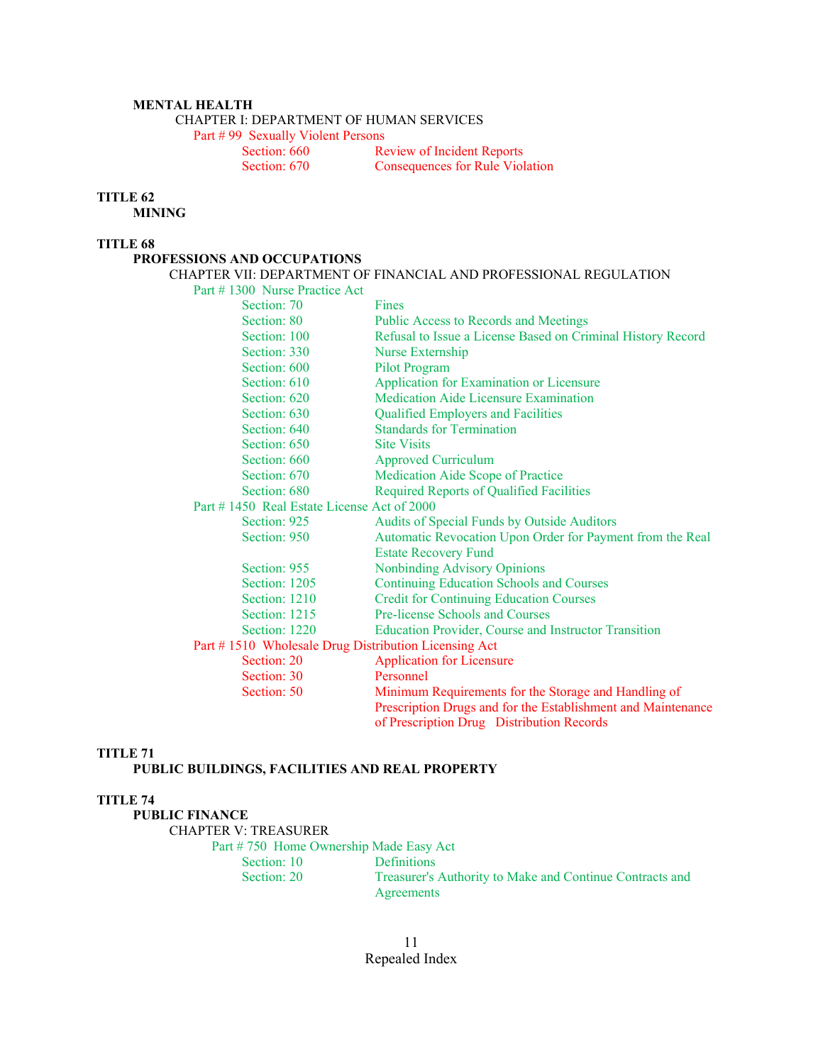**MENTAL HEALTH**

CHAPTER I: DEPARTMENT OF HUMAN SERVICES

Part # 99 Sexually Violent Persons

| | |
|---|---|
| Section: 660 | Review of Incident Reports |
| Section: 670 | Consequences for Rule Violation |

**TITLE 62**

**MINING**

**TITLE 68**

**PROFESSIONS AND OCCUPATIONS**

CHAPTER VII: DEPARTMENT OF FINANCIAL AND PROFESSIONAL REGULATION

Part # 1300 Nurse Practice Act

| | |
|---|---|
| Section: 70 | Fines |
| Section: 80 | Public Access to Records and Meetings |
| Section: 100 | Refusal to Issue a License Based on Criminal History Record |
| Section: 330 | Nurse Externship |
| Section: 600 | Pilot Program |
| Section: 610 | Application for Examination or Licensure |
| Section: 620 | Medication Aide Licensure Examination |
| Section: 630 | Qualified Employers and Facilities |
| Section: 640 | Standards for Termination |
| Section: 650 | Site Visits |
| Section: 660 | Approved Curriculum |
| Section: 670 | Medication Aide Scope of Practice |
| Section: 680 | Required Reports of Qualified Facilities |

Part # 1450 Real Estate License Act of 2000

| | |
|---|---|
| Section: 925 | Audits of Special Funds by Outside Auditors |
| Section: 950 | Automatic Revocation Upon Order for Payment from the Real Estate Recovery Fund |
| Section: 955 | Nonbinding Advisory Opinions |
| Section: 1205 | Continuing Education Schools and Courses |
| Section: 1210 | Credit for Continuing Education Courses |
| Section: 1215 | Pre-license Schools and Courses |
| Section: 1220 | Education Provider, Course and Instructor Transition |

Part # 1510 Wholesale Drug Distribution Licensing Act

| | |
|---|---|
| Section: 20 | Application for Licensure |
| Section: 30 | Personnel |
| Section: 50 | Minimum Requirements for the Storage and Handling of Prescription Drugs and for the Establishment and Maintenance of Prescription Drug Distribution Records |

**TITLE 71**

**PUBLIC BUILDINGS, FACILITIES AND REAL PROPERTY**

**TITLE 74**

**PUBLIC FINANCE**

CHAPTER V: TREASURER

Part # 750 Home Ownership Made Easy Act

| | |
|---|---|
| Section: 10 | Definitions |
| Section: 20 | Treasurer's Authority to Make and Continue Contracts and Agreements |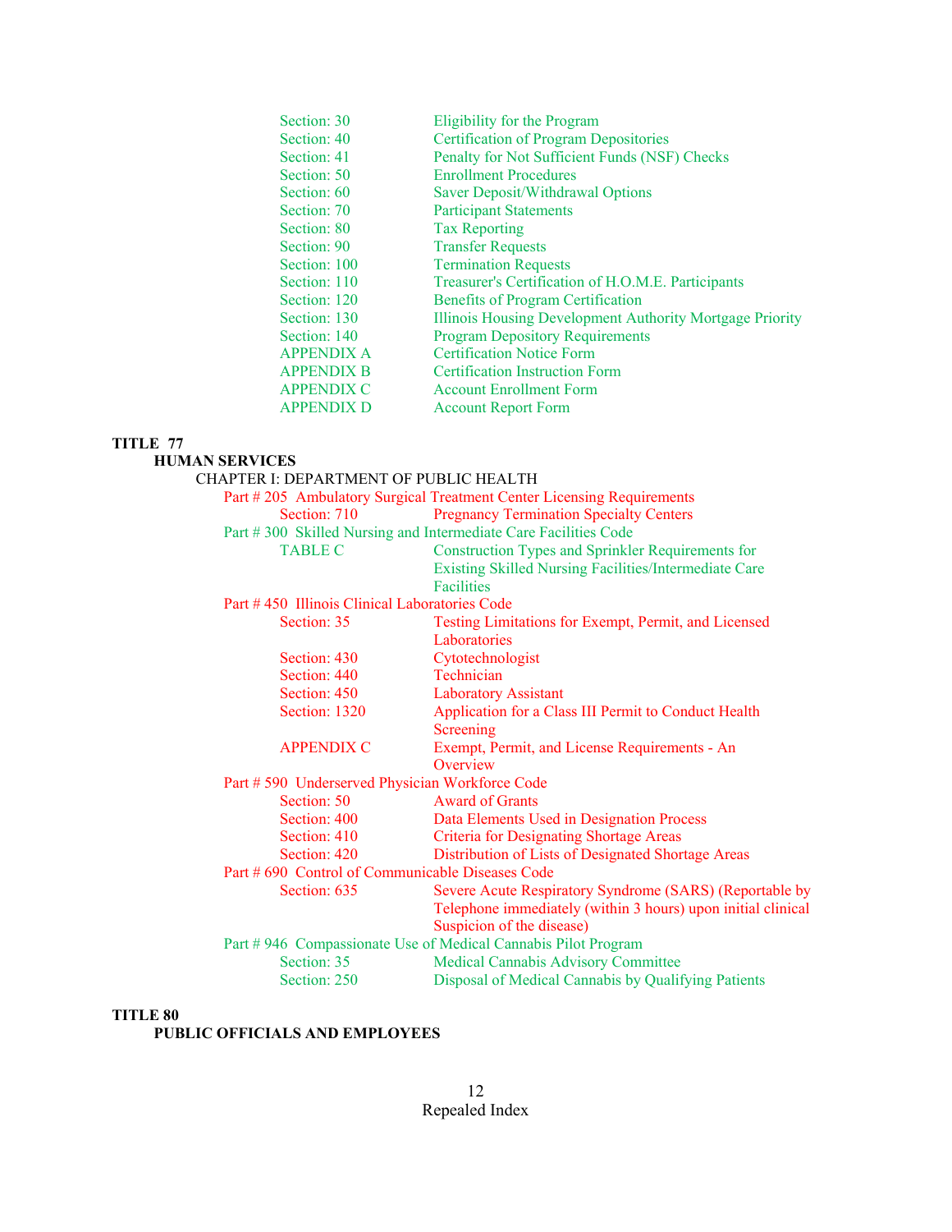| | |
|---|---|
| Section: 30 | Eligibility for the Program |
| Section: 40 | Certification of Program Depositories |
| Section: 41 | Penalty for Not Sufficient Funds (NSF) Checks |
| Section: 50 | Enrollment Procedures |
| Section: 60 | Saver Deposit/Withdrawal Options |
| Section: 70 | Participant Statements |
| Section: 80 | Tax Reporting |
| Section: 90 | Transfer Requests |
| Section: 100 | Termination Requests |
| Section: 110 | Treasurer's Certification of H.O.M.E. Participants |
| Section: 120 | Benefits of Program Certification |
| Section: 130 | Illinois Housing Development Authority Mortgage Priority |
| Section: 140 | Program Depository Requirements |
| APPENDIX A | Certification Notice Form |
| APPENDIX B | Certification Instruction Form |
| APPENDIX C | Account Enrollment Form |
| APPENDIX D | Account Report Form |

**TITLE 77**

**HUMAN SERVICES**

CHAPTER I: DEPARTMENT OF PUBLIC HEALTH

Part # 205 Ambulatory Surgical Treatment Center Licensing Requirements

| | |
|---|---|
| Section: 710 | Pregnancy Termination Specialty Centers |

Part # 300 Skilled Nursing and Intermediate Care Facilities Code

| | |
|---|---|
| TABLE C | Construction Types and Sprinkler Requirements for Existing Skilled Nursing Facilities/Intermediate Care Facilities |

Part # 450 Illinois Clinical Laboratories Code

| | |
|---|---|
| Section: 35 | Testing Limitations for Exempt, Permit, and Licensed Laboratories |
| Section: 430 | Cytotechnologist |
| Section: 440 | Technician |
| Section: 450 | Laboratory Assistant |
| Section: 1320 | Application for a Class III Permit to Conduct Health Screening |
| APPENDIX C | Exempt, Permit, and License Requirements - An Overview |

Part # 590 Underserved Physician Workforce Code

| | |
|---|---|
| Section: 50 | Award of Grants |
| Section: 400 | Data Elements Used in Designation Process |
| Section: 410 | Criteria for Designating Shortage Areas |
| Section: 420 | Distribution of Lists of Designated Shortage Areas |

Part # 690 Control of Communicable Diseases Code

| | |
|---|---|
| Section: 635 | Severe Acute Respiratory Syndrome (SARS) (Reportable by Telephone immediately (within 3 hours) upon initial clinical Suspicion of the disease) |

Part # 946 Compassionate Use of Medical Cannabis Pilot Program

| | |
|---|---|
| Section: 35 | Medical Cannabis Advisory Committee |
| Section: 250 | Disposal of Medical Cannabis by Qualifying Patients |

**TITLE 80**

**PUBLIC OFFICIALS AND EMPLOYEES**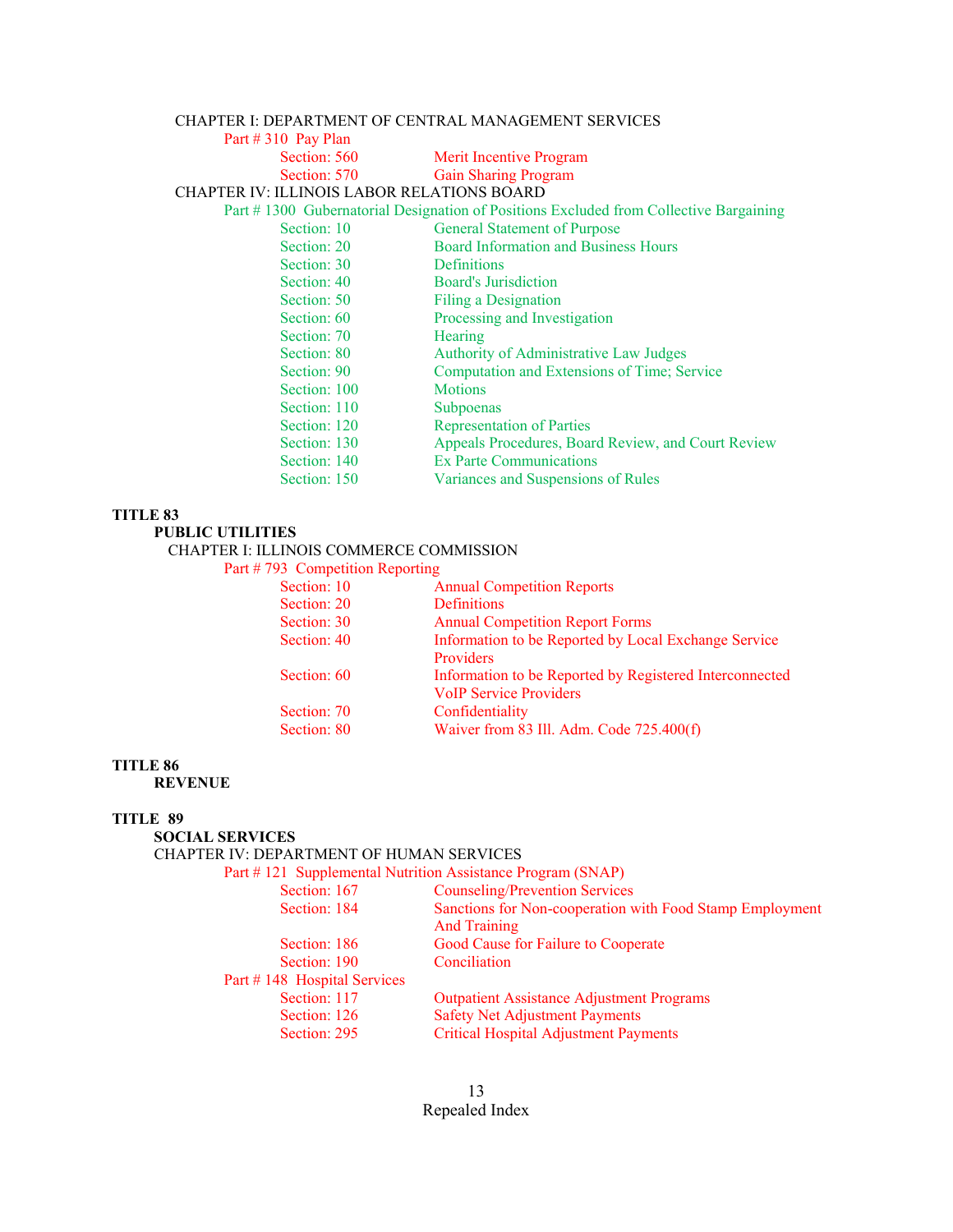CHAPTER I: DEPARTMENT OF CENTRAL MANAGEMENT SERVICES

Part # 310 Pay Plan

| | |
|---|---|
| Section: 560 | Merit Incentive Program |
| Section: 570 | Gain Sharing Program |

CHAPTER IV: ILLINOIS LABOR RELATIONS BOARD

Part # 1300 Gubernatorial Designation of Positions Excluded from Collective Bargaining

| | |
|---|---|
| Section: 10 | General Statement of Purpose |
| Section: 20 | Board Information and Business Hours |
| Section: 30 | Definitions |
| Section: 40 | Board's Jurisdiction |
| Section: 50 | Filing a Designation |
| Section: 60 | Processing and Investigation |
| Section: 70 | Hearing |
| Section: 80 | Authority of Administrative Law Judges |
| Section: 90 | Computation and Extensions of Time; Service |
| Section: 100 | Motions |
| Section: 110 | Subpoenas |
| Section: 120 | Representation of Parties |
| Section: 130 | Appeals Procedures, Board Review, and Court Review |
| Section: 140 | Ex Parte Communications |
| Section: 150 | Variances and Suspensions of Rules |

**TITLE 83**

**PUBLIC UTILITIES**

CHAPTER I: ILLINOIS COMMERCE COMMISSION

Part # 793 Competition Reporting

| | |
|---|---|
| Section: 10 | Annual Competition Reports |
| Section: 20 | Definitions |
| Section: 30 | Annual Competition Report Forms |
| Section: 40 | Information to be Reported by Local Exchange Service Providers |
| Section: 60 | Information to be Reported by Registered Interconnected VoIP Service Providers |
| Section: 70 | Confidentiality |
| Section: 80 | Waiver from 83 Ill. Adm. Code 725.400(f) |

**TITLE 86**

**REVENUE**

**TITLE 89**

**SOCIAL SERVICES**

CHAPTER IV: DEPARTMENT OF HUMAN SERVICES

Part # 121 Supplemental Nutrition Assistance Program (SNAP)

| | |
|---|---|
| Section: 167 | Counseling/Prevention Services |
| Section: 184 | Sanctions for Non-cooperation with Food Stamp Employment And Training |
| Section: 186 | Good Cause for Failure to Cooperate |
| Section: 190 | Conciliation |

Part # 148 Hospital Services

| | |
|---|---|
| Section: 117 | Outpatient Assistance Adjustment Programs |
| Section: 126 | Safety Net Adjustment Payments |
| Section: 295 | Critical Hospital Adjustment Payments |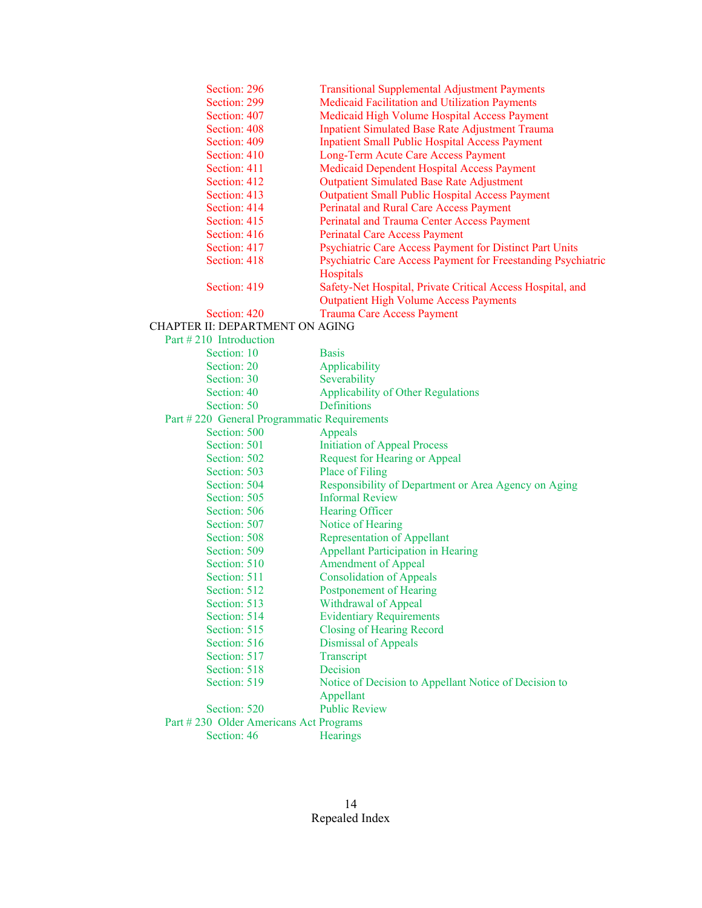Section: 296 Transitional Supplemental Adjustment Payments
Section: 299 Medicaid Facilitation and Utilization Payments
Section: 407 Medicaid High Volume Hospital Access Payment
Section: 408 Inpatient Simulated Base Rate Adjustment Trauma
Section: 409 Inpatient Small Public Hospital Access Payment
Section: 410 Long-Term Acute Care Access Payment
Section: 411 Medicaid Dependent Hospital Access Payment
Section: 412 Outpatient Simulated Base Rate Adjustment
Section: 413 Outpatient Small Public Hospital Access Payment
Section: 414 Perinatal and Rural Care Access Payment
Section: 415 Perinatal and Trauma Center Access Payment
Section: 416 Perinatal Care Access Payment
Section: 417 Psychiatric Care Access Payment for Distinct Part Units
Section: 418 Psychiatric Care Access Payment for Freestanding Psychiatric Hospitals
Section: 419 Safety-Net Hospital, Private Critical Access Hospital, and Outpatient High Volume Access Payments
Section: 420 Trauma Care Access Payment

CHAPTER II: DEPARTMENT ON AGING

Part # 210 Introduction

Section: 10 Basis
Section: 20 Applicability
Section: 30 Severability
Section: 40 Applicability of Other Regulations
Section: 50 Definitions

Part # 220 General Programmatic Requirements

Section: 500 Appeals
Section: 501 Initiation of Appeal Process
Section: 502 Request for Hearing or Appeal
Section: 503 Place of Filing
Section: 504 Responsibility of Department or Area Agency on Aging
Section: 505 Informal Review
Section: 506 Hearing Officer
Section: 507 Notice of Hearing
Section: 508 Representation of Appellant
Section: 509 Appellant Participation in Hearing
Section: 510 Amendment of Appeal
Section: 511 Consolidation of Appeals
Section: 512 Postponement of Hearing
Section: 513 Withdrawal of Appeal
Section: 514 Evidentiary Requirements
Section: 515 Closing of Hearing Record
Section: 516 Dismissal of Appeals
Section: 517 Transcript
Section: 518 Decision
Section: 519 Notice of Decision to Appellant Notice of Decision to Appellant
Section: 520 Public Review

Part # 230 Older Americans Act Programs

Section: 46 Hearings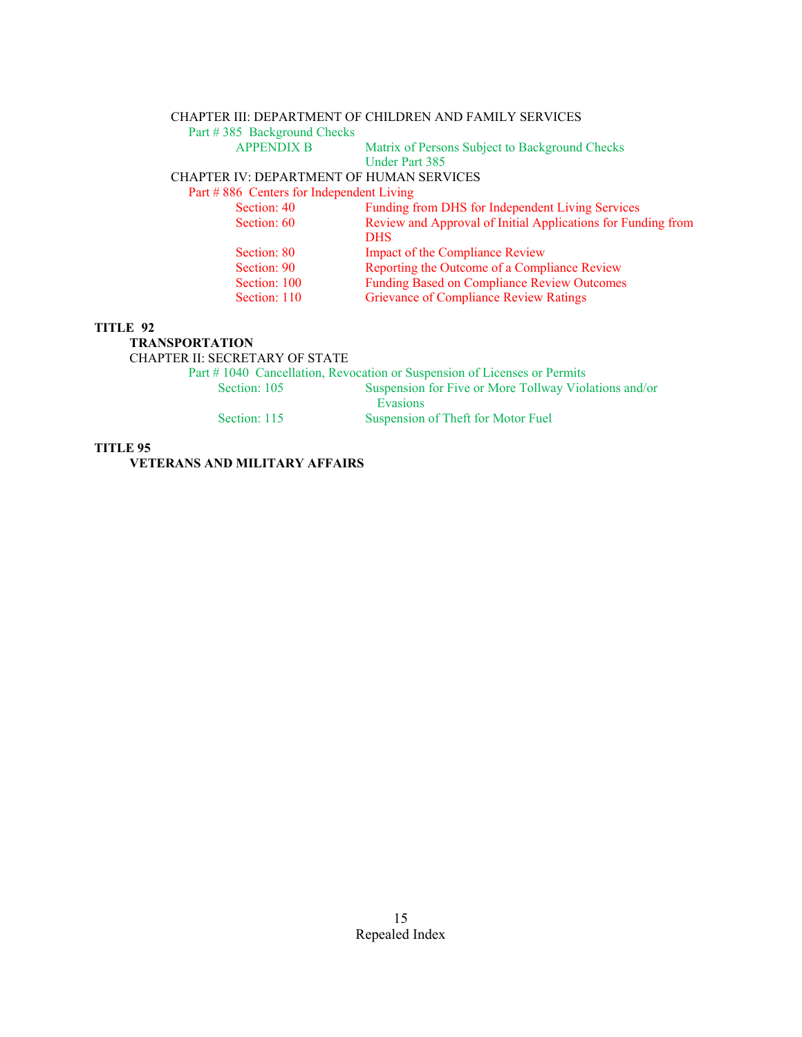CHAPTER III: DEPARTMENT OF CHILDREN AND FAMILY SERVICES

Part # 385 Background Checks

| | |
|---|---|
| APPENDIX B | Matrix of Persons Subject to Background Checks Under Part 385 |

CHAPTER IV: DEPARTMENT OF HUMAN SERVICES

Part # 886 Centers for Independent Living

| | |
|---|---|
| Section: 40 | Funding from DHS for Independent Living Services |
| Section: 60 | Review and Approval of Initial Applications for Funding from DHS |
| Section: 80 | Impact of the Compliance Review |
| Section: 90 | Reporting the Outcome of a Compliance Review |
| Section: 100 | Funding Based on Compliance Review Outcomes |
| Section: 110 | Grievance of Compliance Review Ratings |

**TITLE 92**

**TRANSPORTATION**

CHAPTER II: SECRETARY OF STATE

Part # 1040 Cancellation, Revocation or Suspension of Licenses or Permits

| | |
|---|---|
| Section: 105 | Suspension for Five or More Tollway Violations and/or Evasions |
| Section: 115 | Suspension of Theft for Motor Fuel |

**TITLE 95**

**VETERANS AND MILITARY AFFAIRS**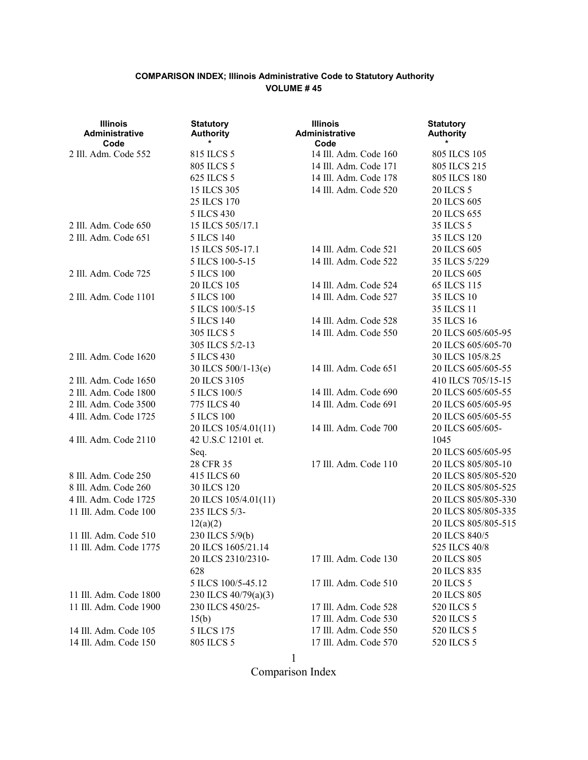**COMPARISON INDEX; Illinois Administrative Code to Statutory Authority**
**VOLUME # 45**

| Illinois Administrative Code | Statutory Authority * |
|---|---|
| 2 Ill. Adm. Code 552 | 815 ILCS 5 |
| | 805 ILCS 5 |
| | 625 ILCS 5 |
| | 15 ILCS 305 |
| | 25 ILCS 170 |
| | 5 ILCS 430 |
| 2 Ill. Adm. Code 650 | 15 ILCS 505/17.1 |
| 2 Ill. Adm. Code 651 | 5 ILCS 140 |
| | 15 ILCS 505-17.1 |
| | 5 ILCS 100-5-15 |
| 2 Ill. Adm. Code 725 | 5 ILCS 100 |
| | 20 ILCS 105 |
| 2 Ill. Adm. Code 1101 | 5 ILCS 100 |
| | 5 ILCS 100/5-15 |
| | 5 ILCS 140 |
| | 305 ILCS 5 |
| | 305 ILCS 5/2-13 |
| 2 Ill. Adm. Code 1620 | 5 ILCS 430 |
| | 30 ILCS 500/1-13(e) |
| 2 Ill. Adm. Code 1650 | 20 ILCS 3105 |
| 2 Ill. Adm. Code 1800 | 5 ILCS 100/5 |
| 2 Ill. Adm. Code 3500 | 775 ILCS 40 |
| 4 Ill. Adm. Code 1725 | 5 ILCS 100 |
| | 20 ILCS 105/4.01(11) |
| 4 Ill. Adm. Code 2110 | 42 U.S.C 12101 et. Seq. |
| | 28 CFR 35 |
| 8 Ill. Adm. Code 250 | 415 ILCS 60 |
| 8 Ill. Adm. Code 260 | 30 ILCS 120 |
| 4 Ill. Adm. Code 1725 | 20 ILCS 105/4.01(11) |
| 11 Ill. Adm. Code 100 | 235 ILCS 5/3-12(a)(2) |
| 11 Ill. Adm. Code 510 | 230 ILCS 5/9(b) |
| 11 Ill. Adm. Code 1775 | 20 ILCS 1605/21.14 |
| | 20 ILCS 2310/2310-628 |
| | 5 ILCS 100/5-45.12 |
| 11 Ill. Adm. Code 1800 | 230 ILCS 40/79(a)(3) |
| 11 Ill. Adm. Code 1900 | 230 ILCS 450/25-15(b) |
| 14 Ill. Adm. Code 105 | 5 ILCS 175 |
| 14 Ill. Adm. Code 150 | 805 ILCS 5 |
| 14 Ill. Adm. Code 160 | 805 ILCS 105 |
| 14 Ill. Adm. Code 171 | 805 ILCS 215 |
| 14 Ill. Adm. Code 178 | 805 ILCS 180 |
| 14 Ill. Adm. Code 520 | 20 ILCS 5 |
| | 20 ILCS 605 |
| | 20 ILCS 655 |
| | 35 ILCS 5 |
| | 35 ILCS 120 |
| 14 Ill. Adm. Code 521 | 20 ILCS 605 |
| 14 Ill. Adm. Code 522 | 35 ILCS 5/229 |
| | 20 ILCS 605 |
| 14 Ill. Adm. Code 524 | 65 ILCS 115 |
| 14 Ill. Adm. Code 527 | 35 ILCS 10 |
| | 35 ILCS 11 |
| 14 Ill. Adm. Code 528 | 35 ILCS 16 |
| 14 Ill. Adm. Code 550 | 20 ILCS 605/605-95 |
| | 20 ILCS 605/605-70 |
| | 30 ILCS 105/8.25 |
| 14 Ill. Adm. Code 651 | 20 ILCS 605/605-55 |
| | 410 ILCS 705/15-15 |
| 14 Ill. Adm. Code 690 | 20 ILCS 605/605-55 |
| 14 Ill. Adm. Code 691 | 20 ILCS 605/605-95 |
| | 20 ILCS 605/605-55 |
| 14 Ill. Adm. Code 700 | 20 ILCS 605/605-1045 |
| | 20 ILCS 605/605-95 |
| 17 Ill. Adm. Code 110 | 20 ILCS 805/805-10 |
| | 20 ILCS 805/805-520 |
| | 20 ILCS 805/805-525 |
| | 20 ILCS 805/805-330 |
| | 20 ILCS 805/805-335 |
| | 20 ILCS 805/805-515 |
| | 20 ILCS 840/5 |
| | 525 ILCS 40/8 |
| 17 Ill. Adm. Code 130 | 20 ILCS 805 |
| | 20 ILCS 835 |
| 17 Ill. Adm. Code 510 | 20 ILCS 5 |
| | 20 ILCS 805 |
| 17 Ill. Adm. Code 528 | 520 ILCS 5 |
| 17 Ill. Adm. Code 530 | 520 ILCS 5 |
| 17 Ill. Adm. Code 550 | 520 ILCS 5 |
| 17 Ill. Adm. Code 570 | 520 ILCS 5 |

Comparison Index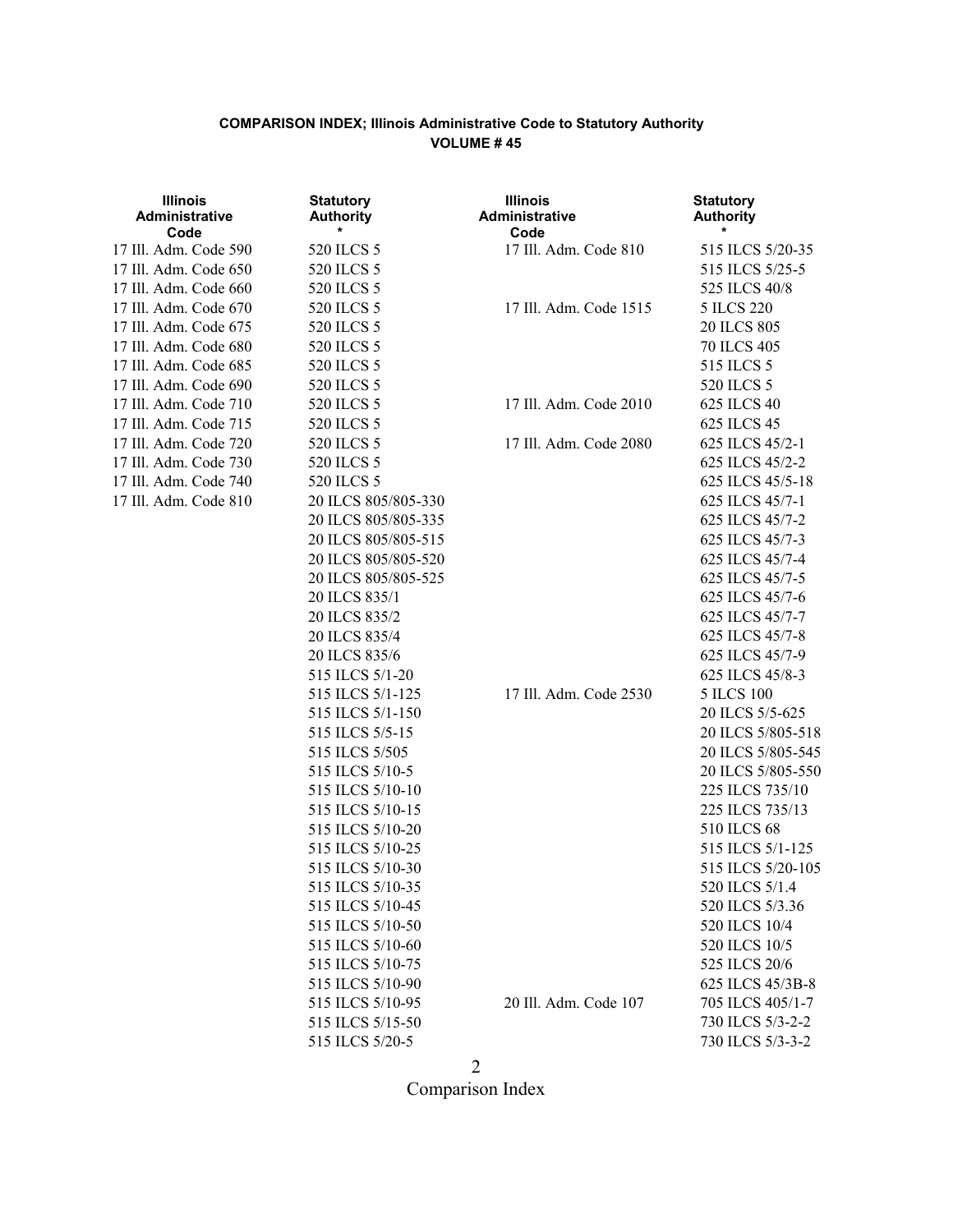**COMPARISON INDEX; Illinois Administrative Code to Statutory Authority**
**VOLUME # 45**

| Illinois Administrative Code | Statutory Authority * |
|---|---|
| 17 Ill. Adm. Code 590 | 520 ILCS 5 |
| 17 Ill. Adm. Code 650 | 520 ILCS 5 |
| 17 Ill. Adm. Code 660 | 520 ILCS 5 |
| 17 Ill. Adm. Code 670 | 520 ILCS 5 |
| 17 Ill. Adm. Code 675 | 520 ILCS 5 |
| 17 Ill. Adm. Code 680 | 520 ILCS 5 |
| 17 Ill. Adm. Code 685 | 520 ILCS 5 |
| 17 Ill. Adm. Code 690 | 520 ILCS 5 |
| 17 Ill. Adm. Code 710 | 520 ILCS 5 |
| 17 Ill. Adm. Code 715 | 520 ILCS 5 |
| 17 Ill. Adm. Code 720 | 520 ILCS 5 |
| 17 Ill. Adm. Code 730 | 520 ILCS 5 |
| 17 Ill. Adm. Code 740 | 520 ILCS 5 |
| 17 Ill. Adm. Code 810 | 20 ILCS 805/805-330 |
| | 20 ILCS 805/805-335 |
| | 20 ILCS 805/805-515 |
| | 20 ILCS 805/805-520 |
| | 20 ILCS 805/805-525 |
| | 20 ILCS 835/1 |
| | 20 ILCS 835/2 |
| | 20 ILCS 835/4 |
| | 20 ILCS 835/6 |
| | 515 ILCS 5/1-20 |
| | 515 ILCS 5/1-125 |
| | 515 ILCS 5/1-150 |
| | 515 ILCS 5/5-15 |
| | 515 ILCS 5/505 |
| | 515 ILCS 5/10-5 |
| | 515 ILCS 5/10-10 |
| | 515 ILCS 5/10-15 |
| | 515 ILCS 5/10-20 |
| | 515 ILCS 5/10-25 |
| | 515 ILCS 5/10-30 |
| | 515 ILCS 5/10-35 |
| | 515 ILCS 5/10-45 |
| | 515 ILCS 5/10-50 |
| | 515 ILCS 5/10-60 |
| | 515 ILCS 5/10-75 |
| | 515 ILCS 5/10-90 |
| | 515 ILCS 5/10-95 |
| | 515 ILCS 5/15-50 |
| | 515 ILCS 5/20-5 |
| 17 Ill. Adm. Code 810 | 515 ILCS 5/20-35 |
| | 515 ILCS 5/25-5 |
| | 525 ILCS 40/8 |
| 17 Ill. Adm. Code 1515 | 5 ILCS 220 |
| | 20 ILCS 805 |
| | 70 ILCS 405 |
| | 515 ILCS 5 |
| | 520 ILCS 5 |
| 17 Ill. Adm. Code 2010 | 625 ILCS 40 |
| | 625 ILCS 45 |
| 17 Ill. Adm. Code 2080 | 625 ILCS 45/2-1 |
| | 625 ILCS 45/2-2 |
| | 625 ILCS 45/5-18 |
| | 625 ILCS 45/7-1 |
| | 625 ILCS 45/7-2 |
| | 625 ILCS 45/7-3 |
| | 625 ILCS 45/7-4 |
| | 625 ILCS 45/7-5 |
| | 625 ILCS 45/7-6 |
| | 625 ILCS 45/7-7 |
| | 625 ILCS 45/7-8 |
| | 625 ILCS 45/7-9 |
| | 625 ILCS 45/8-3 |
| 17 Ill. Adm. Code 2530 | 5 ILCS 100 |
| | 20 ILCS 5/5-625 |
| | 20 ILCS 5/805-518 |
| | 20 ILCS 5/805-545 |
| | 20 ILCS 5/805-550 |
| | 225 ILCS 735/10 |
| | 225 ILCS 735/13 |
| | 510 ILCS 68 |
| | 515 ILCS 5/1-125 |
| | 515 ILCS 5/20-105 |
| | 520 ILCS 5/1.4 |
| | 520 ILCS 5/3.36 |
| | 520 ILCS 10/4 |
| | 520 ILCS 10/5 |
| | 525 ILCS 20/6 |
| | 625 ILCS 45/3B-8 |
| 20 Ill. Adm. Code 107 | 705 ILCS 405/1-7 |
| | 730 ILCS 5/3-2-2 |
| | 730 ILCS 5/3-3-2 |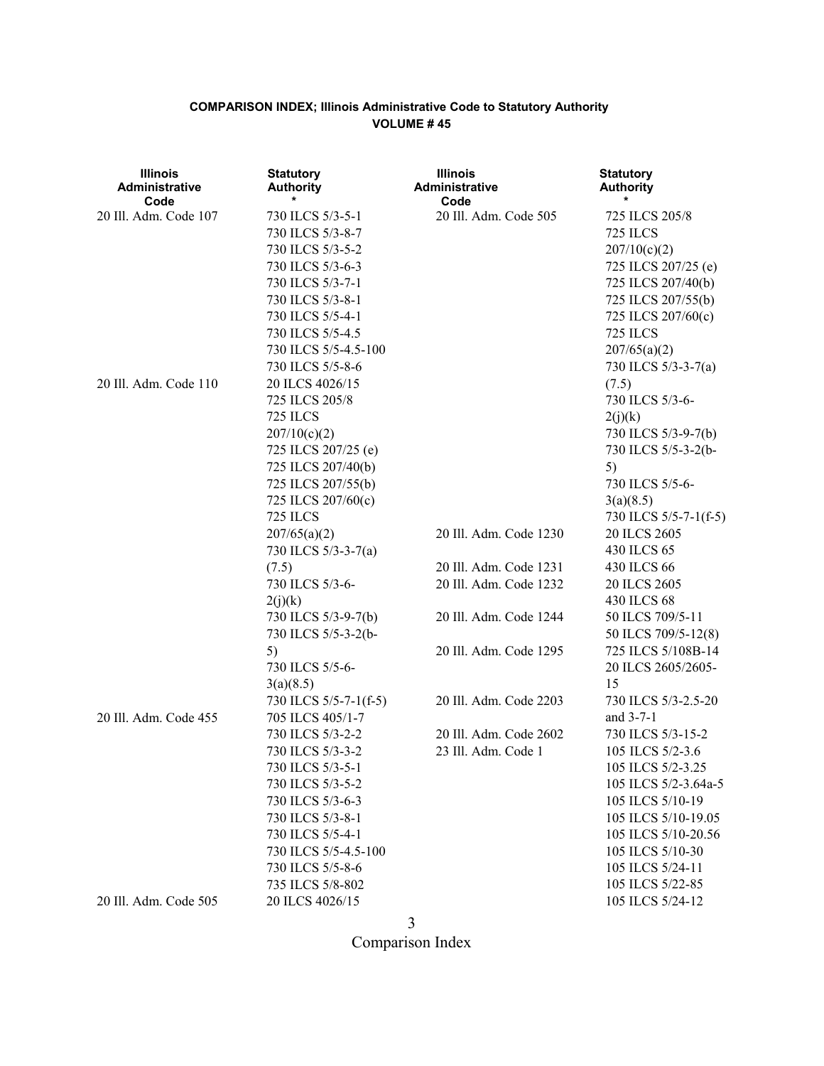**COMPARISON INDEX; Illinois Administrative Code to Statutory Authority**
**VOLUME # 45**

| Illinois Administrative Code | Statutory Authority * |
|---|---|
| 20 Ill. Adm. Code 107 | 730 ILCS 5/3-5-1 |
| | 730 ILCS 5/3-8-7 |
| | 730 ILCS 5/3-5-2 |
| | 730 ILCS 5/3-6-3 |
| | 730 ILCS 5/3-7-1 |
| | 730 ILCS 5/3-8-1 |
| | 730 ILCS 5/5-4-1 |
| | 730 ILCS 5/5-4.5 |
| | 730 ILCS 5/5-4.5-100 |
| | 730 ILCS 5/5-8-6 |
| 20 Ill. Adm. Code 110 | 20 ILCS 4026/15 |
| | 725 ILCS 205/8 |
| | 725 ILCS 207/10(c)(2) |
| | 725 ILCS 207/25 (e) |
| | 725 ILCS 207/40(b) |
| | 725 ILCS 207/55(b) |
| | 725 ILCS 207/60(c) |
| | 725 ILCS 207/65(a)(2) |
| | 730 ILCS 5/3-3-7(a)(7.5) |
| | 730 ILCS 5/3-6-2(j)(k) |
| | 730 ILCS 5/3-9-7(b) |
| | 730 ILCS 5/5-3-2(b-5) |
| | 730 ILCS 5/5-6-3(a)(8.5) |
| | 730 ILCS 5/5-7-1(f-5) |
| 20 Ill. Adm. Code 455 | 705 ILCS 405/1-7 |
| | 730 ILCS 5/3-2-2 |
| | 730 ILCS 5/3-3-2 |
| | 730 ILCS 5/3-5-1 |
| | 730 ILCS 5/3-5-2 |
| | 730 ILCS 5/3-6-3 |
| | 730 ILCS 5/3-8-1 |
| | 730 ILCS 5/5-4-1 |
| | 730 ILCS 5/5-4.5-100 |
| | 730 ILCS 5/5-8-6 |
| | 735 ILCS 5/8-802 |
| 20 Ill. Adm. Code 505 | 20 ILCS 4026/15 |
| | 725 ILCS 205/8 |
| | 725 ILCS 207/10(c)(2) |
| | 725 ILCS 207/25 (e) |
| | 725 ILCS 207/40(b) |
| | 725 ILCS 207/55(b) |
| | 725 ILCS 207/60(c) |
| | 725 ILCS 207/65(a)(2) |
| | 730 ILCS 5/3-3-7(a)(7.5) |
| | 730 ILCS 5/3-6-2(j)(k) |
| | 730 ILCS 5/3-9-7(b) |
| | 730 ILCS 5/5-3-2(b-5) |
| | 730 ILCS 5/5-6-3(a)(8.5) |
| | 730 ILCS 5/5-7-1(f-5) |
| 20 Ill. Adm. Code 1230 | 20 ILCS 2605 |
| | 430 ILCS 65 |
| 20 Ill. Adm. Code 1231 | 430 ILCS 66 |
| 20 Ill. Adm. Code 1232 | 20 ILCS 2605 |
| | 430 ILCS 68 |
| 20 Ill. Adm. Code 1244 | 50 ILCS 709/5-11 |
| | 50 ILCS 709/5-12(8) |
| 20 Ill. Adm. Code 1295 | 725 ILCS 5/108B-14 |
| | 20 ILCS 2605/2605-15 |
| 20 Ill. Adm. Code 2203 | 730 ILCS 5/3-2.5-20 and 3-7-1 |
| 20 Ill. Adm. Code 2602 | 730 ILCS 5/3-15-2 |
| 23 Ill. Adm. Code 1 | 105 ILCS 5/2-3.6 |
| | 105 ILCS 5/2-3.25 |
| | 105 ILCS 5/2-3.64a-5 |
| | 105 ILCS 5/10-19 |
| | 105 ILCS 5/10-19.05 |
| | 105 ILCS 5/10-20.56 |
| | 105 ILCS 5/10-30 |
| | 105 ILCS 5/24-11 |
| | 105 ILCS 5/22-85 |
| | 105 ILCS 5/24-12 |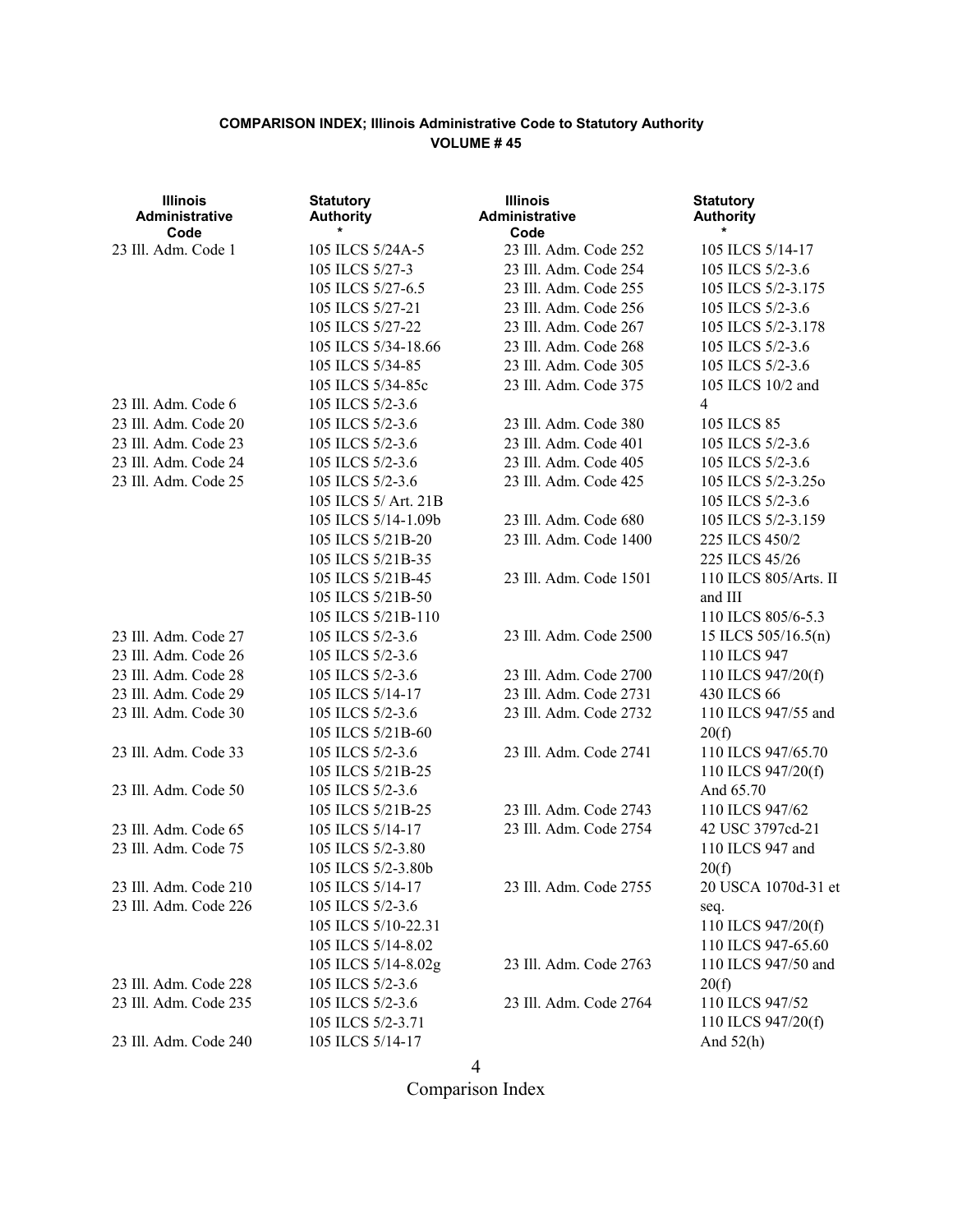**COMPARISON INDEX; Illinois Administrative Code to Statutory Authority**
**VOLUME # 45**

| Illinois Administrative Code | Statutory Authority * |
|---|---|
| 23 Ill. Adm. Code 1 | 105 ILCS 5/24A-5 |
| | 105 ILCS 5/27-3 |
| | 105 ILCS 5/27-6.5 |
| | 105 ILCS 5/27-21 |
| | 105 ILCS 5/27-22 |
| | 105 ILCS 5/34-18.66 |
| | 105 ILCS 5/34-85 |
| | 105 ILCS 5/34-85c |
| 23 Ill. Adm. Code 6 | 105 ILCS 5/2-3.6 |
| 23 Ill. Adm. Code 20 | 105 ILCS 5/2-3.6 |
| 23 Ill. Adm. Code 23 | 105 ILCS 5/2-3.6 |
| 23 Ill. Adm. Code 24 | 105 ILCS 5/2-3.6 |
| 23 Ill. Adm. Code 25 | 105 ILCS 5/2-3.6 |
| | 105 ILCS 5/ Art. 21B |
| | 105 ILCS 5/14-1.09b |
| | 105 ILCS 5/21B-20 |
| | 105 ILCS 5/21B-35 |
| | 105 ILCS 5/21B-45 |
| | 105 ILCS 5/21B-50 |
| | 105 ILCS 5/21B-110 |
| 23 Ill. Adm. Code 27 | 105 ILCS 5/2-3.6 |
| 23 Ill. Adm. Code 26 | 105 ILCS 5/2-3.6 |
| 23 Ill. Adm. Code 28 | 105 ILCS 5/2-3.6 |
| 23 Ill. Adm. Code 29 | 105 ILCS 5/14-17 |
| 23 Ill. Adm. Code 30 | 105 ILCS 5/2-3.6 |
| | 105 ILCS 5/21B-60 |
| 23 Ill. Adm. Code 33 | 105 ILCS 5/2-3.6 |
| | 105 ILCS 5/21B-25 |
| 23 Ill. Adm. Code 50 | 105 ILCS 5/2-3.6 |
| | 105 ILCS 5/21B-25 |
| 23 Ill. Adm. Code 65 | 105 ILCS 5/14-17 |
| 23 Ill. Adm. Code 75 | 105 ILCS 5/2-3.80 |
| | 105 ILCS 5/2-3.80b |
| 23 Ill. Adm. Code 210 | 105 ILCS 5/14-17 |
| 23 Ill. Adm. Code 226 | 105 ILCS 5/2-3.6 |
| | 105 ILCS 5/10-22.31 |
| | 105 ILCS 5/14-8.02 |
| | 105 ILCS 5/14-8.02g |
| 23 Ill. Adm. Code 228 | 105 ILCS 5/2-3.6 |
| 23 Ill. Adm. Code 235 | 105 ILCS 5/2-3.6 |
| | 105 ILCS 5/2-3.71 |
| 23 Ill. Adm. Code 240 | 105 ILCS 5/14-17 |
| 23 Ill. Adm. Code 252 | 105 ILCS 5/14-17 |
| 23 Ill. Adm. Code 254 | 105 ILCS 5/2-3.6 |
| 23 Ill. Adm. Code 255 | 105 ILCS 5/2-3.175 |
| 23 Ill. Adm. Code 256 | 105 ILCS 5/2-3.6 |
| 23 Ill. Adm. Code 267 | 105 ILCS 5/2-3.178 |
| 23 Ill. Adm. Code 268 | 105 ILCS 5/2-3.6 |
| 23 Ill. Adm. Code 305 | 105 ILCS 5/2-3.6 |
| 23 Ill. Adm. Code 375 | 105 ILCS 10/2 and 4 |
| 23 Ill. Adm. Code 380 | 105 ILCS 85 |
| 23 Ill. Adm. Code 401 | 105 ILCS 5/2-3.6 |
| 23 Ill. Adm. Code 405 | 105 ILCS 5/2-3.6 |
| 23 Ill. Adm. Code 425 | 105 ILCS 5/2-3.25o |
| | 105 ILCS 5/2-3.6 |
| 23 Ill. Adm. Code 680 | 105 ILCS 5/2-3.159 |
| 23 Ill. Adm. Code 1400 | 225 ILCS 450/2 |
| | 225 ILCS 45/26 |
| 23 Ill. Adm. Code 1501 | 110 ILCS 805/Arts. II and III |
| | 110 ILCS 805/6-5.3 |
| 23 Ill. Adm. Code 2500 | 15 ILCS 505/16.5(n) |
| | 110 ILCS 947 |
| 23 Ill. Adm. Code 2700 | 110 ILCS 947/20(f) |
| 23 Ill. Adm. Code 2731 | 430 ILCS 66 |
| 23 Ill. Adm. Code 2732 | 110 ILCS 947/55 and 20(f) |
| 23 Ill. Adm. Code 2741 | 110 ILCS 947/65.70 |
| | 110 ILCS 947/20(f) And 65.70 |
| 23 Ill. Adm. Code 2743 | 110 ILCS 947/62 |
| 23 Ill. Adm. Code 2754 | 42 USC 3797cd-21 |
| | 110 ILCS 947 and 20(f) |
| 23 Ill. Adm. Code 2755 | 20 USCA 1070d-31 et seq. |
| | 110 ILCS 947/20(f) |
| | 110 ILCS 947-65.60 |
| 23 Ill. Adm. Code 2763 | 110 ILCS 947/50 and 20(f) |
| 23 Ill. Adm. Code 2764 | 110 ILCS 947/52 |
| | 110 ILCS 947/20(f) And 52(h) |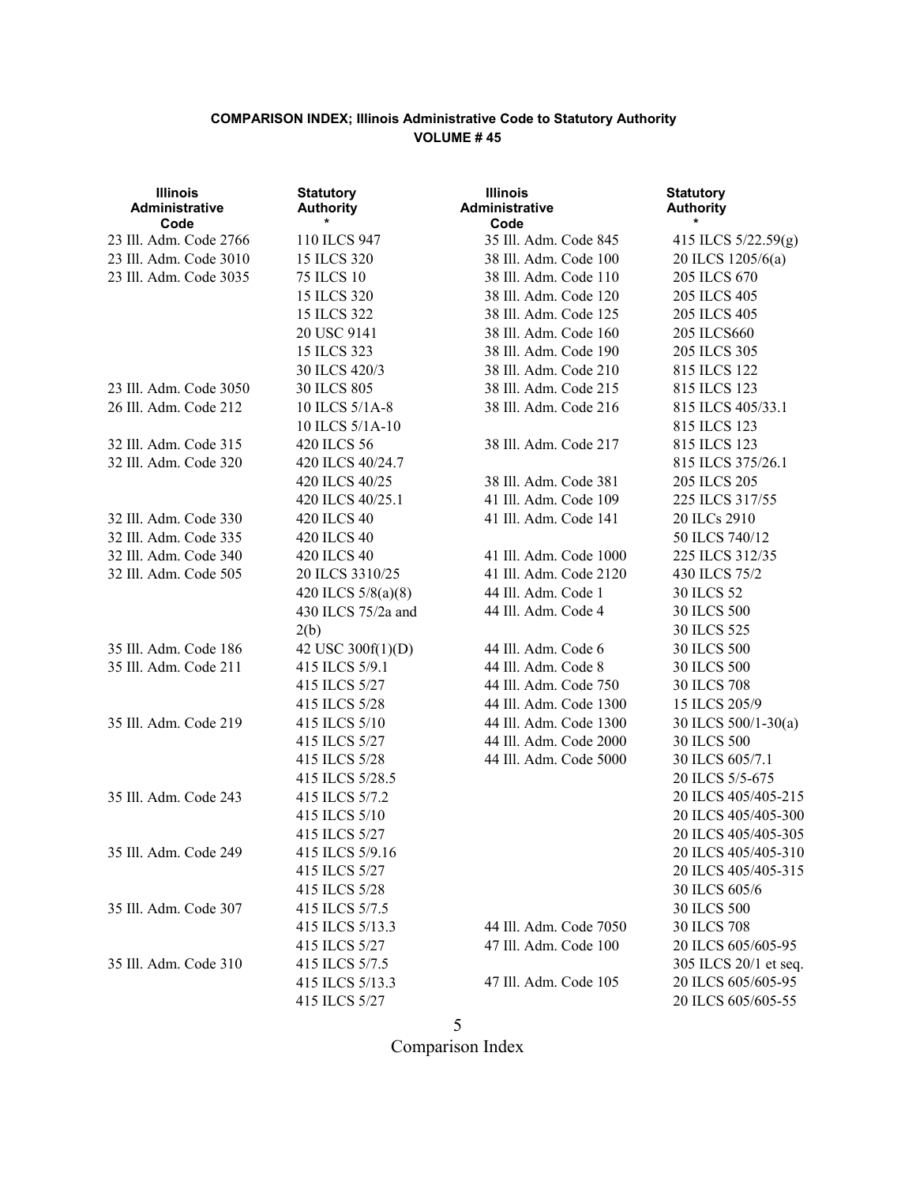**COMPARISON INDEX; Illinois Administrative Code to Statutory Authority**
**VOLUME # 45**

| Illinois Administrative Code | Statutory Authority * | Illinois Administrative Code | Statutory Authority * |
|---|---|---|---|
| 23 Ill. Adm. Code 2766 | 110 ILCS 947 | 35 Ill. Adm. Code 845 | 415 ILCS 5/22.59(g) |
| 23 Ill. Adm. Code 3010 | 15 ILCS 320 | 38 Ill. Adm. Code 100 | 20 ILCS 1205/6(a) |
| 23 Ill. Adm. Code 3035 | 75 ILCS 10 | 38 Ill. Adm. Code 110 | 205 ILCS 670 |
| | 15 ILCS 320 | 38 Ill. Adm. Code 120 | 205 ILCS 405 |
| | 15 ILCS 322 | 38 Ill. Adm. Code 125 | 205 ILCS 405 |
| | 20 USC 9141 | 38 Ill. Adm. Code 160 | 205 ILCS660 |
| | 15 ILCS 323 | 38 Ill. Adm. Code 190 | 205 ILCS 305 |
| | 30 ILCS 420/3 | 38 Ill. Adm. Code 210 | 815 ILCS 122 |
| 23 Ill. Adm. Code 3050 | 30 ILCS 805 | 38 Ill. Adm. Code 215 | 815 ILCS 123 |
| 26 Ill. Adm. Code 212 | 10 ILCS 5/1A-8 | 38 Ill. Adm. Code 216 | 815 ILCS 405/33.1 |
| | 10 ILCS 5/1A-10 | | 815 ILCS 123 |
| 32 Ill. Adm. Code 315 | 420 ILCS 56 | 38 Ill. Adm. Code 217 | 815 ILCS 123 |
| 32 Ill. Adm. Code 320 | 420 ILCS 40/24.7 | | 815 ILCS 375/26.1 |
| | 420 ILCS 40/25 | 38 Ill. Adm. Code 381 | 205 ILCS 205 |
| | 420 ILCS 40/25.1 | 41 Ill. Adm. Code 109 | 225 ILCS 317/55 |
| 32 Ill. Adm. Code 330 | 420 ILCS 40 | 41 Ill. Adm. Code 141 | 20 ILCs 2910 |
| 32 Ill. Adm. Code 335 | 420 ILCS 40 | | 50 ILCS 740/12 |
| 32 Ill. Adm. Code 340 | 420 ILCS 40 | 41 Ill. Adm. Code 1000 | 225 ILCS 312/35 |
| 32 Ill. Adm. Code 505 | 20 ILCS 3310/25 | 41 Ill. Adm. Code 2120 | 430 ILCS 75/2 |
| | 420 ILCS 5/8(a)(8) | 44 Ill. Adm. Code 1 | 30 ILCS 52 |
| | 430 ILCS 75/2a and 2(b) | 44 Ill. Adm. Code 4 | 30 ILCS 500 |
| | | | 30 ILCS 525 |
| 35 Ill. Adm. Code 186 | 42 USC 300f(1)(D) | 44 Ill. Adm. Code 6 | 30 ILCS 500 |
| 35 Ill. Adm. Code 211 | 415 ILCS 5/9.1 | 44 Ill. Adm. Code 8 | 30 ILCS 500 |
| | 415 ILCS 5/27 | 44 Ill. Adm. Code 750 | 30 ILCS 708 |
| | 415 ILCS 5/28 | 44 Ill. Adm. Code 1300 | 15 ILCS 205/9 |
| 35 Ill. Adm. Code 219 | 415 ILCS 5/10 | 44 Ill. Adm. Code 1300 | 30 ILCS 500/1-30(a) |
| | 415 ILCS 5/27 | 44 Ill. Adm. Code 2000 | 30 ILCS 500 |
| | 415 ILCS 5/28 | 44 Ill. Adm. Code 5000 | 30 ILCS 605/7.1 |
| | 415 ILCS 5/28.5 | | 20 ILCS 5/5-675 |
| 35 Ill. Adm. Code 243 | 415 ILCS 5/7.2 | | 20 ILCS 405/405-215 |
| | 415 ILCS 5/10 | | 20 ILCS 405/405-300 |
| | 415 ILCS 5/27 | | 20 ILCS 405/405-305 |
| 35 Ill. Adm. Code 249 | 415 ILCS 5/9.16 | | 20 ILCS 405/405-310 |
| | 415 ILCS 5/27 | | 20 ILCS 405/405-315 |
| | 415 ILCS 5/28 | | 30 ILCS 605/6 |
| 35 Ill. Adm. Code 307 | 415 ILCS 5/7.5 | | 30 ILCS 500 |
| | 415 ILCS 5/13.3 | 44 Ill. Adm. Code 7050 | 30 ILCS 708 |
| | 415 ILCS 5/27 | 47 Ill. Adm. Code 100 | 20 ILCS 605/605-95 |
| 35 Ill. Adm. Code 310 | 415 ILCS 5/7.5 | | 305 ILCS 20/1 et seq. |
| | 415 ILCS 5/13.3 | 47 Ill. Adm. Code 105 | 20 ILCS 605/605-95 |
| | 415 ILCS 5/27 | | 20 ILCS 605/605-55 |

Comparison Index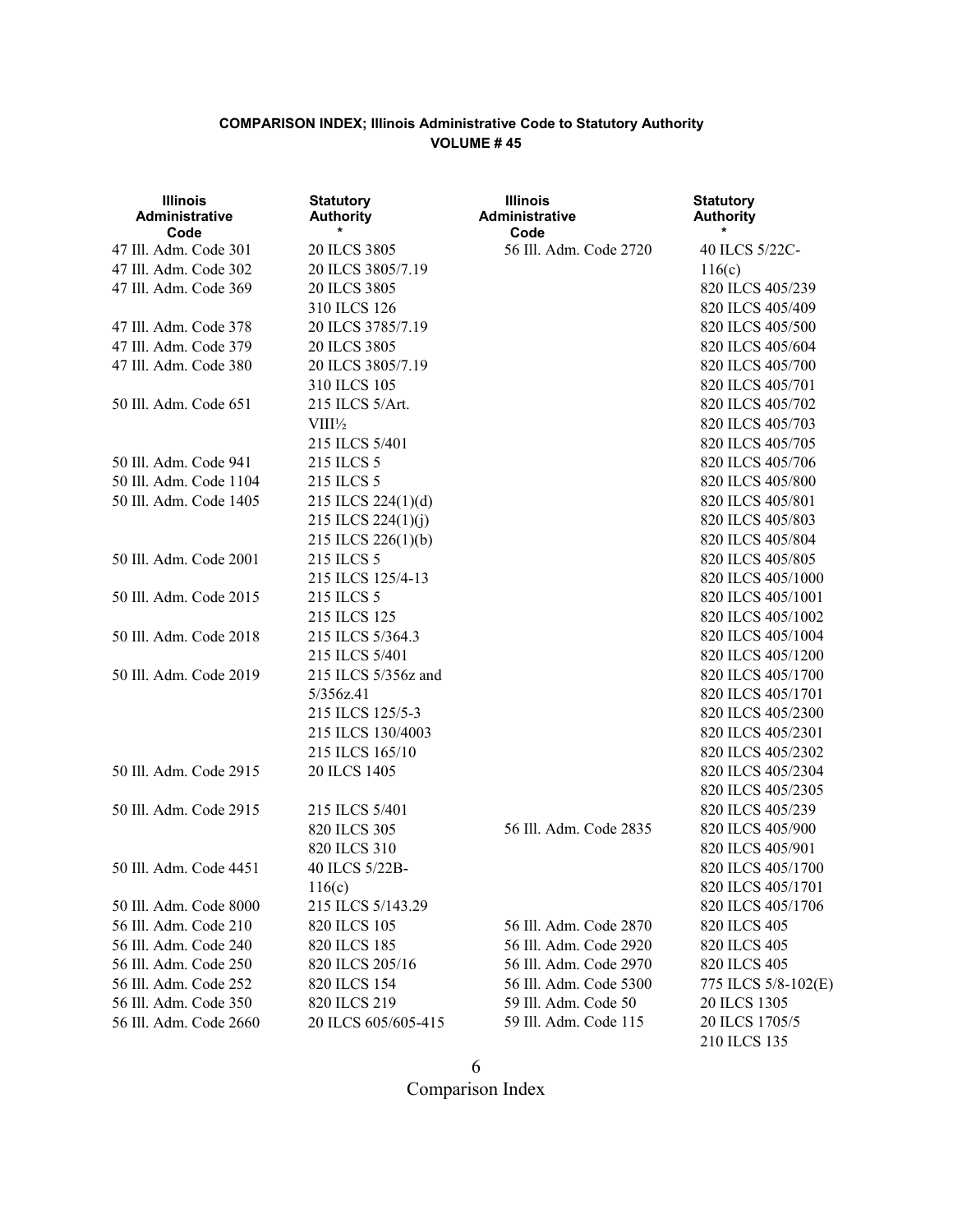**COMPARISON INDEX; Illinois Administrative Code to Statutory Authority**
**VOLUME # 45**

| Illinois Administrative Code | Statutory Authority * |
|---|---|
| 47 Ill. Adm. Code 301 | 20 ILCS 3805 |
| 47 Ill. Adm. Code 302 | 20 ILCS 3805/7.19 |
| 47 Ill. Adm. Code 369 | 20 ILCS 3805<br>310 ILCS 126 |
| 47 Ill. Adm. Code 378 | 20 ILCS 3785/7.19 |
| 47 Ill. Adm. Code 379 | 20 ILCS 3805 |
| 47 Ill. Adm. Code 380 | 20 ILCS 3805/7.19<br>310 ILCS 105 |
| 50 Ill. Adm. Code 651 | 215 ILCS 5/Art. VIII½<br>215 ILCS 5/401 |
| 50 Ill. Adm. Code 941 | 215 ILCS 5 |
| 50 Ill. Adm. Code 1104 | 215 ILCS 5 |
| 50 Ill. Adm. Code 1405 | 215 ILCS 224(1)(d)<br>215 ILCS 224(1)(j)<br>215 ILCS 226(1)(b) |
| 50 Ill. Adm. Code 2001 | 215 ILCS 5<br>215 ILCS 125/4-13 |
| 50 Ill. Adm. Code 2015 | 215 ILCS 5<br>215 ILCS 125 |
| 50 Ill. Adm. Code 2018 | 215 ILCS 5/364.3<br>215 ILCS 5/401 |
| 50 Ill. Adm. Code 2019 | 215 ILCS 5/356z and 5/356z.41<br>215 ILCS 125/5-3<br>215 ILCS 130/4003<br>215 ILCS 165/10 |
| 50 Ill. Adm. Code 2915 | 20 ILCS 1405 |
| 50 Ill. Adm. Code 2915 | 215 ILCS 5/401<br>820 ILCS 305<br>820 ILCS 310 |
| 50 Ill. Adm. Code 4451 | 40 ILCS 5/22B-116(c) |
| 50 Ill. Adm. Code 8000 | 215 ILCS 5/143.29 |
| 56 Ill. Adm. Code 210 | 820 ILCS 105 |
| 56 Ill. Adm. Code 240 | 820 ILCS 185 |
| 56 Ill. Adm. Code 250 | 820 ILCS 205/16 |
| 56 Ill. Adm. Code 252 | 820 ILCS 154 |
| 56 Ill. Adm. Code 350 | 820 ILCS 219 |
| 56 Ill. Adm. Code 2660 | 20 ILCS 605/605-415 |
| 56 Ill. Adm. Code 2720 | 40 ILCS 5/22C-116(c)<br>820 ILCS 405/239<br>820 ILCS 405/409<br>820 ILCS 405/500<br>820 ILCS 405/604<br>820 ILCS 405/700<br>820 ILCS 405/701<br>820 ILCS 405/702<br>820 ILCS 405/703<br>820 ILCS 405/705<br>820 ILCS 405/706<br>820 ILCS 405/800<br>820 ILCS 405/801<br>820 ILCS 405/803<br>820 ILCS 405/804<br>820 ILCS 405/805<br>820 ILCS 405/1000<br>820 ILCS 405/1001<br>820 ILCS 405/1002<br>820 ILCS 405/1004<br>820 ILCS 405/1200<br>820 ILCS 405/1700<br>820 ILCS 405/1701<br>820 ILCS 405/2300<br>820 ILCS 405/2301<br>820 ILCS 405/2302<br>820 ILCS 405/2304<br>820 ILCS 405/2305 |
| 56 Ill. Adm. Code 2835 | 820 ILCS 405/239<br>820 ILCS 405/900<br>820 ILCS 405/901<br>820 ILCS 405/1700<br>820 ILCS 405/1701<br>820 ILCS 405/1706 |
| 56 Ill. Adm. Code 2870 | 820 ILCS 405 |
| 56 Ill. Adm. Code 2920 | 820 ILCS 405 |
| 56 Ill. Adm. Code 2970 | 820 ILCS 405 |
| 56 Ill. Adm. Code 5300 | 775 ILCS 5/8-102(E) |
| 59 Ill. Adm. Code 50 | 20 ILCS 1305 |
| 59 Ill. Adm. Code 115 | 20 ILCS 1705/5<br>210 ILCS 135 |

Comparison Index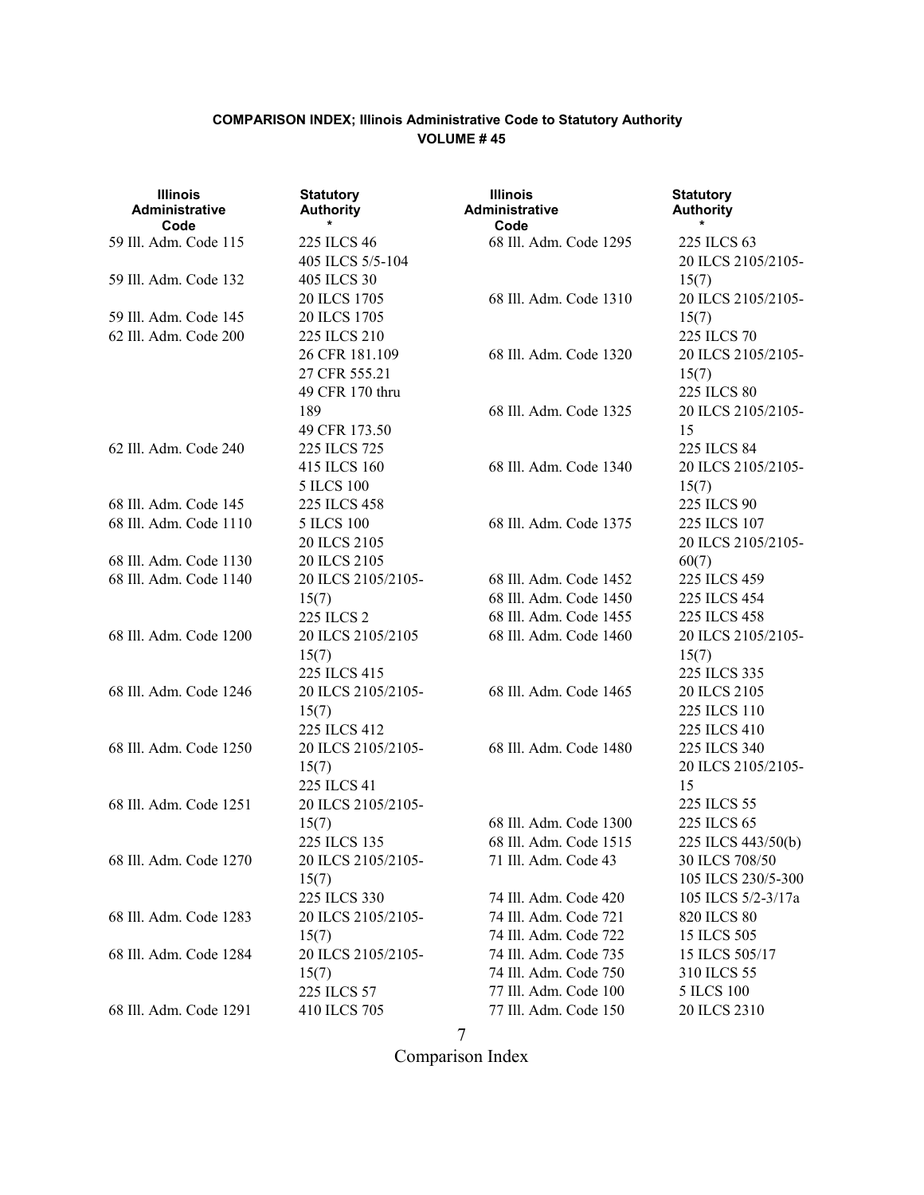**COMPARISON INDEX; Illinois Administrative Code to Statutory Authority**
**VOLUME # 45**

| Illinois Administrative Code | Statutory Authority * |
|---|---|
| 59 Ill. Adm. Code 115 | 225 ILCS 46<br>405 ILCS 5/5-104 |
| 59 Ill. Adm. Code 132 | 405 ILCS 30<br>20 ILCS 1705 |
| 59 Ill. Adm. Code 145 | 20 ILCS 1705 |
| 62 Ill. Adm. Code 200 | 225 ILCS 210<br>26 CFR 181.109<br>27 CFR 555.21<br>49 CFR 170 thru 189<br>49 CFR 173.50 |
| 62 Ill. Adm. Code 240 | 225 ILCS 725<br>415 ILCS 160<br>5 ILCS 100 |
| 68 Ill. Adm. Code 145 | 225 ILCS 458 |
| 68 Ill. Adm. Code 1110 | 5 ILCS 100<br>20 ILCS 2105 |
| 68 Ill. Adm. Code 1130 | 20 ILCS 2105 |
| 68 Ill. Adm. Code 1140 | 20 ILCS 2105/2105-15(7)<br>225 ILCS 2 |
| 68 Ill. Adm. Code 1200 | 20 ILCS 2105/2105 15(7)<br>225 ILCS 415 |
| 68 Ill. Adm. Code 1246 | 20 ILCS 2105/2105-15(7)<br>225 ILCS 412 |
| 68 Ill. Adm. Code 1250 | 20 ILCS 2105/2105-15(7)<br>225 ILCS 41 |
| 68 Ill. Adm. Code 1251 | 20 ILCS 2105/2105-15(7)<br>225 ILCS 135 |
| 68 Ill. Adm. Code 1270 | 20 ILCS 2105/2105-15(7)<br>225 ILCS 330 |
| 68 Ill. Adm. Code 1283 | 20 ILCS 2105/2105-15(7) |
| 68 Ill. Adm. Code 1284 | 20 ILCS 2105/2105-15(7)<br>225 ILCS 57 |
| 68 Ill. Adm. Code 1291 | 410 ILCS 705 |
| 68 Ill. Adm. Code 1295 | 225 ILCS 63<br>20 ILCS 2105/2105-15(7) |
| 68 Ill. Adm. Code 1310 | 20 ILCS 2105/2105-15(7)<br>225 ILCS 70 |
| 68 Ill. Adm. Code 1320 | 20 ILCS 2105/2105-15(7)<br>225 ILCS 80 |
| 68 Ill. Adm. Code 1325 | 20 ILCS 2105/2105-15<br>225 ILCS 84 |
| 68 Ill. Adm. Code 1340 | 20 ILCS 2105/2105-15(7)<br>225 ILCS 90 |
| 68 Ill. Adm. Code 1375 | 225 ILCS 107<br>20 ILCS 2105/2105-60(7) |
| 68 Ill. Adm. Code 1452 | 225 ILCS 459 |
| 68 Ill. Adm. Code 1450 | 225 ILCS 454 |
| 68 Ill. Adm. Code 1455 | 225 ILCS 458 |
| 68 Ill. Adm. Code 1460 | 20 ILCS 2105/2105-15(7)<br>225 ILCS 335 |
| 68 Ill. Adm. Code 1465 | 20 ILCS 2105<br>225 ILCS 110<br>225 ILCS 410 |
| 68 Ill. Adm. Code 1480 | 225 ILCS 340<br>20 ILCS 2105/2105-15<br>225 ILCS 55 |
| 68 Ill. Adm. Code 1300 | 225 ILCS 65 |
| 68 Ill. Adm. Code 1515 | 225 ILCS 443/50(b) |
| 71 Ill. Adm. Code 43 | 30 ILCS 708/50<br>105 ILCS 230/5-300 |
| 74 Ill. Adm. Code 420 | 105 ILCS 5/2-3/17a |
| 74 Ill. Adm. Code 721 | 820 ILCS 80 |
| 74 Ill. Adm. Code 722 | 15 ILCS 505 |
| 74 Ill. Adm. Code 735 | 15 ILCS 505/17 |
| 74 Ill. Adm. Code 750 | 310 ILCS 55 |
| 77 Ill. Adm. Code 100 | 5 ILCS 100 |
| 77 Ill. Adm. Code 150 | 20 ILCS 2310 |

Comparison Index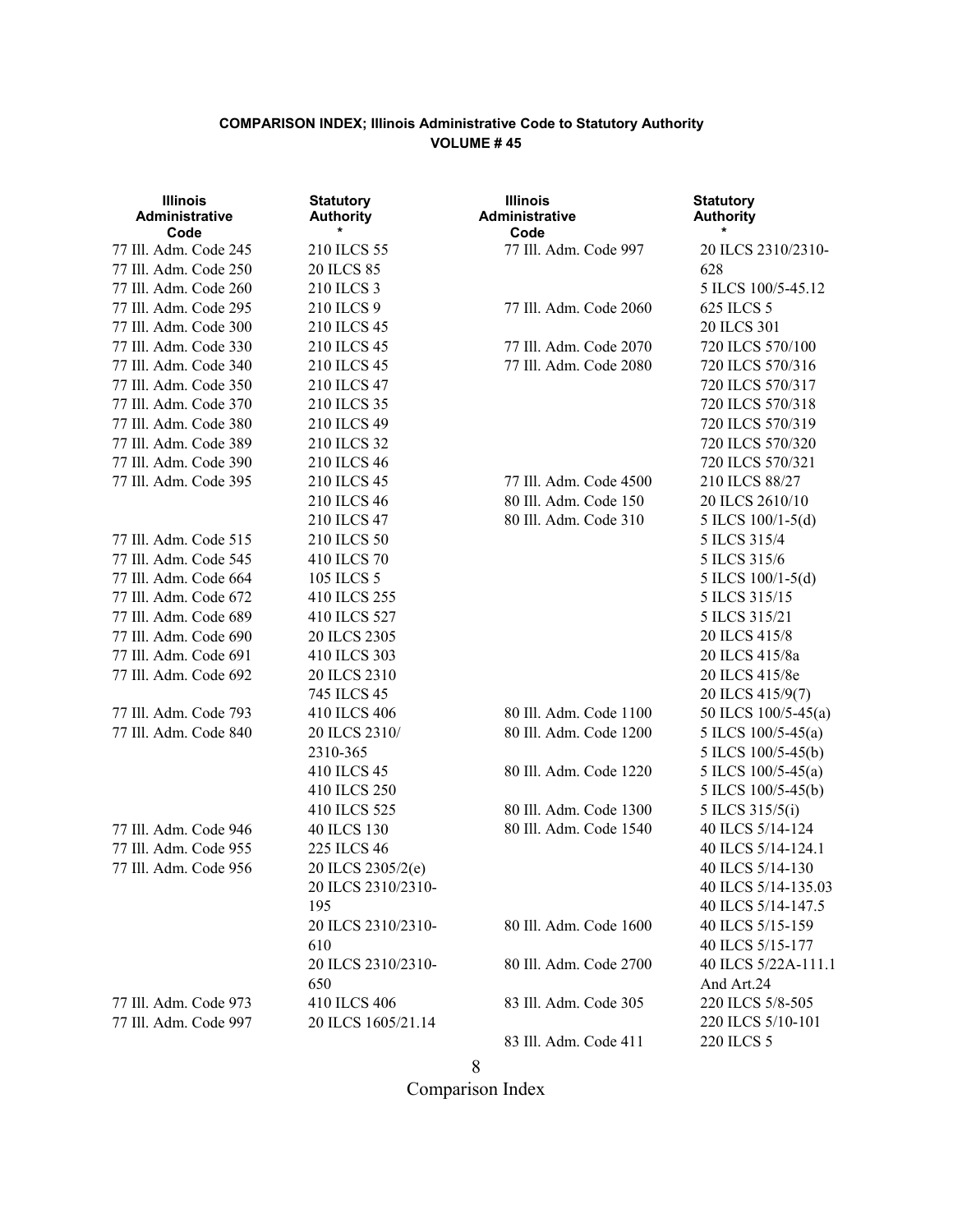**COMPARISON INDEX; Illinois Administrative Code to Statutory Authority**
**VOLUME # 45**

| Illinois Administrative Code | Statutory Authority * |
|---|---|
| 77 Ill. Adm. Code 245 | 210 ILCS 55 |
| 77 Ill. Adm. Code 250 | 20 ILCS 85 |
| 77 Ill. Adm. Code 260 | 210 ILCS 3 |
| 77 Ill. Adm. Code 295 | 210 ILCS 9 |
| 77 Ill. Adm. Code 300 | 210 ILCS 45 |
| 77 Ill. Adm. Code 330 | 210 ILCS 45 |
| 77 Ill. Adm. Code 340 | 210 ILCS 45 |
| 77 Ill. Adm. Code 350 | 210 ILCS 47 |
| 77 Ill. Adm. Code 370 | 210 ILCS 35 |
| 77 Ill. Adm. Code 380 | 210 ILCS 49 |
| 77 Ill. Adm. Code 389 | 210 ILCS 32 |
| 77 Ill. Adm. Code 390 | 210 ILCS 46 |
| 77 Ill. Adm. Code 395 | 210 ILCS 45 |
| | 210 ILCS 46 |
| | 210 ILCS 47 |
| 77 Ill. Adm. Code 515 | 210 ILCS 50 |
| 77 Ill. Adm. Code 545 | 410 ILCS 70 |
| 77 Ill. Adm. Code 664 | 105 ILCS 5 |
| 77 Ill. Adm. Code 672 | 410 ILCS 255 |
| 77 Ill. Adm. Code 689 | 410 ILCS 527 |
| 77 Ill. Adm. Code 690 | 20 ILCS 2305 |
| 77 Ill. Adm. Code 691 | 410 ILCS 303 |
| 77 Ill. Adm. Code 692 | 20 ILCS 2310 |
| | 745 ILCS 45 |
| 77 Ill. Adm. Code 793 | 410 ILCS 406 |
| 77 Ill. Adm. Code 840 | 20 ILCS 2310/2310-365 |
| | 410 ILCS 45 |
| | 410 ILCS 250 |
| | 410 ILCS 525 |
| 77 Ill. Adm. Code 946 | 40 ILCS 130 |
| 77 Ill. Adm. Code 955 | 225 ILCS 46 |
| 77 Ill. Adm. Code 956 | 20 ILCS 2305/2(e) |
| | 20 ILCS 2310/2310-195 |
| | 20 ILCS 2310/2310-610 |
| | 20 ILCS 2310/2310-650 |
| 77 Ill. Adm. Code 973 | 410 ILCS 406 |
| 77 Ill. Adm. Code 997 | 20 ILCS 1605/21.14 |
| 77 Ill. Adm. Code 997 | 20 ILCS 2310/2310-628 |
| | 5 ILCS 100/5-45.12 |
| 77 Ill. Adm. Code 2060 | 625 ILCS 5 |
| | 20 ILCS 301 |
| 77 Ill. Adm. Code 2070 | 720 ILCS 570/100 |
| 77 Ill. Adm. Code 2080 | 720 ILCS 570/316 |
| | 720 ILCS 570/317 |
| | 720 ILCS 570/318 |
| | 720 ILCS 570/319 |
| | 720 ILCS 570/320 |
| | 720 ILCS 570/321 |
| 77 Ill. Adm. Code 4500 | 210 ILCS 88/27 |
| 80 Ill. Adm. Code 150 | 20 ILCS 2610/10 |
| 80 Ill. Adm. Code 310 | 5 ILCS 100/1-5(d) |
| | 5 ILCS 315/4 |
| | 5 ILCS 315/6 |
| | 5 ILCS 100/1-5(d) |
| | 5 ILCS 315/15 |
| | 5 ILCS 315/21 |
| | 20 ILCS 415/8 |
| | 20 ILCS 415/8a |
| | 20 ILCS 415/8e |
| | 20 ILCS 415/9(7) |
| 80 Ill. Adm. Code 1100 | 50 ILCS 100/5-45(a) |
| 80 Ill. Adm. Code 1200 | 5 ILCS 100/5-45(a) |
| | 5 ILCS 100/5-45(b) |
| 80 Ill. Adm. Code 1220 | 5 ILCS 100/5-45(a) |
| | 5 ILCS 100/5-45(b) |
| 80 Ill. Adm. Code 1300 | 5 ILCS 315/5(i) |
| 80 Ill. Adm. Code 1540 | 40 ILCS 5/14-124 |
| | 40 ILCS 5/14-124.1 |
| | 40 ILCS 5/14-130 |
| | 40 ILCS 5/14-135.03 |
| | 40 ILCS 5/14-147.5 |
| 80 Ill. Adm. Code 1600 | 40 ILCS 5/15-159 |
| | 40 ILCS 5/15-177 |
| 80 Ill. Adm. Code 2700 | 40 ILCS 5/22A-111.1 And Art.24 |
| 83 Ill. Adm. Code 305 | 220 ILCS 5/8-505 |
| | 220 ILCS 5/10-101 |
| 83 Ill. Adm. Code 411 | 220 ILCS 5 |

Comparison Index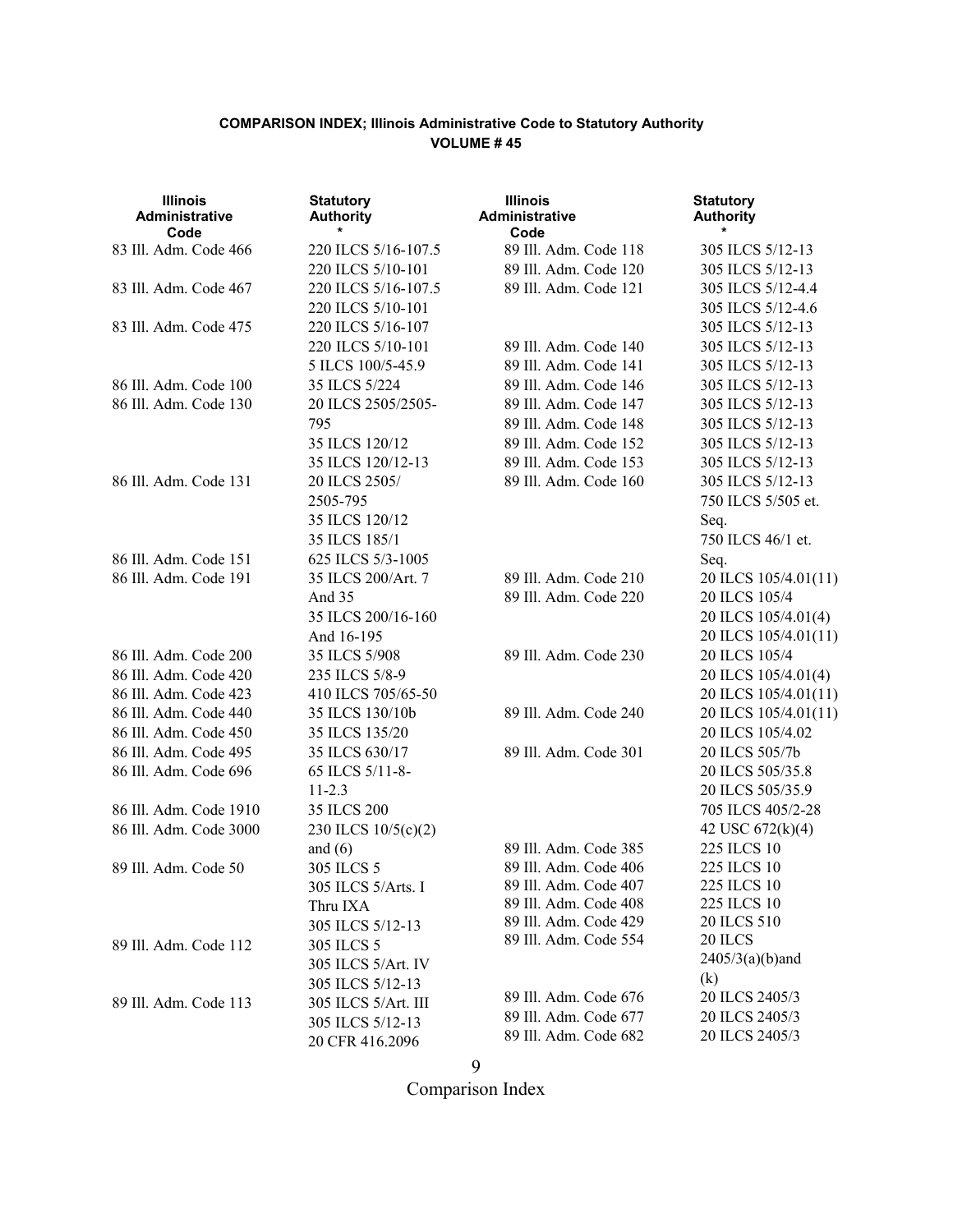**COMPARISON INDEX; Illinois Administrative Code to Statutory Authority**
**VOLUME # 45**

| Illinois Administrative Code | Statutory Authority * |
|---|---|
| 83 Ill. Adm. Code 466 | 220 ILCS 5/16-107.5 |
| | 220 ILCS 5/10-101 |
| 83 Ill. Adm. Code 467 | 220 ILCS 5/16-107.5 |
| | 220 ILCS 5/10-101 |
| 83 Ill. Adm. Code 475 | 220 ILCS 5/16-107 |
| | 220 ILCS 5/10-101 |
| | 5 ILCS 100/5-45.9 |
| 86 Ill. Adm. Code 100 | 35 ILCS 5/224 |
| 86 Ill. Adm. Code 130 | 20 ILCS 2505/2505-795 |
| | 35 ILCS 120/12 |
| | 35 ILCS 120/12-13 |
| 86 Ill. Adm. Code 131 | 20 ILCS 2505/2505-795 |
| | 35 ILCS 120/12 |
| | 35 ILCS 185/1 |
| 86 Ill. Adm. Code 151 | 625 ILCS 5/3-1005 |
| 86 Ill. Adm. Code 191 | 35 ILCS 200/Art. 7 And 35 |
| | 35 ILCS 200/16-160 And 16-195 |
| 86 Ill. Adm. Code 200 | 35 ILCS 5/908 |
| 86 Ill. Adm. Code 420 | 235 ILCS 5/8-9 |
| 86 Ill. Adm. Code 423 | 410 ILCS 705/65-50 |
| 86 Ill. Adm. Code 440 | 35 ILCS 130/10b |
| 86 Ill. Adm. Code 450 | 35 ILCS 135/20 |
| 86 Ill. Adm. Code 495 | 35 ILCS 630/17 |
| 86 Ill. Adm. Code 696 | 65 ILCS 5/11-8-11-2.3 |
| 86 Ill. Adm. Code 1910 | 35 ILCS 200 |
| 86 Ill. Adm. Code 3000 | 230 ILCS 10/5(c)(2) and (6) |
| 89 Ill. Adm. Code 50 | 305 ILCS 5 |
| | 305 ILCS 5/Arts. I Thru IXA |
| | 305 ILCS 5/12-13 |
| 89 Ill. Adm. Code 112 | 305 ILCS 5 |
| | 305 ILCS 5/Art. IV |
| | 305 ILCS 5/12-13 |
| 89 Ill. Adm. Code 113 | 305 ILCS 5/Art. III |
| | 305 ILCS 5/12-13 |
| | 20 CFR 416.2096 |
| 89 Ill. Adm. Code 118 | 305 ILCS 5/12-13 |
| 89 Ill. Adm. Code 120 | 305 ILCS 5/12-13 |
| 89 Ill. Adm. Code 121 | 305 ILCS 5/12-4.4 |
| | 305 ILCS 5/12-4.6 |
| | 305 ILCS 5/12-13 |
| 89 Ill. Adm. Code 140 | 305 ILCS 5/12-13 |
| 89 Ill. Adm. Code 141 | 305 ILCS 5/12-13 |
| 89 Ill. Adm. Code 146 | 305 ILCS 5/12-13 |
| 89 Ill. Adm. Code 147 | 305 ILCS 5/12-13 |
| 89 Ill. Adm. Code 148 | 305 ILCS 5/12-13 |
| 89 Ill. Adm. Code 152 | 305 ILCS 5/12-13 |
| 89 Ill. Adm. Code 153 | 305 ILCS 5/12-13 |
| 89 Ill. Adm. Code 160 | 305 ILCS 5/12-13 |
| | 750 ILCS 5/505 et. Seq. |
| | 750 ILCS 46/1 et. Seq. |
| 89 Ill. Adm. Code 210 | 20 ILCS 105/4.01(11) |
| 89 Ill. Adm. Code 220 | 20 ILCS 105/4 |
| | 20 ILCS 105/4.01(4) |
| | 20 ILCS 105/4.01(11) |
| 89 Ill. Adm. Code 230 | 20 ILCS 105/4 |
| | 20 ILCS 105/4.01(4) |
| | 20 ILCS 105/4.01(11) |
| 89 Ill. Adm. Code 240 | 20 ILCS 105/4.01(11) |
| | 20 ILCS 105/4.02 |
| 89 Ill. Adm. Code 301 | 20 ILCS 505/7b |
| | 20 ILCS 505/35.8 |
| | 20 ILCS 505/35.9 |
| | 705 ILCS 405/2-28 |
| | 42 USC 672(k)(4) |
| 89 Ill. Adm. Code 385 | 225 ILCS 10 |
| 89 Ill. Adm. Code 406 | 225 ILCS 10 |
| 89 Ill. Adm. Code 407 | 225 ILCS 10 |
| 89 Ill. Adm. Code 408 | 225 ILCS 10 |
| 89 Ill. Adm. Code 429 | 20 ILCS 510 |
| 89 Ill. Adm. Code 554 | 20 ILCS 2405/3(a)(b)and (k) |
| 89 Ill. Adm. Code 676 | 20 ILCS 2405/3 |
| 89 Ill. Adm. Code 677 | 20 ILCS 2405/3 |
| 89 Ill. Adm. Code 682 | 20 ILCS 2405/3 |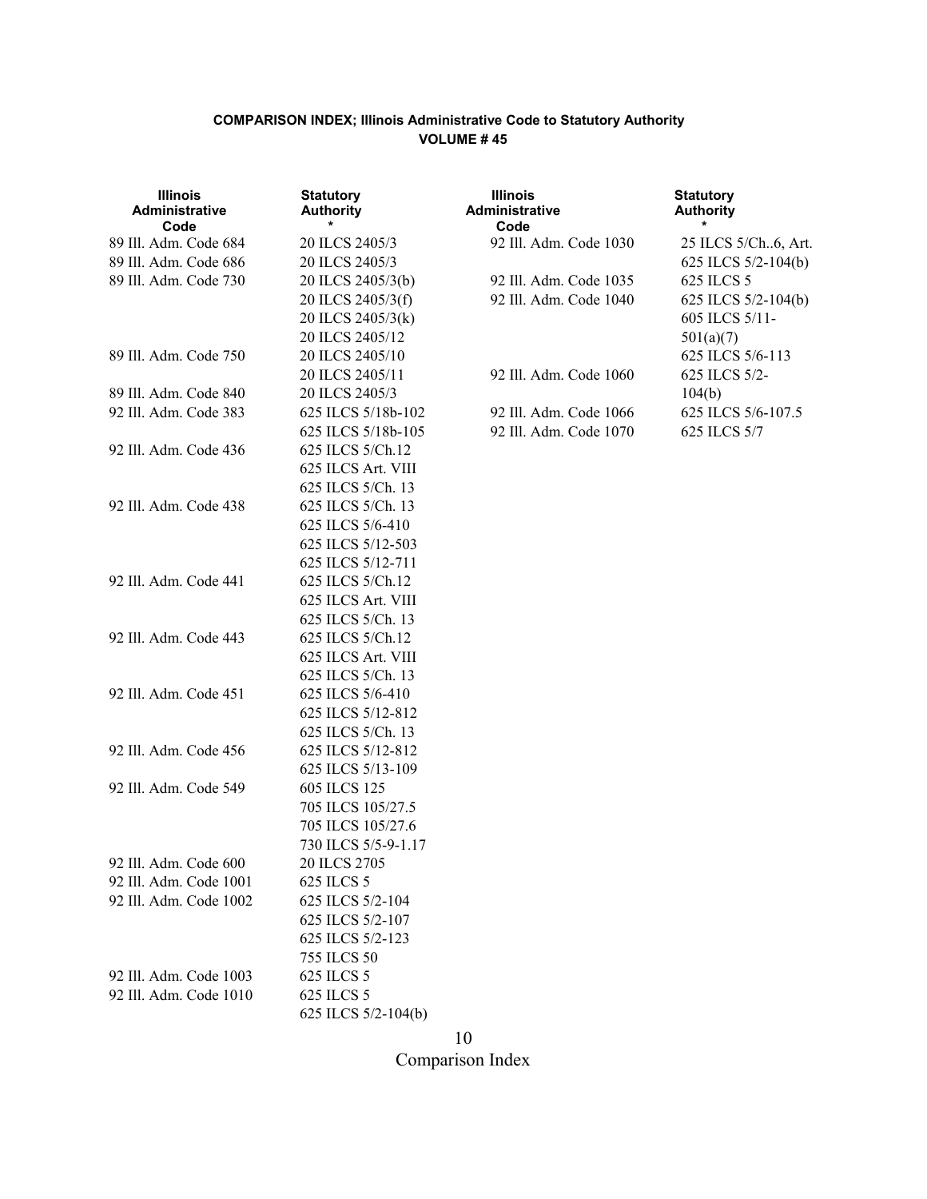**COMPARISON INDEX; Illinois Administrative Code to Statutory Authority**
**VOLUME # 45**

| Illinois Administrative Code | Statutory Authority * |
|---|---|
| 89 Ill. Adm. Code 684 | 20 ILCS 2405/3 |
| 89 Ill. Adm. Code 686 | 20 ILCS 2405/3 |
| 89 Ill. Adm. Code 730 | 20 ILCS 2405/3(b) |
| | 20 ILCS 2405/3(f) |
| | 20 ILCS 2405/3(k) |
| | 20 ILCS 2405/12 |
| 89 Ill. Adm. Code 750 | 20 ILCS 2405/10 |
| | 20 ILCS 2405/11 |
| 89 Ill. Adm. Code 840 | 20 ILCS 2405/3 |
| 92 Ill. Adm. Code 383 | 625 ILCS 5/18b-102 |
| | 625 ILCS 5/18b-105 |
| 92 Ill. Adm. Code 436 | 625 ILCS 5/Ch.12 |
| | 625 ILCS Art. VIII |
| | 625 ILCS 5/Ch. 13 |
| 92 Ill. Adm. Code 438 | 625 ILCS 5/Ch. 13 |
| | 625 ILCS 5/6-410 |
| | 625 ILCS 5/12-503 |
| | 625 ILCS 5/12-711 |
| 92 Ill. Adm. Code 441 | 625 ILCS 5/Ch.12 |
| | 625 ILCS Art. VIII |
| | 625 ILCS 5/Ch. 13 |
| 92 Ill. Adm. Code 443 | 625 ILCS 5/Ch.12 |
| | 625 ILCS Art. VIII |
| | 625 ILCS 5/Ch. 13 |
| 92 Ill. Adm. Code 451 | 625 ILCS 5/6-410 |
| | 625 ILCS 5/12-812 |
| | 625 ILCS 5/Ch. 13 |
| 92 Ill. Adm. Code 456 | 625 ILCS 5/12-812 |
| | 625 ILCS 5/13-109 |
| 92 Ill. Adm. Code 549 | 605 ILCS 125 |
| | 705 ILCS 105/27.5 |
| | 705 ILCS 105/27.6 |
| | 730 ILCS 5/5-9-1.17 |
| 92 Ill. Adm. Code 600 | 20 ILCS 2705 |
| 92 Ill. Adm. Code 1001 | 625 ILCS 5 |
| 92 Ill. Adm. Code 1002 | 625 ILCS 5/2-104 |
| | 625 ILCS 5/2-107 |
| | 625 ILCS 5/2-123 |
| | 755 ILCS 50 |
| 92 Ill. Adm. Code 1003 | 625 ILCS 5 |
| 92 Ill. Adm. Code 1010 | 625 ILCS 5 |
| | 625 ILCS 5/2-104(b) |
| 92 Ill. Adm. Code 1030 | 25 ILCS 5/Ch..6, Art. |
| | 625 ILCS 5/2-104(b) |
| 92 Ill. Adm. Code 1035 | 625 ILCS 5 |
| 92 Ill. Adm. Code 1040 | 625 ILCS 5/2-104(b) |
| | 605 ILCS 5/11-501(a)(7) |
| | 625 ILCS 5/6-113 |
| 92 Ill. Adm. Code 1060 | 625 ILCS 5/2-104(b) |
| 92 Ill. Adm. Code 1066 | 625 ILCS 5/6-107.5 |
| 92 Ill. Adm. Code 1070 | 625 ILCS 5/7 |

Comparison Index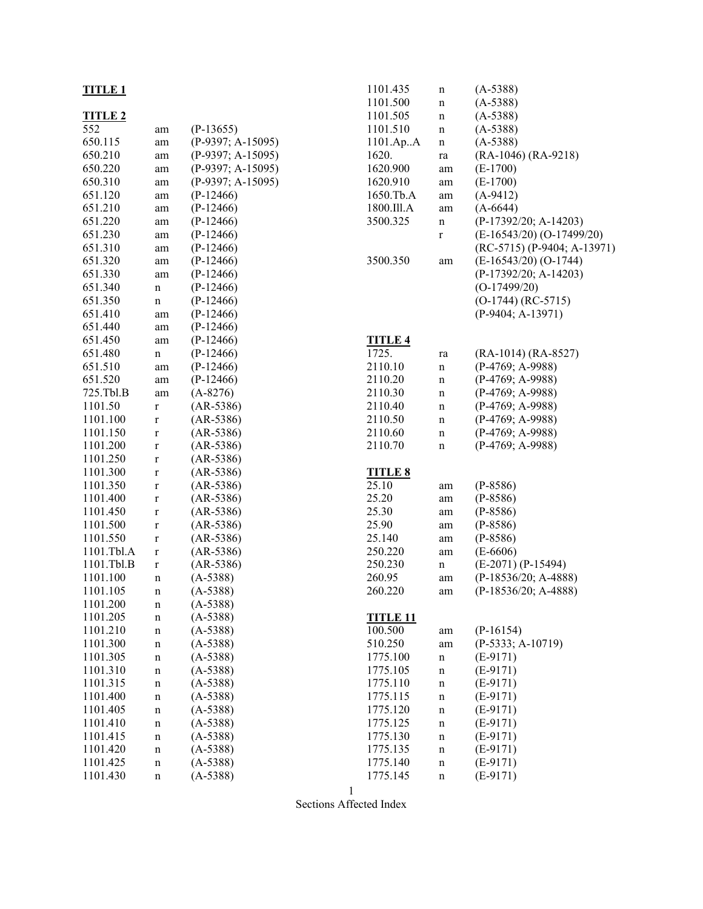**TITLE 1**

**TITLE 2**

| | | |
|---|---|---|
| 552 | am | (P-13655) |
| 650.115 | am | (P-9397; A-15095) |
| 650.210 | am | (P-9397; A-15095) |
| 650.220 | am | (P-9397; A-15095) |
| 650.310 | am | (P-9397; A-15095) |
| 651.120 | am | (P-12466) |
| 651.210 | am | (P-12466) |
| 651.220 | am | (P-12466) |
| 651.230 | am | (P-12466) |
| 651.310 | am | (P-12466) |
| 651.320 | am | (P-12466) |
| 651.330 | am | (P-12466) |
| 651.340 | n | (P-12466) |
| 651.350 | n | (P-12466) |
| 651.410 | am | (P-12466) |
| 651.440 | am | (P-12466) |
| 651.450 | am | (P-12466) |
| 651.480 | n | (P-12466) |
| 651.510 | am | (P-12466) |
| 651.520 | am | (P-12466) |
| 725.Tbl.B | am | (A-8276) |
| 1101.50 | r | (AR-5386) |
| 1101.100 | r | (AR-5386) |
| 1101.150 | r | (AR-5386) |
| 1101.200 | r | (AR-5386) |
| 1101.250 | r | (AR-5386) |
| 1101.300 | r | (AR-5386) |
| 1101.350 | r | (AR-5386) |
| 1101.400 | r | (AR-5386) |
| 1101.450 | r | (AR-5386) |
| 1101.500 | r | (AR-5386) |
| 1101.550 | r | (AR-5386) |
| 1101.Tbl.A | r | (AR-5386) |
| 1101.Tbl.B | r | (AR-5386) |
| 1101.100 | n | (A-5388) |
| 1101.105 | n | (A-5388) |
| 1101.200 | n | (A-5388) |
| 1101.205 | n | (A-5388) |
| 1101.210 | n | (A-5388) |
| 1101.300 | n | (A-5388) |
| 1101.305 | n | (A-5388) |
| 1101.310 | n | (A-5388) |
| 1101.315 | n | (A-5388) |
| 1101.400 | n | (A-5388) |
| 1101.405 | n | (A-5388) |
| 1101.410 | n | (A-5388) |
| 1101.415 | n | (A-5388) |
| 1101.420 | n | (A-5388) |
| 1101.425 | n | (A-5388) |
| 1101.430 | n | (A-5388) |
| 1101.435 | n | (A-5388) |
| 1101.500 | n | (A-5388) |
| 1101.505 | n | (A-5388) |
| 1101.510 | n | (A-5388) |
| 1101.Ap..A | n | (A-5388) |
| 1620. | ra | (RA-1046) (RA-9218) |
| 1620.900 | am | (E-1700) |
| 1620.910 | am | (E-1700) |
| 1650.Tb.A | am | (A-9412) |
| 1800.Ill.A | am | (A-6644) |
| 3500.325 | n | (P-17392/20; A-14203) |
| | r | (E-16543/20) (O-17499/20) (RC-5715) (P-9404; A-13971) |
| 3500.350 | am | (E-16543/20) (O-1744) (P-17392/20; A-14203) (O-17499/20) (O-1744) (RC-5715) (P-9404; A-13971) |

**TITLE 4**

| | | |
|---|---|---|
| 1725. | ra | (RA-1014) (RA-8527) |
| 2110.10 | n | (P-4769; A-9988) |
| 2110.20 | n | (P-4769; A-9988) |
| 2110.30 | n | (P-4769; A-9988) |
| 2110.40 | n | (P-4769; A-9988) |
| 2110.50 | n | (P-4769; A-9988) |
| 2110.60 | n | (P-4769; A-9988) |
| 2110.70 | n | (P-4769; A-9988) |

**TITLE 8**

| | | |
|---|---|---|
| 25.10 | am | (P-8586) |
| 25.20 | am | (P-8586) |
| 25.30 | am | (P-8586) |
| 25.90 | am | (P-8586) |
| 25.140 | am | (P-8586) |
| 250.220 | am | (E-6606) |
| 250.230 | n | (E-2071) (P-15494) |
| 260.95 | am | (P-18536/20; A-4888) |
| 260.220 | am | (P-18536/20; A-4888) |

**TITLE 11**

| | | |
|---|---|---|
| 100.500 | am | (P-16154) |
| 510.250 | am | (P-5333; A-10719) |
| 1775.100 | n | (E-9171) |
| 1775.105 | n | (E-9171) |
| 1775.110 | n | (E-9171) |
| 1775.115 | n | (E-9171) |
| 1775.120 | n | (E-9171) |
| 1775.125 | n | (E-9171) |
| 1775.130 | n | (E-9171) |
| 1775.135 | n | (E-9171) |
| 1775.140 | n | (E-9171) |
| 1775.145 | n | (E-9171) |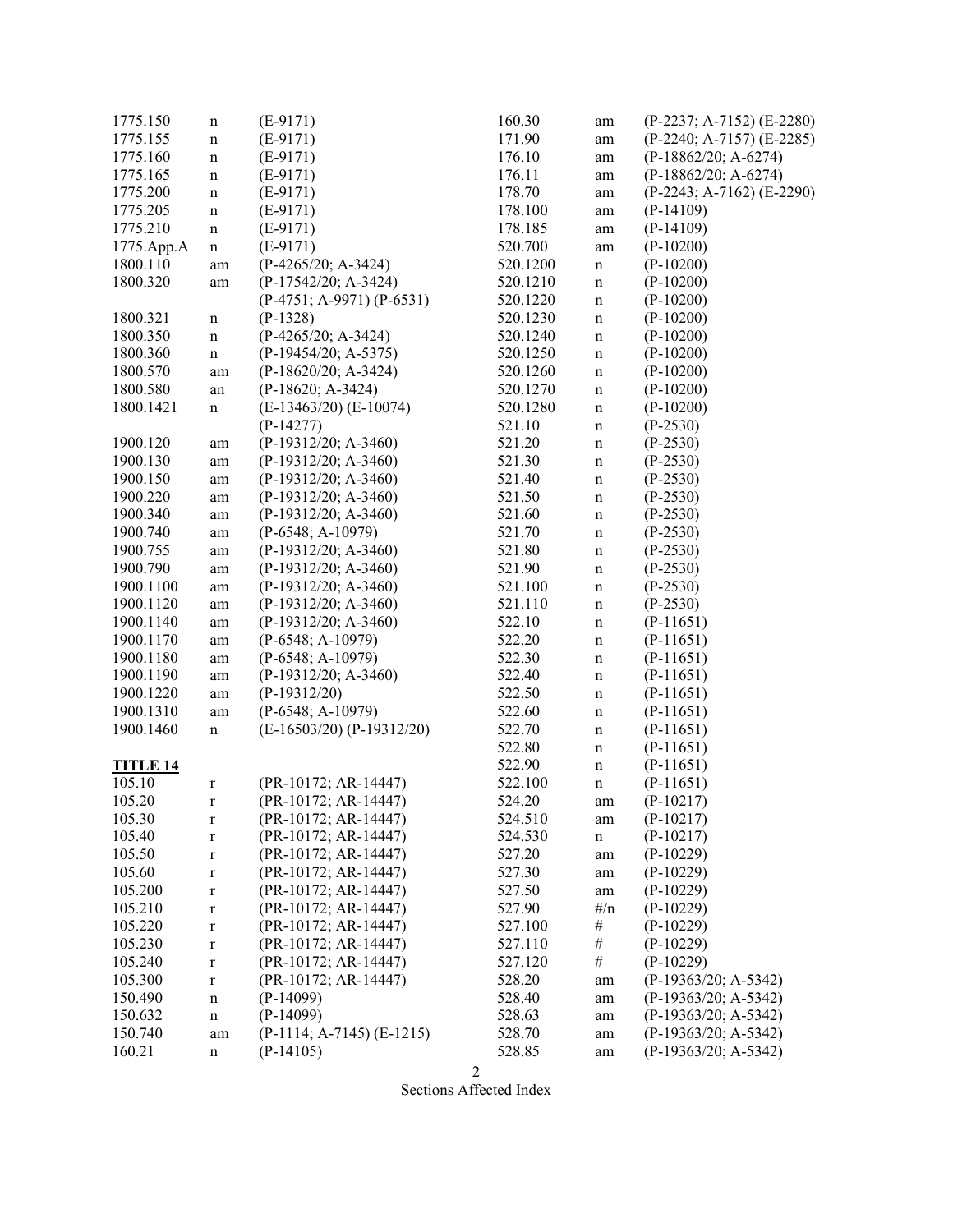| | | |
|---|---|---|
| 1775.150 | n | (E-9171) |
| 1775.155 | n | (E-9171) |
| 1775.160 | n | (E-9171) |
| 1775.165 | n | (E-9171) |
| 1775.200 | n | (E-9171) |
| 1775.205 | n | (E-9171) |
| 1775.210 | n | (E-9171) |
| 1775.App.A | n | (E-9171) |
| 1800.110 | am | (P-4265/20; A-3424) |
| 1800.320 | am | (P-17542/20; A-3424) |
| | | (P-4751; A-9971) (P-6531) |
| 1800.321 | n | (P-1328) |
| 1800.350 | n | (P-4265/20; A-3424) |
| 1800.360 | n | (P-19454/20; A-5375) |
| 1800.570 | am | (P-18620/20; A-3424) |
| 1800.580 | an | (P-18620; A-3424) |
| 1800.1421 | n | (E-13463/20) (E-10074) |
| | | (P-14277) |
| 1900.120 | am | (P-19312/20; A-3460) |
| 1900.130 | am | (P-19312/20; A-3460) |
| 1900.150 | am | (P-19312/20; A-3460) |
| 1900.220 | am | (P-19312/20; A-3460) |
| 1900.340 | am | (P-19312/20; A-3460) |
| 1900.740 | am | (P-6548; A-10979) |
| 1900.755 | am | (P-19312/20; A-3460) |
| 1900.790 | am | (P-19312/20; A-3460) |
| 1900.1100 | am | (P-19312/20; A-3460) |
| 1900.1120 | am | (P-19312/20; A-3460) |
| 1900.1140 | am | (P-19312/20; A-3460) |
| 1900.1170 | am | (P-6548; A-10979) |
| 1900.1180 | am | (P-6548; A-10979) |
| 1900.1190 | am | (P-19312/20; A-3460) |
| 1900.1220 | am | (P-19312/20) |
| 1900.1310 | am | (P-6548; A-10979) |
| 1900.1460 | n | (E-16503/20) (P-19312/20) |

**TITLE 14**

| | | |
|---|---|---|
| 105.10 | r | (PR-10172; AR-14447) |
| 105.20 | r | (PR-10172; AR-14447) |
| 105.30 | r | (PR-10172; AR-14447) |
| 105.40 | r | (PR-10172; AR-14447) |
| 105.50 | r | (PR-10172; AR-14447) |
| 105.60 | r | (PR-10172; AR-14447) |
| 105.200 | r | (PR-10172; AR-14447) |
| 105.210 | r | (PR-10172; AR-14447) |
| 105.220 | r | (PR-10172; AR-14447) |
| 105.230 | r | (PR-10172; AR-14447) |
| 105.240 | r | (PR-10172; AR-14447) |
| 105.300 | r | (PR-10172; AR-14447) |
| 150.490 | n | (P-14099) |
| 150.632 | n | (P-14099) |
| 150.740 | am | (P-1114; A-7145) (E-1215) |
| 160.21 | n | (P-14105) |
| 160.30 | am | (P-2237; A-7152) (E-2280) |
| 171.90 | am | (P-2240; A-7157) (E-2285) |
| 176.10 | am | (P-18862/20; A-6274) |
| 176.11 | am | (P-18862/20; A-6274) |
| 178.70 | am | (P-2243; A-7162) (E-2290) |
| 178.100 | am | (P-14109) |
| 178.185 | am | (P-14109) |
| 520.700 | am | (P-10200) |
| 520.1200 | n | (P-10200) |
| 520.1210 | n | (P-10200) |
| 520.1220 | n | (P-10200) |
| 520.1230 | n | (P-10200) |
| 520.1240 | n | (P-10200) |
| 520.1250 | n | (P-10200) |
| 520.1260 | n | (P-10200) |
| 520.1270 | n | (P-10200) |
| 520.1280 | n | (P-10200) |
| 521.10 | n | (P-2530) |
| 521.20 | n | (P-2530) |
| 521.30 | n | (P-2530) |
| 521.40 | n | (P-2530) |
| 521.50 | n | (P-2530) |
| 521.60 | n | (P-2530) |
| 521.70 | n | (P-2530) |
| 521.80 | n | (P-2530) |
| 521.90 | n | (P-2530) |
| 521.100 | n | (P-2530) |
| 521.110 | n | (P-2530) |
| 522.10 | n | (P-11651) |
| 522.20 | n | (P-11651) |
| 522.30 | n | (P-11651) |
| 522.40 | n | (P-11651) |
| 522.50 | n | (P-11651) |
| 522.60 | n | (P-11651) |
| 522.70 | n | (P-11651) |
| 522.80 | n | (P-11651) |
| 522.90 | n | (P-11651) |
| 522.100 | n | (P-11651) |
| 524.20 | am | (P-10217) |
| 524.510 | am | (P-10217) |
| 524.530 | n | (P-10217) |
| 527.20 | am | (P-10229) |
| 527.30 | am | (P-10229) |
| 527.50 | am | (P-10229) |
| 527.90 | #/n | (P-10229) |
| 527.100 | # | (P-10229) |
| 527.110 | # | (P-10229) |
| 527.120 | # | (P-10229) |
| 528.20 | am | (P-19363/20; A-5342) |
| 528.40 | am | (P-19363/20; A-5342) |
| 528.63 | am | (P-19363/20; A-5342) |
| 528.70 | am | (P-19363/20; A-5342) |
| 528.85 | am | (P-19363/20; A-5342) |

Sections Affected Index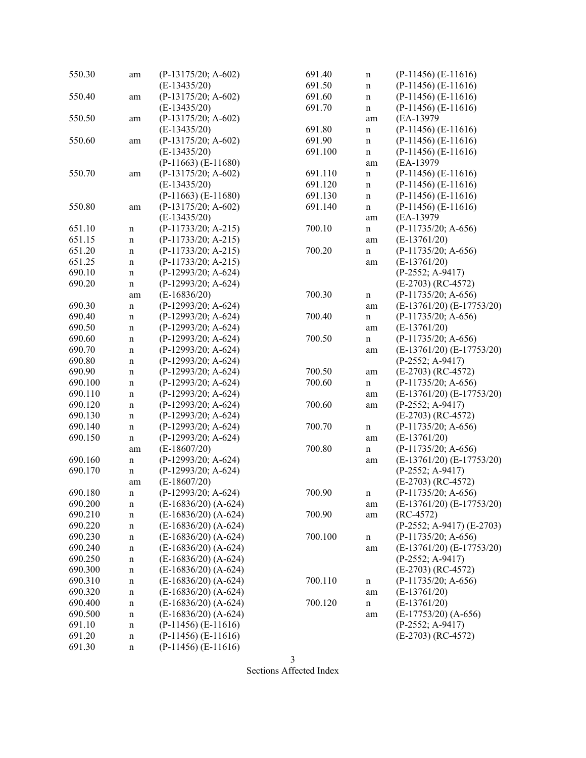| Section | | Source |
|---|---|---|
| 550.30 | am | (P-13175/20; A-602) (E-13435/20) |
| 550.40 | am | (P-13175/20; A-602) (E-13435/20) |
| 550.50 | am | (P-13175/20; A-602) (E-13435/20) |
| 550.60 | am | (P-13175/20; A-602) (E-13435/20) (P-11663) (E-11680) |
| 550.70 | am | (P-13175/20; A-602) (E-13435/20) (P-11663) (E-11680) |
| 550.80 | am | (P-13175/20; A-602) (E-13435/20) |
| 651.10 | n | (P-11733/20; A-215) |
| 651.15 | n | (P-11733/20; A-215) |
| 651.20 | n | (P-11733/20; A-215) |
| 651.25 | n | (P-11733/20; A-215) |
| 690.10 | n | (P-12993/20; A-624) |
| 690.20 | n | (P-12993/20; A-624) |
| | am | (E-16836/20) |
| 690.30 | n | (P-12993/20; A-624) |
| 690.40 | n | (P-12993/20; A-624) |
| 690.50 | n | (P-12993/20; A-624) |
| 690.60 | n | (P-12993/20; A-624) |
| 690.70 | n | (P-12993/20; A-624) |
| 690.80 | n | (P-12993/20; A-624) |
| 690.90 | n | (P-12993/20; A-624) |
| 690.100 | n | (P-12993/20; A-624) |
| 690.110 | n | (P-12993/20; A-624) |
| 690.120 | n | (P-12993/20; A-624) |
| 690.130 | n | (P-12993/20; A-624) |
| 690.140 | n | (P-12993/20; A-624) |
| 690.150 | n | (P-12993/20; A-624) |
| | am | (E-18607/20) |
| 690.160 | n | (P-12993/20; A-624) |
| 690.170 | n | (P-12993/20; A-624) |
| | am | (E-18607/20) |
| 690.180 | n | (P-12993/20; A-624) |
| 690.200 | n | (E-16836/20) (A-624) |
| 690.210 | n | (E-16836/20) (A-624) |
| 690.220 | n | (E-16836/20) (A-624) |
| 690.230 | n | (E-16836/20) (A-624) |
| 690.240 | n | (E-16836/20) (A-624) |
| 690.250 | n | (E-16836/20) (A-624) |
| 690.300 | n | (E-16836/20) (A-624) |
| 690.310 | n | (E-16836/20) (A-624) |
| 690.320 | n | (E-16836/20) (A-624) |
| 690.400 | n | (E-16836/20) (A-624) |
| 690.500 | n | (E-16836/20) (A-624) |
| 691.10 | n | (P-11456) (E-11616) |
| 691.20 | n | (P-11456) (E-11616) |
| 691.30 | n | (P-11456) (E-11616) |
| 691.40 | n | (P-11456) (E-11616) |
| 691.50 | n | (P-11456) (E-11616) |
| 691.60 | n | (P-11456) (E-11616) |
| 691.70 | n | (P-11456) (E-11616) |
| | am | (EA-13979 |
| 691.80 | n | (P-11456) (E-11616) |
| 691.90 | n | (P-11456) (E-11616) |
| 691.100 | n | (P-11456) (E-11616) |
| | am | (EA-13979 |
| 691.110 | n | (P-11456) (E-11616) |
| 691.120 | n | (P-11456) (E-11616) |
| 691.130 | n | (P-11456) (E-11616) |
| 691.140 | n | (P-11456) (E-11616) |
| | am | (EA-13979 |
| 700.10 | n | (P-11735/20; A-656) |
| | am | (E-13761/20) |
| 700.20 | n | (P-11735/20; A-656) |
| | am | (E-13761/20) (P-2552; A-9417) (E-2703) (RC-4572) |
| 700.30 | n | (P-11735/20; A-656) |
| | am | (E-13761/20) (E-17753/20) |
| 700.40 | n | (P-11735/20; A-656) |
| | am | (E-13761/20) |
| 700.50 | n | (P-11735/20; A-656) |
| | am | (E-13761/20) (E-17753/20) (P-2552; A-9417) |
| 700.50 | am | (E-2703) (RC-4572) |
| 700.60 | n | (P-11735/20; A-656) |
| | am | (E-13761/20) (E-17753/20) |
| 700.60 | am | (P-2552; A-9417) (E-2703) (RC-4572) |
| 700.70 | n | (P-11735/20; A-656) |
| | am | (E-13761/20) |
| 700.80 | n | (P-11735/20; A-656) |
| | am | (E-13761/20) (E-17753/20) (P-2552; A-9417) (E-2703) (RC-4572) |
| 700.90 | n | (P-11735/20; A-656) |
| | am | (E-13761/20) (E-17753/20) |
| 700.90 | am | (RC-4572) (P-2552; A-9417) (E-2703) |
| 700.100 | n | (P-11735/20; A-656) |
| | am | (E-13761/20) (E-17753/20) (P-2552; A-9417) (E-2703) (RC-4572) |
| 700.110 | n | (P-11735/20; A-656) |
| | am | (E-13761/20) |
| 700.120 | n | (E-13761/20) |
| | am | (E-17753/20) (A-656) (P-2552; A-9417) (E-2703) (RC-4572) |

Sections Affected Index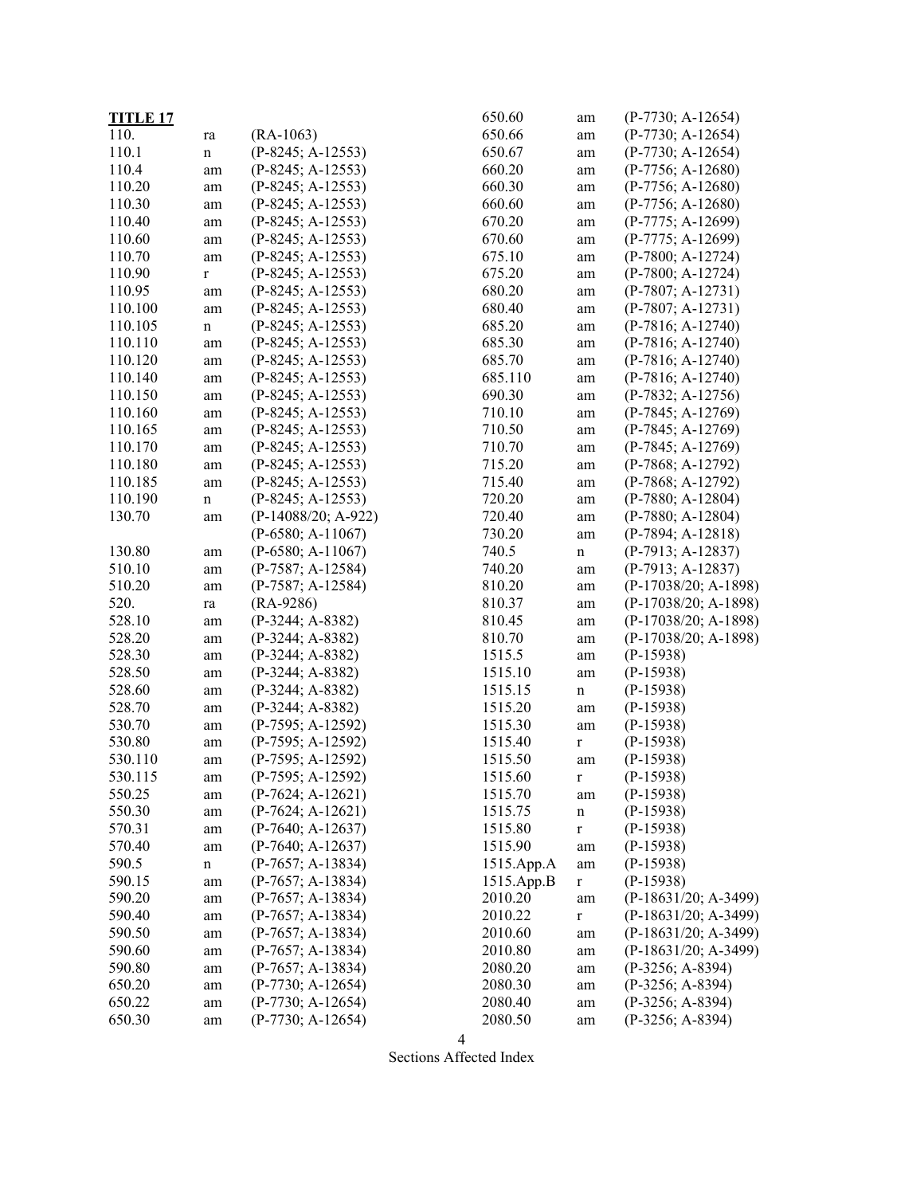**TITLE 17**

| Section | Action | Reference |
|---|---|---|
| 110. | ra | (RA-1063) |
| 110.1 | n | (P-8245; A-12553) |
| 110.4 | am | (P-8245; A-12553) |
| 110.20 | am | (P-8245; A-12553) |
| 110.30 | am | (P-8245; A-12553) |
| 110.40 | am | (P-8245; A-12553) |
| 110.60 | am | (P-8245; A-12553) |
| 110.70 | am | (P-8245; A-12553) |
| 110.90 | r | (P-8245; A-12553) |
| 110.95 | am | (P-8245; A-12553) |
| 110.100 | am | (P-8245; A-12553) |
| 110.105 | n | (P-8245; A-12553) |
| 110.110 | am | (P-8245; A-12553) |
| 110.120 | am | (P-8245; A-12553) |
| 110.140 | am | (P-8245; A-12553) |
| 110.150 | am | (P-8245; A-12553) |
| 110.160 | am | (P-8245; A-12553) |
| 110.165 | am | (P-8245; A-12553) |
| 110.170 | am | (P-8245; A-12553) |
| 110.180 | am | (P-8245; A-12553) |
| 110.185 | am | (P-8245; A-12553) |
| 110.190 | n | (P-8245; A-12553) |
| 130.70 | am | (P-14088/20; A-922) |
| | | (P-6580; A-11067) |
| 130.80 | am | (P-6580; A-11067) |
| 510.10 | am | (P-7587; A-12584) |
| 510.20 | am | (P-7587; A-12584) |
| 520. | ra | (RA-9286) |
| 528.10 | am | (P-3244; A-8382) |
| 528.20 | am | (P-3244; A-8382) |
| 528.30 | am | (P-3244; A-8382) |
| 528.50 | am | (P-3244; A-8382) |
| 528.60 | am | (P-3244; A-8382) |
| 528.70 | am | (P-3244; A-8382) |
| 530.70 | am | (P-7595; A-12592) |
| 530.80 | am | (P-7595; A-12592) |
| 530.110 | am | (P-7595; A-12592) |
| 530.115 | am | (P-7595; A-12592) |
| 550.25 | am | (P-7624; A-12621) |
| 550.30 | am | (P-7624; A-12621) |
| 570.31 | am | (P-7640; A-12637) |
| 570.40 | am | (P-7640; A-12637) |
| 590.5 | n | (P-7657; A-13834) |
| 590.15 | am | (P-7657; A-13834) |
| 590.20 | am | (P-7657; A-13834) |
| 590.40 | am | (P-7657; A-13834) |
| 590.50 | am | (P-7657; A-13834) |
| 590.60 | am | (P-7657; A-13834) |
| 590.80 | am | (P-7657; A-13834) |
| 650.20 | am | (P-7730; A-12654) |
| 650.22 | am | (P-7730; A-12654) |
| 650.30 | am | (P-7730; A-12654) |
| 650.60 | am | (P-7730; A-12654) |
| 650.66 | am | (P-7730; A-12654) |
| 650.67 | am | (P-7730; A-12654) |
| 660.20 | am | (P-7756; A-12680) |
| 660.30 | am | (P-7756; A-12680) |
| 660.60 | am | (P-7756; A-12680) |
| 670.20 | am | (P-7775; A-12699) |
| 670.60 | am | (P-7775; A-12699) |
| 675.10 | am | (P-7800; A-12724) |
| 675.20 | am | (P-7800; A-12724) |
| 680.20 | am | (P-7807; A-12731) |
| 680.40 | am | (P-7807; A-12731) |
| 685.20 | am | (P-7816; A-12740) |
| 685.30 | am | (P-7816; A-12740) |
| 685.70 | am | (P-7816; A-12740) |
| 685.110 | am | (P-7816; A-12740) |
| 690.30 | am | (P-7832; A-12756) |
| 710.10 | am | (P-7845; A-12769) |
| 710.50 | am | (P-7845; A-12769) |
| 710.70 | am | (P-7845; A-12769) |
| 715.20 | am | (P-7868; A-12792) |
| 715.40 | am | (P-7868; A-12792) |
| 720.20 | am | (P-7880; A-12804) |
| 720.40 | am | (P-7880; A-12804) |
| 730.20 | am | (P-7894; A-12818) |
| 740.5 | n | (P-7913; A-12837) |
| 740.20 | am | (P-7913; A-12837) |
| 810.20 | am | (P-17038/20; A-1898) |
| 810.37 | am | (P-17038/20; A-1898) |
| 810.45 | am | (P-17038/20; A-1898) |
| 810.70 | am | (P-17038/20; A-1898) |
| 1515.5 | am | (P-15938) |
| 1515.10 | am | (P-15938) |
| 1515.15 | n | (P-15938) |
| 1515.20 | am | (P-15938) |
| 1515.30 | am | (P-15938) |
| 1515.40 | r | (P-15938) |
| 1515.50 | am | (P-15938) |
| 1515.60 | r | (P-15938) |
| 1515.70 | am | (P-15938) |
| 1515.75 | n | (P-15938) |
| 1515.80 | r | (P-15938) |
| 1515.90 | am | (P-15938) |
| 1515.App.A | am | (P-15938) |
| 1515.App.B | r | (P-15938) |
| 2010.20 | am | (P-18631/20; A-3499) |
| 2010.22 | r | (P-18631/20; A-3499) |
| 2010.60 | am | (P-18631/20; A-3499) |
| 2010.80 | am | (P-18631/20; A-3499) |
| 2080.20 | am | (P-3256; A-8394) |
| 2080.30 | am | (P-3256; A-8394) |
| 2080.40 | am | (P-3256; A-8394) |
| 2080.50 | am | (P-3256; A-8394) |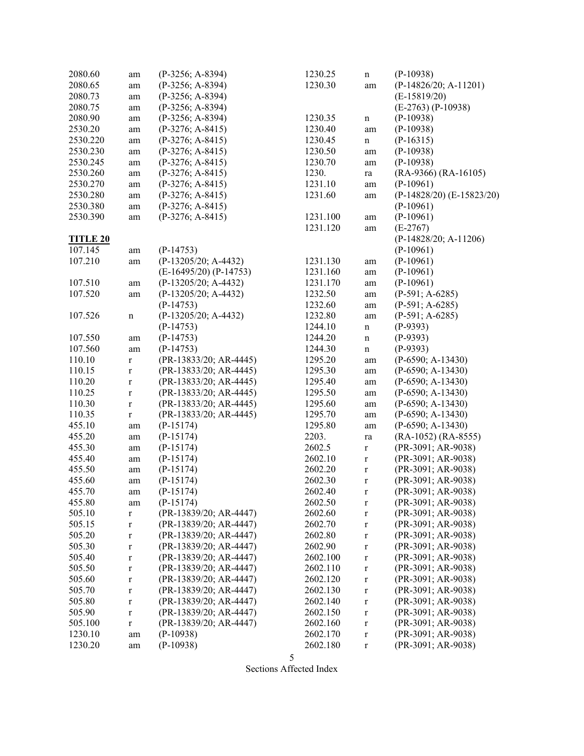| | | |
|---|---|---|
| 2080.60 | am | (P-3256; A-8394) |
| 2080.65 | am | (P-3256; A-8394) |
| 2080.73 | am | (P-3256; A-8394) |
| 2080.75 | am | (P-3256; A-8394) |
| 2080.90 | am | (P-3256; A-8394) |
| 2530.20 | am | (P-3276; A-8415) |
| 2530.220 | am | (P-3276; A-8415) |
| 2530.230 | am | (P-3276; A-8415) |
| 2530.245 | am | (P-3276; A-8415) |
| 2530.260 | am | (P-3276; A-8415) |
| 2530.270 | am | (P-3276; A-8415) |
| 2530.280 | am | (P-3276; A-8415) |
| 2530.380 | am | (P-3276; A-8415) |
| 2530.390 | am | (P-3276; A-8415) |

**TITLE 20**

| | | |
|---|---|---|
| 107.145 | am | (P-14753) |
| 107.210 | am | (P-13205/20; A-4432) |
| | | (E-16495/20) (P-14753) |
| 107.510 | am | (P-13205/20; A-4432) |
| 107.520 | am | (P-13205/20; A-4432) |
| | | (P-14753) |
| 107.526 | n | (P-13205/20; A-4432) |
| | | (P-14753) |
| 107.550 | am | (P-14753) |
| 107.560 | am | (P-14753) |
| 110.10 | r | (PR-13833/20; AR-4445) |
| 110.15 | r | (PR-13833/20; AR-4445) |
| 110.20 | r | (PR-13833/20; AR-4445) |
| 110.25 | r | (PR-13833/20; AR-4445) |
| 110.30 | r | (PR-13833/20; AR-4445) |
| 110.35 | r | (PR-13833/20; AR-4445) |
| 455.10 | am | (P-15174) |
| 455.20 | am | (P-15174) |
| 455.30 | am | (P-15174) |
| 455.40 | am | (P-15174) |
| 455.50 | am | (P-15174) |
| 455.60 | am | (P-15174) |
| 455.70 | am | (P-15174) |
| 455.80 | am | (P-15174) |
| 505.10 | r | (PR-13839/20; AR-4447) |
| 505.15 | r | (PR-13839/20; AR-4447) |
| 505.20 | r | (PR-13839/20; AR-4447) |
| 505.30 | r | (PR-13839/20; AR-4447) |
| 505.40 | r | (PR-13839/20; AR-4447) |
| 505.50 | r | (PR-13839/20; AR-4447) |
| 505.60 | r | (PR-13839/20; AR-4447) |
| 505.70 | r | (PR-13839/20; AR-4447) |
| 505.80 | r | (PR-13839/20; AR-4447) |
| 505.90 | r | (PR-13839/20; AR-4447) |
| 505.100 | r | (PR-13839/20; AR-4447) |
| 1230.10 | am | (P-10938) |
| 1230.20 | am | (P-10938) |
| 1230.25 | n | (P-10938) |
| 1230.30 | am | (P-14826/20; A-11201) |
| | | (E-15819/20) |
| | | (E-2763) (P-10938) |
| 1230.35 | n | (P-10938) |
| 1230.40 | am | (P-10938) |
| 1230.45 | n | (P-16315) |
| 1230.50 | am | (P-10938) |
| 1230.70 | am | (P-10938) |
| 1230. | ra | (RA-9366) (RA-16105) |
| 1231.10 | am | (P-10961) |
| 1231.60 | am | (P-14828/20) (E-15823/20) |
| | | (P-10961) |
| 1231.100 | am | (P-10961) |
| 1231.120 | am | (E-2767) |
| | | (P-14828/20; A-11206) |
| | | (P-10961) |
| 1231.130 | am | (P-10961) |
| 1231.160 | am | (P-10961) |
| 1231.170 | am | (P-10961) |
| 1232.50 | am | (P-591; A-6285) |
| 1232.60 | am | (P-591; A-6285) |
| 1232.80 | am | (P-591; A-6285) |
| 1244.10 | n | (P-9393) |
| 1244.20 | n | (P-9393) |
| 1244.30 | n | (P-9393) |
| 1295.20 | am | (P-6590; A-13430) |
| 1295.30 | am | (P-6590; A-13430) |
| 1295.40 | am | (P-6590; A-13430) |
| 1295.50 | am | (P-6590; A-13430) |
| 1295.60 | am | (P-6590; A-13430) |
| 1295.70 | am | (P-6590; A-13430) |
| 1295.80 | am | (P-6590; A-13430) |
| 2203. | ra | (RA-1052) (RA-8555) |
| 2602.5 | r | (PR-3091; AR-9038) |
| 2602.10 | r | (PR-3091; AR-9038) |
| 2602.20 | r | (PR-3091; AR-9038) |
| 2602.30 | r | (PR-3091; AR-9038) |
| 2602.40 | r | (PR-3091; AR-9038) |
| 2602.50 | r | (PR-3091; AR-9038) |
| 2602.60 | r | (PR-3091; AR-9038) |
| 2602.70 | r | (PR-3091; AR-9038) |
| 2602.80 | r | (PR-3091; AR-9038) |
| 2602.90 | r | (PR-3091; AR-9038) |
| 2602.100 | r | (PR-3091; AR-9038) |
| 2602.110 | r | (PR-3091; AR-9038) |
| 2602.120 | r | (PR-3091; AR-9038) |
| 2602.130 | r | (PR-3091; AR-9038) |
| 2602.140 | r | (PR-3091; AR-9038) |
| 2602.150 | r | (PR-3091; AR-9038) |
| 2602.160 | r | (PR-3091; AR-9038) |
| 2602.170 | r | (PR-3091; AR-9038) |
| 2602.180 | r | (PR-3091; AR-9038) |

Sections Affected Index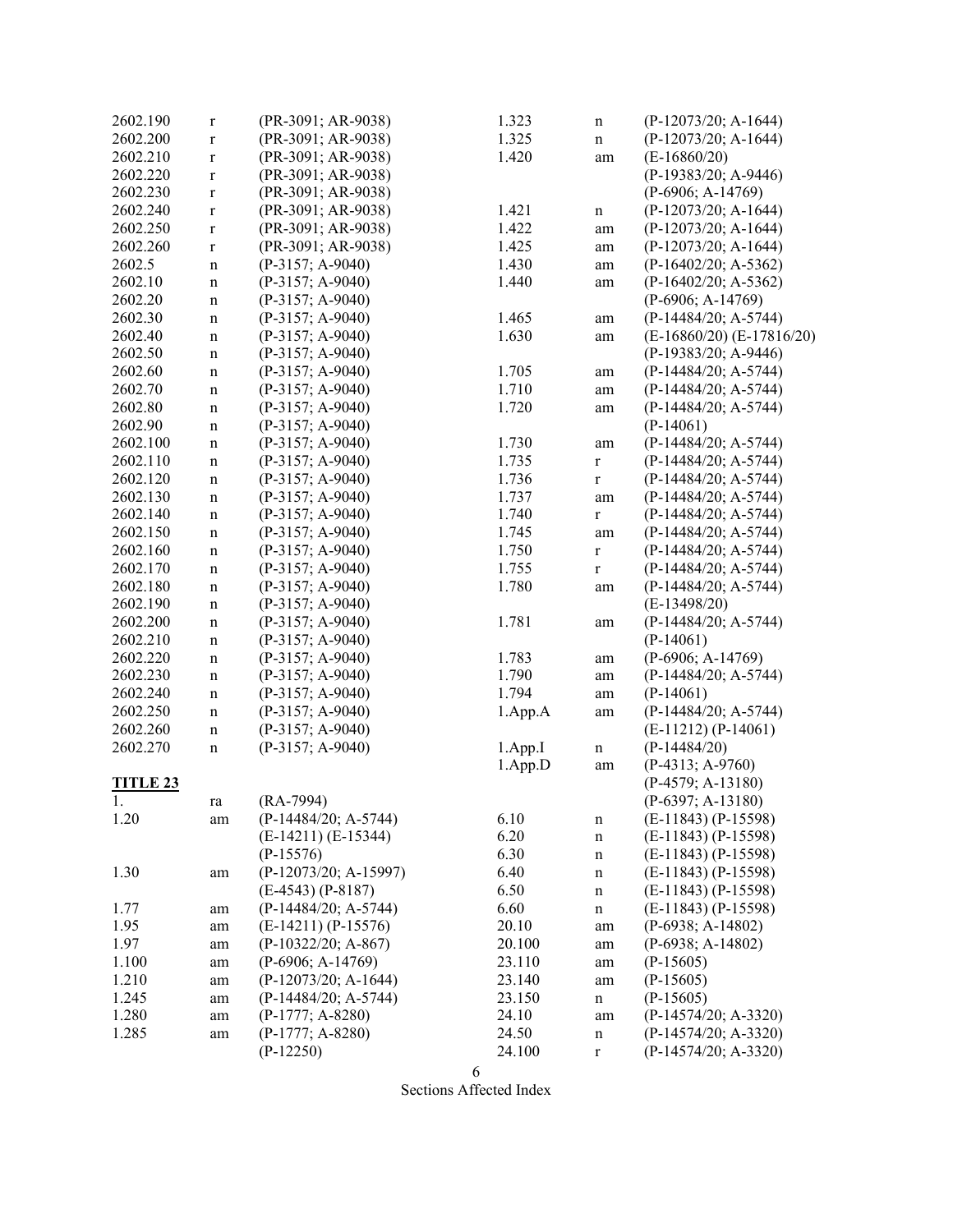| Section | Action | Reference |
|---|---|---|
| 2602.190 | r | (PR-3091; AR-9038) |
| 2602.200 | r | (PR-3091; AR-9038) |
| 2602.210 | r | (PR-3091; AR-9038) |
| 2602.220 | r | (PR-3091; AR-9038) |
| 2602.230 | r | (PR-3091; AR-9038) |
| 2602.240 | r | (PR-3091; AR-9038) |
| 2602.250 | r | (PR-3091; AR-9038) |
| 2602.260 | r | (PR-3091; AR-9038) |
| 2602.5 | n | (P-3157; A-9040) |
| 2602.10 | n | (P-3157; A-9040) |
| 2602.20 | n | (P-3157; A-9040) |
| 2602.30 | n | (P-3157; A-9040) |
| 2602.40 | n | (P-3157; A-9040) |
| 2602.50 | n | (P-3157; A-9040) |
| 2602.60 | n | (P-3157; A-9040) |
| 2602.70 | n | (P-3157; A-9040) |
| 2602.80 | n | (P-3157; A-9040) |
| 2602.90 | n | (P-3157; A-9040) |
| 2602.100 | n | (P-3157; A-9040) |
| 2602.110 | n | (P-3157; A-9040) |
| 2602.120 | n | (P-3157; A-9040) |
| 2602.130 | n | (P-3157; A-9040) |
| 2602.140 | n | (P-3157; A-9040) |
| 2602.150 | n | (P-3157; A-9040) |
| 2602.160 | n | (P-3157; A-9040) |
| 2602.170 | n | (P-3157; A-9040) |
| 2602.180 | n | (P-3157; A-9040) |
| 2602.190 | n | (P-3157; A-9040) |
| 2602.200 | n | (P-3157; A-9040) |
| 2602.210 | n | (P-3157; A-9040) |
| 2602.220 | n | (P-3157; A-9040) |
| 2602.230 | n | (P-3157; A-9040) |
| 2602.240 | n | (P-3157; A-9040) |
| 2602.250 | n | (P-3157; A-9040) |
| 2602.260 | n | (P-3157; A-9040) |
| 2602.270 | n | (P-3157; A-9040) |

**TITLE 23**

| Section | Action | Reference |
|---|---|---|
| 1. | ra | (RA-7994) |
| 1.20 | am | (P-14484/20; A-5744) (E-14211) (E-15344) (P-15576) |
| 1.30 | am | (P-12073/20; A-15997) (E-4543) (P-8187) |
| 1.77 | am | (P-14484/20; A-5744) |
| 1.95 | am | (E-14211) (P-15576) |
| 1.97 | am | (P-10322/20; A-867) |
| 1.100 | am | (P-6906; A-14769) |
| 1.210 | am | (P-12073/20; A-1644) |
| 1.245 | am | (P-14484/20; A-5744) |
| 1.280 | am | (P-1777; A-8280) |
| 1.285 | am | (P-1777; A-8280) (P-12250) |
| 1.323 | n | (P-12073/20; A-1644) |
| 1.325 | n | (P-12073/20; A-1644) |
| 1.420 | am | (E-16860/20) (P-19383/20; A-9446) (P-6906; A-14769) |
| 1.421 | n | (P-12073/20; A-1644) |
| 1.422 | am | (P-12073/20; A-1644) |
| 1.425 | am | (P-12073/20; A-1644) |
| 1.430 | am | (P-16402/20; A-5362) |
| 1.440 | am | (P-16402/20; A-5362) (P-6906; A-14769) |
| 1.465 | am | (P-14484/20; A-5744) |
| 1.630 | am | (E-16860/20) (E-17816/20) (P-19383/20; A-9446) |
| 1.705 | am | (P-14484/20; A-5744) |
| 1.710 | am | (P-14484/20; A-5744) |
| 1.720 | am | (P-14484/20; A-5744) (P-14061) |
| 1.730 | am | (P-14484/20; A-5744) |
| 1.735 | r | (P-14484/20; A-5744) |
| 1.736 | r | (P-14484/20; A-5744) |
| 1.737 | am | (P-14484/20; A-5744) |
| 1.740 | r | (P-14484/20; A-5744) |
| 1.745 | am | (P-14484/20; A-5744) |
| 1.750 | r | (P-14484/20; A-5744) |
| 1.755 | r | (P-14484/20; A-5744) |
| 1.780 | am | (P-14484/20; A-5744) (E-13498/20) |
| 1.781 | am | (P-14484/20; A-5744) (P-14061) |
| 1.783 | am | (P-6906; A-14769) |
| 1.790 | am | (P-14484/20; A-5744) |
| 1.794 | am | (P-14061) |
| 1.App.A | am | (P-14484/20; A-5744) (E-11212) (P-14061) |
| 1.App.I | n | (P-14484/20) |
| 1.App.D | am | (P-4313; A-9760) (P-4579; A-13180) (P-6397; A-13180) |
| 6.10 | n | (E-11843) (P-15598) |
| 6.20 | n | (E-11843) (P-15598) |
| 6.30 | n | (E-11843) (P-15598) |
| 6.40 | n | (E-11843) (P-15598) |
| 6.50 | n | (E-11843) (P-15598) |
| 6.60 | n | (E-11843) (P-15598) |
| 20.10 | am | (P-6938; A-14802) |
| 20.100 | am | (P-6938; A-14802) |
| 23.110 | am | (P-15605) |
| 23.140 | am | (P-15605) |
| 23.150 | n | (P-15605) |
| 24.10 | am | (P-14574/20; A-3320) |
| 24.50 | n | (P-14574/20; A-3320) |
| 24.100 | r | (P-14574/20; A-3320) |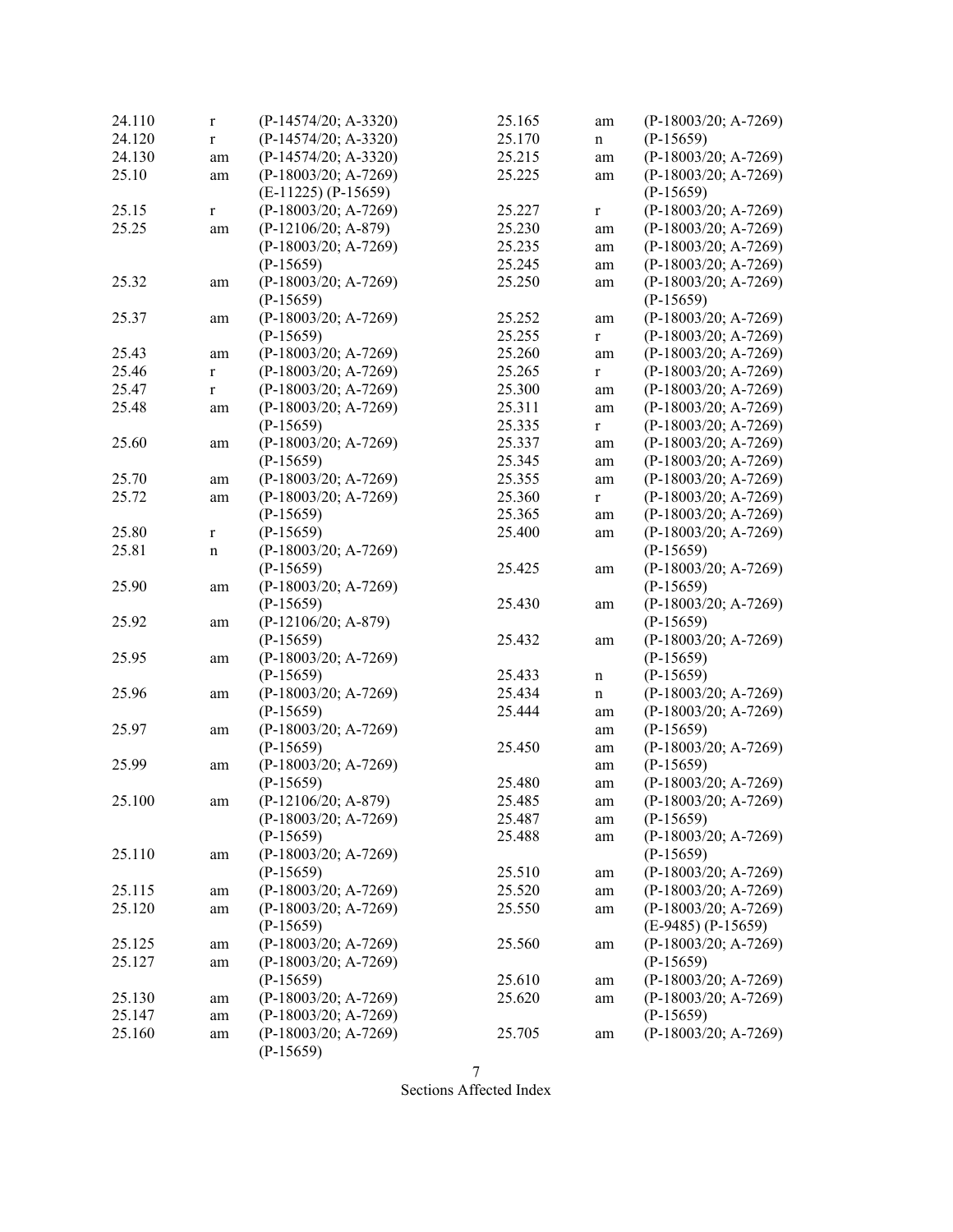| Section | Action | Source |
|---|---|---|
| 24.110 | r | (P-14574/20; A-3320) |
| 24.120 | r | (P-14574/20; A-3320) |
| 24.130 | am | (P-14574/20; A-3320) |
| 25.10 | am | (P-18003/20; A-7269) (E-11225) (P-15659) |
| 25.15 | r | (P-18003/20; A-7269) |
| 25.25 | am | (P-12106/20; A-879) (P-18003/20; A-7269) (P-15659) |
| 25.32 | am | (P-18003/20; A-7269) (P-15659) |
| 25.37 | am | (P-18003/20; A-7269) (P-15659) |
| 25.43 | am | (P-18003/20; A-7269) |
| 25.46 | r | (P-18003/20; A-7269) |
| 25.47 | r | (P-18003/20; A-7269) |
| 25.48 | am | (P-18003/20; A-7269) (P-15659) |
| 25.60 | am | (P-18003/20; A-7269) (P-15659) |
| 25.70 | am | (P-18003/20; A-7269) |
| 25.72 | am | (P-18003/20; A-7269) (P-15659) |
| 25.80 | r | (P-15659) |
| 25.81 | n | (P-18003/20; A-7269) (P-15659) |
| 25.90 | am | (P-18003/20; A-7269) (P-15659) |
| 25.92 | am | (P-12106/20; A-879) (P-15659) |
| 25.95 | am | (P-18003/20; A-7269) (P-15659) |
| 25.96 | am | (P-18003/20; A-7269) (P-15659) |
| 25.97 | am | (P-18003/20; A-7269) (P-15659) |
| 25.99 | am | (P-18003/20; A-7269) (P-15659) |
| 25.100 | am | (P-12106/20; A-879) (P-18003/20; A-7269) (P-15659) |
| 25.110 | am | (P-18003/20; A-7269) (P-15659) |
| 25.115 | am | (P-18003/20; A-7269) |
| 25.120 | am | (P-18003/20; A-7269) (P-15659) |
| 25.125 | am | (P-18003/20; A-7269) |
| 25.127 | am | (P-18003/20; A-7269) (P-15659) |
| 25.130 | am | (P-18003/20; A-7269) |
| 25.147 | am | (P-18003/20; A-7269) |
| 25.160 | am | (P-18003/20; A-7269) (P-15659) |
| 25.165 | am | (P-18003/20; A-7269) |
| 25.170 | n | (P-15659) |
| 25.215 | am | (P-18003/20; A-7269) |
| 25.225 | am | (P-18003/20; A-7269) (P-15659) |
| 25.227 | r | (P-18003/20; A-7269) |
| 25.230 | am | (P-18003/20; A-7269) |
| 25.235 | am | (P-18003/20; A-7269) |
| 25.245 | am | (P-18003/20; A-7269) |
| 25.250 | am | (P-18003/20; A-7269) (P-15659) |
| 25.252 | am | (P-18003/20; A-7269) |
| 25.255 | r | (P-18003/20; A-7269) |
| 25.260 | am | (P-18003/20; A-7269) |
| 25.265 | r | (P-18003/20; A-7269) |
| 25.300 | am | (P-18003/20; A-7269) |
| 25.311 | am | (P-18003/20; A-7269) |
| 25.335 | r | (P-18003/20; A-7269) |
| 25.337 | am | (P-18003/20; A-7269) |
| 25.345 | am | (P-18003/20; A-7269) |
| 25.355 | am | (P-18003/20; A-7269) |
| 25.360 | r | (P-18003/20; A-7269) |
| 25.365 | am | (P-18003/20; A-7269) |
| 25.400 | am | (P-18003/20; A-7269) (P-15659) |
| 25.425 | am | (P-18003/20; A-7269) (P-15659) |
| 25.430 | am | (P-18003/20; A-7269) (P-15659) |
| 25.432 | am | (P-18003/20; A-7269) (P-15659) |
| 25.433 | n | (P-15659) |
| 25.434 | n | (P-18003/20; A-7269) |
| 25.444 | am | (P-18003/20; A-7269) |
| | am | (P-15659) |
| 25.450 | am | (P-18003/20; A-7269) |
| | am | (P-15659) |
| 25.480 | am | (P-18003/20; A-7269) |
| 25.485 | am | (P-18003/20; A-7269) |
| 25.487 | am | (P-15659) |
| 25.488 | am | (P-18003/20; A-7269) (P-15659) |
| 25.510 | am | (P-18003/20; A-7269) |
| 25.520 | am | (P-18003/20; A-7269) |
| 25.550 | am | (P-18003/20; A-7269) (E-9485) (P-15659) |
| 25.560 | am | (P-18003/20; A-7269) (P-15659) |
| 25.610 | am | (P-18003/20; A-7269) |
| 25.620 | am | (P-18003/20; A-7269) (P-15659) |
| 25.705 | am | (P-18003/20; A-7269) |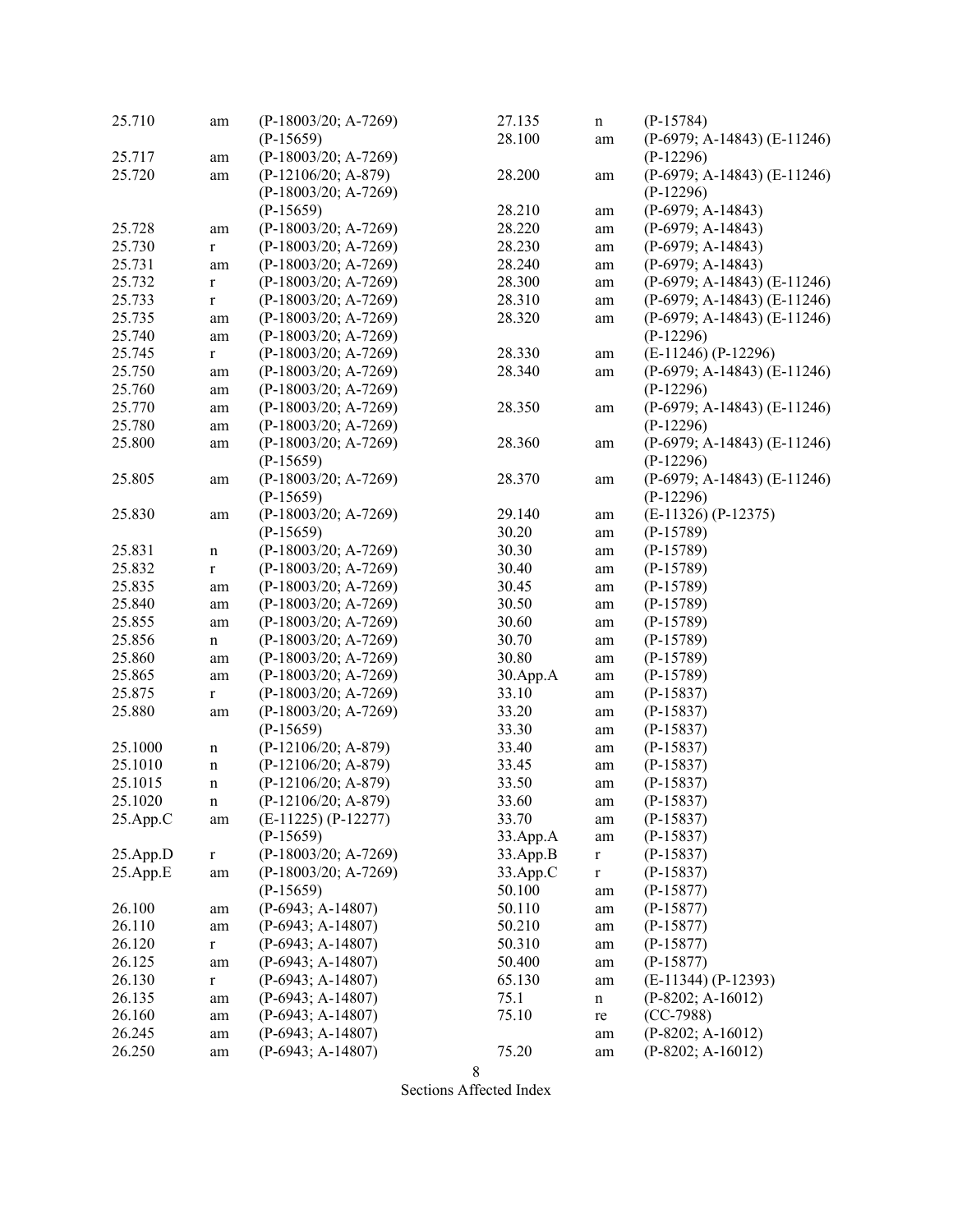| Section | Action | Source |
|---|---|---|
| 25.710 | am | (P-18003/20; A-7269) (P-15659) |
| 25.717 | am | (P-18003/20; A-7269) |
| 25.720 | am | (P-12106/20; A-879) (P-18003/20; A-7269) (P-15659) |
| 25.728 | am | (P-18003/20; A-7269) |
| 25.730 | r | (P-18003/20; A-7269) |
| 25.731 | am | (P-18003/20; A-7269) |
| 25.732 | r | (P-18003/20; A-7269) |
| 25.733 | r | (P-18003/20; A-7269) |
| 25.735 | am | (P-18003/20; A-7269) |
| 25.740 | am | (P-18003/20; A-7269) |
| 25.745 | r | (P-18003/20; A-7269) |
| 25.750 | am | (P-18003/20; A-7269) |
| 25.760 | am | (P-18003/20; A-7269) |
| 25.770 | am | (P-18003/20; A-7269) |
| 25.780 | am | (P-18003/20; A-7269) |
| 25.800 | am | (P-18003/20; A-7269) (P-15659) |
| 25.805 | am | (P-18003/20; A-7269) (P-15659) |
| 25.830 | am | (P-18003/20; A-7269) (P-15659) |
| 25.831 | n | (P-18003/20; A-7269) |
| 25.832 | r | (P-18003/20; A-7269) |
| 25.835 | am | (P-18003/20; A-7269) |
| 25.840 | am | (P-18003/20; A-7269) |
| 25.855 | am | (P-18003/20; A-7269) |
| 25.856 | n | (P-18003/20; A-7269) |
| 25.860 | am | (P-18003/20; A-7269) |
| 25.865 | am | (P-18003/20; A-7269) |
| 25.875 | r | (P-18003/20; A-7269) |
| 25.880 | am | (P-18003/20; A-7269) (P-15659) |
| 25.1000 | n | (P-12106/20; A-879) |
| 25.1010 | n | (P-12106/20; A-879) |
| 25.1015 | n | (P-12106/20; A-879) |
| 25.1020 | n | (P-12106/20; A-879) |
| 25.App.C | am | (E-11225) (P-12277) (P-15659) |
| 25.App.D | r | (P-18003/20; A-7269) |
| 25.App.E | am | (P-18003/20; A-7269) (P-15659) |
| 26.100 | am | (P-6943; A-14807) |
| 26.110 | am | (P-6943; A-14807) |
| 26.120 | r | (P-6943; A-14807) |
| 26.125 | am | (P-6943; A-14807) |
| 26.130 | r | (P-6943; A-14807) |
| 26.135 | am | (P-6943; A-14807) |
| 26.160 | am | (P-6943; A-14807) |
| 26.245 | am | (P-6943; A-14807) |
| 26.250 | am | (P-6943; A-14807) |
| 27.135 | n | (P-15784) |
| 28.100 | am | (P-6979; A-14843) (E-11246) (P-12296) |
| 28.200 | am | (P-6979; A-14843) (E-11246) (P-12296) |
| 28.210 | am | (P-6979; A-14843) |
| 28.220 | am | (P-6979; A-14843) |
| 28.230 | am | (P-6979; A-14843) |
| 28.240 | am | (P-6979; A-14843) |
| 28.300 | am | (P-6979; A-14843) (E-11246) |
| 28.310 | am | (P-6979; A-14843) (E-11246) |
| 28.320 | am | (P-6979; A-14843) (E-11246) (P-12296) |
| 28.330 | am | (E-11246) (P-12296) |
| 28.340 | am | (P-6979; A-14843) (E-11246) (P-12296) |
| 28.350 | am | (P-6979; A-14843) (E-11246) (P-12296) |
| 28.360 | am | (P-6979; A-14843) (E-11246) (P-12296) |
| 28.370 | am | (P-6979; A-14843) (E-11246) (P-12296) |
| 29.140 | am | (E-11326) (P-12375) |
| 30.20 | am | (P-15789) |
| 30.30 | am | (P-15789) |
| 30.40 | am | (P-15789) |
| 30.45 | am | (P-15789) |
| 30.50 | am | (P-15789) |
| 30.60 | am | (P-15789) |
| 30.70 | am | (P-15789) |
| 30.80 | am | (P-15789) |
| 30.App.A | am | (P-15789) |
| 33.10 | am | (P-15837) |
| 33.20 | am | (P-15837) |
| 33.30 | am | (P-15837) |
| 33.40 | am | (P-15837) |
| 33.45 | am | (P-15837) |
| 33.50 | am | (P-15837) |
| 33.60 | am | (P-15837) |
| 33.70 | am | (P-15837) |
| 33.App.A | am | (P-15837) |
| 33.App.B | r | (P-15837) |
| 33.App.C | r | (P-15837) |
| 50.100 | am | (P-15877) |
| 50.110 | am | (P-15877) |
| 50.210 | am | (P-15877) |
| 50.310 | am | (P-15877) |
| 50.400 | am | (P-15877) |
| 65.130 | am | (E-11344) (P-12393) |
| 75.1 | n | (P-8202; A-16012) |
| 75.10 | re | (CC-7988) |
| | am | (P-8202; A-16012) |
| 75.20 | am | (P-8202; A-16012) |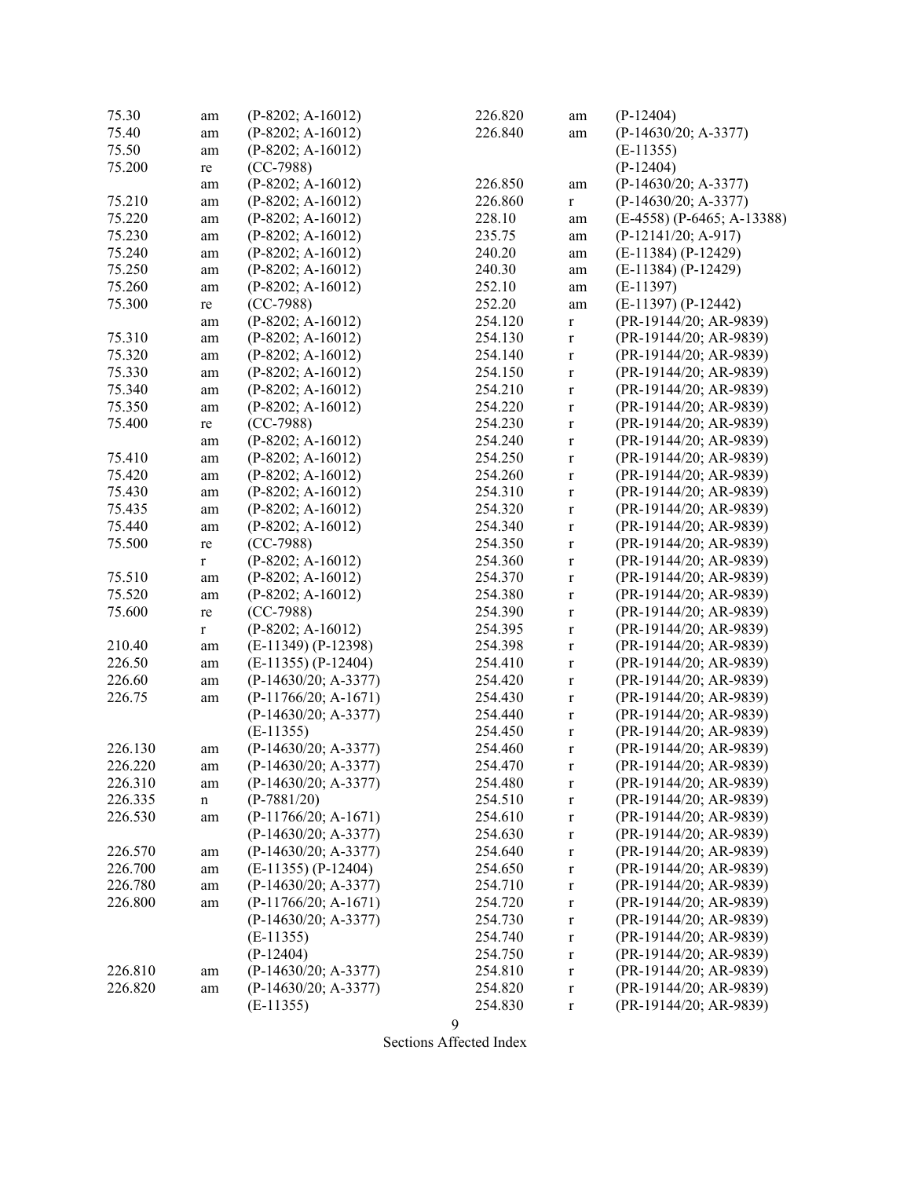| Section | Action | Register |
|---|---|---|
| 75.30 | am | (P-8202; A-16012) |
| 75.40 | am | (P-8202; A-16012) |
| 75.50 | am | (P-8202; A-16012) |
| 75.200 | re | (CC-7988) |
| | am | (P-8202; A-16012) |
| 75.210 | am | (P-8202; A-16012) |
| 75.220 | am | (P-8202; A-16012) |
| 75.230 | am | (P-8202; A-16012) |
| 75.240 | am | (P-8202; A-16012) |
| 75.250 | am | (P-8202; A-16012) |
| 75.260 | am | (P-8202; A-16012) |
| 75.300 | re | (CC-7988) |
| | am | (P-8202; A-16012) |
| 75.310 | am | (P-8202; A-16012) |
| 75.320 | am | (P-8202; A-16012) |
| 75.330 | am | (P-8202; A-16012) |
| 75.340 | am | (P-8202; A-16012) |
| 75.350 | am | (P-8202; A-16012) |
| 75.400 | re | (CC-7988) |
| | am | (P-8202; A-16012) |
| 75.410 | am | (P-8202; A-16012) |
| 75.420 | am | (P-8202; A-16012) |
| 75.430 | am | (P-8202; A-16012) |
| 75.435 | am | (P-8202; A-16012) |
| 75.440 | am | (P-8202; A-16012) |
| 75.500 | re | (CC-7988) |
| | r | (P-8202; A-16012) |
| 75.510 | am | (P-8202; A-16012) |
| 75.520 | am | (P-8202; A-16012) |
| 75.600 | re | (CC-7988) |
| | r | (P-8202; A-16012) |
| 210.40 | am | (E-11349) (P-12398) |
| 226.50 | am | (E-11355) (P-12404) |
| 226.60 | am | (P-14630/20; A-3377) |
| 226.75 | am | (P-11766/20; A-1671) |
| | | (P-14630/20; A-3377) |
| | | (E-11355) |
| 226.130 | am | (P-14630/20; A-3377) |
| 226.220 | am | (P-14630/20; A-3377) |
| 226.310 | am | (P-14630/20; A-3377) |
| 226.335 | n | (P-7881/20) |
| 226.530 | am | (P-11766/20; A-1671) |
| | | (P-14630/20; A-3377) |
| 226.570 | am | (P-14630/20; A-3377) |
| 226.700 | am | (E-11355) (P-12404) |
| 226.780 | am | (P-14630/20; A-3377) |
| 226.800 | am | (P-11766/20; A-1671) |
| | | (P-14630/20; A-3377) |
| | | (E-11355) |
| | | (P-12404) |
| 226.810 | am | (P-14630/20; A-3377) |
| 226.820 | am | (P-14630/20; A-3377) |
| | | (E-11355) |
| 226.820 | am | (P-12404) |
| 226.840 | am | (P-14630/20; A-3377) |
| | | (E-11355) |
| | | (P-12404) |
| 226.850 | am | (P-14630/20; A-3377) |
| 226.860 | r | (P-14630/20; A-3377) |
| 228.10 | am | (E-4558) (P-6465; A-13388) |
| 235.75 | am | (P-12141/20; A-917) |
| 240.20 | am | (E-11384) (P-12429) |
| 240.30 | am | (E-11384) (P-12429) |
| 252.10 | am | (E-11397) |
| 252.20 | am | (E-11397) (P-12442) |
| 254.120 | r | (PR-19144/20; AR-9839) |
| 254.130 | r | (PR-19144/20; AR-9839) |
| 254.140 | r | (PR-19144/20; AR-9839) |
| 254.150 | r | (PR-19144/20; AR-9839) |
| 254.210 | r | (PR-19144/20; AR-9839) |
| 254.220 | r | (PR-19144/20; AR-9839) |
| 254.230 | r | (PR-19144/20; AR-9839) |
| 254.240 | r | (PR-19144/20; AR-9839) |
| 254.250 | r | (PR-19144/20; AR-9839) |
| 254.260 | r | (PR-19144/20; AR-9839) |
| 254.310 | r | (PR-19144/20; AR-9839) |
| 254.320 | r | (PR-19144/20; AR-9839) |
| 254.340 | r | (PR-19144/20; AR-9839) |
| 254.350 | r | (PR-19144/20; AR-9839) |
| 254.360 | r | (PR-19144/20; AR-9839) |
| 254.370 | r | (PR-19144/20; AR-9839) |
| 254.380 | r | (PR-19144/20; AR-9839) |
| 254.390 | r | (PR-19144/20; AR-9839) |
| 254.395 | r | (PR-19144/20; AR-9839) |
| 254.398 | r | (PR-19144/20; AR-9839) |
| 254.410 | r | (PR-19144/20; AR-9839) |
| 254.420 | r | (PR-19144/20; AR-9839) |
| 254.430 | r | (PR-19144/20; AR-9839) |
| 254.440 | r | (PR-19144/20; AR-9839) |
| 254.450 | r | (PR-19144/20; AR-9839) |
| 254.460 | r | (PR-19144/20; AR-9839) |
| 254.470 | r | (PR-19144/20; AR-9839) |
| 254.480 | r | (PR-19144/20; AR-9839) |
| 254.510 | r | (PR-19144/20; AR-9839) |
| 254.610 | r | (PR-19144/20; AR-9839) |
| 254.630 | r | (PR-19144/20; AR-9839) |
| 254.640 | r | (PR-19144/20; AR-9839) |
| 254.650 | r | (PR-19144/20; AR-9839) |
| 254.710 | r | (PR-19144/20; AR-9839) |
| 254.720 | r | (PR-19144/20; AR-9839) |
| 254.730 | r | (PR-19144/20; AR-9839) |
| 254.740 | r | (PR-19144/20; AR-9839) |
| 254.750 | r | (PR-19144/20; AR-9839) |
| 254.810 | r | (PR-19144/20; AR-9839) |
| 254.820 | r | (PR-19144/20; AR-9839) |
| 254.830 | r | (PR-19144/20; AR-9839) |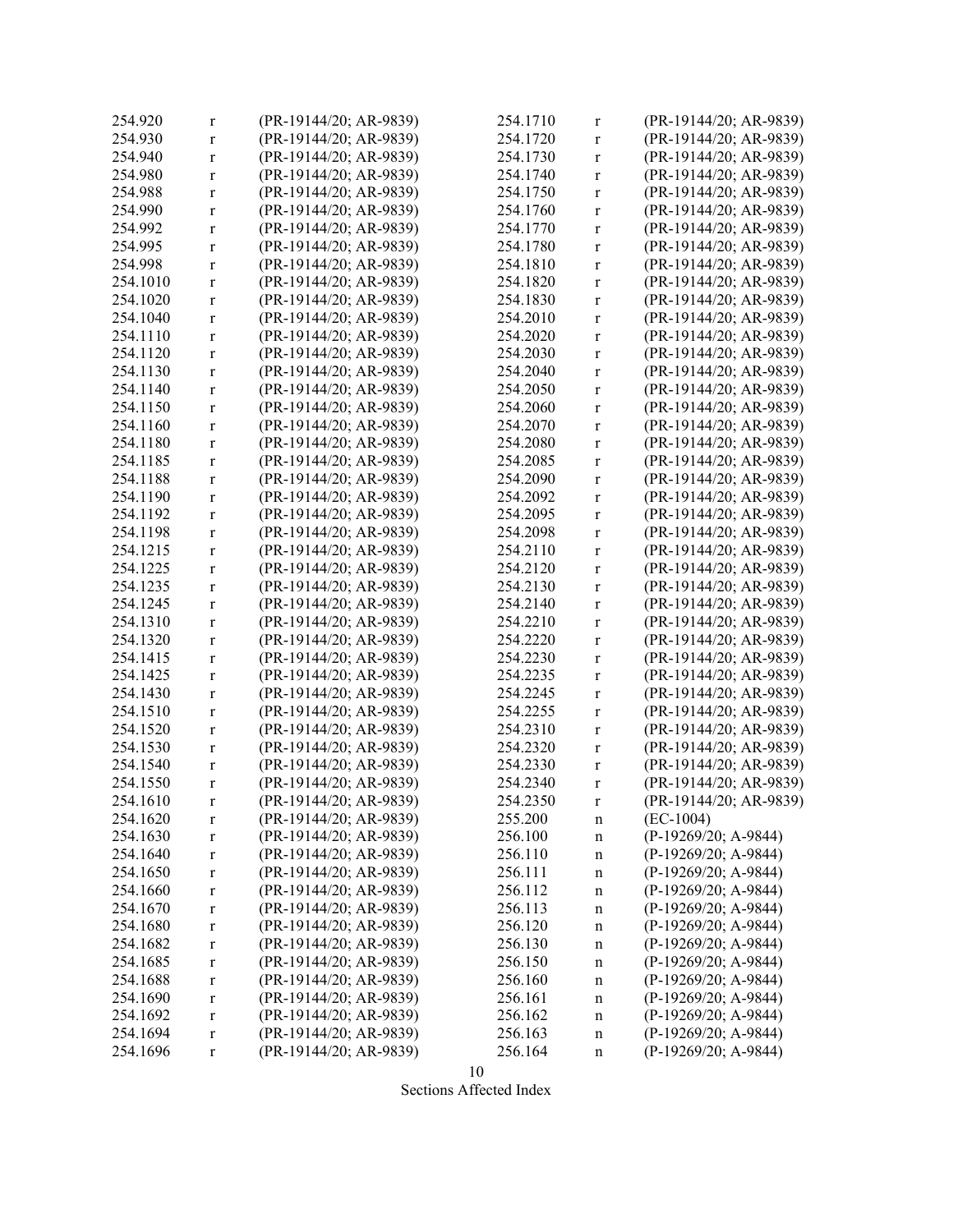| | | |
|---|---|---|
| 254.920 | r | (PR-19144/20; AR-9839) |
| 254.930 | r | (PR-19144/20; AR-9839) |
| 254.940 | r | (PR-19144/20; AR-9839) |
| 254.980 | r | (PR-19144/20; AR-9839) |
| 254.988 | r | (PR-19144/20; AR-9839) |
| 254.990 | r | (PR-19144/20; AR-9839) |
| 254.992 | r | (PR-19144/20; AR-9839) |
| 254.995 | r | (PR-19144/20; AR-9839) |
| 254.998 | r | (PR-19144/20; AR-9839) |
| 254.1010 | r | (PR-19144/20; AR-9839) |
| 254.1020 | r | (PR-19144/20; AR-9839) |
| 254.1040 | r | (PR-19144/20; AR-9839) |
| 254.1110 | r | (PR-19144/20; AR-9839) |
| 254.1120 | r | (PR-19144/20; AR-9839) |
| 254.1130 | r | (PR-19144/20; AR-9839) |
| 254.1140 | r | (PR-19144/20; AR-9839) |
| 254.1150 | r | (PR-19144/20; AR-9839) |
| 254.1160 | r | (PR-19144/20; AR-9839) |
| 254.1180 | r | (PR-19144/20; AR-9839) |
| 254.1185 | r | (PR-19144/20; AR-9839) |
| 254.1188 | r | (PR-19144/20; AR-9839) |
| 254.1190 | r | (PR-19144/20; AR-9839) |
| 254.1192 | r | (PR-19144/20; AR-9839) |
| 254.1198 | r | (PR-19144/20; AR-9839) |
| 254.1215 | r | (PR-19144/20; AR-9839) |
| 254.1225 | r | (PR-19144/20; AR-9839) |
| 254.1235 | r | (PR-19144/20; AR-9839) |
| 254.1245 | r | (PR-19144/20; AR-9839) |
| 254.1310 | r | (PR-19144/20; AR-9839) |
| 254.1320 | r | (PR-19144/20; AR-9839) |
| 254.1415 | r | (PR-19144/20; AR-9839) |
| 254.1425 | r | (PR-19144/20; AR-9839) |
| 254.1430 | r | (PR-19144/20; AR-9839) |
| 254.1510 | r | (PR-19144/20; AR-9839) |
| 254.1520 | r | (PR-19144/20; AR-9839) |
| 254.1530 | r | (PR-19144/20; AR-9839) |
| 254.1540 | r | (PR-19144/20; AR-9839) |
| 254.1550 | r | (PR-19144/20; AR-9839) |
| 254.1610 | r | (PR-19144/20; AR-9839) |
| 254.1620 | r | (PR-19144/20; AR-9839) |
| 254.1630 | r | (PR-19144/20; AR-9839) |
| 254.1640 | r | (PR-19144/20; AR-9839) |
| 254.1650 | r | (PR-19144/20; AR-9839) |
| 254.1660 | r | (PR-19144/20; AR-9839) |
| 254.1670 | r | (PR-19144/20; AR-9839) |
| 254.1680 | r | (PR-19144/20; AR-9839) |
| 254.1682 | r | (PR-19144/20; AR-9839) |
| 254.1685 | r | (PR-19144/20; AR-9839) |
| 254.1688 | r | (PR-19144/20; AR-9839) |
| 254.1690 | r | (PR-19144/20; AR-9839) |
| 254.1692 | r | (PR-19144/20; AR-9839) |
| 254.1694 | r | (PR-19144/20; AR-9839) |
| 254.1696 | r | (PR-19144/20; AR-9839) |
| 254.1710 | r | (PR-19144/20; AR-9839) |
| 254.1720 | r | (PR-19144/20; AR-9839) |
| 254.1730 | r | (PR-19144/20; AR-9839) |
| 254.1740 | r | (PR-19144/20; AR-9839) |
| 254.1750 | r | (PR-19144/20; AR-9839) |
| 254.1760 | r | (PR-19144/20; AR-9839) |
| 254.1770 | r | (PR-19144/20; AR-9839) |
| 254.1780 | r | (PR-19144/20; AR-9839) |
| 254.1810 | r | (PR-19144/20; AR-9839) |
| 254.1820 | r | (PR-19144/20; AR-9839) |
| 254.1830 | r | (PR-19144/20; AR-9839) |
| 254.2010 | r | (PR-19144/20; AR-9839) |
| 254.2020 | r | (PR-19144/20; AR-9839) |
| 254.2030 | r | (PR-19144/20; AR-9839) |
| 254.2040 | r | (PR-19144/20; AR-9839) |
| 254.2050 | r | (PR-19144/20; AR-9839) |
| 254.2060 | r | (PR-19144/20; AR-9839) |
| 254.2070 | r | (PR-19144/20; AR-9839) |
| 254.2080 | r | (PR-19144/20; AR-9839) |
| 254.2085 | r | (PR-19144/20; AR-9839) |
| 254.2090 | r | (PR-19144/20; AR-9839) |
| 254.2092 | r | (PR-19144/20; AR-9839) |
| 254.2095 | r | (PR-19144/20; AR-9839) |
| 254.2098 | r | (PR-19144/20; AR-9839) |
| 254.2110 | r | (PR-19144/20; AR-9839) |
| 254.2120 | r | (PR-19144/20; AR-9839) |
| 254.2130 | r | (PR-19144/20; AR-9839) |
| 254.2140 | r | (PR-19144/20; AR-9839) |
| 254.2210 | r | (PR-19144/20; AR-9839) |
| 254.2220 | r | (PR-19144/20; AR-9839) |
| 254.2230 | r | (PR-19144/20; AR-9839) |
| 254.2235 | r | (PR-19144/20; AR-9839) |
| 254.2245 | r | (PR-19144/20; AR-9839) |
| 254.2255 | r | (PR-19144/20; AR-9839) |
| 254.2310 | r | (PR-19144/20; AR-9839) |
| 254.2320 | r | (PR-19144/20; AR-9839) |
| 254.2330 | r | (PR-19144/20; AR-9839) |
| 254.2340 | r | (PR-19144/20; AR-9839) |
| 254.2350 | r | (PR-19144/20; AR-9839) |
| 255.200 | n | (EC-1004) |
| 256.100 | n | (P-19269/20; A-9844) |
| 256.110 | n | (P-19269/20; A-9844) |
| 256.111 | n | (P-19269/20; A-9844) |
| 256.112 | n | (P-19269/20; A-9844) |
| 256.113 | n | (P-19269/20; A-9844) |
| 256.120 | n | (P-19269/20; A-9844) |
| 256.130 | n | (P-19269/20; A-9844) |
| 256.150 | n | (P-19269/20; A-9844) |
| 256.160 | n | (P-19269/20; A-9844) |
| 256.161 | n | (P-19269/20; A-9844) |
| 256.162 | n | (P-19269/20; A-9844) |
| 256.163 | n | (P-19269/20; A-9844) |
| 256.164 | n | (P-19269/20; A-9844) |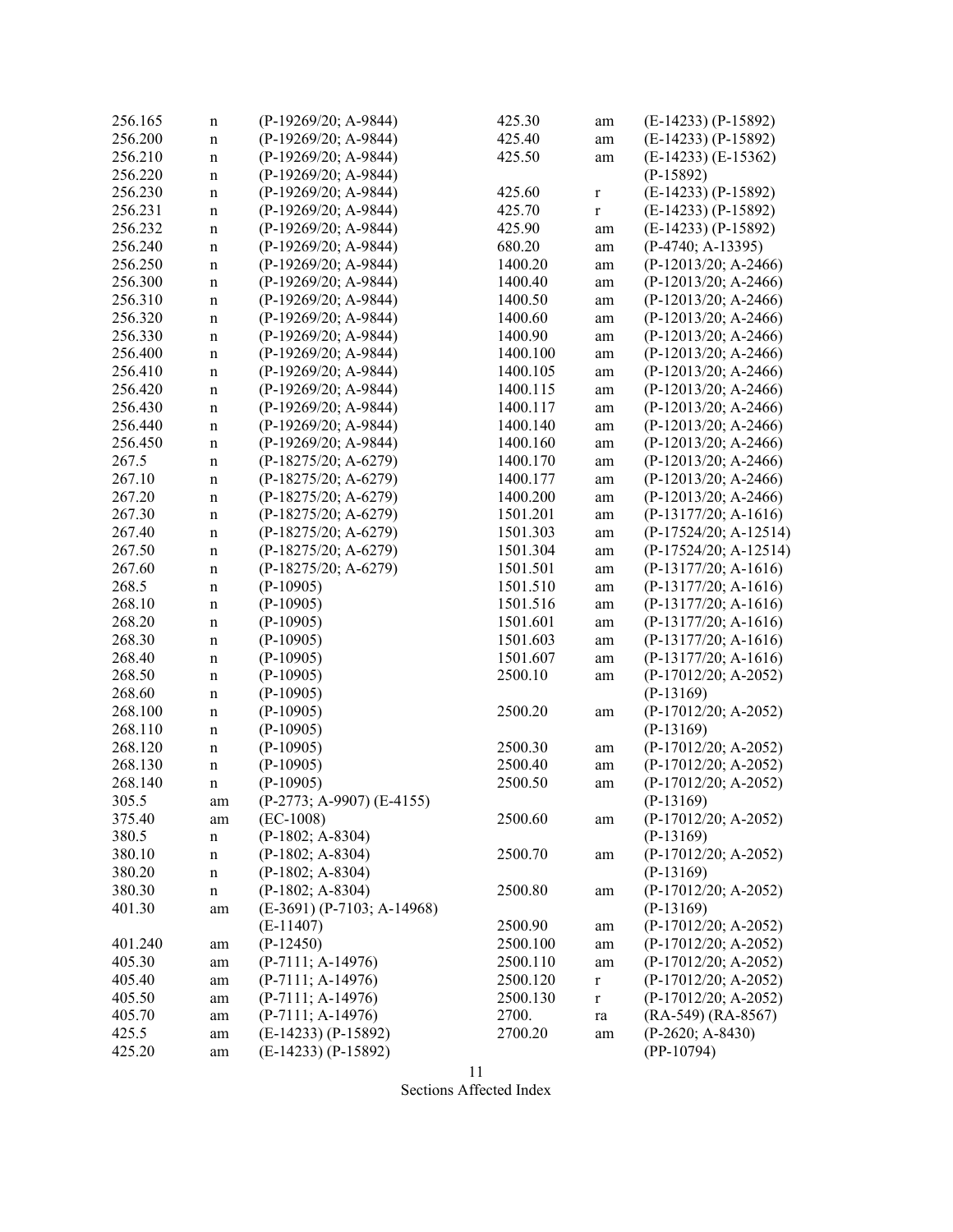| Section | Action | Reference |
|---|---|---|
| 256.165 | n | (P-19269/20; A-9844) |
| 256.200 | n | (P-19269/20; A-9844) |
| 256.210 | n | (P-19269/20; A-9844) |
| 256.220 | n | (P-19269/20; A-9844) |
| 256.230 | n | (P-19269/20; A-9844) |
| 256.231 | n | (P-19269/20; A-9844) |
| 256.232 | n | (P-19269/20; A-9844) |
| 256.240 | n | (P-19269/20; A-9844) |
| 256.250 | n | (P-19269/20; A-9844) |
| 256.300 | n | (P-19269/20; A-9844) |
| 256.310 | n | (P-19269/20; A-9844) |
| 256.320 | n | (P-19269/20; A-9844) |
| 256.330 | n | (P-19269/20; A-9844) |
| 256.400 | n | (P-19269/20; A-9844) |
| 256.410 | n | (P-19269/20; A-9844) |
| 256.420 | n | (P-19269/20; A-9844) |
| 256.430 | n | (P-19269/20; A-9844) |
| 256.440 | n | (P-19269/20; A-9844) |
| 256.450 | n | (P-19269/20; A-9844) |
| 267.5 | n | (P-18275/20; A-6279) |
| 267.10 | n | (P-18275/20; A-6279) |
| 267.20 | n | (P-18275/20; A-6279) |
| 267.30 | n | (P-18275/20; A-6279) |
| 267.40 | n | (P-18275/20; A-6279) |
| 267.50 | n | (P-18275/20; A-6279) |
| 267.60 | n | (P-18275/20; A-6279) |
| 268.5 | n | (P-10905) |
| 268.10 | n | (P-10905) |
| 268.20 | n | (P-10905) |
| 268.30 | n | (P-10905) |
| 268.40 | n | (P-10905) |
| 268.50 | n | (P-10905) |
| 268.60 | n | (P-10905) |
| 268.100 | n | (P-10905) |
| 268.110 | n | (P-10905) |
| 268.120 | n | (P-10905) |
| 268.130 | n | (P-10905) |
| 268.140 | n | (P-10905) |
| 305.5 | am | (P-2773; A-9907) (E-4155) |
| 375.40 | am | (EC-1008) |
| 380.5 | n | (P-1802; A-8304) |
| 380.10 | n | (P-1802; A-8304) |
| 380.20 | n | (P-1802; A-8304) |
| 380.30 | n | (P-1802; A-8304) |
| 401.30 | am | (E-3691) (P-7103; A-14968) (E-11407) |
| 401.240 | am | (P-12450) |
| 405.30 | am | (P-7111; A-14976) |
| 405.40 | am | (P-7111; A-14976) |
| 405.50 | am | (P-7111; A-14976) |
| 405.70 | am | (P-7111; A-14976) |
| 425.5 | am | (E-14233) (P-15892) |
| 425.20 | am | (E-14233) (P-15892) |
| 425.30 | am | (E-14233) (P-15892) |
| 425.40 | am | (E-14233) (P-15892) |
| 425.50 | am | (E-14233) (E-15362) (P-15892) |
| 425.60 | r | (E-14233) (P-15892) |
| 425.70 | r | (E-14233) (P-15892) |
| 425.90 | am | (E-14233) (P-15892) |
| 680.20 | am | (P-4740; A-13395) |
| 1400.20 | am | (P-12013/20; A-2466) |
| 1400.40 | am | (P-12013/20; A-2466) |
| 1400.50 | am | (P-12013/20; A-2466) |
| 1400.60 | am | (P-12013/20; A-2466) |
| 1400.90 | am | (P-12013/20; A-2466) |
| 1400.100 | am | (P-12013/20; A-2466) |
| 1400.105 | am | (P-12013/20; A-2466) |
| 1400.115 | am | (P-12013/20; A-2466) |
| 1400.117 | am | (P-12013/20; A-2466) |
| 1400.140 | am | (P-12013/20; A-2466) |
| 1400.160 | am | (P-12013/20; A-2466) |
| 1400.170 | am | (P-12013/20; A-2466) |
| 1400.177 | am | (P-12013/20; A-2466) |
| 1400.200 | am | (P-12013/20; A-2466) |
| 1501.201 | am | (P-13177/20; A-1616) |
| 1501.303 | am | (P-17524/20; A-12514) |
| 1501.304 | am | (P-17524/20; A-12514) |
| 1501.501 | am | (P-13177/20; A-1616) |
| 1501.510 | am | (P-13177/20; A-1616) |
| 1501.516 | am | (P-13177/20; A-1616) |
| 1501.601 | am | (P-13177/20; A-1616) |
| 1501.603 | am | (P-13177/20; A-1616) |
| 1501.607 | am | (P-13177/20; A-1616) |
| 2500.10 | am | (P-17012/20; A-2052) (P-13169) |
| 2500.20 | am | (P-17012/20; A-2052) (P-13169) |
| 2500.30 | am | (P-17012/20; A-2052) |
| 2500.40 | am | (P-17012/20; A-2052) |
| 2500.50 | am | (P-17012/20; A-2052) (P-13169) |
| 2500.60 | am | (P-17012/20; A-2052) (P-13169) |
| 2500.70 | am | (P-17012/20; A-2052) (P-13169) |
| 2500.80 | am | (P-17012/20; A-2052) (P-13169) |
| 2500.90 | am | (P-17012/20; A-2052) |
| 2500.100 | am | (P-17012/20; A-2052) |
| 2500.110 | am | (P-17012/20; A-2052) |
| 2500.120 | r | (P-17012/20; A-2052) |
| 2500.130 | r | (P-17012/20; A-2052) |
| 2700. | ra | (RA-549) (RA-8567) |
| 2700.20 | am | (P-2620; A-8430) (PP-10794) |

Sections Affected Index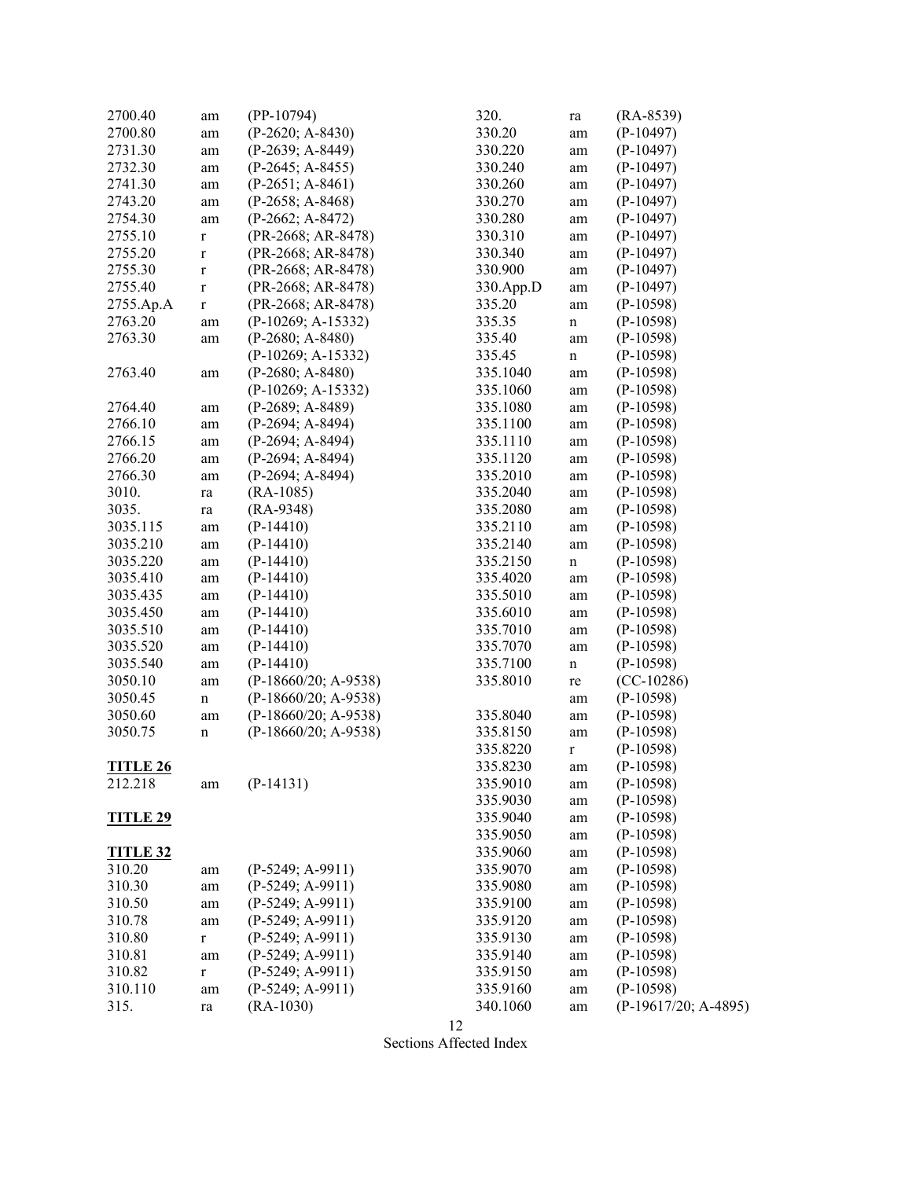| | | |
|---|---|---|
| 2700.40 | am | (PP-10794) |
| 2700.80 | am | (P-2620; A-8430) |
| 2731.30 | am | (P-2639; A-8449) |
| 2732.30 | am | (P-2645; A-8455) |
| 2741.30 | am | (P-2651; A-8461) |
| 2743.20 | am | (P-2658; A-8468) |
| 2754.30 | am | (P-2662; A-8472) |
| 2755.10 | r | (PR-2668; AR-8478) |
| 2755.20 | r | (PR-2668; AR-8478) |
| 2755.30 | r | (PR-2668; AR-8478) |
| 2755.40 | r | (PR-2668; AR-8478) |
| 2755.Ap.A | r | (PR-2668; AR-8478) |
| 2763.20 | am | (P-10269; A-15332) |
| 2763.30 | am | (P-2680; A-8480) |
| | | (P-10269; A-15332) |
| 2763.40 | am | (P-2680; A-8480) |
| | | (P-10269; A-15332) |
| 2764.40 | am | (P-2689; A-8489) |
| 2766.10 | am | (P-2694; A-8494) |
| 2766.15 | am | (P-2694; A-8494) |
| 2766.20 | am | (P-2694; A-8494) |
| 2766.30 | am | (P-2694; A-8494) |
| 3010. | ra | (RA-1085) |
| 3035. | ra | (RA-9348) |
| 3035.115 | am | (P-14410) |
| 3035.210 | am | (P-14410) |
| 3035.220 | am | (P-14410) |
| 3035.410 | am | (P-14410) |
| 3035.435 | am | (P-14410) |
| 3035.450 | am | (P-14410) |
| 3035.510 | am | (P-14410) |
| 3035.520 | am | (P-14410) |
| 3035.540 | am | (P-14410) |
| 3050.10 | am | (P-18660/20; A-9538) |
| 3050.45 | n | (P-18660/20; A-9538) |
| 3050.60 | am | (P-18660/20; A-9538) |
| 3050.75 | n | (P-18660/20; A-9538) |

**TITLE 26**

| | | |
|---|---|---|
| 212.218 | am | (P-14131) |

**TITLE 29**

**TITLE 32**

| | | |
|---|---|---|
| 310.20 | am | (P-5249; A-9911) |
| 310.30 | am | (P-5249; A-9911) |
| 310.50 | am | (P-5249; A-9911) |
| 310.78 | am | (P-5249; A-9911) |
| 310.80 | r | (P-5249; A-9911) |
| 310.81 | am | (P-5249; A-9911) |
| 310.82 | r | (P-5249; A-9911) |
| 310.110 | am | (P-5249; A-9911) |
| 315. | ra | (RA-1030) |
| 320. | ra | (RA-8539) |
| 330.20 | am | (P-10497) |
| 330.220 | am | (P-10497) |
| 330.240 | am | (P-10497) |
| 330.260 | am | (P-10497) |
| 330.270 | am | (P-10497) |
| 330.280 | am | (P-10497) |
| 330.310 | am | (P-10497) |
| 330.340 | am | (P-10497) |
| 330.900 | am | (P-10497) |
| 330.App.D | am | (P-10497) |
| 335.20 | am | (P-10598) |
| 335.35 | n | (P-10598) |
| 335.40 | am | (P-10598) |
| 335.45 | n | (P-10598) |
| 335.1040 | am | (P-10598) |
| 335.1060 | am | (P-10598) |
| 335.1080 | am | (P-10598) |
| 335.1100 | am | (P-10598) |
| 335.1110 | am | (P-10598) |
| 335.1120 | am | (P-10598) |
| 335.2010 | am | (P-10598) |
| 335.2040 | am | (P-10598) |
| 335.2080 | am | (P-10598) |
| 335.2110 | am | (P-10598) |
| 335.2140 | am | (P-10598) |
| 335.2150 | n | (P-10598) |
| 335.4020 | am | (P-10598) |
| 335.5010 | am | (P-10598) |
| 335.6010 | am | (P-10598) |
| 335.7010 | am | (P-10598) |
| 335.7070 | am | (P-10598) |
| 335.7100 | n | (P-10598) |
| 335.8010 | re | (CC-10286) |
| | am | (P-10598) |
| 335.8040 | am | (P-10598) |
| 335.8150 | am | (P-10598) |
| 335.8220 | r | (P-10598) |
| 335.8230 | am | (P-10598) |
| 335.9010 | am | (P-10598) |
| 335.9030 | am | (P-10598) |
| 335.9040 | am | (P-10598) |
| 335.9050 | am | (P-10598) |
| 335.9060 | am | (P-10598) |
| 335.9070 | am | (P-10598) |
| 335.9080 | am | (P-10598) |
| 335.9100 | am | (P-10598) |
| 335.9120 | am | (P-10598) |
| 335.9130 | am | (P-10598) |
| 335.9140 | am | (P-10598) |
| 335.9150 | am | (P-10598) |
| 335.9160 | am | (P-10598) |
| 340.1060 | am | (P-19617/20; A-4895) |

Sections Affected Index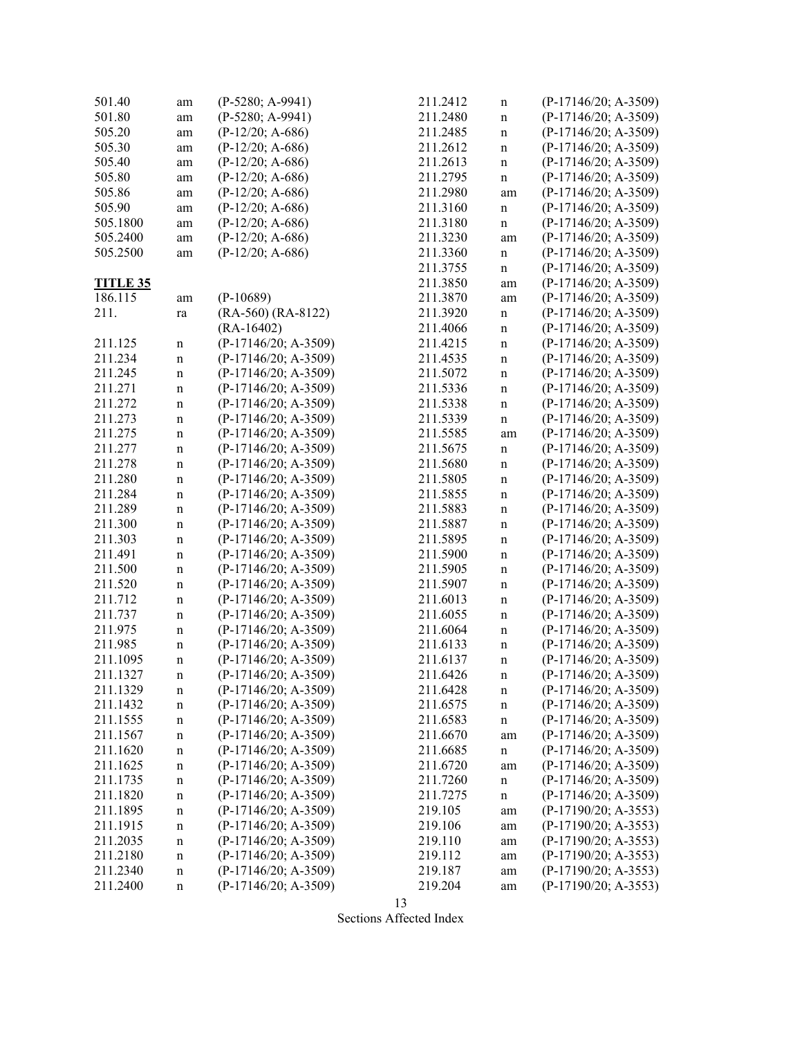| | | |
|---|---|---|
| 501.40 | am | (P-5280; A-9941) |
| 501.80 | am | (P-5280; A-9941) |
| 505.20 | am | (P-12/20; A-686) |
| 505.30 | am | (P-12/20; A-686) |
| 505.40 | am | (P-12/20; A-686) |
| 505.80 | am | (P-12/20; A-686) |
| 505.86 | am | (P-12/20; A-686) |
| 505.90 | am | (P-12/20; A-686) |
| 505.1800 | am | (P-12/20; A-686) |
| 505.2400 | am | (P-12/20; A-686) |
| 505.2500 | am | (P-12/20; A-686) |

**TITLE 35**

| | | |
|---|---|---|
| 186.115 | am | (P-10689) |
| 211. | ra | (RA-560) (RA-8122) (RA-16402) |
| 211.125 | n | (P-17146/20; A-3509) |
| 211.234 | n | (P-17146/20; A-3509) |
| 211.245 | n | (P-17146/20; A-3509) |
| 211.271 | n | (P-17146/20; A-3509) |
| 211.272 | n | (P-17146/20; A-3509) |
| 211.273 | n | (P-17146/20; A-3509) |
| 211.275 | n | (P-17146/20; A-3509) |
| 211.277 | n | (P-17146/20; A-3509) |
| 211.278 | n | (P-17146/20; A-3509) |
| 211.280 | n | (P-17146/20; A-3509) |
| 211.284 | n | (P-17146/20; A-3509) |
| 211.289 | n | (P-17146/20; A-3509) |
| 211.300 | n | (P-17146/20; A-3509) |
| 211.303 | n | (P-17146/20; A-3509) |
| 211.491 | n | (P-17146/20; A-3509) |
| 211.500 | n | (P-17146/20; A-3509) |
| 211.520 | n | (P-17146/20; A-3509) |
| 211.712 | n | (P-17146/20; A-3509) |
| 211.737 | n | (P-17146/20; A-3509) |
| 211.975 | n | (P-17146/20; A-3509) |
| 211.985 | n | (P-17146/20; A-3509) |
| 211.1095 | n | (P-17146/20; A-3509) |
| 211.1327 | n | (P-17146/20; A-3509) |
| 211.1329 | n | (P-17146/20; A-3509) |
| 211.1432 | n | (P-17146/20; A-3509) |
| 211.1555 | n | (P-17146/20; A-3509) |
| 211.1567 | n | (P-17146/20; A-3509) |
| 211.1620 | n | (P-17146/20; A-3509) |
| 211.1625 | n | (P-17146/20; A-3509) |
| 211.1735 | n | (P-17146/20; A-3509) |
| 211.1820 | n | (P-17146/20; A-3509) |
| 211.1895 | n | (P-17146/20; A-3509) |
| 211.1915 | n | (P-17146/20; A-3509) |
| 211.2035 | n | (P-17146/20; A-3509) |
| 211.2180 | n | (P-17146/20; A-3509) |
| 211.2340 | n | (P-17146/20; A-3509) |
| 211.2400 | n | (P-17146/20; A-3509) |
| 211.2412 | n | (P-17146/20; A-3509) |
| 211.2480 | n | (P-17146/20; A-3509) |
| 211.2485 | n | (P-17146/20; A-3509) |
| 211.2612 | n | (P-17146/20; A-3509) |
| 211.2613 | n | (P-17146/20; A-3509) |
| 211.2795 | n | (P-17146/20; A-3509) |
| 211.2980 | am | (P-17146/20; A-3509) |
| 211.3160 | n | (P-17146/20; A-3509) |
| 211.3180 | n | (P-17146/20; A-3509) |
| 211.3230 | am | (P-17146/20; A-3509) |
| 211.3360 | n | (P-17146/20; A-3509) |
| 211.3755 | n | (P-17146/20; A-3509) |
| 211.3850 | am | (P-17146/20; A-3509) |
| 211.3870 | am | (P-17146/20; A-3509) |
| 211.3920 | n | (P-17146/20; A-3509) |
| 211.4066 | n | (P-17146/20; A-3509) |
| 211.4215 | n | (P-17146/20; A-3509) |
| 211.4535 | n | (P-17146/20; A-3509) |
| 211.5072 | n | (P-17146/20; A-3509) |
| 211.5336 | n | (P-17146/20; A-3509) |
| 211.5338 | n | (P-17146/20; A-3509) |
| 211.5339 | n | (P-17146/20; A-3509) |
| 211.5585 | am | (P-17146/20; A-3509) |
| 211.5675 | n | (P-17146/20; A-3509) |
| 211.5680 | n | (P-17146/20; A-3509) |
| 211.5805 | n | (P-17146/20; A-3509) |
| 211.5855 | n | (P-17146/20; A-3509) |
| 211.5883 | n | (P-17146/20; A-3509) |
| 211.5887 | n | (P-17146/20; A-3509) |
| 211.5895 | n | (P-17146/20; A-3509) |
| 211.5900 | n | (P-17146/20; A-3509) |
| 211.5905 | n | (P-17146/20; A-3509) |
| 211.5907 | n | (P-17146/20; A-3509) |
| 211.6013 | n | (P-17146/20; A-3509) |
| 211.6055 | n | (P-17146/20; A-3509) |
| 211.6064 | n | (P-17146/20; A-3509) |
| 211.6133 | n | (P-17146/20; A-3509) |
| 211.6137 | n | (P-17146/20; A-3509) |
| 211.6426 | n | (P-17146/20; A-3509) |
| 211.6428 | n | (P-17146/20; A-3509) |
| 211.6575 | n | (P-17146/20; A-3509) |
| 211.6583 | n | (P-17146/20; A-3509) |
| 211.6670 | am | (P-17146/20; A-3509) |
| 211.6685 | n | (P-17146/20; A-3509) |
| 211.6720 | am | (P-17146/20; A-3509) |
| 211.7260 | n | (P-17146/20; A-3509) |
| 211.7275 | n | (P-17146/20; A-3509) |
| 219.105 | am | (P-17190/20; A-3553) |
| 219.106 | am | (P-17190/20; A-3553) |
| 219.110 | am | (P-17190/20; A-3553) |
| 219.112 | am | (P-17190/20; A-3553) |
| 219.187 | am | (P-17190/20; A-3553) |
| 219.204 | am | (P-17190/20; A-3553) |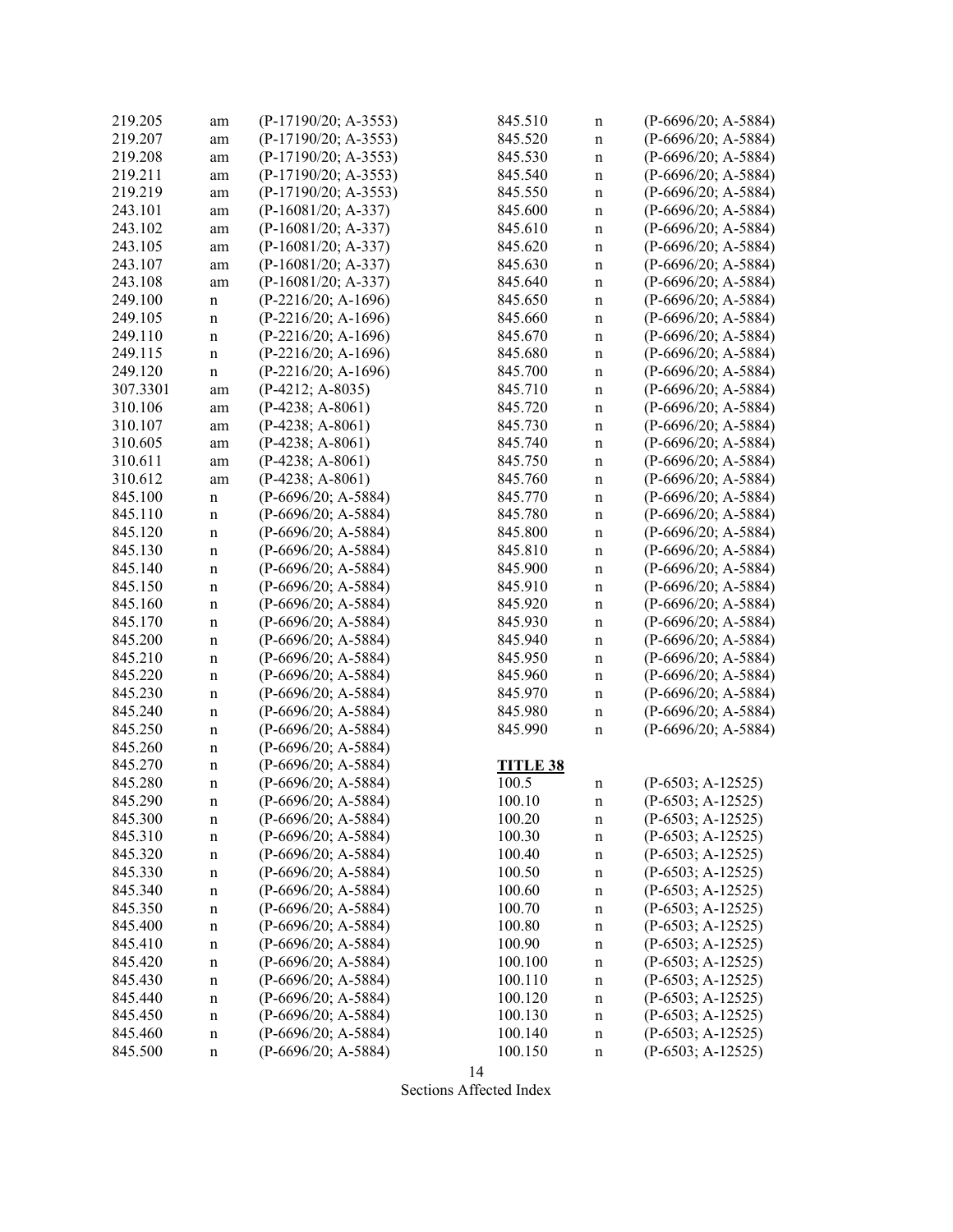| | | |
|---|---|---|
| 219.205 | am | (P-17190/20; A-3553) |
| 219.207 | am | (P-17190/20; A-3553) |
| 219.208 | am | (P-17190/20; A-3553) |
| 219.211 | am | (P-17190/20; A-3553) |
| 219.219 | am | (P-17190/20; A-3553) |
| 243.101 | am | (P-16081/20; A-337) |
| 243.102 | am | (P-16081/20; A-337) |
| 243.105 | am | (P-16081/20; A-337) |
| 243.107 | am | (P-16081/20; A-337) |
| 243.108 | am | (P-16081/20; A-337) |
| 249.100 | n | (P-2216/20; A-1696) |
| 249.105 | n | (P-2216/20; A-1696) |
| 249.110 | n | (P-2216/20; A-1696) |
| 249.115 | n | (P-2216/20; A-1696) |
| 249.120 | n | (P-2216/20; A-1696) |
| 307.3301 | am | (P-4212; A-8035) |
| 310.106 | am | (P-4238; A-8061) |
| 310.107 | am | (P-4238; A-8061) |
| 310.605 | am | (P-4238; A-8061) |
| 310.611 | am | (P-4238; A-8061) |
| 310.612 | am | (P-4238; A-8061) |
| 845.100 | n | (P-6696/20; A-5884) |
| 845.110 | n | (P-6696/20; A-5884) |
| 845.120 | n | (P-6696/20; A-5884) |
| 845.130 | n | (P-6696/20; A-5884) |
| 845.140 | n | (P-6696/20; A-5884) |
| 845.150 | n | (P-6696/20; A-5884) |
| 845.160 | n | (P-6696/20; A-5884) |
| 845.170 | n | (P-6696/20; A-5884) |
| 845.200 | n | (P-6696/20; A-5884) |
| 845.210 | n | (P-6696/20; A-5884) |
| 845.220 | n | (P-6696/20; A-5884) |
| 845.230 | n | (P-6696/20; A-5884) |
| 845.240 | n | (P-6696/20; A-5884) |
| 845.250 | n | (P-6696/20; A-5884) |
| 845.260 | n | (P-6696/20; A-5884) |
| 845.270 | n | (P-6696/20; A-5884) |
| 845.280 | n | (P-6696/20; A-5884) |
| 845.290 | n | (P-6696/20; A-5884) |
| 845.300 | n | (P-6696/20; A-5884) |
| 845.310 | n | (P-6696/20; A-5884) |
| 845.320 | n | (P-6696/20; A-5884) |
| 845.330 | n | (P-6696/20; A-5884) |
| 845.340 | n | (P-6696/20; A-5884) |
| 845.350 | n | (P-6696/20; A-5884) |
| 845.400 | n | (P-6696/20; A-5884) |
| 845.410 | n | (P-6696/20; A-5884) |
| 845.420 | n | (P-6696/20; A-5884) |
| 845.430 | n | (P-6696/20; A-5884) |
| 845.440 | n | (P-6696/20; A-5884) |
| 845.450 | n | (P-6696/20; A-5884) |
| 845.460 | n | (P-6696/20; A-5884) |
| 845.500 | n | (P-6696/20; A-5884) |
| 845.510 | n | (P-6696/20; A-5884) |
| 845.520 | n | (P-6696/20; A-5884) |
| 845.530 | n | (P-6696/20; A-5884) |
| 845.540 | n | (P-6696/20; A-5884) |
| 845.550 | n | (P-6696/20; A-5884) |
| 845.600 | n | (P-6696/20; A-5884) |
| 845.610 | n | (P-6696/20; A-5884) |
| 845.620 | n | (P-6696/20; A-5884) |
| 845.630 | n | (P-6696/20; A-5884) |
| 845.640 | n | (P-6696/20; A-5884) |
| 845.650 | n | (P-6696/20; A-5884) |
| 845.660 | n | (P-6696/20; A-5884) |
| 845.670 | n | (P-6696/20; A-5884) |
| 845.680 | n | (P-6696/20; A-5884) |
| 845.700 | n | (P-6696/20; A-5884) |
| 845.710 | n | (P-6696/20; A-5884) |
| 845.720 | n | (P-6696/20; A-5884) |
| 845.730 | n | (P-6696/20; A-5884) |
| 845.740 | n | (P-6696/20; A-5884) |
| 845.750 | n | (P-6696/20; A-5884) |
| 845.760 | n | (P-6696/20; A-5884) |
| 845.770 | n | (P-6696/20; A-5884) |
| 845.780 | n | (P-6696/20; A-5884) |
| 845.800 | n | (P-6696/20; A-5884) |
| 845.810 | n | (P-6696/20; A-5884) |
| 845.900 | n | (P-6696/20; A-5884) |
| 845.910 | n | (P-6696/20; A-5884) |
| 845.920 | n | (P-6696/20; A-5884) |
| 845.930 | n | (P-6696/20; A-5884) |
| 845.940 | n | (P-6696/20; A-5884) |
| 845.950 | n | (P-6696/20; A-5884) |
| 845.960 | n | (P-6696/20; A-5884) |
| 845.970 | n | (P-6696/20; A-5884) |
| 845.980 | n | (P-6696/20; A-5884) |
| 845.990 | n | (P-6696/20; A-5884) |

**TITLE 38**

| | | |
|---|---|---|
| 100.5 | n | (P-6503; A-12525) |
| 100.10 | n | (P-6503; A-12525) |
| 100.20 | n | (P-6503; A-12525) |
| 100.30 | n | (P-6503; A-12525) |
| 100.40 | n | (P-6503; A-12525) |
| 100.50 | n | (P-6503; A-12525) |
| 100.60 | n | (P-6503; A-12525) |
| 100.70 | n | (P-6503; A-12525) |
| 100.80 | n | (P-6503; A-12525) |
| 100.90 | n | (P-6503; A-12525) |
| 100.100 | n | (P-6503; A-12525) |
| 100.110 | n | (P-6503; A-12525) |
| 100.120 | n | (P-6503; A-12525) |
| 100.130 | n | (P-6503; A-12525) |
| 100.140 | n | (P-6503; A-12525) |
| 100.150 | n | (P-6503; A-12525) |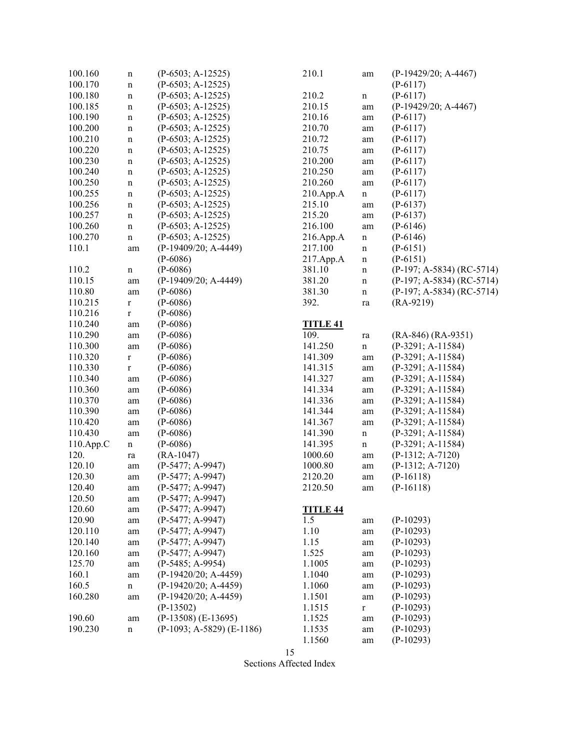| | | |
|---|---|---|
| 100.160 | n | (P-6503; A-12525) |
| 100.170 | n | (P-6503; A-12525) |
| 100.180 | n | (P-6503; A-12525) |
| 100.185 | n | (P-6503; A-12525) |
| 100.190 | n | (P-6503; A-12525) |
| 100.200 | n | (P-6503; A-12525) |
| 100.210 | n | (P-6503; A-12525) |
| 100.220 | n | (P-6503; A-12525) |
| 100.230 | n | (P-6503; A-12525) |
| 100.240 | n | (P-6503; A-12525) |
| 100.250 | n | (P-6503; A-12525) |
| 100.255 | n | (P-6503; A-12525) |
| 100.256 | n | (P-6503; A-12525) |
| 100.257 | n | (P-6503; A-12525) |
| 100.260 | n | (P-6503; A-12525) |
| 100.270 | n | (P-6503; A-12525) |
| 110.1 | am | (P-19409/20; A-4449) |
| | | (P-6086) |
| 110.2 | n | (P-6086) |
| 110.15 | am | (P-19409/20; A-4449) |
| 110.80 | am | (P-6086) |
| 110.215 | r | (P-6086) |
| 110.216 | r | (P-6086) |
| 110.240 | am | (P-6086) |
| 110.290 | am | (P-6086) |
| 110.300 | am | (P-6086) |
| 110.320 | r | (P-6086) |
| 110.330 | r | (P-6086) |
| 110.340 | am | (P-6086) |
| 110.360 | am | (P-6086) |
| 110.370 | am | (P-6086) |
| 110.390 | am | (P-6086) |
| 110.420 | am | (P-6086) |
| 110.430 | am | (P-6086) |
| 110.App.C | n | (P-6086) |
| 120. | ra | (RA-1047) |
| 120.10 | am | (P-5477; A-9947) |
| 120.30 | am | (P-5477; A-9947) |
| 120.40 | am | (P-5477; A-9947) |
| 120.50 | am | (P-5477; A-9947) |
| 120.60 | am | (P-5477; A-9947) |
| 120.90 | am | (P-5477; A-9947) |
| 120.110 | am | (P-5477; A-9947) |
| 120.140 | am | (P-5477; A-9947) |
| 120.160 | am | (P-5477; A-9947) |
| 125.70 | am | (P-5485; A-9954) |
| 160.1 | am | (P-19420/20; A-4459) |
| 160.5 | n | (P-19420/20; A-4459) |
| 160.280 | am | (P-19420/20; A-4459) |
| | | (P-13502) |
| 190.60 | am | (P-13508) (E-13695) |
| 190.230 | n | (P-1093; A-5829) (E-1186) |
| 210.1 | am | (P-19429/20; A-4467) |
| | | (P-6117) |
| 210.2 | n | (P-6117) |
| 210.15 | am | (P-19429/20; A-4467) |
| 210.16 | am | (P-6117) |
| 210.70 | am | (P-6117) |
| 210.72 | am | (P-6117) |
| 210.75 | am | (P-6117) |
| 210.200 | am | (P-6117) |
| 210.250 | am | (P-6117) |
| 210.260 | am | (P-6117) |
| 210.App.A | n | (P-6117) |
| 215.10 | am | (P-6137) |
| 215.20 | am | (P-6137) |
| 216.100 | am | (P-6146) |
| 216.App.A | n | (P-6146) |
| 217.100 | n | (P-6151) |
| 217.App.A | n | (P-6151) |
| 381.10 | n | (P-197; A-5834) (RC-5714) |
| 381.20 | n | (P-197; A-5834) (RC-5714) |
| 381.30 | n | (P-197; A-5834) (RC-5714) |
| 392. | ra | (RA-9219) |

**TITLE 41**

| | | |
|---|---|---|
| 109. | ra | (RA-846) (RA-9351) |
| 141.250 | n | (P-3291; A-11584) |
| 141.309 | am | (P-3291; A-11584) |
| 141.315 | am | (P-3291; A-11584) |
| 141.327 | am | (P-3291; A-11584) |
| 141.334 | am | (P-3291; A-11584) |
| 141.336 | am | (P-3291; A-11584) |
| 141.344 | am | (P-3291; A-11584) |
| 141.367 | am | (P-3291; A-11584) |
| 141.390 | n | (P-3291; A-11584) |
| 141.395 | n | (P-3291; A-11584) |
| 1000.60 | am | (P-1312; A-7120) |
| 1000.80 | am | (P-1312; A-7120) |
| 2120.20 | am | (P-16118) |
| 2120.50 | am | (P-16118) |

**TITLE 44**

| | | |
|---|---|---|
| 1.5 | am | (P-10293) |
| 1.10 | am | (P-10293) |
| 1.15 | am | (P-10293) |
| 1.525 | am | (P-10293) |
| 1.1005 | am | (P-10293) |
| 1.1040 | am | (P-10293) |
| 1.1060 | am | (P-10293) |
| 1.1501 | am | (P-10293) |
| 1.1515 | r | (P-10293) |
| 1.1525 | am | (P-10293) |
| 1.1535 | am | (P-10293) |
| 1.1560 | am | (P-10293) |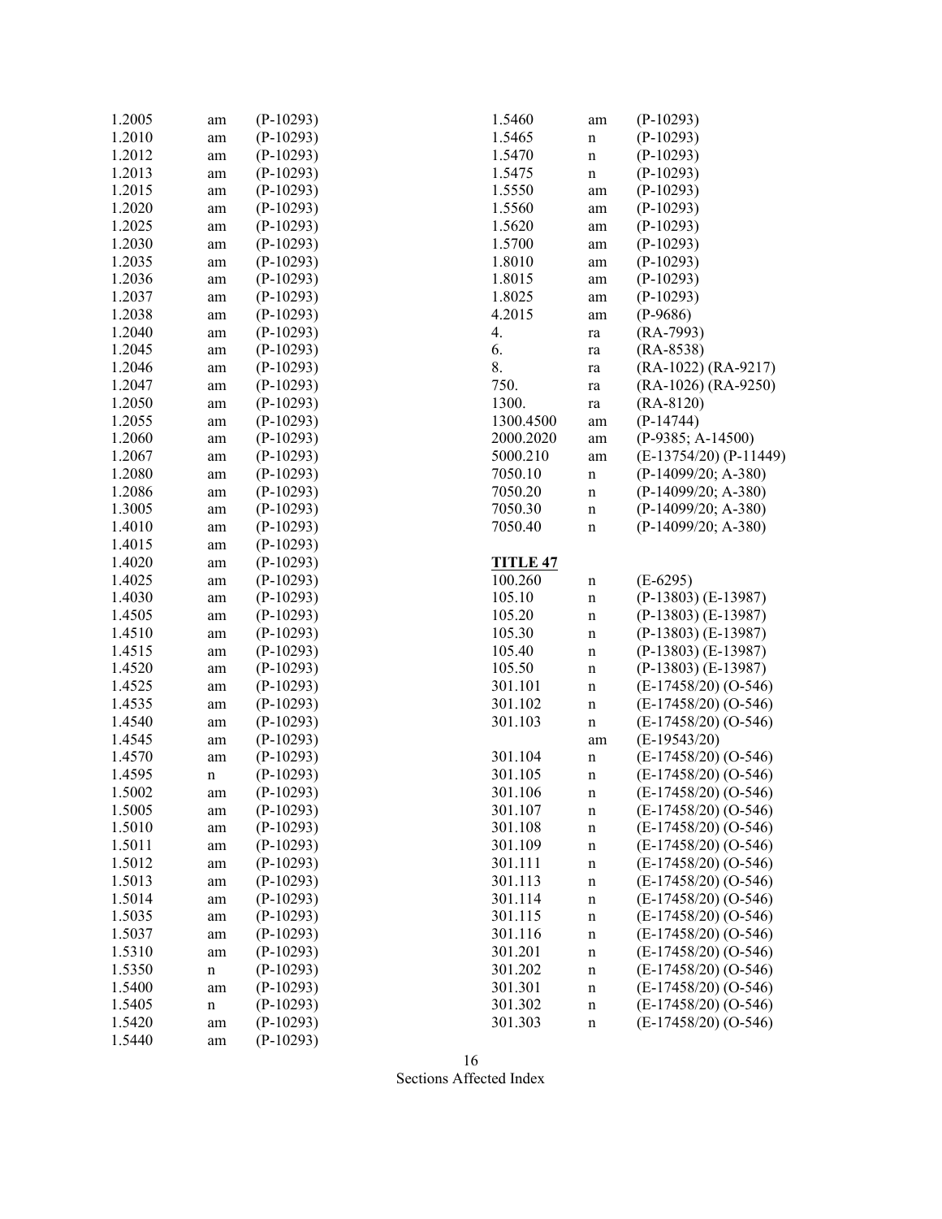| | | |
|---|---|---|
| 1.2005 | am | (P-10293) |
| 1.2010 | am | (P-10293) |
| 1.2012 | am | (P-10293) |
| 1.2013 | am | (P-10293) |
| 1.2015 | am | (P-10293) |
| 1.2020 | am | (P-10293) |
| 1.2025 | am | (P-10293) |
| 1.2030 | am | (P-10293) |
| 1.2035 | am | (P-10293) |
| 1.2036 | am | (P-10293) |
| 1.2037 | am | (P-10293) |
| 1.2038 | am | (P-10293) |
| 1.2040 | am | (P-10293) |
| 1.2045 | am | (P-10293) |
| 1.2046 | am | (P-10293) |
| 1.2047 | am | (P-10293) |
| 1.2050 | am | (P-10293) |
| 1.2055 | am | (P-10293) |
| 1.2060 | am | (P-10293) |
| 1.2067 | am | (P-10293) |
| 1.2080 | am | (P-10293) |
| 1.2086 | am | (P-10293) |
| 1.3005 | am | (P-10293) |
| 1.4010 | am | (P-10293) |
| 1.4015 | am | (P-10293) |
| 1.4020 | am | (P-10293) |
| 1.4025 | am | (P-10293) |
| 1.4030 | am | (P-10293) |
| 1.4505 | am | (P-10293) |
| 1.4510 | am | (P-10293) |
| 1.4515 | am | (P-10293) |
| 1.4520 | am | (P-10293) |
| 1.4525 | am | (P-10293) |
| 1.4535 | am | (P-10293) |
| 1.4540 | am | (P-10293) |
| 1.4545 | am | (P-10293) |
| 1.4570 | am | (P-10293) |
| 1.4595 | n | (P-10293) |
| 1.5002 | am | (P-10293) |
| 1.5005 | am | (P-10293) |
| 1.5010 | am | (P-10293) |
| 1.5011 | am | (P-10293) |
| 1.5012 | am | (P-10293) |
| 1.5013 | am | (P-10293) |
| 1.5014 | am | (P-10293) |
| 1.5035 | am | (P-10293) |
| 1.5037 | am | (P-10293) |
| 1.5310 | am | (P-10293) |
| 1.5350 | n | (P-10293) |
| 1.5400 | am | (P-10293) |
| 1.5405 | n | (P-10293) |
| 1.5420 | am | (P-10293) |
| 1.5440 | am | (P-10293) |
| 1.5460 | am | (P-10293) |
| 1.5465 | n | (P-10293) |
| 1.5470 | n | (P-10293) |
| 1.5475 | n | (P-10293) |
| 1.5550 | am | (P-10293) |
| 1.5560 | am | (P-10293) |
| 1.5620 | am | (P-10293) |
| 1.5700 | am | (P-10293) |
| 1.8010 | am | (P-10293) |
| 1.8015 | am | (P-10293) |
| 1.8025 | am | (P-10293) |
| 4.2015 | am | (P-9686) |
| 4. | ra | (RA-7993) |
| 6. | ra | (RA-8538) |
| 8. | ra | (RA-1022) (RA-9217) |
| 750. | ra | (RA-1026) (RA-9250) |
| 1300. | ra | (RA-8120) |
| 1300.4500 | am | (P-14744) |
| 2000.2020 | am | (P-9385; A-14500) |
| 5000.210 | am | (E-13754/20) (P-11449) |
| 7050.10 | n | (P-14099/20; A-380) |
| 7050.20 | n | (P-14099/20; A-380) |
| 7050.30 | n | (P-14099/20; A-380) |
| 7050.40 | n | (P-14099/20; A-380) |

**TITLE 47**

| | | |
|---|---|---|
| 100.260 | n | (E-6295) |
| 105.10 | n | (P-13803) (E-13987) |
| 105.20 | n | (P-13803) (E-13987) |
| 105.30 | n | (P-13803) (E-13987) |
| 105.40 | n | (P-13803) (E-13987) |
| 105.50 | n | (P-13803) (E-13987) |
| 301.101 | n | (E-17458/20) (O-546) |
| 301.102 | n | (E-17458/20) (O-546) |
| 301.103 | n | (E-17458/20) (O-546) |
| | am | (E-19543/20) |
| 301.104 | n | (E-17458/20) (O-546) |
| 301.105 | n | (E-17458/20) (O-546) |
| 301.106 | n | (E-17458/20) (O-546) |
| 301.107 | n | (E-17458/20) (O-546) |
| 301.108 | n | (E-17458/20) (O-546) |
| 301.109 | n | (E-17458/20) (O-546) |
| 301.111 | n | (E-17458/20) (O-546) |
| 301.113 | n | (E-17458/20) (O-546) |
| 301.114 | n | (E-17458/20) (O-546) |
| 301.115 | n | (E-17458/20) (O-546) |
| 301.116 | n | (E-17458/20) (O-546) |
| 301.201 | n | (E-17458/20) (O-546) |
| 301.202 | n | (E-17458/20) (O-546) |
| 301.301 | n | (E-17458/20) (O-546) |
| 301.302 | n | (E-17458/20) (O-546) |
| 301.303 | n | (E-17458/20) (O-546) |

Sections Affected Index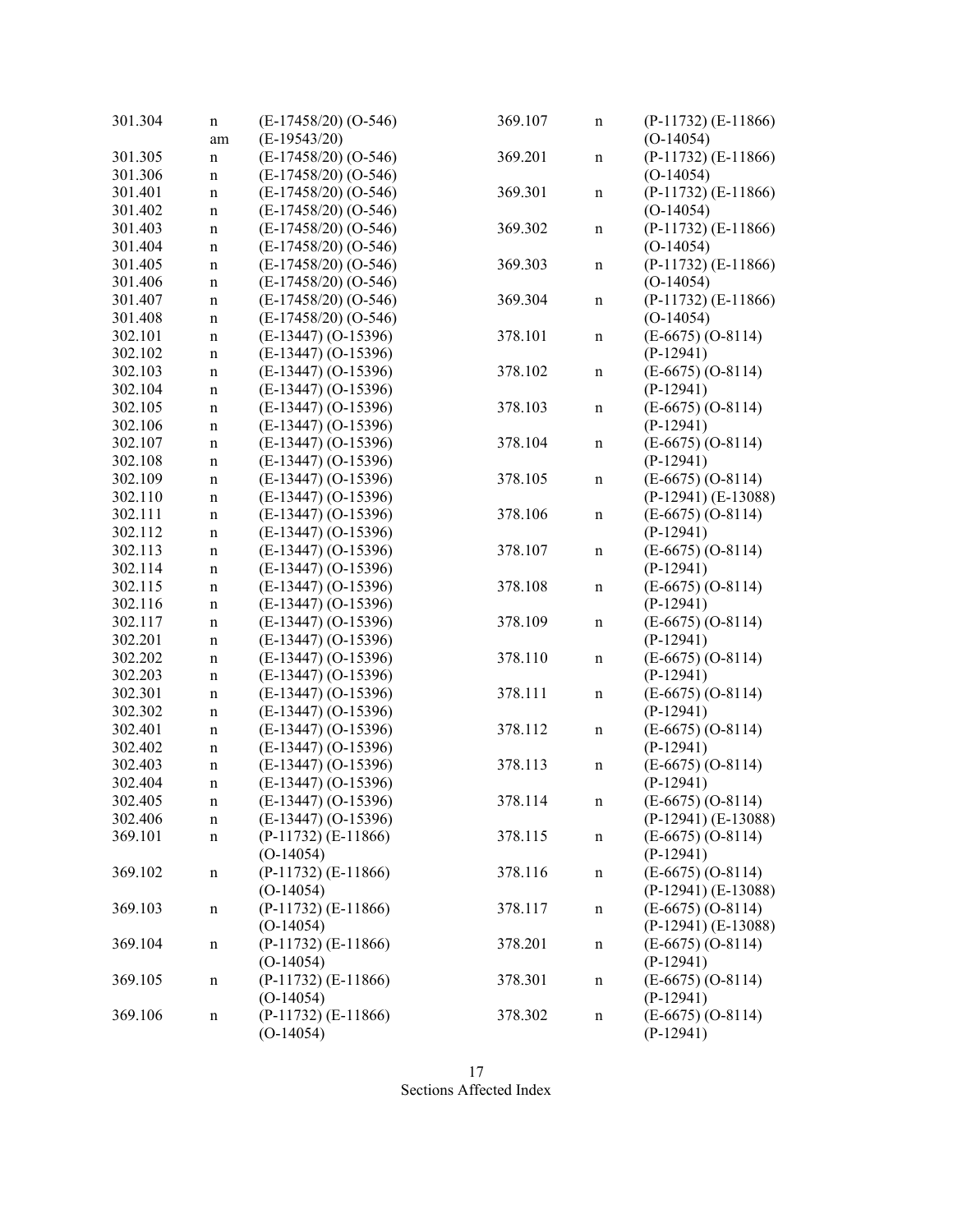| Section | Action | References |
|---|---|---|
| 301.304 | n | (E-17458/20) (O-546) |
| | am | (E-19543/20) |
| 301.305 | n | (E-17458/20) (O-546) |
| 301.306 | n | (E-17458/20) (O-546) |
| 301.401 | n | (E-17458/20) (O-546) |
| 301.402 | n | (E-17458/20) (O-546) |
| 301.403 | n | (E-17458/20) (O-546) |
| 301.404 | n | (E-17458/20) (O-546) |
| 301.405 | n | (E-17458/20) (O-546) |
| 301.406 | n | (E-17458/20) (O-546) |
| 301.407 | n | (E-17458/20) (O-546) |
| 301.408 | n | (E-17458/20) (O-546) |
| 302.101 | n | (E-13447) (O-15396) |
| 302.102 | n | (E-13447) (O-15396) |
| 302.103 | n | (E-13447) (O-15396) |
| 302.104 | n | (E-13447) (O-15396) |
| 302.105 | n | (E-13447) (O-15396) |
| 302.106 | n | (E-13447) (O-15396) |
| 302.107 | n | (E-13447) (O-15396) |
| 302.108 | n | (E-13447) (O-15396) |
| 302.109 | n | (E-13447) (O-15396) |
| 302.110 | n | (E-13447) (O-15396) |
| 302.111 | n | (E-13447) (O-15396) |
| 302.112 | n | (E-13447) (O-15396) |
| 302.113 | n | (E-13447) (O-15396) |
| 302.114 | n | (E-13447) (O-15396) |
| 302.115 | n | (E-13447) (O-15396) |
| 302.116 | n | (E-13447) (O-15396) |
| 302.117 | n | (E-13447) (O-15396) |
| 302.201 | n | (E-13447) (O-15396) |
| 302.202 | n | (E-13447) (O-15396) |
| 302.203 | n | (E-13447) (O-15396) |
| 302.301 | n | (E-13447) (O-15396) |
| 302.302 | n | (E-13447) (O-15396) |
| 302.401 | n | (E-13447) (O-15396) |
| 302.402 | n | (E-13447) (O-15396) |
| 302.403 | n | (E-13447) (O-15396) |
| 302.404 | n | (E-13447) (O-15396) |
| 302.405 | n | (E-13447) (O-15396) |
| 302.406 | n | (E-13447) (O-15396) |
| 369.101 | n | (P-11732) (E-11866) (O-14054) |
| 369.102 | n | (P-11732) (E-11866) (O-14054) |
| 369.103 | n | (P-11732) (E-11866) (O-14054) |
| 369.104 | n | (P-11732) (E-11866) (O-14054) |
| 369.105 | n | (P-11732) (E-11866) (O-14054) |
| 369.106 | n | (P-11732) (E-11866) (O-14054) |
| 369.107 | n | (P-11732) (E-11866) (O-14054) |
| 369.201 | n | (P-11732) (E-11866) (O-14054) |
| 369.301 | n | (P-11732) (E-11866) (O-14054) |
| 369.302 | n | (P-11732) (E-11866) (O-14054) |
| 369.303 | n | (P-11732) (E-11866) (O-14054) |
| 369.304 | n | (P-11732) (E-11866) (O-14054) |
| 378.101 | n | (E-6675) (O-8114) (P-12941) |
| 378.102 | n | (E-6675) (O-8114) (P-12941) |
| 378.103 | n | (E-6675) (O-8114) (P-12941) |
| 378.104 | n | (E-6675) (O-8114) (P-12941) |
| 378.105 | n | (E-6675) (O-8114) (P-12941) (E-13088) |
| 378.106 | n | (E-6675) (O-8114) (P-12941) |
| 378.107 | n | (E-6675) (O-8114) (P-12941) |
| 378.108 | n | (E-6675) (O-8114) (P-12941) |
| 378.109 | n | (E-6675) (O-8114) (P-12941) |
| 378.110 | n | (E-6675) (O-8114) (P-12941) |
| 378.111 | n | (E-6675) (O-8114) (P-12941) |
| 378.112 | n | (E-6675) (O-8114) (P-12941) |
| 378.113 | n | (E-6675) (O-8114) (P-12941) |
| 378.114 | n | (E-6675) (O-8114) (P-12941) (E-13088) |
| 378.115 | n | (E-6675) (O-8114) (P-12941) |
| 378.116 | n | (E-6675) (O-8114) (P-12941) (E-13088) |
| 378.117 | n | (E-6675) (O-8114) (P-12941) (E-13088) |
| 378.201 | n | (E-6675) (O-8114) (P-12941) |
| 378.301 | n | (E-6675) (O-8114) (P-12941) |
| 378.302 | n | (E-6675) (O-8114) (P-12941) |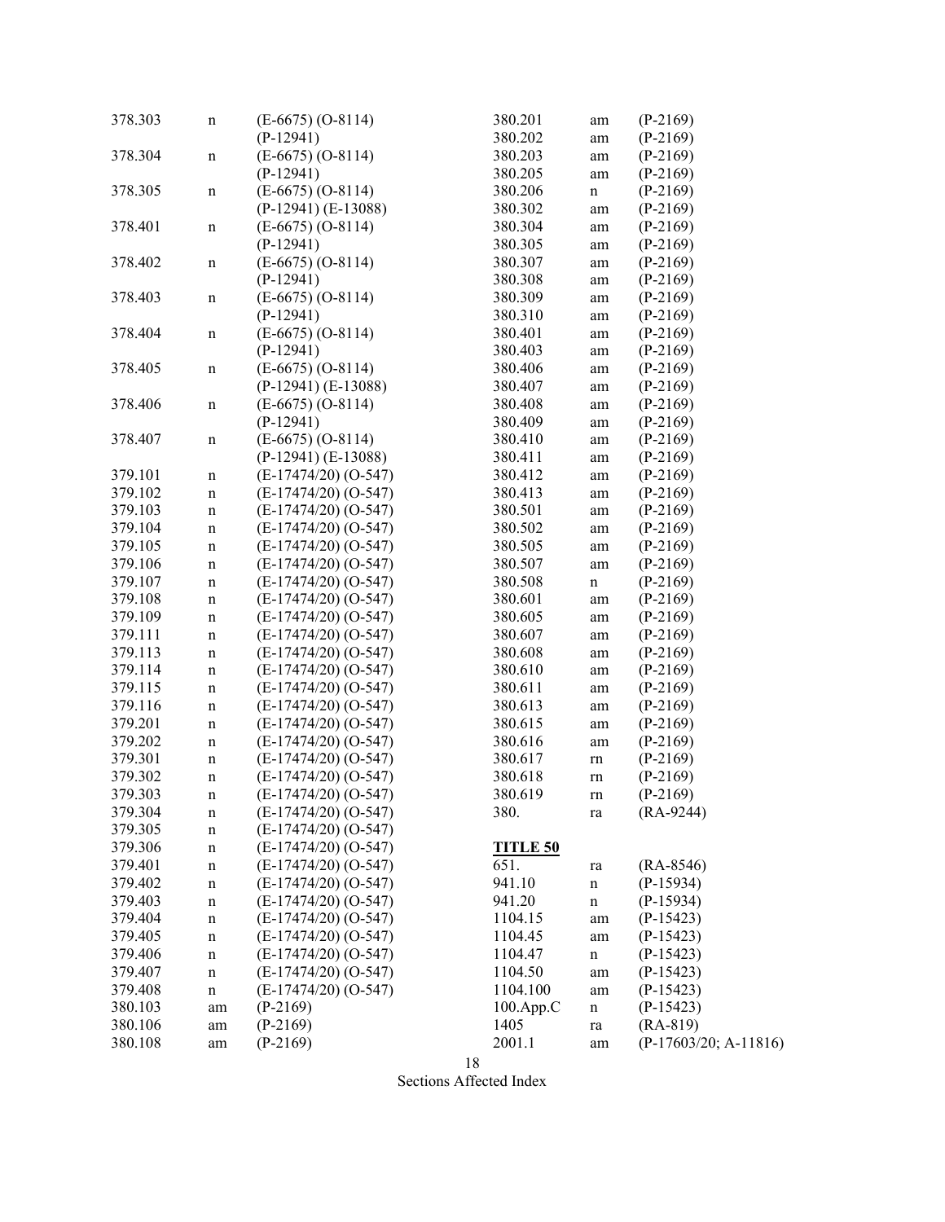| Section | Action | Reference |
|---|---|---|
| 378.303 | n | (E-6675) (O-8114) (P-12941) |
| 378.304 | n | (E-6675) (O-8114) (P-12941) |
| 378.305 | n | (E-6675) (O-8114) (P-12941) (E-13088) |
| 378.401 | n | (E-6675) (O-8114) (P-12941) |
| 378.402 | n | (E-6675) (O-8114) (P-12941) |
| 378.403 | n | (E-6675) (O-8114) (P-12941) |
| 378.404 | n | (E-6675) (O-8114) (P-12941) |
| 378.405 | n | (E-6675) (O-8114) (P-12941) (E-13088) |
| 378.406 | n | (E-6675) (O-8114) (P-12941) |
| 378.407 | n | (E-6675) (O-8114) (P-12941) (E-13088) |
| 379.101 | n | (E-17474/20) (O-547) |
| 379.102 | n | (E-17474/20) (O-547) |
| 379.103 | n | (E-17474/20) (O-547) |
| 379.104 | n | (E-17474/20) (O-547) |
| 379.105 | n | (E-17474/20) (O-547) |
| 379.106 | n | (E-17474/20) (O-547) |
| 379.107 | n | (E-17474/20) (O-547) |
| 379.108 | n | (E-17474/20) (O-547) |
| 379.109 | n | (E-17474/20) (O-547) |
| 379.111 | n | (E-17474/20) (O-547) |
| 379.113 | n | (E-17474/20) (O-547) |
| 379.114 | n | (E-17474/20) (O-547) |
| 379.115 | n | (E-17474/20) (O-547) |
| 379.116 | n | (E-17474/20) (O-547) |
| 379.201 | n | (E-17474/20) (O-547) |
| 379.202 | n | (E-17474/20) (O-547) |
| 379.301 | n | (E-17474/20) (O-547) |
| 379.302 | n | (E-17474/20) (O-547) |
| 379.303 | n | (E-17474/20) (O-547) |
| 379.304 | n | (E-17474/20) (O-547) |
| 379.305 | n | (E-17474/20) (O-547) |
| 379.306 | n | (E-17474/20) (O-547) |
| 379.401 | n | (E-17474/20) (O-547) |
| 379.402 | n | (E-17474/20) (O-547) |
| 379.403 | n | (E-17474/20) (O-547) |
| 379.404 | n | (E-17474/20) (O-547) |
| 379.405 | n | (E-17474/20) (O-547) |
| 379.406 | n | (E-17474/20) (O-547) |
| 379.407 | n | (E-17474/20) (O-547) |
| 379.408 | n | (E-17474/20) (O-547) |
| 380.103 | am | (P-2169) |
| 380.106 | am | (P-2169) |
| 380.108 | am | (P-2169) |
| 380.201 | am | (P-2169) |
| 380.202 | am | (P-2169) |
| 380.203 | am | (P-2169) |
| 380.205 | am | (P-2169) |
| 380.206 | n | (P-2169) |
| 380.302 | am | (P-2169) |
| 380.304 | am | (P-2169) |
| 380.305 | am | (P-2169) |
| 380.307 | am | (P-2169) |
| 380.308 | am | (P-2169) |
| 380.309 | am | (P-2169) |
| 380.310 | am | (P-2169) |
| 380.401 | am | (P-2169) |
| 380.403 | am | (P-2169) |
| 380.406 | am | (P-2169) |
| 380.407 | am | (P-2169) |
| 380.408 | am | (P-2169) |
| 380.409 | am | (P-2169) |
| 380.410 | am | (P-2169) |
| 380.411 | am | (P-2169) |
| 380.412 | am | (P-2169) |
| 380.413 | am | (P-2169) |
| 380.501 | am | (P-2169) |
| 380.502 | am | (P-2169) |
| 380.505 | am | (P-2169) |
| 380.507 | am | (P-2169) |
| 380.508 | n | (P-2169) |
| 380.601 | am | (P-2169) |
| 380.605 | am | (P-2169) |
| 380.607 | am | (P-2169) |
| 380.608 | am | (P-2169) |
| 380.610 | am | (P-2169) |
| 380.611 | am | (P-2169) |
| 380.613 | am | (P-2169) |
| 380.615 | am | (P-2169) |
| 380.616 | am | (P-2169) |
| 380.617 | rn | (P-2169) |
| 380.618 | rn | (P-2169) |
| 380.619 | rn | (P-2169) |
| 380. | ra | (RA-9244) |

**TITLE 50**

| Section | Action | Reference |
|---|---|---|
| 651. | ra | (RA-8546) |
| 941.10 | n | (P-15934) |
| 941.20 | n | (P-15934) |
| 1104.15 | am | (P-15423) |
| 1104.45 | am | (P-15423) |
| 1104.47 | n | (P-15423) |
| 1104.50 | am | (P-15423) |
| 1104.100 | am | (P-15423) |
| 100.App.C | n | (P-15423) |
| 1405 | ra | (RA-819) |
| 2001.1 | am | (P-17603/20; A-11816) |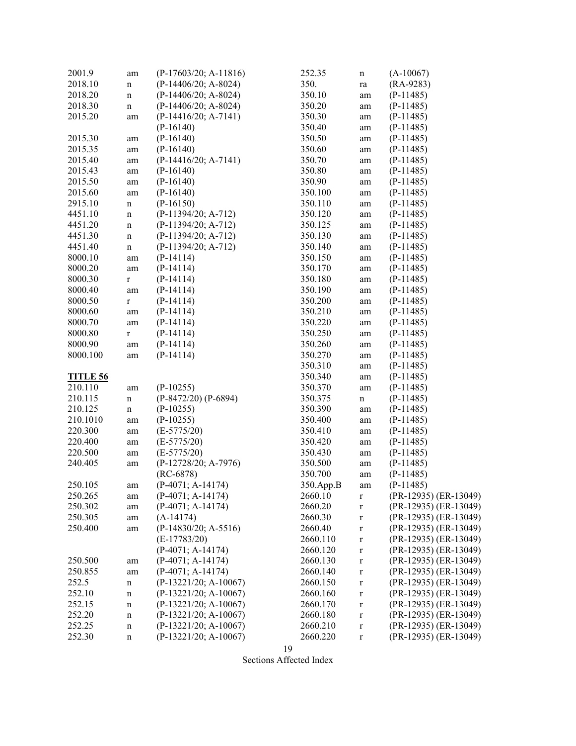| | | |
|---|---|---|
| 2001.9 | am | (P-17603/20; A-11816) |
| 2018.10 | n | (P-14406/20; A-8024) |
| 2018.20 | n | (P-14406/20; A-8024) |
| 2018.30 | n | (P-14406/20; A-8024) |
| 2015.20 | am | (P-14416/20; A-7141) |
| | | (P-16140) |
| 2015.30 | am | (P-16140) |
| 2015.35 | am | (P-16140) |
| 2015.40 | am | (P-14416/20; A-7141) |
| 2015.43 | am | (P-16140) |
| 2015.50 | am | (P-16140) |
| 2015.60 | am | (P-16140) |
| 2915.10 | n | (P-16150) |
| 4451.10 | n | (P-11394/20; A-712) |
| 4451.20 | n | (P-11394/20; A-712) |
| 4451.30 | n | (P-11394/20; A-712) |
| 4451.40 | n | (P-11394/20; A-712) |
| 8000.10 | am | (P-14114) |
| 8000.20 | am | (P-14114) |
| 8000.30 | r | (P-14114) |
| 8000.40 | am | (P-14114) |
| 8000.50 | r | (P-14114) |
| 8000.60 | am | (P-14114) |
| 8000.70 | am | (P-14114) |
| 8000.80 | r | (P-14114) |
| 8000.90 | am | (P-14114) |
| 8000.100 | am | (P-14114) |

**TITLE 56**

| | | |
|---|---|---|
| 210.110 | am | (P-10255) |
| 210.115 | n | (P-8472/20) (P-6894) |
| 210.125 | n | (P-10255) |
| 210.1010 | am | (P-10255) |
| 220.300 | am | (E-5775/20) |
| 220.400 | am | (E-5775/20) |
| 220.500 | am | (E-5775/20) |
| 240.405 | am | (P-12728/20; A-7976) |
| | | (RC-6878) |
| 250.105 | am | (P-4071; A-14174) |
| 250.265 | am | (P-4071; A-14174) |
| 250.302 | am | (P-4071; A-14174) |
| 250.305 | am | (A-14174) |
| 250.400 | am | (P-14830/20; A-5516) |
| | | (E-17783/20) |
| | | (P-4071; A-14174) |
| 250.500 | am | (P-4071; A-14174) |
| 250.855 | am | (P-4071; A-14174) |
| 252.5 | n | (P-13221/20; A-10067) |
| 252.10 | n | (P-13221/20; A-10067) |
| 252.15 | n | (P-13221/20; A-10067) |
| 252.20 | n | (P-13221/20; A-10067) |
| 252.25 | n | (P-13221/20; A-10067) |
| 252.30 | n | (P-13221/20; A-10067) |
| 252.35 | n | (A-10067) |
| 350. | ra | (RA-9283) |
| 350.10 | am | (P-11485) |
| 350.20 | am | (P-11485) |
| 350.30 | am | (P-11485) |
| 350.40 | am | (P-11485) |
| 350.50 | am | (P-11485) |
| 350.60 | am | (P-11485) |
| 350.70 | am | (P-11485) |
| 350.80 | am | (P-11485) |
| 350.90 | am | (P-11485) |
| 350.100 | am | (P-11485) |
| 350.110 | am | (P-11485) |
| 350.120 | am | (P-11485) |
| 350.125 | am | (P-11485) |
| 350.130 | am | (P-11485) |
| 350.140 | am | (P-11485) |
| 350.150 | am | (P-11485) |
| 350.170 | am | (P-11485) |
| 350.180 | am | (P-11485) |
| 350.190 | am | (P-11485) |
| 350.200 | am | (P-11485) |
| 350.210 | am | (P-11485) |
| 350.220 | am | (P-11485) |
| 350.250 | am | (P-11485) |
| 350.260 | am | (P-11485) |
| 350.270 | am | (P-11485) |
| 350.310 | am | (P-11485) |
| 350.340 | am | (P-11485) |
| 350.370 | am | (P-11485) |
| 350.375 | n | (P-11485) |
| 350.390 | am | (P-11485) |
| 350.400 | am | (P-11485) |
| 350.410 | am | (P-11485) |
| 350.420 | am | (P-11485) |
| 350.430 | am | (P-11485) |
| 350.500 | am | (P-11485) |
| 350.700 | am | (P-11485) |
| 350.App.B | am | (P-11485) |
| 2660.10 | r | (PR-12935) (ER-13049) |
| 2660.20 | r | (PR-12935) (ER-13049) |
| 2660.30 | r | (PR-12935) (ER-13049) |
| 2660.40 | r | (PR-12935) (ER-13049) |
| 2660.110 | r | (PR-12935) (ER-13049) |
| 2660.120 | r | (PR-12935) (ER-13049) |
| 2660.130 | r | (PR-12935) (ER-13049) |
| 2660.140 | r | (PR-12935) (ER-13049) |
| 2660.150 | r | (PR-12935) (ER-13049) |
| 2660.160 | r | (PR-12935) (ER-13049) |
| 2660.170 | r | (PR-12935) (ER-13049) |
| 2660.180 | r | (PR-12935) (ER-13049) |
| 2660.210 | r | (PR-12935) (ER-13049) |
| 2660.220 | r | (PR-12935) (ER-13049) |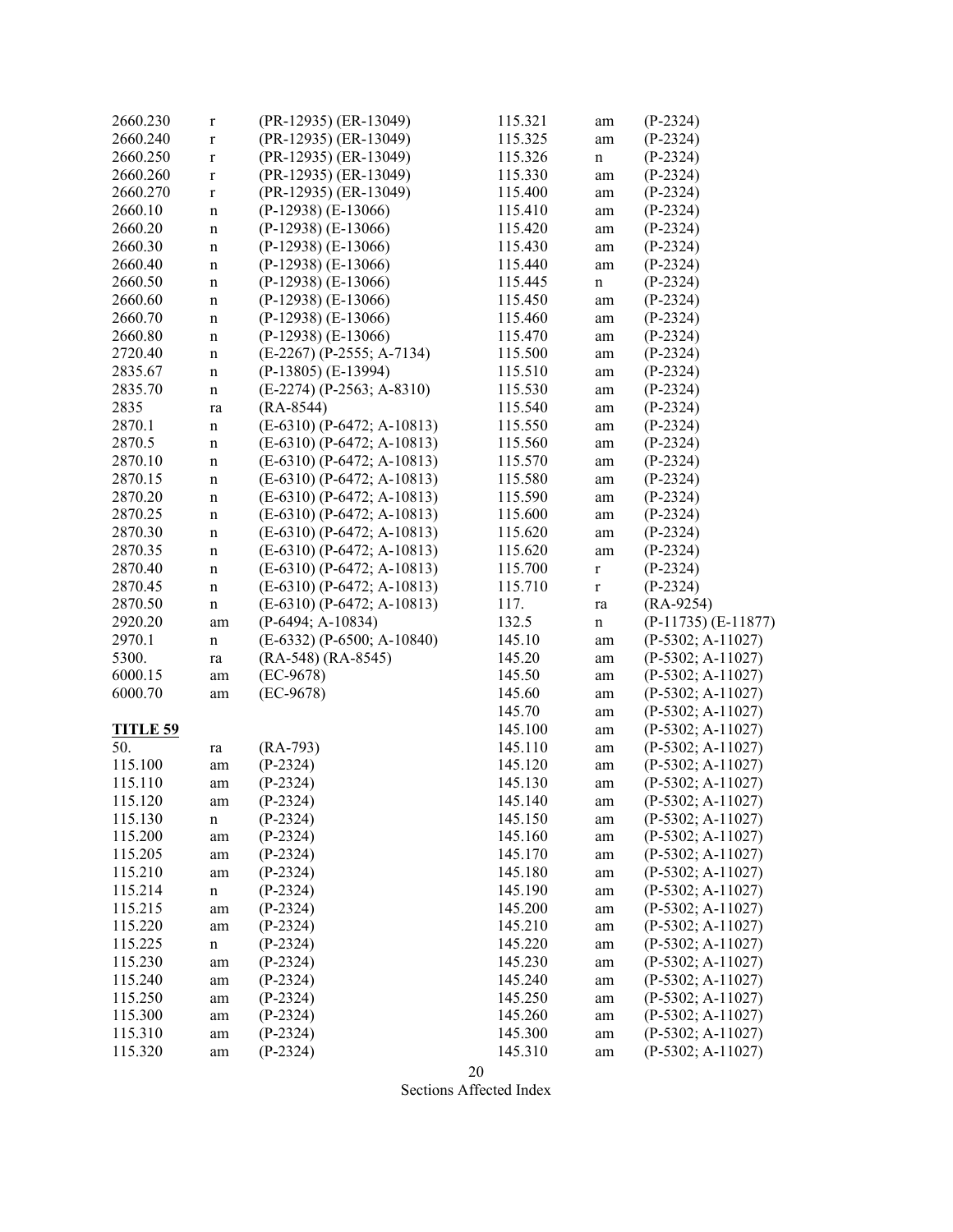| | | |
|---|---|---|
| 2660.230 | r | (PR-12935) (ER-13049) |
| 2660.240 | r | (PR-12935) (ER-13049) |
| 2660.250 | r | (PR-12935) (ER-13049) |
| 2660.260 | r | (PR-12935) (ER-13049) |
| 2660.270 | r | (PR-12935) (ER-13049) |
| 2660.10 | n | (P-12938) (E-13066) |
| 2660.20 | n | (P-12938) (E-13066) |
| 2660.30 | n | (P-12938) (E-13066) |
| 2660.40 | n | (P-12938) (E-13066) |
| 2660.50 | n | (P-12938) (E-13066) |
| 2660.60 | n | (P-12938) (E-13066) |
| 2660.70 | n | (P-12938) (E-13066) |
| 2660.80 | n | (P-12938) (E-13066) |
| 2720.40 | n | (E-2267) (P-2555; A-7134) |
| 2835.67 | n | (P-13805) (E-13994) |
| 2835.70 | n | (E-2274) (P-2563; A-8310) |
| 2835 | ra | (RA-8544) |
| 2870.1 | n | (E-6310) (P-6472; A-10813) |
| 2870.5 | n | (E-6310) (P-6472; A-10813) |
| 2870.10 | n | (E-6310) (P-6472; A-10813) |
| 2870.15 | n | (E-6310) (P-6472; A-10813) |
| 2870.20 | n | (E-6310) (P-6472; A-10813) |
| 2870.25 | n | (E-6310) (P-6472; A-10813) |
| 2870.30 | n | (E-6310) (P-6472; A-10813) |
| 2870.35 | n | (E-6310) (P-6472; A-10813) |
| 2870.40 | n | (E-6310) (P-6472; A-10813) |
| 2870.45 | n | (E-6310) (P-6472; A-10813) |
| 2870.50 | n | (E-6310) (P-6472; A-10813) |
| 2920.20 | am | (P-6494; A-10834) |
| 2970.1 | n | (E-6332) (P-6500; A-10840) |
| 5300. | ra | (RA-548) (RA-8545) |
| 6000.15 | am | (EC-9678) |
| 6000.70 | am | (EC-9678) |

**TITLE 59**

| | | |
|---|---|---|
| 50. | ra | (RA-793) |
| 115.100 | am | (P-2324) |
| 115.110 | am | (P-2324) |
| 115.120 | am | (P-2324) |
| 115.130 | n | (P-2324) |
| 115.200 | am | (P-2324) |
| 115.205 | am | (P-2324) |
| 115.210 | am | (P-2324) |
| 115.214 | n | (P-2324) |
| 115.215 | am | (P-2324) |
| 115.220 | am | (P-2324) |
| 115.225 | n | (P-2324) |
| 115.230 | am | (P-2324) |
| 115.240 | am | (P-2324) |
| 115.250 | am | (P-2324) |
| 115.300 | am | (P-2324) |
| 115.310 | am | (P-2324) |
| 115.320 | am | (P-2324) |
| 115.321 | am | (P-2324) |
| 115.325 | am | (P-2324) |
| 115.326 | n | (P-2324) |
| 115.330 | am | (P-2324) |
| 115.400 | am | (P-2324) |
| 115.410 | am | (P-2324) |
| 115.420 | am | (P-2324) |
| 115.430 | am | (P-2324) |
| 115.440 | am | (P-2324) |
| 115.445 | n | (P-2324) |
| 115.450 | am | (P-2324) |
| 115.460 | am | (P-2324) |
| 115.470 | am | (P-2324) |
| 115.500 | am | (P-2324) |
| 115.510 | am | (P-2324) |
| 115.530 | am | (P-2324) |
| 115.540 | am | (P-2324) |
| 115.550 | am | (P-2324) |
| 115.560 | am | (P-2324) |
| 115.570 | am | (P-2324) |
| 115.580 | am | (P-2324) |
| 115.590 | am | (P-2324) |
| 115.600 | am | (P-2324) |
| 115.620 | am | (P-2324) |
| 115.620 | am | (P-2324) |
| 115.700 | r | (P-2324) |
| 115.710 | r | (P-2324) |
| 117. | ra | (RA-9254) |
| 132.5 | n | (P-11735) (E-11877) |
| 145.10 | am | (P-5302; A-11027) |
| 145.20 | am | (P-5302; A-11027) |
| 145.50 | am | (P-5302; A-11027) |
| 145.60 | am | (P-5302; A-11027) |
| 145.70 | am | (P-5302; A-11027) |
| 145.100 | am | (P-5302; A-11027) |
| 145.110 | am | (P-5302; A-11027) |
| 145.120 | am | (P-5302; A-11027) |
| 145.130 | am | (P-5302; A-11027) |
| 145.140 | am | (P-5302; A-11027) |
| 145.150 | am | (P-5302; A-11027) |
| 145.160 | am | (P-5302; A-11027) |
| 145.170 | am | (P-5302; A-11027) |
| 145.180 | am | (P-5302; A-11027) |
| 145.190 | am | (P-5302; A-11027) |
| 145.200 | am | (P-5302; A-11027) |
| 145.210 | am | (P-5302; A-11027) |
| 145.220 | am | (P-5302; A-11027) |
| 145.230 | am | (P-5302; A-11027) |
| 145.240 | am | (P-5302; A-11027) |
| 145.250 | am | (P-5302; A-11027) |
| 145.260 | am | (P-5302; A-11027) |
| 145.300 | am | (P-5302; A-11027) |
| 145.310 | am | (P-5302; A-11027) |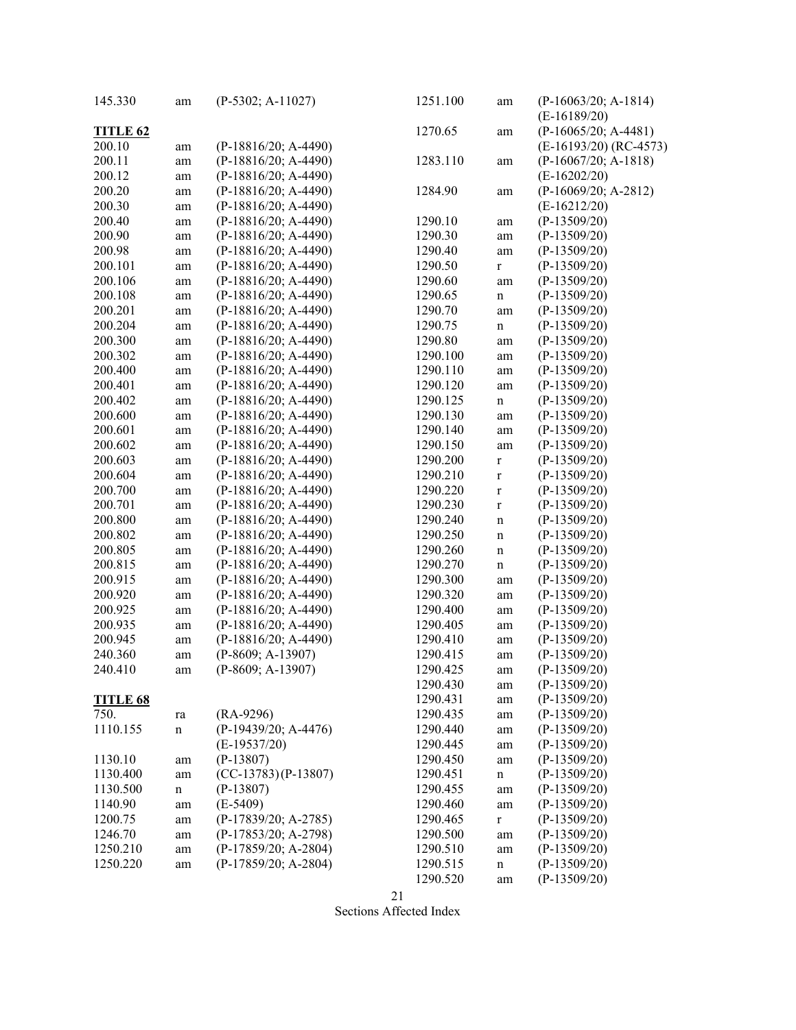| | | |
|---|---|---|
| 145.330 | am | (P-5302; A-11027) |

**TITLE 62**

| | | |
|---|---|---|
| 200.10 | am | (P-18816/20; A-4490) |
| 200.11 | am | (P-18816/20; A-4490) |
| 200.12 | am | (P-18816/20; A-4490) |
| 200.20 | am | (P-18816/20; A-4490) |
| 200.30 | am | (P-18816/20; A-4490) |
| 200.40 | am | (P-18816/20; A-4490) |
| 200.90 | am | (P-18816/20; A-4490) |
| 200.98 | am | (P-18816/20; A-4490) |
| 200.101 | am | (P-18816/20; A-4490) |
| 200.106 | am | (P-18816/20; A-4490) |
| 200.108 | am | (P-18816/20; A-4490) |
| 200.201 | am | (P-18816/20; A-4490) |
| 200.204 | am | (P-18816/20; A-4490) |
| 200.300 | am | (P-18816/20; A-4490) |
| 200.302 | am | (P-18816/20; A-4490) |
| 200.400 | am | (P-18816/20; A-4490) |
| 200.401 | am | (P-18816/20; A-4490) |
| 200.402 | am | (P-18816/20; A-4490) |
| 200.600 | am | (P-18816/20; A-4490) |
| 200.601 | am | (P-18816/20; A-4490) |
| 200.602 | am | (P-18816/20; A-4490) |
| 200.603 | am | (P-18816/20; A-4490) |
| 200.604 | am | (P-18816/20; A-4490) |
| 200.700 | am | (P-18816/20; A-4490) |
| 200.701 | am | (P-18816/20; A-4490) |
| 200.800 | am | (P-18816/20; A-4490) |
| 200.802 | am | (P-18816/20; A-4490) |
| 200.805 | am | (P-18816/20; A-4490) |
| 200.815 | am | (P-18816/20; A-4490) |
| 200.915 | am | (P-18816/20; A-4490) |
| 200.920 | am | (P-18816/20; A-4490) |
| 200.925 | am | (P-18816/20; A-4490) |
| 200.935 | am | (P-18816/20; A-4490) |
| 200.945 | am | (P-18816/20; A-4490) |
| 240.360 | am | (P-8609; A-13907) |
| 240.410 | am | (P-8609; A-13907) |

**TITLE 68**

| | | |
|---|---|---|
| 750. | ra | (RA-9296) |
| 1110.155 | n | (P-19439/20; A-4476) (E-19537/20) |
| 1130.10 | am | (P-13807) |
| 1130.400 | am | (CC-13783)(P-13807) |
| 1130.500 | n | (P-13807) |
| 1140.90 | am | (E-5409) |
| 1200.75 | am | (P-17839/20; A-2785) |
| 1246.70 | am | (P-17853/20; A-2798) |
| 1250.210 | am | (P-17859/20; A-2804) |
| 1250.220 | am | (P-17859/20; A-2804) |
| 1251.100 | am | (P-16063/20; A-1814) (E-16189/20) |
| 1270.65 | am | (P-16065/20; A-4481) (E-16193/20) (RC-4573) |
| 1283.110 | am | (P-16067/20; A-1818) (E-16202/20) |
| 1284.90 | am | (P-16069/20; A-2812) (E-16212/20) |
| 1290.10 | am | (P-13509/20) |
| 1290.30 | am | (P-13509/20) |
| 1290.40 | am | (P-13509/20) |
| 1290.50 | r | (P-13509/20) |
| 1290.60 | am | (P-13509/20) |
| 1290.65 | n | (P-13509/20) |
| 1290.70 | am | (P-13509/20) |
| 1290.75 | n | (P-13509/20) |
| 1290.80 | am | (P-13509/20) |
| 1290.100 | am | (P-13509/20) |
| 1290.110 | am | (P-13509/20) |
| 1290.120 | am | (P-13509/20) |
| 1290.125 | n | (P-13509/20) |
| 1290.130 | am | (P-13509/20) |
| 1290.140 | am | (P-13509/20) |
| 1290.150 | am | (P-13509/20) |
| 1290.200 | r | (P-13509/20) |
| 1290.210 | r | (P-13509/20) |
| 1290.220 | r | (P-13509/20) |
| 1290.230 | r | (P-13509/20) |
| 1290.240 | n | (P-13509/20) |
| 1290.250 | n | (P-13509/20) |
| 1290.260 | n | (P-13509/20) |
| 1290.270 | n | (P-13509/20) |
| 1290.300 | am | (P-13509/20) |
| 1290.320 | am | (P-13509/20) |
| 1290.400 | am | (P-13509/20) |
| 1290.405 | am | (P-13509/20) |
| 1290.410 | am | (P-13509/20) |
| 1290.415 | am | (P-13509/20) |
| 1290.425 | am | (P-13509/20) |
| 1290.430 | am | (P-13509/20) |
| 1290.431 | am | (P-13509/20) |
| 1290.435 | am | (P-13509/20) |
| 1290.440 | am | (P-13509/20) |
| 1290.445 | am | (P-13509/20) |
| 1290.450 | am | (P-13509/20) |
| 1290.451 | n | (P-13509/20) |
| 1290.455 | am | (P-13509/20) |
| 1290.460 | am | (P-13509/20) |
| 1290.465 | r | (P-13509/20) |
| 1290.500 | am | (P-13509/20) |
| 1290.510 | am | (P-13509/20) |
| 1290.515 | n | (P-13509/20) |
| 1290.520 | am | (P-13509/20) |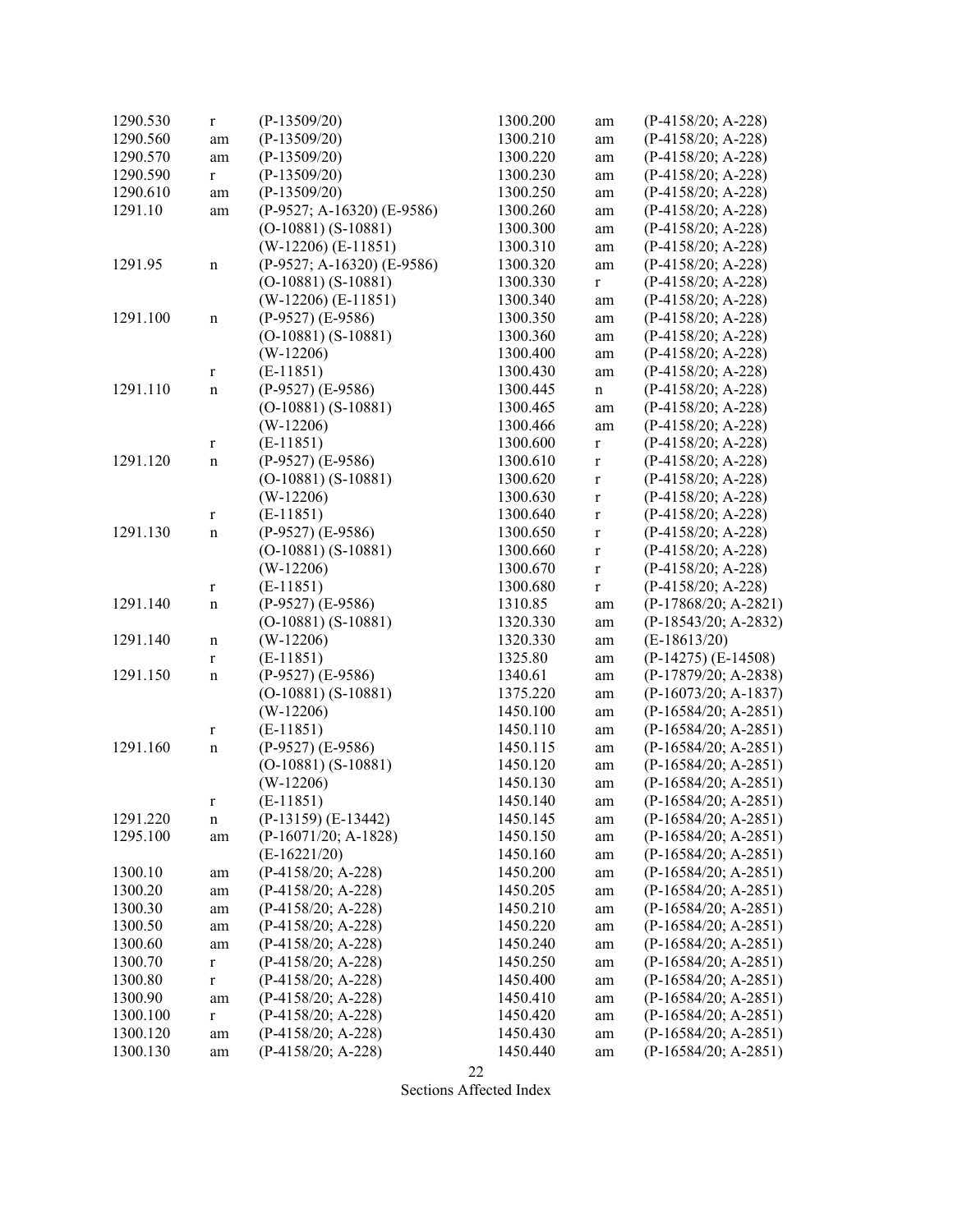| Section | Action | Reference |
|---|---|---|
| 1290.530 | r | (P-13509/20) |
| 1290.560 | am | (P-13509/20) |
| 1290.570 | am | (P-13509/20) |
| 1290.590 | r | (P-13509/20) |
| 1290.610 | am | (P-13509/20) |
| 1291.10 | am | (P-9527; A-16320) (E-9586) |
| | | (O-10881) (S-10881) |
| | | (W-12206) (E-11851) |
| 1291.95 | n | (P-9527; A-16320) (E-9586) |
| | | (O-10881) (S-10881) |
| | | (W-12206) (E-11851) |
| 1291.100 | n | (P-9527) (E-9586) |
| | | (O-10881) (S-10881) |
| | | (W-12206) |
| | r | (E-11851) |
| 1291.110 | n | (P-9527) (E-9586) |
| | | (O-10881) (S-10881) |
| | | (W-12206) |
| | r | (E-11851) |
| 1291.120 | n | (P-9527) (E-9586) |
| | | (O-10881) (S-10881) |
| | | (W-12206) |
| | r | (E-11851) |
| 1291.130 | n | (P-9527) (E-9586) |
| | | (O-10881) (S-10881) |
| | | (W-12206) |
| | r | (E-11851) |
| 1291.140 | n | (P-9527) (E-9586) |
| | | (O-10881) (S-10881) |
| 1291.140 | n | (W-12206) |
| | r | (E-11851) |
| 1291.150 | n | (P-9527) (E-9586) |
| | | (O-10881) (S-10881) |
| | | (W-12206) |
| | r | (E-11851) |
| 1291.160 | n | (P-9527) (E-9586) |
| | | (O-10881) (S-10881) |
| | | (W-12206) |
| | r | (E-11851) |
| 1291.220 | n | (P-13159) (E-13442) |
| 1295.100 | am | (P-16071/20; A-1828) |
| | | (E-16221/20) |
| 1300.10 | am | (P-4158/20; A-228) |
| 1300.20 | am | (P-4158/20; A-228) |
| 1300.30 | am | (P-4158/20; A-228) |
| 1300.50 | am | (P-4158/20; A-228) |
| 1300.60 | am | (P-4158/20; A-228) |
| 1300.70 | r | (P-4158/20; A-228) |
| 1300.80 | r | (P-4158/20; A-228) |
| 1300.90 | am | (P-4158/20; A-228) |
| 1300.100 | r | (P-4158/20; A-228) |
| 1300.120 | am | (P-4158/20; A-228) |
| 1300.130 | am | (P-4158/20; A-228) |
| 1300.200 | am | (P-4158/20; A-228) |
| 1300.210 | am | (P-4158/20; A-228) |
| 1300.220 | am | (P-4158/20; A-228) |
| 1300.230 | am | (P-4158/20; A-228) |
| 1300.250 | am | (P-4158/20; A-228) |
| 1300.260 | am | (P-4158/20; A-228) |
| 1300.300 | am | (P-4158/20; A-228) |
| 1300.310 | am | (P-4158/20; A-228) |
| 1300.320 | am | (P-4158/20; A-228) |
| 1300.330 | r | (P-4158/20; A-228) |
| 1300.340 | am | (P-4158/20; A-228) |
| 1300.350 | am | (P-4158/20; A-228) |
| 1300.360 | am | (P-4158/20; A-228) |
| 1300.400 | am | (P-4158/20; A-228) |
| 1300.430 | am | (P-4158/20; A-228) |
| 1300.445 | n | (P-4158/20; A-228) |
| 1300.465 | am | (P-4158/20; A-228) |
| 1300.466 | am | (P-4158/20; A-228) |
| 1300.600 | r | (P-4158/20; A-228) |
| 1300.610 | r | (P-4158/20; A-228) |
| 1300.620 | r | (P-4158/20; A-228) |
| 1300.630 | r | (P-4158/20; A-228) |
| 1300.640 | r | (P-4158/20; A-228) |
| 1300.650 | r | (P-4158/20; A-228) |
| 1300.660 | r | (P-4158/20; A-228) |
| 1300.670 | r | (P-4158/20; A-228) |
| 1300.680 | r | (P-4158/20; A-228) |
| 1310.85 | am | (P-17868/20; A-2821) |
| 1320.330 | am | (P-18543/20; A-2832) |
| 1320.330 | am | (E-18613/20) |
| 1325.80 | am | (P-14275) (E-14508) |
| 1340.61 | am | (P-17879/20; A-2838) |
| 1375.220 | am | (P-16073/20; A-1837) |
| 1450.100 | am | (P-16584/20; A-2851) |
| 1450.110 | am | (P-16584/20; A-2851) |
| 1450.115 | am | (P-16584/20; A-2851) |
| 1450.120 | am | (P-16584/20; A-2851) |
| 1450.130 | am | (P-16584/20; A-2851) |
| 1450.140 | am | (P-16584/20; A-2851) |
| 1450.145 | am | (P-16584/20; A-2851) |
| 1450.150 | am | (P-16584/20; A-2851) |
| 1450.160 | am | (P-16584/20; A-2851) |
| 1450.200 | am | (P-16584/20; A-2851) |
| 1450.205 | am | (P-16584/20; A-2851) |
| 1450.210 | am | (P-16584/20; A-2851) |
| 1450.220 | am | (P-16584/20; A-2851) |
| 1450.240 | am | (P-16584/20; A-2851) |
| 1450.250 | am | (P-16584/20; A-2851) |
| 1450.400 | am | (P-16584/20; A-2851) |
| 1450.410 | am | (P-16584/20; A-2851) |
| 1450.420 | am | (P-16584/20; A-2851) |
| 1450.430 | am | (P-16584/20; A-2851) |
| 1450.440 | am | (P-16584/20; A-2851) |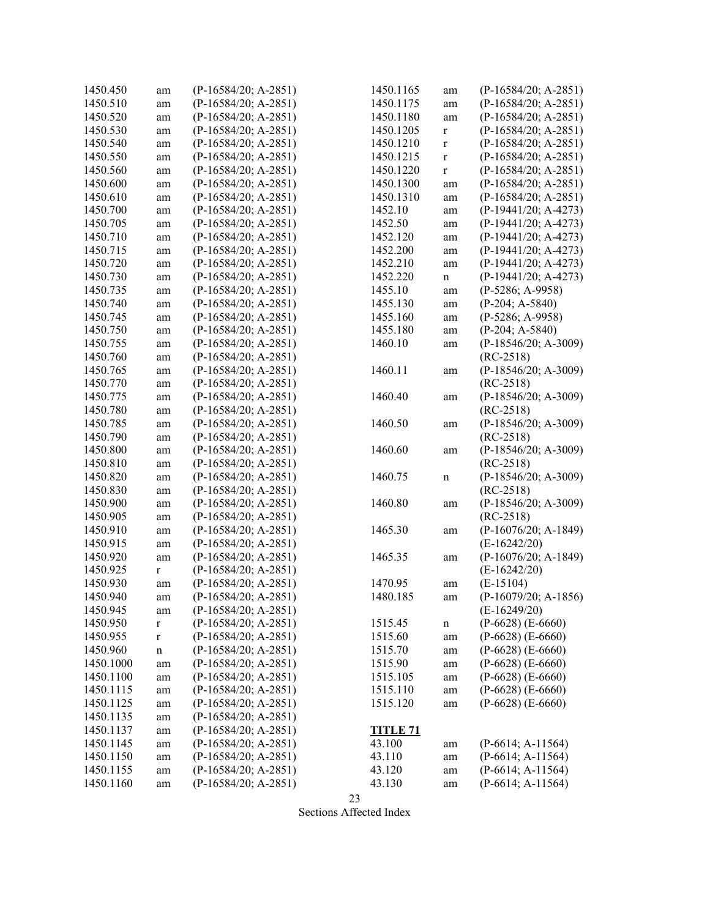| | | |
|---|---|---|
| 1450.450 | am | (P-16584/20; A-2851) |
| 1450.510 | am | (P-16584/20; A-2851) |
| 1450.520 | am | (P-16584/20; A-2851) |
| 1450.530 | am | (P-16584/20; A-2851) |
| 1450.540 | am | (P-16584/20; A-2851) |
| 1450.550 | am | (P-16584/20; A-2851) |
| 1450.560 | am | (P-16584/20; A-2851) |
| 1450.600 | am | (P-16584/20; A-2851) |
| 1450.610 | am | (P-16584/20; A-2851) |
| 1450.700 | am | (P-16584/20; A-2851) |
| 1450.705 | am | (P-16584/20; A-2851) |
| 1450.710 | am | (P-16584/20; A-2851) |
| 1450.715 | am | (P-16584/20; A-2851) |
| 1450.720 | am | (P-16584/20; A-2851) |
| 1450.730 | am | (P-16584/20; A-2851) |
| 1450.735 | am | (P-16584/20; A-2851) |
| 1450.740 | am | (P-16584/20; A-2851) |
| 1450.745 | am | (P-16584/20; A-2851) |
| 1450.750 | am | (P-16584/20; A-2851) |
| 1450.755 | am | (P-16584/20; A-2851) |
| 1450.760 | am | (P-16584/20; A-2851) |
| 1450.765 | am | (P-16584/20; A-2851) |
| 1450.770 | am | (P-16584/20; A-2851) |
| 1450.775 | am | (P-16584/20; A-2851) |
| 1450.780 | am | (P-16584/20; A-2851) |
| 1450.785 | am | (P-16584/20; A-2851) |
| 1450.790 | am | (P-16584/20; A-2851) |
| 1450.800 | am | (P-16584/20; A-2851) |
| 1450.810 | am | (P-16584/20; A-2851) |
| 1450.820 | am | (P-16584/20; A-2851) |
| 1450.830 | am | (P-16584/20; A-2851) |
| 1450.900 | am | (P-16584/20; A-2851) |
| 1450.905 | am | (P-16584/20; A-2851) |
| 1450.910 | am | (P-16584/20; A-2851) |
| 1450.915 | am | (P-16584/20; A-2851) |
| 1450.920 | am | (P-16584/20; A-2851) |
| 1450.925 | r | (P-16584/20; A-2851) |
| 1450.930 | am | (P-16584/20; A-2851) |
| 1450.940 | am | (P-16584/20; A-2851) |
| 1450.945 | am | (P-16584/20; A-2851) |
| 1450.950 | r | (P-16584/20; A-2851) |
| 1450.955 | r | (P-16584/20; A-2851) |
| 1450.960 | n | (P-16584/20; A-2851) |
| 1450.1000 | am | (P-16584/20; A-2851) |
| 1450.1100 | am | (P-16584/20; A-2851) |
| 1450.1115 | am | (P-16584/20; A-2851) |
| 1450.1125 | am | (P-16584/20; A-2851) |
| 1450.1135 | am | (P-16584/20; A-2851) |
| 1450.1137 | am | (P-16584/20; A-2851) |
| 1450.1145 | am | (P-16584/20; A-2851) |
| 1450.1150 | am | (P-16584/20; A-2851) |
| 1450.1155 | am | (P-16584/20; A-2851) |
| 1450.1160 | am | (P-16584/20; A-2851) |
| 1450.1165 | am | (P-16584/20; A-2851) |
| 1450.1175 | am | (P-16584/20; A-2851) |
| 1450.1180 | am | (P-16584/20; A-2851) |
| 1450.1205 | r | (P-16584/20; A-2851) |
| 1450.1210 | r | (P-16584/20; A-2851) |
| 1450.1215 | r | (P-16584/20; A-2851) |
| 1450.1220 | r | (P-16584/20; A-2851) |
| 1450.1300 | am | (P-16584/20; A-2851) |
| 1450.1310 | am | (P-16584/20; A-2851) |
| 1452.10 | am | (P-19441/20; A-4273) |
| 1452.50 | am | (P-19441/20; A-4273) |
| 1452.120 | am | (P-19441/20; A-4273) |
| 1452.200 | am | (P-19441/20; A-4273) |
| 1452.210 | am | (P-19441/20; A-4273) |
| 1452.220 | n | (P-19441/20; A-4273) |
| 1455.10 | am | (P-5286; A-9958) |
| 1455.130 | am | (P-204; A-5840) |
| 1455.160 | am | (P-5286; A-9958) |
| 1455.180 | am | (P-204; A-5840) |
| 1460.10 | am | (P-18546/20; A-3009) (RC-2518) |
| 1460.11 | am | (P-18546/20; A-3009) (RC-2518) |
| 1460.40 | am | (P-18546/20; A-3009) (RC-2518) |
| 1460.50 | am | (P-18546/20; A-3009) (RC-2518) |
| 1460.60 | am | (P-18546/20; A-3009) (RC-2518) |
| 1460.75 | n | (P-18546/20; A-3009) (RC-2518) |
| 1460.80 | am | (P-18546/20; A-3009) (RC-2518) |
| 1465.30 | am | (P-16076/20; A-1849) (E-16242/20) |
| 1465.35 | am | (P-16076/20; A-1849) (E-16242/20) |
| 1470.95 | am | (E-15104) |
| 1480.185 | am | (P-16079/20; A-1856) (E-16249/20) |
| 1515.45 | n | (P-6628) (E-6660) |
| 1515.60 | am | (P-6628) (E-6660) |
| 1515.70 | am | (P-6628) (E-6660) |
| 1515.90 | am | (P-6628) (E-6660) |
| 1515.105 | am | (P-6628) (E-6660) |
| 1515.110 | am | (P-6628) (E-6660) |
| 1515.120 | am | (P-6628) (E-6660) |

**TITLE 71**

| | | |
|---|---|---|
| 43.100 | am | (P-6614; A-11564) |
| 43.110 | am | (P-6614; A-11564) |
| 43.120 | am | (P-6614; A-11564) |
| 43.130 | am | (P-6614; A-11564) |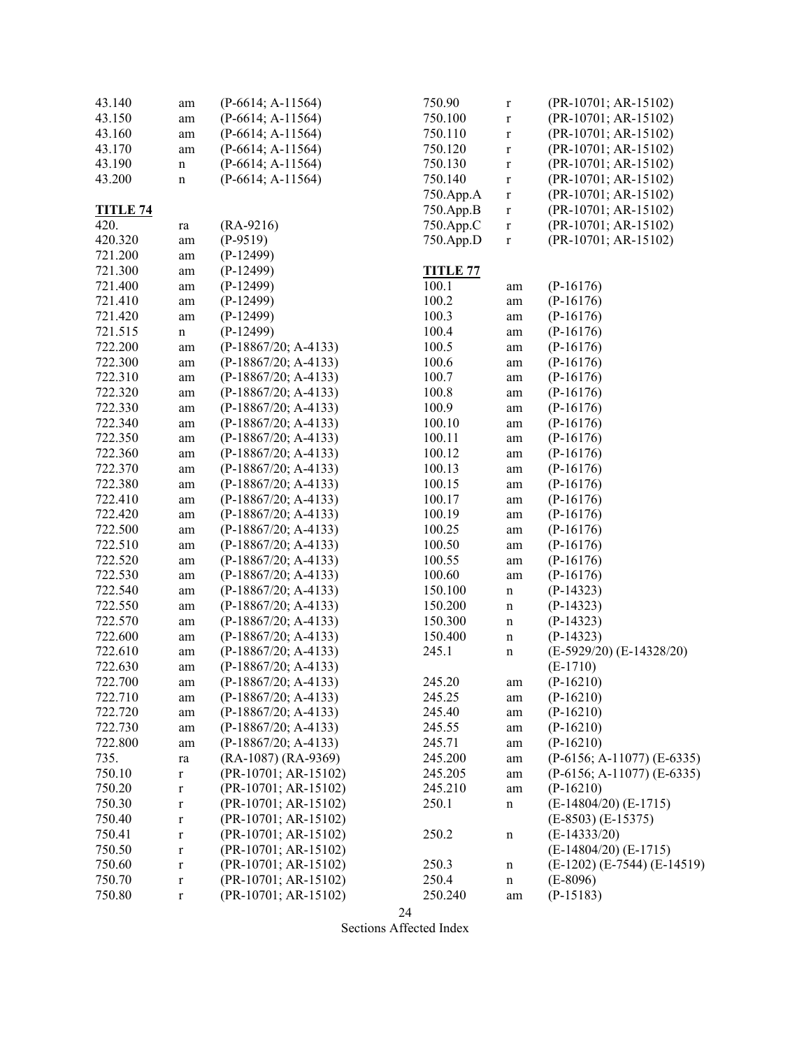| | | |
|---|---|---|
| 43.140 | am | (P-6614; A-11564) |
| 43.150 | am | (P-6614; A-11564) |
| 43.160 | am | (P-6614; A-11564) |
| 43.170 | am | (P-6614; A-11564) |
| 43.190 | n | (P-6614; A-11564) |
| 43.200 | n | (P-6614; A-11564) |

**TITLE 74**

| | | |
|---|---|---|
| 420. | ra | (RA-9216) |
| 420.320 | am | (P-9519) |
| 721.200 | am | (P-12499) |
| 721.300 | am | (P-12499) |
| 721.400 | am | (P-12499) |
| 721.410 | am | (P-12499) |
| 721.420 | am | (P-12499) |
| 721.515 | n | (P-12499) |
| 722.200 | am | (P-18867/20; A-4133) |
| 722.300 | am | (P-18867/20; A-4133) |
| 722.310 | am | (P-18867/20; A-4133) |
| 722.320 | am | (P-18867/20; A-4133) |
| 722.330 | am | (P-18867/20; A-4133) |
| 722.340 | am | (P-18867/20; A-4133) |
| 722.350 | am | (P-18867/20; A-4133) |
| 722.360 | am | (P-18867/20; A-4133) |
| 722.370 | am | (P-18867/20; A-4133) |
| 722.380 | am | (P-18867/20; A-4133) |
| 722.410 | am | (P-18867/20; A-4133) |
| 722.420 | am | (P-18867/20; A-4133) |
| 722.500 | am | (P-18867/20; A-4133) |
| 722.510 | am | (P-18867/20; A-4133) |
| 722.520 | am | (P-18867/20; A-4133) |
| 722.530 | am | (P-18867/20; A-4133) |
| 722.540 | am | (P-18867/20; A-4133) |
| 722.550 | am | (P-18867/20; A-4133) |
| 722.570 | am | (P-18867/20; A-4133) |
| 722.600 | am | (P-18867/20; A-4133) |
| 722.610 | am | (P-18867/20; A-4133) |
| 722.630 | am | (P-18867/20; A-4133) |
| 722.700 | am | (P-18867/20; A-4133) |
| 722.710 | am | (P-18867/20; A-4133) |
| 722.720 | am | (P-18867/20; A-4133) |
| 722.730 | am | (P-18867/20; A-4133) |
| 722.800 | am | (P-18867/20; A-4133) |
| 735. | ra | (RA-1087) (RA-9369) |
| 750.10 | r | (PR-10701; AR-15102) |
| 750.20 | r | (PR-10701; AR-15102) |
| 750.30 | r | (PR-10701; AR-15102) |
| 750.40 | r | (PR-10701; AR-15102) |
| 750.41 | r | (PR-10701; AR-15102) |
| 750.50 | r | (PR-10701; AR-15102) |
| 750.60 | r | (PR-10701; AR-15102) |
| 750.70 | r | (PR-10701; AR-15102) |
| 750.80 | r | (PR-10701; AR-15102) |
| 750.90 | r | (PR-10701; AR-15102) |
| 750.100 | r | (PR-10701; AR-15102) |
| 750.110 | r | (PR-10701; AR-15102) |
| 750.120 | r | (PR-10701; AR-15102) |
| 750.130 | r | (PR-10701; AR-15102) |
| 750.140 | r | (PR-10701; AR-15102) |
| 750.App.A | r | (PR-10701; AR-15102) |
| 750.App.B | r | (PR-10701; AR-15102) |
| 750.App.C | r | (PR-10701; AR-15102) |
| 750.App.D | r | (PR-10701; AR-15102) |

**TITLE 77**

| | | |
|---|---|---|
| 100.1 | am | (P-16176) |
| 100.2 | am | (P-16176) |
| 100.3 | am | (P-16176) |
| 100.4 | am | (P-16176) |
| 100.5 | am | (P-16176) |
| 100.6 | am | (P-16176) |
| 100.7 | am | (P-16176) |
| 100.8 | am | (P-16176) |
| 100.9 | am | (P-16176) |
| 100.10 | am | (P-16176) |
| 100.11 | am | (P-16176) |
| 100.12 | am | (P-16176) |
| 100.13 | am | (P-16176) |
| 100.15 | am | (P-16176) |
| 100.17 | am | (P-16176) |
| 100.19 | am | (P-16176) |
| 100.25 | am | (P-16176) |
| 100.50 | am | (P-16176) |
| 100.55 | am | (P-16176) |
| 100.60 | am | (P-16176) |
| 150.100 | n | (P-14323) |
| 150.200 | n | (P-14323) |
| 150.300 | n | (P-14323) |
| 150.400 | n | (P-14323) |
| 245.1 | n | (E-5929/20) (E-14328/20) (E-1710) |
| 245.20 | am | (P-16210) |
| 245.25 | am | (P-16210) |
| 245.40 | am | (P-16210) |
| 245.55 | am | (P-16210) |
| 245.71 | am | (P-16210) |
| 245.200 | am | (P-6156; A-11077) (E-6335) |
| 245.205 | am | (P-6156; A-11077) (E-6335) |
| 245.210 | am | (P-16210) |
| 250.1 | n | (E-14804/20) (E-1715) (E-8503) (E-15375) |
| 250.2 | n | (E-14333/20) (E-14804/20) (E-1715) |
| 250.3 | n | (E-1202) (E-7544) (E-14519) |
| 250.4 | n | (E-8096) |
| 250.240 | am | (P-15183) |

Sections Affected Index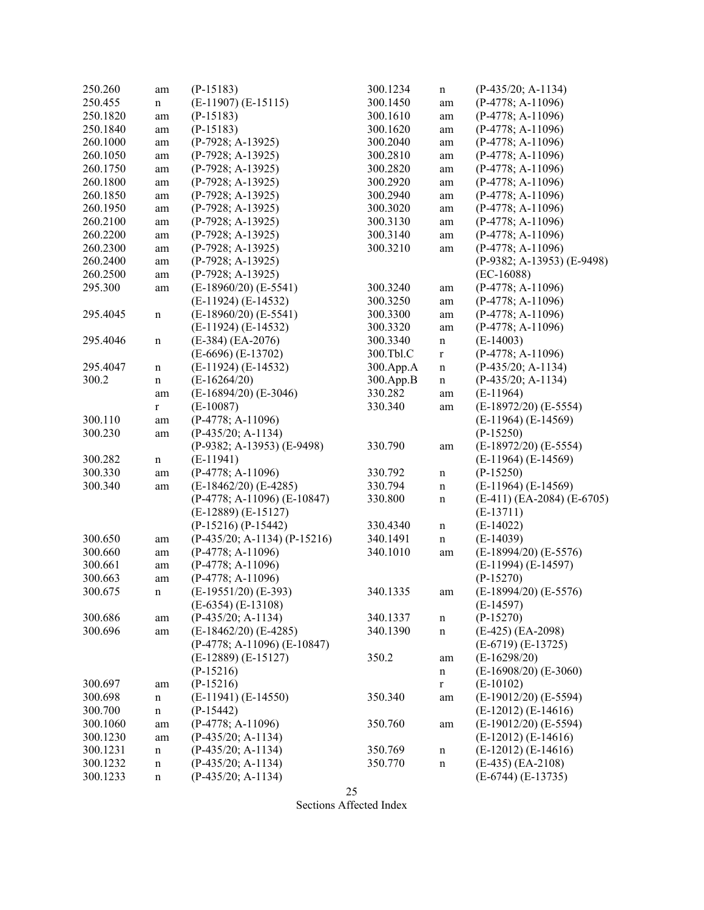| Section | Action | Reference |
|---|---|---|
| 250.260 | am | (P-15183) |
| 250.455 | n | (E-11907) (E-15115) |
| 250.1820 | am | (P-15183) |
| 250.1840 | am | (P-15183) |
| 260.1000 | am | (P-7928; A-13925) |
| 260.1050 | am | (P-7928; A-13925) |
| 260.1750 | am | (P-7928; A-13925) |
| 260.1800 | am | (P-7928; A-13925) |
| 260.1850 | am | (P-7928; A-13925) |
| 260.1950 | am | (P-7928; A-13925) |
| 260.2100 | am | (P-7928; A-13925) |
| 260.2200 | am | (P-7928; A-13925) |
| 260.2300 | am | (P-7928; A-13925) |
| 260.2400 | am | (P-7928; A-13925) |
| 260.2500 | am | (P-7928; A-13925) |
| 295.300 | am | (E-18960/20) (E-5541) (E-11924) (E-14532) |
| 295.4045 | n | (E-18960/20) (E-5541) (E-11924) (E-14532) |
| 295.4046 | n | (E-384) (EA-2076) (E-6696) (E-13702) |
| 295.4047 | n | (E-11924) (E-14532) |
| 300.2 | n | (E-16264/20) |
| | am | (E-16894/20) (E-3046) |
| | r | (E-10087) |
| 300.110 | am | (P-4778; A-11096) |
| 300.230 | am | (P-435/20; A-1134) (P-9382; A-13953) (E-9498) |
| 300.282 | n | (E-11941) |
| 300.330 | am | (P-4778; A-11096) |
| 300.340 | am | (E-18462/20) (E-4285) (P-4778; A-11096) (E-10847) (E-12889) (E-15127) (P-15216) (P-15442) |
| 300.650 | am | (P-435/20; A-1134) (P-15216) |
| 300.660 | am | (P-4778; A-11096) |
| 300.661 | am | (P-4778; A-11096) |
| 300.663 | am | (P-4778; A-11096) |
| 300.675 | n | (E-19551/20) (E-393) (E-6354) (E-13108) |
| 300.686 | am | (P-435/20; A-1134) |
| 300.696 | am | (E-18462/20) (E-4285) (P-4778; A-11096) (E-10847) (E-12889) (E-15127) (P-15216) |
| 300.697 | am | (P-15216) |
| 300.698 | n | (E-11941) (E-14550) |
| 300.700 | n | (P-15442) |
| 300.1060 | am | (P-4778; A-11096) |
| 300.1230 | am | (P-435/20; A-1134) |
| 300.1231 | n | (P-435/20; A-1134) |
| 300.1232 | n | (P-435/20; A-1134) |
| 300.1233 | n | (P-435/20; A-1134) |
| 300.1234 | n | (P-435/20; A-1134) |
| 300.1450 | am | (P-4778; A-11096) |
| 300.1610 | am | (P-4778; A-11096) |
| 300.1620 | am | (P-4778; A-11096) |
| 300.2040 | am | (P-4778; A-11096) |
| 300.2810 | am | (P-4778; A-11096) |
| 300.2820 | am | (P-4778; A-11096) |
| 300.2920 | am | (P-4778; A-11096) |
| 300.2940 | am | (P-4778; A-11096) |
| 300.3020 | am | (P-4778; A-11096) |
| 300.3130 | am | (P-4778; A-11096) |
| 300.3140 | am | (P-4778; A-11096) |
| 300.3210 | am | (P-4778; A-11096) (P-9382; A-13953) (E-9498) (EC-16088) |
| 300.3240 | am | (P-4778; A-11096) |
| 300.3250 | am | (P-4778; A-11096) |
| 300.3300 | am | (P-4778; A-11096) |
| 300.3320 | am | (P-4778; A-11096) |
| 300.3340 | n | (E-14003) |
| 300.Tbl.C | r | (P-4778; A-11096) |
| 300.App.A | n | (P-435/20; A-1134) |
| 300.App.B | n | (P-435/20; A-1134) |
| 330.282 | am | (E-11964) |
| 330.340 | am | (E-18972/20) (E-5554) (E-11964) (E-14569) (P-15250) |
| 330.790 | am | (E-18972/20) (E-5554) (E-11964) (E-14569) |
| 330.792 | n | (P-15250) |
| 330.794 | n | (E-11964) (E-14569) |
| 330.800 | n | (E-411) (EA-2084) (E-6705) (E-13711) |
| 330.4340 | n | (E-14022) |
| 340.1491 | n | (E-14039) |
| 340.1010 | am | (E-18994/20) (E-5576) (E-11994) (E-14597) (P-15270) |
| 340.1335 | am | (E-18994/20) (E-5576) (E-14597) |
| 340.1337 | n | (P-15270) |
| 340.1390 | n | (E-425) (EA-2098) (E-6719) (E-13725) |
| 350.2 | am | (E-16298/20) |
| | n | (E-16908/20) (E-3060) |
| | r | (E-10102) |
| 350.340 | am | (E-19012/20) (E-5594) (E-12012) (E-14616) |
| 350.760 | am | (E-19012/20) (E-5594) (E-12012) (E-14616) |
| 350.769 | n | (E-12012) (E-14616) |
| 350.770 | n | (E-435) (EA-2108) (E-6744) (E-13735) |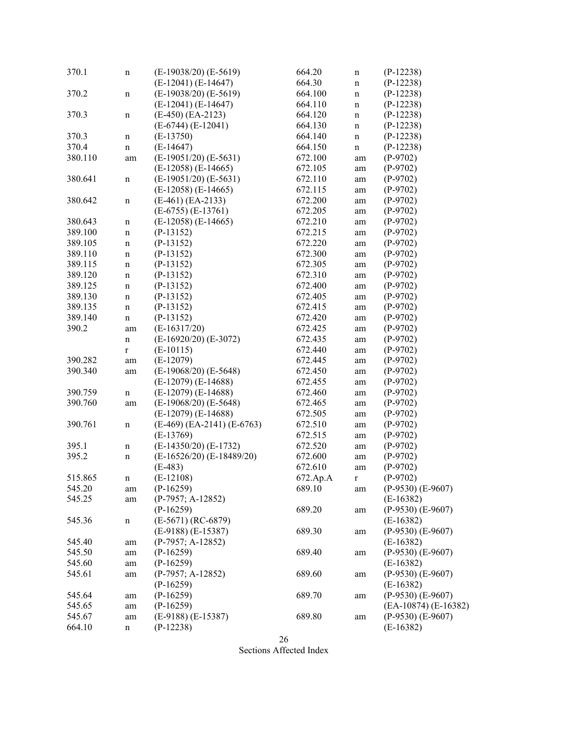| Section | Action | Reference |
|---|---|---|
| 370.1 | n | (E-19038/20) (E-5619) (E-12041) (E-14647) |
| 370.2 | n | (E-19038/20) (E-5619) (E-12041) (E-14647) |
| 370.3 | n | (E-450) (EA-2123) (E-6744) (E-12041) |
| 370.3 | n | (E-13750) |
| 370.4 | n | (E-14647) |
| 380.110 | am | (E-19051/20) (E-5631) (E-12058) (E-14665) |
| 380.641 | n | (E-19051/20) (E-5631) (E-12058) (E-14665) |
| 380.642 | n | (E-461) (EA-2133) (E-6755) (E-13761) |
| 380.643 | n | (E-12058) (E-14665) |
| 389.100 | n | (P-13152) |
| 389.105 | n | (P-13152) |
| 389.110 | n | (P-13152) |
| 389.115 | n | (P-13152) |
| 389.120 | n | (P-13152) |
| 389.125 | n | (P-13152) |
| 389.130 | n | (P-13152) |
| 389.135 | n | (P-13152) |
| 389.140 | n | (P-13152) |
| 390.2 | am | (E-16317/20) |
| | n | (E-16920/20) (E-3072) |
| | r | (E-10115) |
| 390.282 | am | (E-12079) |
| 390.340 | am | (E-19068/20) (E-5648) (E-12079) (E-14688) |
| 390.759 | n | (E-12079) (E-14688) |
| 390.760 | am | (E-19068/20) (E-5648) (E-12079) (E-14688) |
| 390.761 | n | (E-469) (EA-2141) (E-6763) (E-13769) |
| 395.1 | n | (E-14350/20) (E-1732) |
| 395.2 | n | (E-16526/20) (E-18489/20) (E-483) |
| 515.865 | n | (E-12108) |
| 545.20 | am | (P-16259) |
| 545.25 | am | (P-7957; A-12852) (P-16259) |
| 545.36 | n | (E-5671) (RC-6879) (E-9188) (E-15387) |
| 545.40 | am | (P-7957; A-12852) |
| 545.50 | am | (P-16259) |
| 545.60 | am | (P-16259) |
| 545.61 | am | (P-7957; A-12852) (P-16259) |
| 545.64 | am | (P-16259) |
| 545.65 | am | (P-16259) |
| 545.67 | am | (E-9188) (E-15387) |
| 664.10 | n | (P-12238) |
| 664.20 | n | (P-12238) |
| 664.30 | n | (P-12238) |
| 664.100 | n | (P-12238) |
| 664.110 | n | (P-12238) |
| 664.120 | n | (P-12238) |
| 664.130 | n | (P-12238) |
| 664.140 | n | (P-12238) |
| 664.150 | n | (P-12238) |
| 672.100 | am | (P-9702) |
| 672.105 | am | (P-9702) |
| 672.110 | am | (P-9702) |
| 672.115 | am | (P-9702) |
| 672.200 | am | (P-9702) |
| 672.205 | am | (P-9702) |
| 672.210 | am | (P-9702) |
| 672.215 | am | (P-9702) |
| 672.220 | am | (P-9702) |
| 672.300 | am | (P-9702) |
| 672.305 | am | (P-9702) |
| 672.310 | am | (P-9702) |
| 672.400 | am | (P-9702) |
| 672.405 | am | (P-9702) |
| 672.415 | am | (P-9702) |
| 672.420 | am | (P-9702) |
| 672.425 | am | (P-9702) |
| 672.435 | am | (P-9702) |
| 672.440 | am | (P-9702) |
| 672.445 | am | (P-9702) |
| 672.450 | am | (P-9702) |
| 672.455 | am | (P-9702) |
| 672.460 | am | (P-9702) |
| 672.465 | am | (P-9702) |
| 672.505 | am | (P-9702) |
| 672.510 | am | (P-9702) |
| 672.515 | am | (P-9702) |
| 672.520 | am | (P-9702) |
| 672.600 | am | (P-9702) |
| 672.610 | am | (P-9702) |
| 672.Ap.A | r | (P-9702) |
| 689.10 | am | (P-9530) (E-9607) (E-16382) |
| 689.20 | am | (P-9530) (E-9607) (E-16382) |
| 689.30 | am | (P-9530) (E-9607) (E-16382) |
| 689.40 | am | (P-9530) (E-9607) (E-16382) |
| 689.60 | am | (P-9530) (E-9607) (E-16382) |
| 689.70 | am | (P-9530) (E-9607) (EA-10874) (E-16382) |
| 689.80 | am | (P-9530) (E-9607) (E-16382) |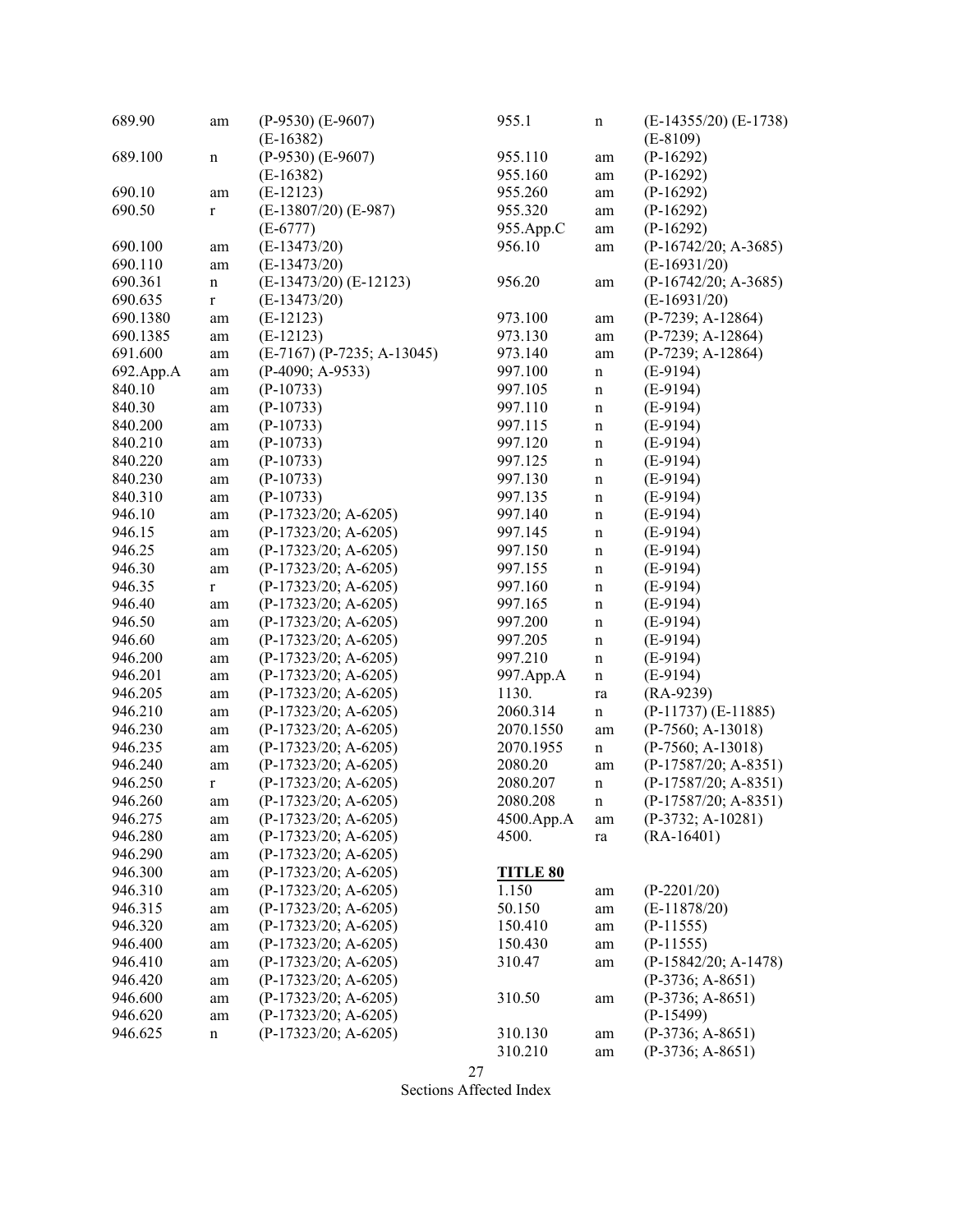| Section | Action | Reference |
|---|---|---|
| 689.90 | am | (P-9530) (E-9607) (E-16382) |
| 689.100 | n | (P-9530) (E-9607) (E-16382) |
| 690.10 | am | (E-12123) |
| 690.50 | r | (E-13807/20) (E-987) (E-6777) |
| 690.100 | am | (E-13473/20) |
| 690.110 | am | (E-13473/20) |
| 690.361 | n | (E-13473/20) (E-12123) |
| 690.635 | r | (E-13473/20) |
| 690.1380 | am | (E-12123) |
| 690.1385 | am | (E-12123) |
| 691.600 | am | (E-7167) (P-7235; A-13045) |
| 692.App.A | am | (P-4090; A-9533) |
| 840.10 | am | (P-10733) |
| 840.30 | am | (P-10733) |
| 840.200 | am | (P-10733) |
| 840.210 | am | (P-10733) |
| 840.220 | am | (P-10733) |
| 840.230 | am | (P-10733) |
| 840.310 | am | (P-10733) |
| 946.10 | am | (P-17323/20; A-6205) |
| 946.15 | am | (P-17323/20; A-6205) |
| 946.25 | am | (P-17323/20; A-6205) |
| 946.30 | am | (P-17323/20; A-6205) |
| 946.35 | r | (P-17323/20; A-6205) |
| 946.40 | am | (P-17323/20; A-6205) |
| 946.50 | am | (P-17323/20; A-6205) |
| 946.60 | am | (P-17323/20; A-6205) |
| 946.200 | am | (P-17323/20; A-6205) |
| 946.201 | am | (P-17323/20; A-6205) |
| 946.205 | am | (P-17323/20; A-6205) |
| 946.210 | am | (P-17323/20; A-6205) |
| 946.230 | am | (P-17323/20; A-6205) |
| 946.235 | am | (P-17323/20; A-6205) |
| 946.240 | am | (P-17323/20; A-6205) |
| 946.250 | r | (P-17323/20; A-6205) |
| 946.260 | am | (P-17323/20; A-6205) |
| 946.275 | am | (P-17323/20; A-6205) |
| 946.280 | am | (P-17323/20; A-6205) |
| 946.290 | am | (P-17323/20; A-6205) |
| 946.300 | am | (P-17323/20; A-6205) |
| 946.310 | am | (P-17323/20; A-6205) |
| 946.315 | am | (P-17323/20; A-6205) |
| 946.320 | am | (P-17323/20; A-6205) |
| 946.400 | am | (P-17323/20; A-6205) |
| 946.410 | am | (P-17323/20; A-6205) |
| 946.420 | am | (P-17323/20; A-6205) |
| 946.600 | am | (P-17323/20; A-6205) |
| 946.620 | am | (P-17323/20; A-6205) |
| 946.625 | n | (P-17323/20; A-6205) |
| 955.1 | n | (E-14355/20) (E-1738) (E-8109) |
| 955.110 | am | (P-16292) |
| 955.160 | am | (P-16292) |
| 955.260 | am | (P-16292) |
| 955.320 | am | (P-16292) |
| 955.App.C | am | (P-16292) |
| 956.10 | am | (P-16742/20; A-3685) (E-16931/20) |
| 956.20 | am | (P-16742/20; A-3685) (E-16931/20) |
| 973.100 | am | (P-7239; A-12864) |
| 973.130 | am | (P-7239; A-12864) |
| 973.140 | am | (P-7239; A-12864) |
| 997.100 | n | (E-9194) |
| 997.105 | n | (E-9194) |
| 997.110 | n | (E-9194) |
| 997.115 | n | (E-9194) |
| 997.120 | n | (E-9194) |
| 997.125 | n | (E-9194) |
| 997.130 | n | (E-9194) |
| 997.135 | n | (E-9194) |
| 997.140 | n | (E-9194) |
| 997.145 | n | (E-9194) |
| 997.150 | n | (E-9194) |
| 997.155 | n | (E-9194) |
| 997.160 | n | (E-9194) |
| 997.165 | n | (E-9194) |
| 997.200 | n | (E-9194) |
| 997.205 | n | (E-9194) |
| 997.210 | n | (E-9194) |
| 997.App.A | n | (E-9194) |
| 1130. | ra | (RA-9239) |
| 2060.314 | n | (P-11737) (E-11885) |
| 2070.1550 | am | (P-7560; A-13018) |
| 2070.1955 | n | (P-7560; A-13018) |
| 2080.20 | am | (P-17587/20; A-8351) |
| 2080.207 | n | (P-17587/20; A-8351) |
| 2080.208 | n | (P-17587/20; A-8351) |
| 4500.App.A | am | (P-3732; A-10281) |
| 4500. | ra | (RA-16401) |

**TITLE 80**

| Section | Action | Reference |
|---|---|---|
| 1.150 | am | (P-2201/20) |
| 50.150 | am | (E-11878/20) |
| 150.410 | am | (P-11555) |
| 150.430 | am | (P-11555) |
| 310.47 | am | (P-15842/20; A-1478) (P-3736; A-8651) |
| 310.50 | am | (P-3736; A-8651) (P-15499) |
| 310.130 | am | (P-3736; A-8651) |
| 310.210 | am | (P-3736; A-8651) |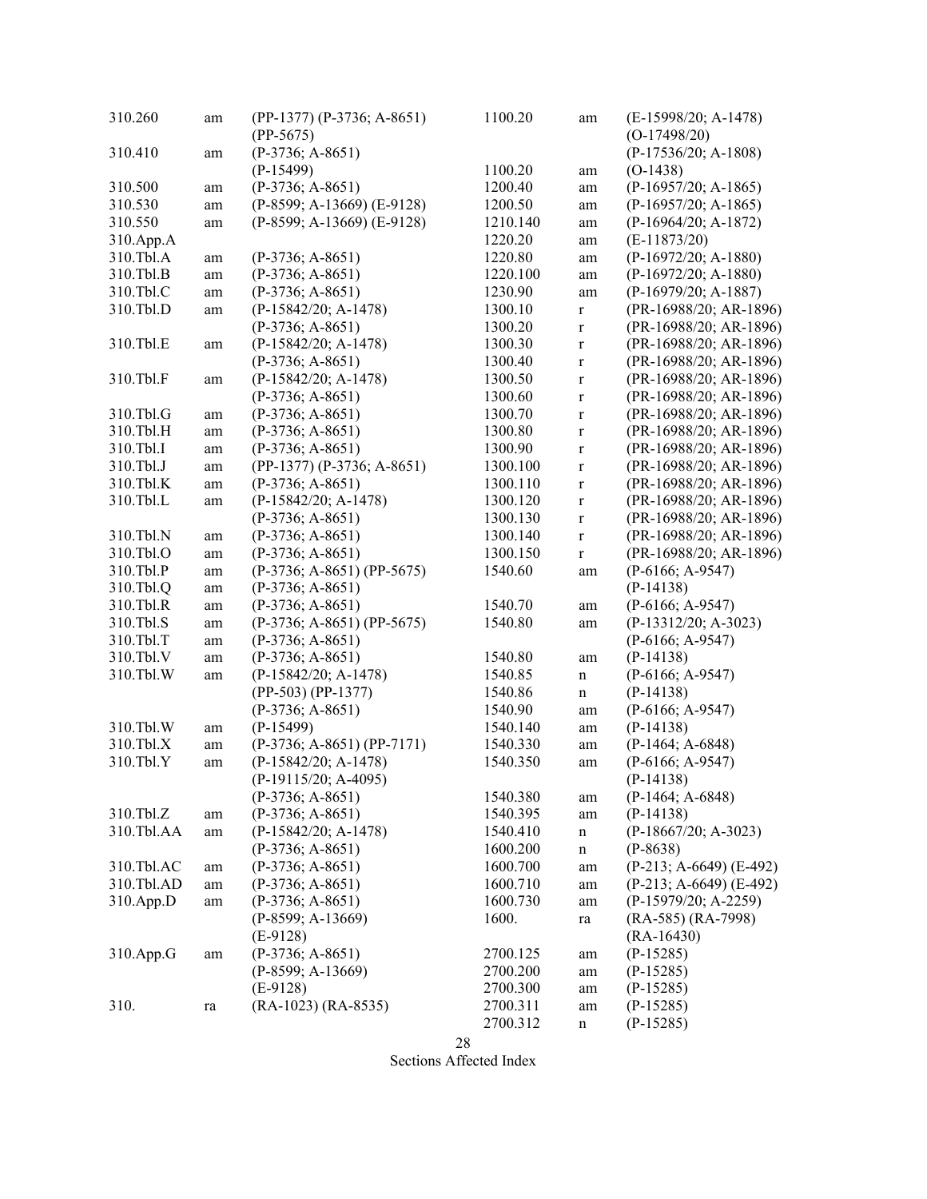| Section | Action | Reference |
|---|---|---|
| 310.260 | am | (PP-1377) (P-3736; A-8651) |
| | | (PP-5675) |
| 310.410 | am | (P-3736; A-8651) |
| | | (P-15499) |
| 310.500 | am | (P-3736; A-8651) |
| 310.530 | am | (P-8599; A-13669) (E-9128) |
| 310.550 | am | (P-8599; A-13669) (E-9128) |
| 310.App.A | | |
| 310.Tbl.A | am | (P-3736; A-8651) |
| 310.Tbl.B | am | (P-3736; A-8651) |
| 310.Tbl.C | am | (P-3736; A-8651) |
| 310.Tbl.D | am | (P-15842/20; A-1478) |
| | | (P-3736; A-8651) |
| 310.Tbl.E | am | (P-15842/20; A-1478) |
| | | (P-3736; A-8651) |
| 310.Tbl.F | am | (P-15842/20; A-1478) |
| | | (P-3736; A-8651) |
| 310.Tbl.G | am | (P-3736; A-8651) |
| 310.Tbl.H | am | (P-3736; A-8651) |
| 310.Tbl.I | am | (P-3736; A-8651) |
| 310.Tbl.J | am | (PP-1377) (P-3736; A-8651) |
| 310.Tbl.K | am | (P-3736; A-8651) |
| 310.Tbl.L | am | (P-15842/20; A-1478) |
| | | (P-3736; A-8651) |
| 310.Tbl.N | am | (P-3736; A-8651) |
| 310.Tbl.O | am | (P-3736; A-8651) |
| 310.Tbl.P | am | (P-3736; A-8651) (PP-5675) |
| 310.Tbl.Q | am | (P-3736; A-8651) |
| 310.Tbl.R | am | (P-3736; A-8651) |
| 310.Tbl.S | am | (P-3736; A-8651) (PP-5675) |
| 310.Tbl.T | am | (P-3736; A-8651) |
| 310.Tbl.V | am | (P-3736; A-8651) |
| 310.Tbl.W | am | (P-15842/20; A-1478) |
| | | (PP-503) (PP-1377) |
| | | (P-3736; A-8651) |
| 310.Tbl.W | am | (P-15499) |
| 310.Tbl.X | am | (P-3736; A-8651) (PP-7171) |
| 310.Tbl.Y | am | (P-15842/20; A-1478) |
| | | (P-19115/20; A-4095) |
| | | (P-3736; A-8651) |
| 310.Tbl.Z | am | (P-3736; A-8651) |
| 310.Tbl.AA | am | (P-15842/20; A-1478) |
| | | (P-3736; A-8651) |
| 310.Tbl.AC | am | (P-3736; A-8651) |
| 310.Tbl.AD | am | (P-3736; A-8651) |
| 310.App.D | am | (P-3736; A-8651) |
| | | (P-8599; A-13669) |
| | | (E-9128) |
| 310.App.G | am | (P-3736; A-8651) |
| | | (P-8599; A-13669) |
| | | (E-9128) |
| 310. | ra | (RA-1023) (RA-8535) |
| 1100.20 | am | (E-15998/20; A-1478) |
| | | (O-17498/20) |
| | | (P-17536/20; A-1808) |
| 1100.20 | am | (O-1438) |
| 1200.40 | am | (P-16957/20; A-1865) |
| 1200.50 | am | (P-16957/20; A-1865) |
| 1210.140 | am | (P-16964/20; A-1872) |
| 1220.20 | am | (E-11873/20) |
| 1220.80 | am | (P-16972/20; A-1880) |
| 1220.100 | am | (P-16972/20; A-1880) |
| 1230.90 | am | (P-16979/20; A-1887) |
| 1300.10 | r | (PR-16988/20; AR-1896) |
| 1300.20 | r | (PR-16988/20; AR-1896) |
| 1300.30 | r | (PR-16988/20; AR-1896) |
| 1300.40 | r | (PR-16988/20; AR-1896) |
| 1300.50 | r | (PR-16988/20; AR-1896) |
| 1300.60 | r | (PR-16988/20; AR-1896) |
| 1300.70 | r | (PR-16988/20; AR-1896) |
| 1300.80 | r | (PR-16988/20; AR-1896) |
| 1300.90 | r | (PR-16988/20; AR-1896) |
| 1300.100 | r | (PR-16988/20; AR-1896) |
| 1300.110 | r | (PR-16988/20; AR-1896) |
| 1300.120 | r | (PR-16988/20; AR-1896) |
| 1300.130 | r | (PR-16988/20; AR-1896) |
| 1300.140 | r | (PR-16988/20; AR-1896) |
| 1300.150 | r | (PR-16988/20; AR-1896) |
| 1540.60 | am | (P-6166; A-9547) |
| | | (P-14138) |
| 1540.70 | am | (P-6166; A-9547) |
| 1540.80 | am | (P-13312/20; A-3023) |
| | | (P-6166; A-9547) |
| 1540.80 | am | (P-14138) |
| 1540.85 | n | (P-6166; A-9547) |
| 1540.86 | n | (P-14138) |
| 1540.90 | am | (P-6166; A-9547) |
| 1540.140 | am | (P-14138) |
| 1540.330 | am | (P-1464; A-6848) |
| 1540.350 | am | (P-6166; A-9547) |
| | | (P-14138) |
| 1540.380 | am | (P-1464; A-6848) |
| 1540.395 | am | (P-14138) |
| 1540.410 | n | (P-18667/20; A-3023) |
| 1600.200 | n | (P-8638) |
| 1600.700 | am | (P-213; A-6649) (E-492) |
| 1600.710 | am | (P-213; A-6649) (E-492) |
| 1600.730 | am | (P-15979/20; A-2259) |
| 1600. | ra | (RA-585) (RA-7998) |
| | | (RA-16430) |
| 2700.125 | am | (P-15285) |
| 2700.200 | am | (P-15285) |
| 2700.300 | am | (P-15285) |
| 2700.311 | am | (P-15285) |
| 2700.312 | n | (P-15285) |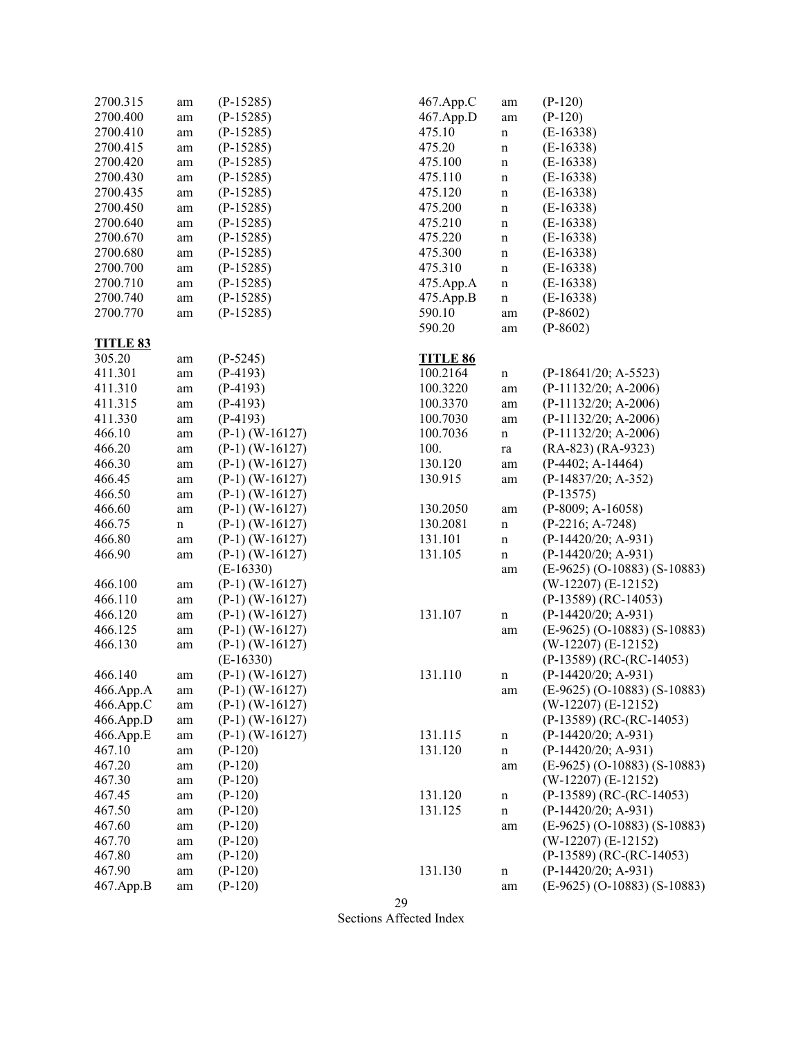| | | |
|---|---|---|
| 2700.315 | am | (P-15285) |
| 2700.400 | am | (P-15285) |
| 2700.410 | am | (P-15285) |
| 2700.415 | am | (P-15285) |
| 2700.420 | am | (P-15285) |
| 2700.430 | am | (P-15285) |
| 2700.435 | am | (P-15285) |
| 2700.450 | am | (P-15285) |
| 2700.640 | am | (P-15285) |
| 2700.670 | am | (P-15285) |
| 2700.680 | am | (P-15285) |
| 2700.700 | am | (P-15285) |
| 2700.710 | am | (P-15285) |
| 2700.740 | am | (P-15285) |
| 2700.770 | am | (P-15285) |

**TITLE 83**

| | | |
|---|---|---|
| 305.20 | am | (P-5245) |
| 411.301 | am | (P-4193) |
| 411.310 | am | (P-4193) |
| 411.315 | am | (P-4193) |
| 411.330 | am | (P-4193) |
| 466.10 | am | (P-1) (W-16127) |
| 466.20 | am | (P-1) (W-16127) |
| 466.30 | am | (P-1) (W-16127) |
| 466.45 | am | (P-1) (W-16127) |
| 466.50 | am | (P-1) (W-16127) |
| 466.60 | am | (P-1) (W-16127) |
| 466.75 | n | (P-1) (W-16127) |
| 466.80 | am | (P-1) (W-16127) |
| 466.90 | am | (P-1) (W-16127) (E-16330) |
| 466.100 | am | (P-1) (W-16127) |
| 466.110 | am | (P-1) (W-16127) |
| 466.120 | am | (P-1) (W-16127) |
| 466.125 | am | (P-1) (W-16127) |
| 466.130 | am | (P-1) (W-16127) (E-16330) |
| 466.140 | am | (P-1) (W-16127) |
| 466.App.A | am | (P-1) (W-16127) |
| 466.App.C | am | (P-1) (W-16127) |
| 466.App.D | am | (P-1) (W-16127) |
| 466.App.E | am | (P-1) (W-16127) |
| 467.10 | am | (P-120) |
| 467.20 | am | (P-120) |
| 467.30 | am | (P-120) |
| 467.45 | am | (P-120) |
| 467.50 | am | (P-120) |
| 467.60 | am | (P-120) |
| 467.70 | am | (P-120) |
| 467.80 | am | (P-120) |
| 467.90 | am | (P-120) |
| 467.App.B | am | (P-120) |
| 467.App.C | am | (P-120) |
| 467.App.D | am | (P-120) |
| 475.10 | n | (E-16338) |
| 475.20 | n | (E-16338) |
| 475.100 | n | (E-16338) |
| 475.110 | n | (E-16338) |
| 475.120 | n | (E-16338) |
| 475.200 | n | (E-16338) |
| 475.210 | n | (E-16338) |
| 475.220 | n | (E-16338) |
| 475.300 | n | (E-16338) |
| 475.310 | n | (E-16338) |
| 475.App.A | n | (E-16338) |
| 475.App.B | n | (E-16338) |
| 590.10 | am | (P-8602) |
| 590.20 | am | (P-8602) |

**TITLE 86**

| | | |
|---|---|---|
| 100.2164 | n | (P-18641/20; A-5523) |
| 100.3220 | am | (P-11132/20; A-2006) |
| 100.3370 | am | (P-11132/20; A-2006) |
| 100.7030 | am | (P-11132/20; A-2006) |
| 100.7036 | n | (P-11132/20; A-2006) |
| 100. | ra | (RA-823) (RA-9323) |
| 130.120 | am | (P-4402; A-14464) |
| 130.915 | am | (P-14837/20; A-352) (P-13575) |
| 130.2050 | am | (P-8009; A-16058) |
| 130.2081 | n | (P-2216; A-7248) |
| 131.101 | n | (P-14420/20; A-931) |
| 131.105 | n | (P-14420/20; A-931) |
| | am | (E-9625) (O-10883) (S-10883) (W-12207) (E-12152) (P-13589) (RC-14053) |
| 131.107 | n | (P-14420/20; A-931) |
| | am | (E-9625) (O-10883) (S-10883) (W-12207) (E-12152) (P-13589) (RC-(RC-14053) |
| 131.110 | n | (P-14420/20; A-931) |
| | am | (E-9625) (O-10883) (S-10883) (W-12207) (E-12152) (P-13589) (RC-(RC-14053) |
| 131.115 | n | (P-14420/20; A-931) |
| 131.120 | n | (P-14420/20; A-931) |
| | am | (E-9625) (O-10883) (S-10883) (W-12207) (E-12152) |
| 131.120 | n | (P-13589) (RC-(RC-14053) |
| 131.125 | n | (P-14420/20; A-931) |
| | am | (E-9625) (O-10883) (S-10883) (W-12207) (E-12152) (P-13589) (RC-(RC-14053) |
| 131.130 | n | (P-14420/20; A-931) |
| | am | (E-9625) (O-10883) (S-10883) |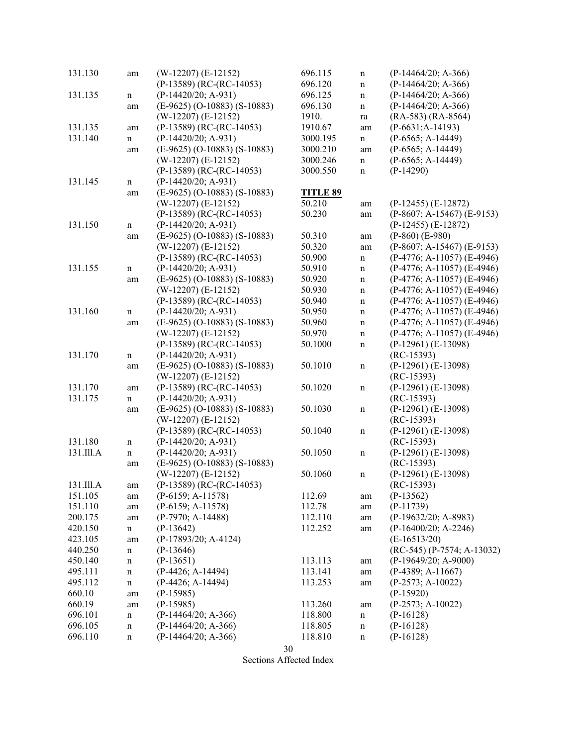| | | |
|---|---|---|
| 131.130 | am | (W-12207) (E-12152) |
| | | (P-13589) (RC-(RC-14053) |
| 131.135 | n | (P-14420/20; A-931) |
| | am | (E-9625) (O-10883) (S-10883) |
| | | (W-12207) (E-12152) |
| 131.135 | am | (P-13589) (RC-(RC-14053) |
| 131.140 | n | (P-14420/20; A-931) |
| | am | (E-9625) (O-10883) (S-10883) |
| | | (W-12207) (E-12152) |
| | | (P-13589) (RC-(RC-14053) |
| 131.145 | n | (P-14420/20; A-931) |
| | am | (E-9625) (O-10883) (S-10883) |
| | | (W-12207) (E-12152) |
| | | (P-13589) (RC-(RC-14053) |
| 131.150 | n | (P-14420/20; A-931) |
| | am | (E-9625) (O-10883) (S-10883) |
| | | (W-12207) (E-12152) |
| | | (P-13589) (RC-(RC-14053) |
| 131.155 | n | (P-14420/20; A-931) |
| | am | (E-9625) (O-10883) (S-10883) |
| | | (W-12207) (E-12152) |
| | | (P-13589) (RC-(RC-14053) |
| 131.160 | n | (P-14420/20; A-931) |
| | am | (E-9625) (O-10883) (S-10883) |
| | | (W-12207) (E-12152) |
| | | (P-13589) (RC-(RC-14053) |
| 131.170 | n | (P-14420/20; A-931) |
| | am | (E-9625) (O-10883) (S-10883) |
| | | (W-12207) (E-12152) |
| 131.170 | am | (P-13589) (RC-(RC-14053) |
| 131.175 | n | (P-14420/20; A-931) |
| | am | (E-9625) (O-10883) (S-10883) |
| | | (W-12207) (E-12152) |
| | | (P-13589) (RC-(RC-14053) |
| 131.180 | n | (P-14420/20; A-931) |
| 131.Ill.A | n | (P-14420/20; A-931) |
| | am | (E-9625) (O-10883) (S-10883) |
| | | (W-12207) (E-12152) |
| 131.Ill.A | am | (P-13589) (RC-(RC-14053) |
| 151.105 | am | (P-6159; A-11578) |
| 151.110 | am | (P-6159; A-11578) |
| 200.175 | am | (P-7970; A-14488) |
| 420.150 | n | (P-13642) |
| 423.105 | am | (P-17893/20; A-4124) |
| 440.250 | n | (P-13646) |
| 450.140 | n | (P-13651) |
| 495.111 | n | (P-4426; A-14494) |
| 495.112 | n | (P-4426; A-14494) |
| 660.10 | am | (P-15985) |
| 660.19 | am | (P-15985) |
| 696.101 | n | (P-14464/20; A-366) |
| 696.105 | n | (P-14464/20; A-366) |
| 696.110 | n | (P-14464/20; A-366) |
| 696.115 | n | (P-14464/20; A-366) |
| 696.120 | n | (P-14464/20; A-366) |
| 696.125 | n | (P-14464/20; A-366) |
| 696.130 | n | (P-14464/20; A-366) |
| 1910. | ra | (RA-583) (RA-8564) |
| 1910.67 | am | (P-6631:A-14193) |
| 3000.195 | n | (P-6565; A-14449) |
| 3000.210 | am | (P-6565; A-14449) |
| 3000.246 | n | (P-6565; A-14449) |
| 3000.550 | n | (P-14290) |

**<u>TITLE 89</u>**

| | | |
|---|---|---|
| 50.210 | am | (P-12455) (E-12872) |
| 50.230 | am | (P-8607; A-15467) (E-9153) |
| | | (P-12455) (E-12872) |
| 50.310 | am | (P-860) (E-980) |
| 50.320 | am | (P-8607; A-15467) (E-9153) |
| 50.900 | n | (P-4776; A-11057) (E-4946) |
| 50.910 | n | (P-4776; A-11057) (E-4946) |
| 50.920 | n | (P-4776; A-11057) (E-4946) |
| 50.930 | n | (P-4776; A-11057) (E-4946) |
| 50.940 | n | (P-4776; A-11057) (E-4946) |
| 50.950 | n | (P-4776; A-11057) (E-4946) |
| 50.960 | n | (P-4776; A-11057) (E-4946) |
| 50.970 | n | (P-4776; A-11057) (E-4946) |
| 50.1000 | n | (P-12961) (E-13098) |
| | | (RC-15393) |
| 50.1010 | n | (P-12961) (E-13098) |
| | | (RC-15393) |
| 50.1020 | n | (P-12961) (E-13098) |
| | | (RC-15393) |
| 50.1030 | n | (P-12961) (E-13098) |
| | | (RC-15393) |
| 50.1040 | n | (P-12961) (E-13098) |
| | | (RC-15393) |
| 50.1050 | n | (P-12961) (E-13098) |
| | | (RC-15393) |
| 50.1060 | n | (P-12961) (E-13098) |
| | | (RC-15393) |
| 112.69 | am | (P-13562) |
| 112.78 | am | (P-11739) |
| 112.110 | am | (P-19632/20; A-8983) |
| 112.252 | am | (P-16400/20; A-2246) |
| | | (E-16513/20) |
| | | (RC-545) (P-7574; A-13032) |
| 113.113 | am | (P-19649/20; A-9000) |
| 113.141 | am | (P-4389; A-11667) |
| 113.253 | am | (P-2573; A-10022) |
| | | (P-15920) |
| 113.260 | am | (P-2573; A-10022) |
| 118.800 | n | (P-16128) |
| 118.805 | n | (P-16128) |
| 118.810 | n | (P-16128) |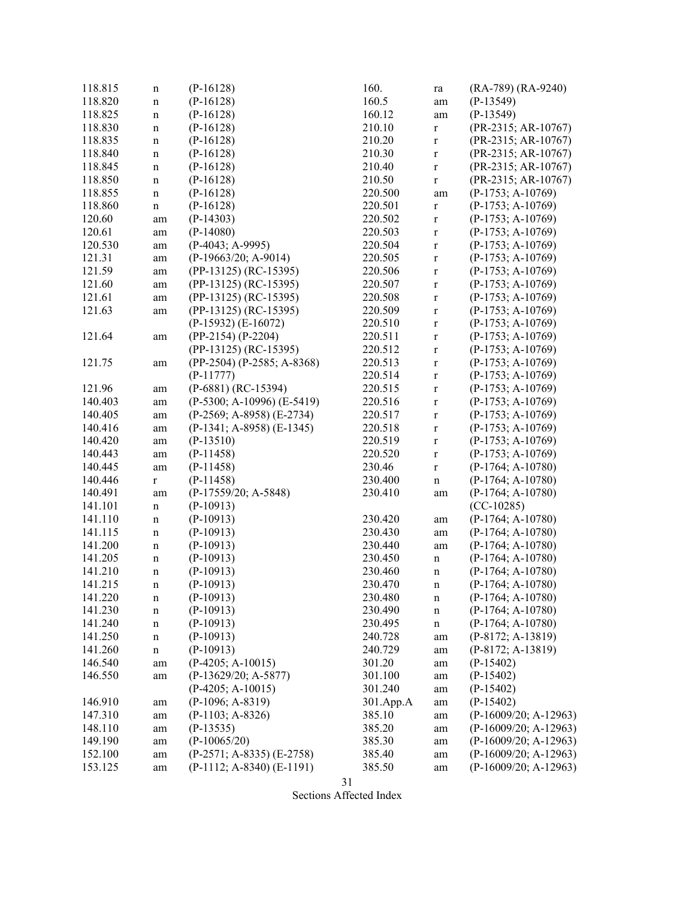| Section | Action | Reference |
|---|---|---|
| 118.815 | n | (P-16128) |
| 118.820 | n | (P-16128) |
| 118.825 | n | (P-16128) |
| 118.830 | n | (P-16128) |
| 118.835 | n | (P-16128) |
| 118.840 | n | (P-16128) |
| 118.845 | n | (P-16128) |
| 118.850 | n | (P-16128) |
| 118.855 | n | (P-16128) |
| 118.860 | n | (P-16128) |
| 120.60 | am | (P-14303) |
| 120.61 | am | (P-14080) |
| 120.530 | am | (P-4043; A-9995) |
| 121.31 | am | (P-19663/20; A-9014) |
| 121.59 | am | (PP-13125) (RC-15395) |
| 121.60 | am | (PP-13125) (RC-15395) |
| 121.61 | am | (PP-13125) (RC-15395) |
| 121.63 | am | (PP-13125) (RC-15395) |
| | | (P-15932) (E-16072) |
| 121.64 | am | (PP-2154) (P-2204) |
| | | (PP-13125) (RC-15395) |
| 121.75 | am | (PP-2504) (P-2585; A-8368) |
| | | (P-11777) |
| 121.96 | am | (P-6881) (RC-15394) |
| 140.403 | am | (P-5300; A-10996) (E-5419) |
| 140.405 | am | (P-2569; A-8958) (E-2734) |
| 140.416 | am | (P-1341; A-8958) (E-1345) |
| 140.420 | am | (P-13510) |
| 140.443 | am | (P-11458) |
| 140.445 | am | (P-11458) |
| 140.446 | r | (P-11458) |
| 140.491 | am | (P-17559/20; A-5848) |
| 141.101 | n | (P-10913) |
| 141.110 | n | (P-10913) |
| 141.115 | n | (P-10913) |
| 141.200 | n | (P-10913) |
| 141.205 | n | (P-10913) |
| 141.210 | n | (P-10913) |
| 141.215 | n | (P-10913) |
| 141.220 | n | (P-10913) |
| 141.230 | n | (P-10913) |
| 141.240 | n | (P-10913) |
| 141.250 | n | (P-10913) |
| 141.260 | n | (P-10913) |
| 146.540 | am | (P-4205; A-10015) |
| 146.550 | am | (P-13629/20; A-5877) |
| | | (P-4205; A-10015) |
| 146.910 | am | (P-1096; A-8319) |
| 147.310 | am | (P-1103; A-8326) |
| 148.110 | am | (P-13535) |
| 149.190 | am | (P-10065/20) |
| 152.100 | am | (P-2571; A-8335) (E-2758) |
| 153.125 | am | (P-1112; A-8340) (E-1191) |
| 160. | ra | (RA-789) (RA-9240) |
| 160.5 | am | (P-13549) |
| 160.12 | am | (P-13549) |
| 210.10 | r | (PR-2315; AR-10767) |
| 210.20 | r | (PR-2315; AR-10767) |
| 210.30 | r | (PR-2315; AR-10767) |
| 210.40 | r | (PR-2315; AR-10767) |
| 210.50 | r | (PR-2315; AR-10767) |
| 220.500 | am | (P-1753; A-10769) |
| 220.501 | r | (P-1753; A-10769) |
| 220.502 | r | (P-1753; A-10769) |
| 220.503 | r | (P-1753; A-10769) |
| 220.504 | r | (P-1753; A-10769) |
| 220.505 | r | (P-1753; A-10769) |
| 220.506 | r | (P-1753; A-10769) |
| 220.507 | r | (P-1753; A-10769) |
| 220.508 | r | (P-1753; A-10769) |
| 220.509 | r | (P-1753; A-10769) |
| 220.510 | r | (P-1753; A-10769) |
| 220.511 | r | (P-1753; A-10769) |
| 220.512 | r | (P-1753; A-10769) |
| 220.513 | r | (P-1753; A-10769) |
| 220.514 | r | (P-1753; A-10769) |
| 220.515 | r | (P-1753; A-10769) |
| 220.516 | r | (P-1753; A-10769) |
| 220.517 | r | (P-1753; A-10769) |
| 220.518 | r | (P-1753; A-10769) |
| 220.519 | r | (P-1753; A-10769) |
| 220.520 | r | (P-1753; A-10769) |
| 230.46 | r | (P-1764; A-10780) |
| 230.400 | n | (P-1764; A-10780) |
| 230.410 | am | (P-1764; A-10780) |
| | | (CC-10285) |
| 230.420 | am | (P-1764; A-10780) |
| 230.430 | am | (P-1764; A-10780) |
| 230.440 | am | (P-1764; A-10780) |
| 230.450 | n | (P-1764; A-10780) |
| 230.460 | n | (P-1764; A-10780) |
| 230.470 | n | (P-1764; A-10780) |
| 230.480 | n | (P-1764; A-10780) |
| 230.490 | n | (P-1764; A-10780) |
| 230.495 | n | (P-1764; A-10780) |
| 240.728 | am | (P-8172; A-13819) |
| 240.729 | am | (P-8172; A-13819) |
| 301.20 | am | (P-15402) |
| 301.100 | am | (P-15402) |
| 301.240 | am | (P-15402) |
| 301.App.A | am | (P-15402) |
| 385.10 | am | (P-16009/20; A-12963) |
| 385.20 | am | (P-16009/20; A-12963) |
| 385.30 | am | (P-16009/20; A-12963) |
| 385.40 | am | (P-16009/20; A-12963) |
| 385.50 | am | (P-16009/20; A-12963) |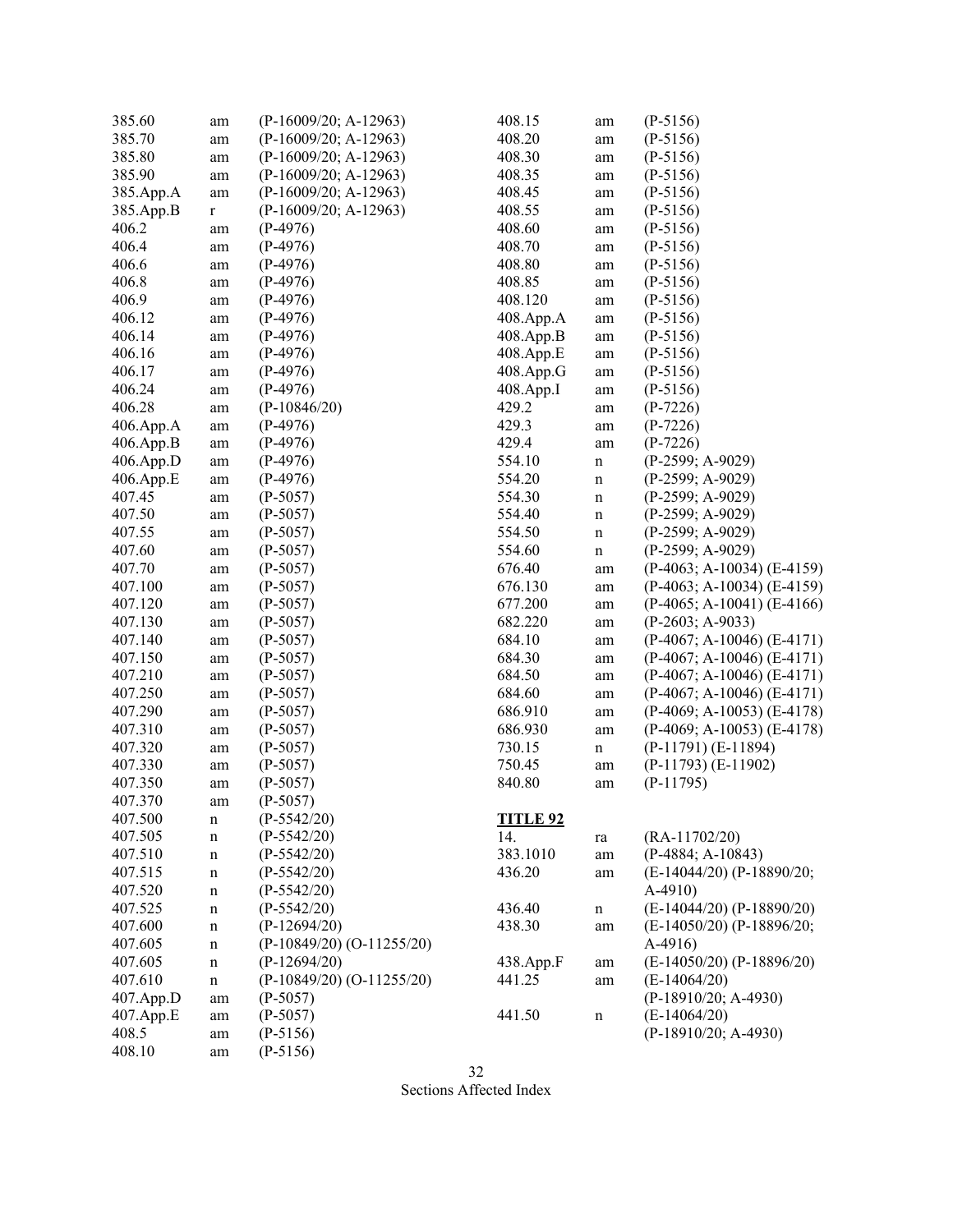| | | |
|---|---|---|
| 385.60 | am | (P-16009/20; A-12963) |
| 385.70 | am | (P-16009/20; A-12963) |
| 385.80 | am | (P-16009/20; A-12963) |
| 385.90 | am | (P-16009/20; A-12963) |
| 385.App.A | am | (P-16009/20; A-12963) |
| 385.App.B | r | (P-16009/20; A-12963) |
| 406.2 | am | (P-4976) |
| 406.4 | am | (P-4976) |
| 406.6 | am | (P-4976) |
| 406.8 | am | (P-4976) |
| 406.9 | am | (P-4976) |
| 406.12 | am | (P-4976) |
| 406.14 | am | (P-4976) |
| 406.16 | am | (P-4976) |
| 406.17 | am | (P-4976) |
| 406.24 | am | (P-4976) |
| 406.28 | am | (P-10846/20) |
| 406.App.A | am | (P-4976) |
| 406.App.B | am | (P-4976) |
| 406.App.D | am | (P-4976) |
| 406.App.E | am | (P-4976) |
| 407.45 | am | (P-5057) |
| 407.50 | am | (P-5057) |
| 407.55 | am | (P-5057) |
| 407.60 | am | (P-5057) |
| 407.70 | am | (P-5057) |
| 407.100 | am | (P-5057) |
| 407.120 | am | (P-5057) |
| 407.130 | am | (P-5057) |
| 407.140 | am | (P-5057) |
| 407.150 | am | (P-5057) |
| 407.210 | am | (P-5057) |
| 407.250 | am | (P-5057) |
| 407.290 | am | (P-5057) |
| 407.310 | am | (P-5057) |
| 407.320 | am | (P-5057) |
| 407.330 | am | (P-5057) |
| 407.350 | am | (P-5057) |
| 407.370 | am | (P-5057) |
| 407.500 | n | (P-5542/20) |
| 407.505 | n | (P-5542/20) |
| 407.510 | n | (P-5542/20) |
| 407.515 | n | (P-5542/20) |
| 407.520 | n | (P-5542/20) |
| 407.525 | n | (P-5542/20) |
| 407.600 | n | (P-12694/20) |
| 407.605 | n | (P-10849/20) (O-11255/20) |
| 407.605 | n | (P-12694/20) |
| 407.610 | n | (P-10849/20) (O-11255/20) |
| 407.App.D | am | (P-5057) |
| 407.App.E | am | (P-5057) |
| 408.5 | am | (P-5156) |
| 408.10 | am | (P-5156) |
| 408.15 | am | (P-5156) |
| 408.20 | am | (P-5156) |
| 408.30 | am | (P-5156) |
| 408.35 | am | (P-5156) |
| 408.45 | am | (P-5156) |
| 408.55 | am | (P-5156) |
| 408.60 | am | (P-5156) |
| 408.70 | am | (P-5156) |
| 408.80 | am | (P-5156) |
| 408.85 | am | (P-5156) |
| 408.120 | am | (P-5156) |
| 408.App.A | am | (P-5156) |
| 408.App.B | am | (P-5156) |
| 408.App.E | am | (P-5156) |
| 408.App.G | am | (P-5156) |
| 408.App.I | am | (P-5156) |
| 429.2 | am | (P-7226) |
| 429.3 | am | (P-7226) |
| 429.4 | am | (P-7226) |
| 554.10 | n | (P-2599; A-9029) |
| 554.20 | n | (P-2599; A-9029) |
| 554.30 | n | (P-2599; A-9029) |
| 554.40 | n | (P-2599; A-9029) |
| 554.50 | n | (P-2599; A-9029) |
| 554.60 | n | (P-2599; A-9029) |
| 676.40 | am | (P-4063; A-10034) (E-4159) |
| 676.130 | am | (P-4063; A-10034) (E-4159) |
| 677.200 | am | (P-4065; A-10041) (E-4166) |
| 682.220 | am | (P-2603; A-9033) |
| 684.10 | am | (P-4067; A-10046) (E-4171) |
| 684.30 | am | (P-4067; A-10046) (E-4171) |
| 684.50 | am | (P-4067; A-10046) (E-4171) |
| 684.60 | am | (P-4067; A-10046) (E-4171) |
| 686.910 | am | (P-4069; A-10053) (E-4178) |
| 686.930 | am | (P-4069; A-10053) (E-4178) |
| 730.15 | n | (P-11791) (E-11894) |
| 750.45 | am | (P-11793) (E-11902) |
| 840.80 | am | (P-11795) |

**TITLE 92**

| | | |
|---|---|---|
| 14. | ra | (RA-11702/20) |
| 383.1010 | am | (P-4884; A-10843) |
| 436.20 | am | (E-14044/20) (P-18890/20; A-4910) |
| 436.40 | n | (E-14044/20) (P-18890/20) |
| 438.30 | am | (E-14050/20) (P-18896/20; A-4916) |
| 438.App.F | am | (E-14050/20) (P-18896/20) |
| 441.25 | am | (E-14064/20) (P-18910/20; A-4930) |
| 441.50 | n | (E-14064/20) (P-18910/20; A-4930) |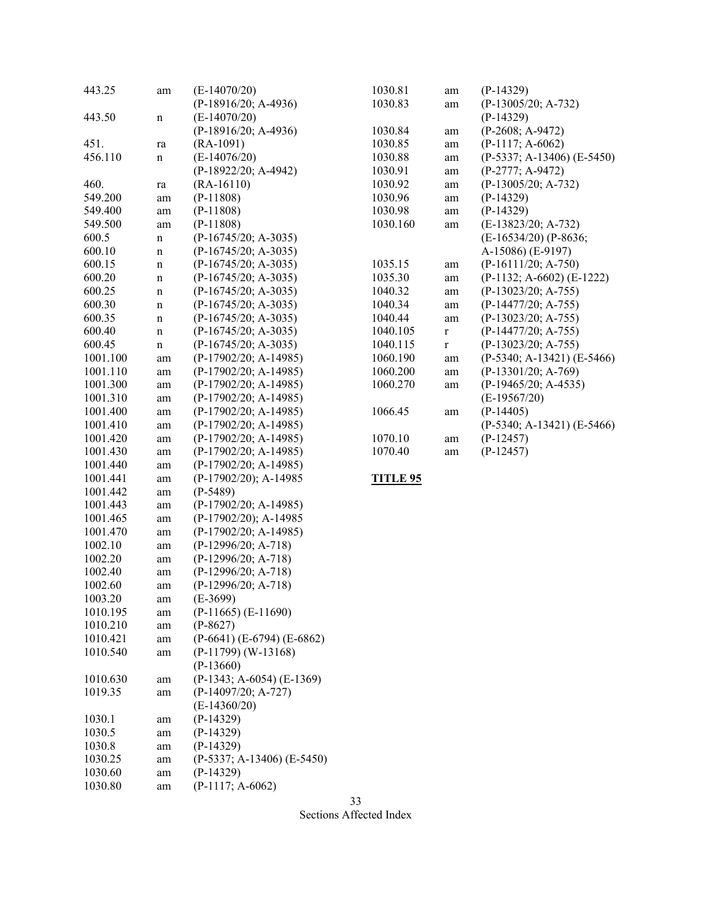| | | |
|---|---|---|
| 443.25 | am | (E-14070/20) (P-18916/20; A-4936) |
| 443.50 | n | (E-14070/20) (P-18916/20; A-4936) |
| 451. | ra | (RA-1091) |
| 456.110 | n | (E-14076/20) (P-18922/20; A-4942) |
| 460. | ra | (RA-16110) |
| 549.200 | am | (P-11808) |
| 549.400 | am | (P-11808) |
| 549.500 | am | (P-11808) |
| 600.5 | n | (P-16745/20; A-3035) |
| 600.10 | n | (P-16745/20; A-3035) |
| 600.15 | n | (P-16745/20; A-3035) |
| 600.20 | n | (P-16745/20; A-3035) |
| 600.25 | n | (P-16745/20; A-3035) |
| 600.30 | n | (P-16745/20; A-3035) |
| 600.35 | n | (P-16745/20; A-3035) |
| 600.40 | n | (P-16745/20; A-3035) |
| 600.45 | n | (P-16745/20; A-3035) |
| 1001.100 | am | (P-17902/20; A-14985) |
| 1001.110 | am | (P-17902/20; A-14985) |
| 1001.300 | am | (P-17902/20; A-14985) |
| 1001.310 | am | (P-17902/20; A-14985) |
| 1001.400 | am | (P-17902/20; A-14985) |
| 1001.410 | am | (P-17902/20; A-14985) |
| 1001.420 | am | (P-17902/20; A-14985) |
| 1001.430 | am | (P-17902/20; A-14985) |
| 1001.440 | am | (P-17902/20; A-14985) |
| 1001.441 | am | (P-17902/20); A-14985 |
| 1001.442 | am | (P-5489) |
| 1001.443 | am | (P-17902/20; A-14985) |
| 1001.465 | am | (P-17902/20); A-14985 |
| 1001.470 | am | (P-17902/20; A-14985) |
| 1002.10 | am | (P-12996/20; A-718) |
| 1002.20 | am | (P-12996/20; A-718) |
| 1002.40 | am | (P-12996/20; A-718) |
| 1002.60 | am | (P-12996/20; A-718) |
| 1003.20 | am | (E-3699) |
| 1010.195 | am | (P-11665) (E-11690) |
| 1010.210 | am | (P-8627) |
| 1010.421 | am | (P-6641) (E-6794) (E-6862) |
| 1010.540 | am | (P-11799) (W-13168) (P-13660) |
| 1010.630 | am | (P-1343; A-6054) (E-1369) |
| 1019.35 | am | (P-14097/20; A-727) (E-14360/20) |
| 1030.1 | am | (P-14329) |
| 1030.5 | am | (P-14329) |
| 1030.8 | am | (P-14329) |
| 1030.25 | am | (P-5337; A-13406) (E-5450) |
| 1030.60 | am | (P-14329) |
| 1030.80 | am | (P-1117; A-6062) |
| 1030.81 | am | (P-14329) |
| 1030.83 | am | (P-13005/20; A-732) (P-14329) |
| 1030.84 | am | (P-2608; A-9472) |
| 1030.85 | am | (P-1117; A-6062) |
| 1030.88 | am | (P-5337; A-13406) (E-5450) |
| 1030.91 | am | (P-2777; A-9472) |
| 1030.92 | am | (P-13005/20; A-732) |
| 1030.96 | am | (P-14329) |
| 1030.98 | am | (P-14329) |
| 1030.160 | am | (E-13823/20; A-732) (E-16534/20) (P-8636; A-15086) (E-9197) |
| 1035.15 | am | (P-16111/20; A-750) |
| 1035.30 | am | (P-1132; A-6602) (E-1222) |
| 1040.32 | am | (P-13023/20; A-755) |
| 1040.34 | am | (P-14477/20; A-755) |
| 1040.44 | am | (P-13023/20; A-755) |
| 1040.105 | r | (P-14477/20; A-755) |
| 1040.115 | r | (P-13023/20; A-755) |
| 1060.190 | am | (P-5340; A-13421) (E-5466) |
| 1060.200 | am | (P-13301/20; A-769) |
| 1060.270 | am | (P-19465/20; A-4535) (E-19567/20) |
| 1066.45 | am | (P-14405) (P-5340; A-13421) (E-5466) |
| 1070.10 | am | (P-12457) |
| 1070.40 | am | (P-12457) |

**TITLE 95**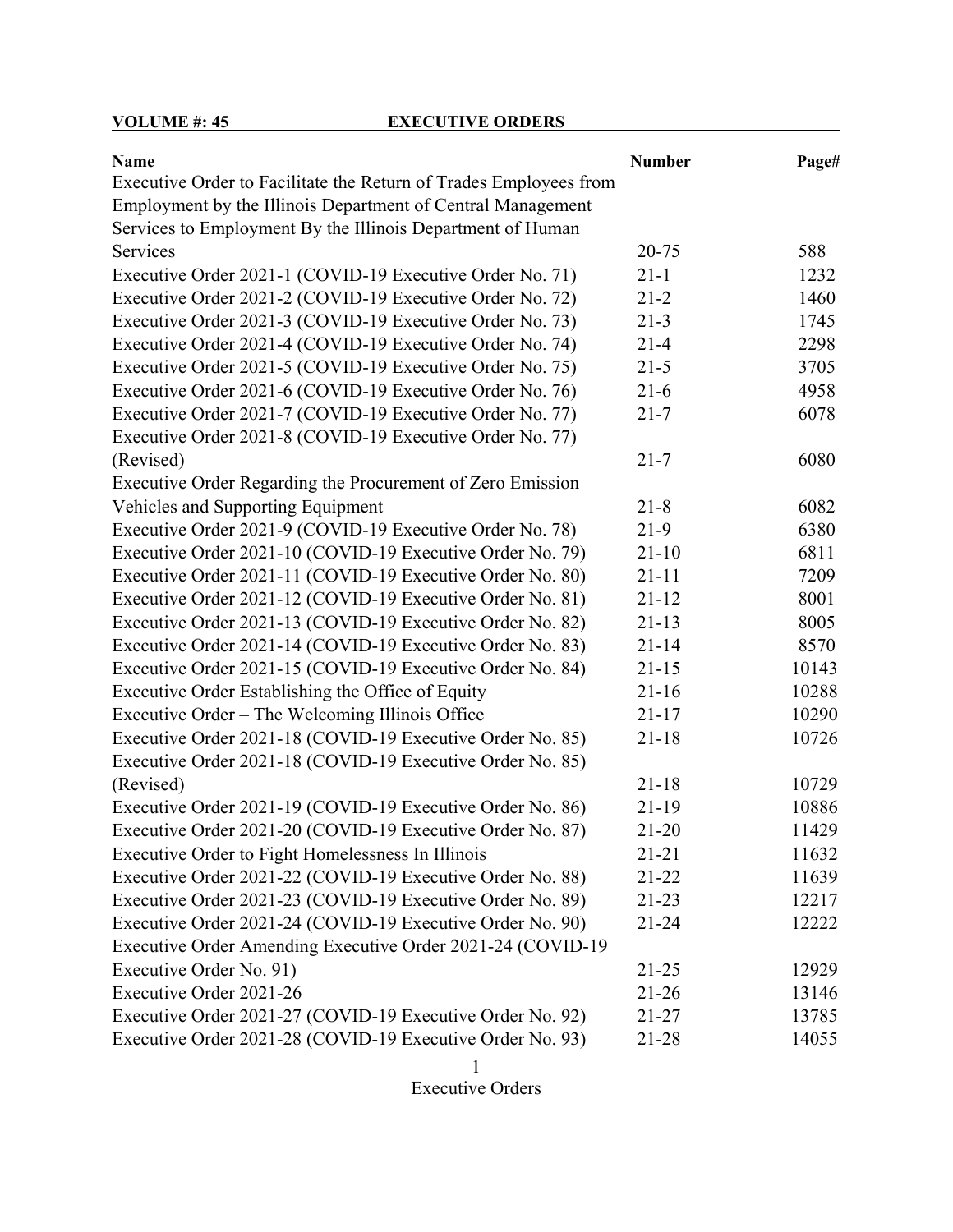**VOLUME #: 45 EXECUTIVE ORDERS**

| Name | Number | Page# |
|---|---|---|
| Executive Order to Facilitate the Return of Trades Employees from Employment by the Illinois Department of Central Management Services to Employment By the Illinois Department of Human Services | 20-75 | 588 |
| Executive Order 2021-1 (COVID-19 Executive Order No. 71) | 21-1 | 1232 |
| Executive Order 2021-2 (COVID-19 Executive Order No. 72) | 21-2 | 1460 |
| Executive Order 2021-3 (COVID-19 Executive Order No. 73) | 21-3 | 1745 |
| Executive Order 2021-4 (COVID-19 Executive Order No. 74) | 21-4 | 2298 |
| Executive Order 2021-5 (COVID-19 Executive Order No. 75) | 21-5 | 3705 |
| Executive Order 2021-6 (COVID-19 Executive Order No. 76) | 21-6 | 4958 |
| Executive Order 2021-7 (COVID-19 Executive Order No. 77) | 21-7 | 6078 |
| Executive Order 2021-8 (COVID-19 Executive Order No. 77) (Revised) | 21-7 | 6080 |
| Executive Order Regarding the Procurement of Zero Emission Vehicles and Supporting Equipment | 21-8 | 6082 |
| Executive Order 2021-9 (COVID-19 Executive Order No. 78) | 21-9 | 6380 |
| Executive Order 2021-10 (COVID-19 Executive Order No. 79) | 21-10 | 6811 |
| Executive Order 2021-11 (COVID-19 Executive Order No. 80) | 21-11 | 7209 |
| Executive Order 2021-12 (COVID-19 Executive Order No. 81) | 21-12 | 8001 |
| Executive Order 2021-13 (COVID-19 Executive Order No. 82) | 21-13 | 8005 |
| Executive Order 2021-14 (COVID-19 Executive Order No. 83) | 21-14 | 8570 |
| Executive Order 2021-15 (COVID-19 Executive Order No. 84) | 21-15 | 10143 |
| Executive Order Establishing the Office of Equity | 21-16 | 10288 |
| Executive Order – The Welcoming Illinois Office | 21-17 | 10290 |
| Executive Order 2021-18 (COVID-19 Executive Order No. 85) | 21-18 | 10726 |
| Executive Order 2021-18 (COVID-19 Executive Order No. 85) (Revised) | 21-18 | 10729 |
| Executive Order 2021-19 (COVID-19 Executive Order No. 86) | 21-19 | 10886 |
| Executive Order 2021-20 (COVID-19 Executive Order No. 87) | 21-20 | 11429 |
| Executive Order to Fight Homelessness In Illinois | 21-21 | 11632 |
| Executive Order 2021-22 (COVID-19 Executive Order No. 88) | 21-22 | 11639 |
| Executive Order 2021-23 (COVID-19 Executive Order No. 89) | 21-23 | 12217 |
| Executive Order 2021-24 (COVID-19 Executive Order No. 90) | 21-24 | 12222 |
| Executive Order Amending Executive Order 2021-24 (COVID-19 Executive Order No. 91) | 21-25 | 12929 |
| Executive Order 2021-26 | 21-26 | 13146 |
| Executive Order 2021-27 (COVID-19 Executive Order No. 92) | 21-27 | 13785 |
| Executive Order 2021-28 (COVID-19 Executive Order No. 93) | 21-28 | 14055 |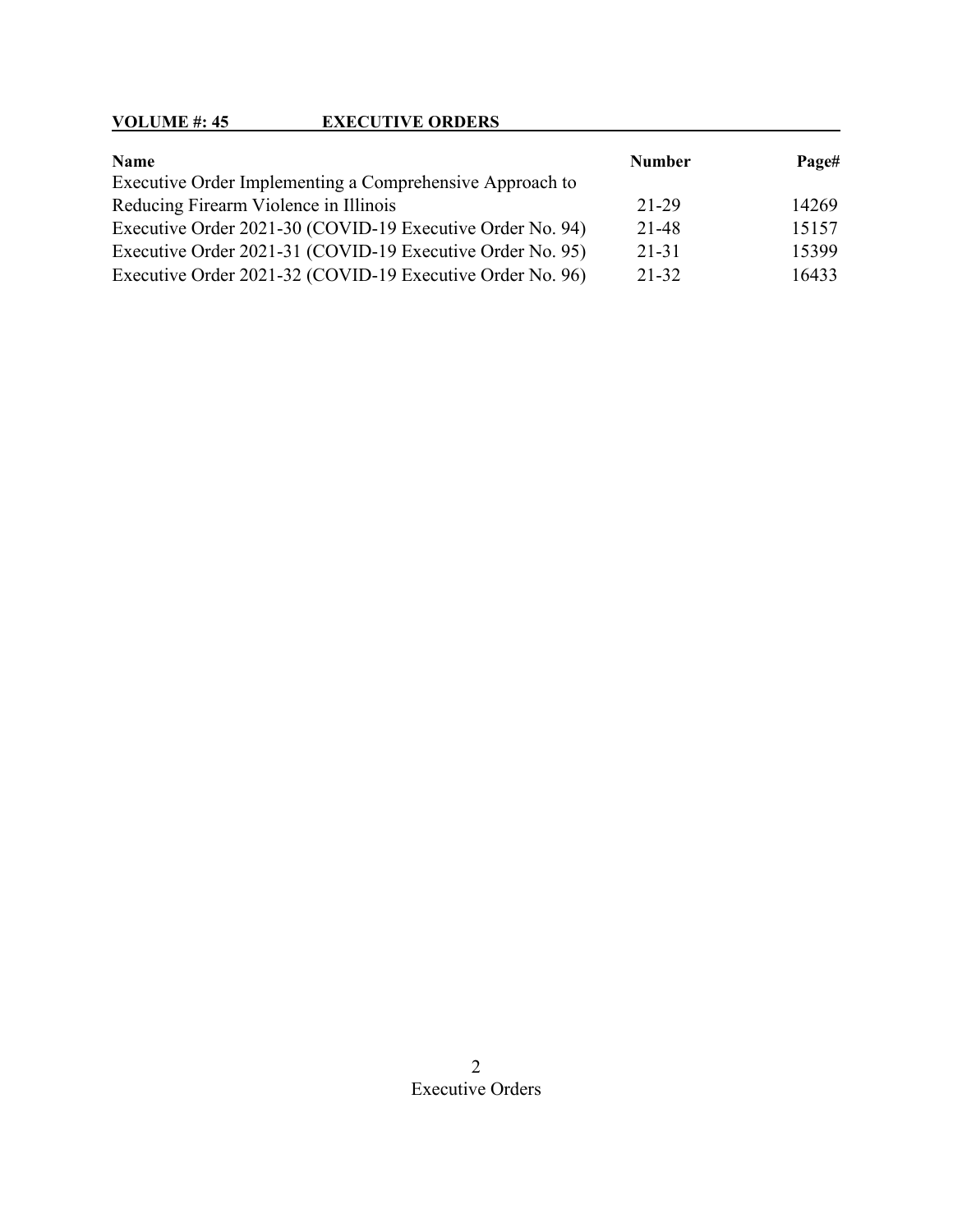**VOLUME #: 45 EXECUTIVE ORDERS**

| Name | Number | Page# |
| --- | --- | --- |
| Executive Order Implementing a Comprehensive Approach to Reducing Firearm Violence in Illinois | 21-29 | 14269 |
| Executive Order 2021-30 (COVID-19 Executive Order No. 94) | 21-48 | 15157 |
| Executive Order 2021-31 (COVID-19 Executive Order No. 95) | 21-31 | 15399 |
| Executive Order 2021-32 (COVID-19 Executive Order No. 96) | 21-32 | 16433 |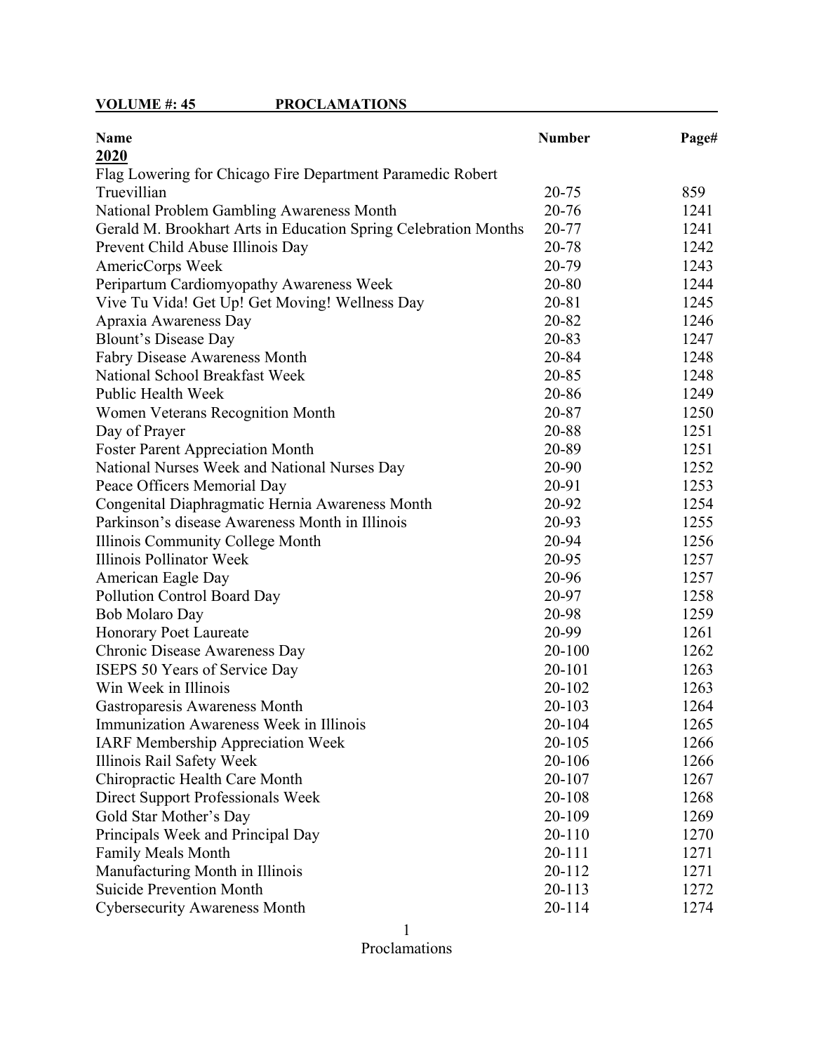**VOLUME #: 45 PROCLAMATIONS**

| Name | Number | Page# |
|---|---|---|
| **2020** | | |
| Flag Lowering for Chicago Fire Department Paramedic Robert Truevillian | 20-75 | 859 |
| National Problem Gambling Awareness Month | 20-76 | 1241 |
| Gerald M. Brookhart Arts in Education Spring Celebration Months | 20-77 | 1241 |
| Prevent Child Abuse Illinois Day | 20-78 | 1242 |
| AmericCorps Week | 20-79 | 1243 |
| Peripartum Cardiomyopathy Awareness Week | 20-80 | 1244 |
| Vive Tu Vida! Get Up! Get Moving! Wellness Day | 20-81 | 1245 |
| Apraxia Awareness Day | 20-82 | 1246 |
| Blount's Disease Day | 20-83 | 1247 |
| Fabry Disease Awareness Month | 20-84 | 1248 |
| National School Breakfast Week | 20-85 | 1248 |
| Public Health Week | 20-86 | 1249 |
| Women Veterans Recognition Month | 20-87 | 1250 |
| Day of Prayer | 20-88 | 1251 |
| Foster Parent Appreciation Month | 20-89 | 1251 |
| National Nurses Week and National Nurses Day | 20-90 | 1252 |
| Peace Officers Memorial Day | 20-91 | 1253 |
| Congenital Diaphragmatic Hernia Awareness Month | 20-92 | 1254 |
| Parkinson's disease Awareness Month in Illinois | 20-93 | 1255 |
| Illinois Community College Month | 20-94 | 1256 |
| Illinois Pollinator Week | 20-95 | 1257 |
| American Eagle Day | 20-96 | 1257 |
| Pollution Control Board Day | 20-97 | 1258 |
| Bob Molaro Day | 20-98 | 1259 |
| Honorary Poet Laureate | 20-99 | 1261 |
| Chronic Disease Awareness Day | 20-100 | 1262 |
| ISEPS 50 Years of Service Day | 20-101 | 1263 |
| Win Week in Illinois | 20-102 | 1263 |
| Gastroparesis Awareness Month | 20-103 | 1264 |
| Immunization Awareness Week in Illinois | 20-104 | 1265 |
| IARF Membership Appreciation Week | 20-105 | 1266 |
| Illinois Rail Safety Week | 20-106 | 1266 |
| Chiropractic Health Care Month | 20-107 | 1267 |
| Direct Support Professionals Week | 20-108 | 1268 |
| Gold Star Mother's Day | 20-109 | 1269 |
| Principals Week and Principal Day | 20-110 | 1270 |
| Family Meals Month | 20-111 | 1271 |
| Manufacturing Month in Illinois | 20-112 | 1271 |
| Suicide Prevention Month | 20-113 | 1272 |
| Cybersecurity Awareness Month | 20-114 | 1274 |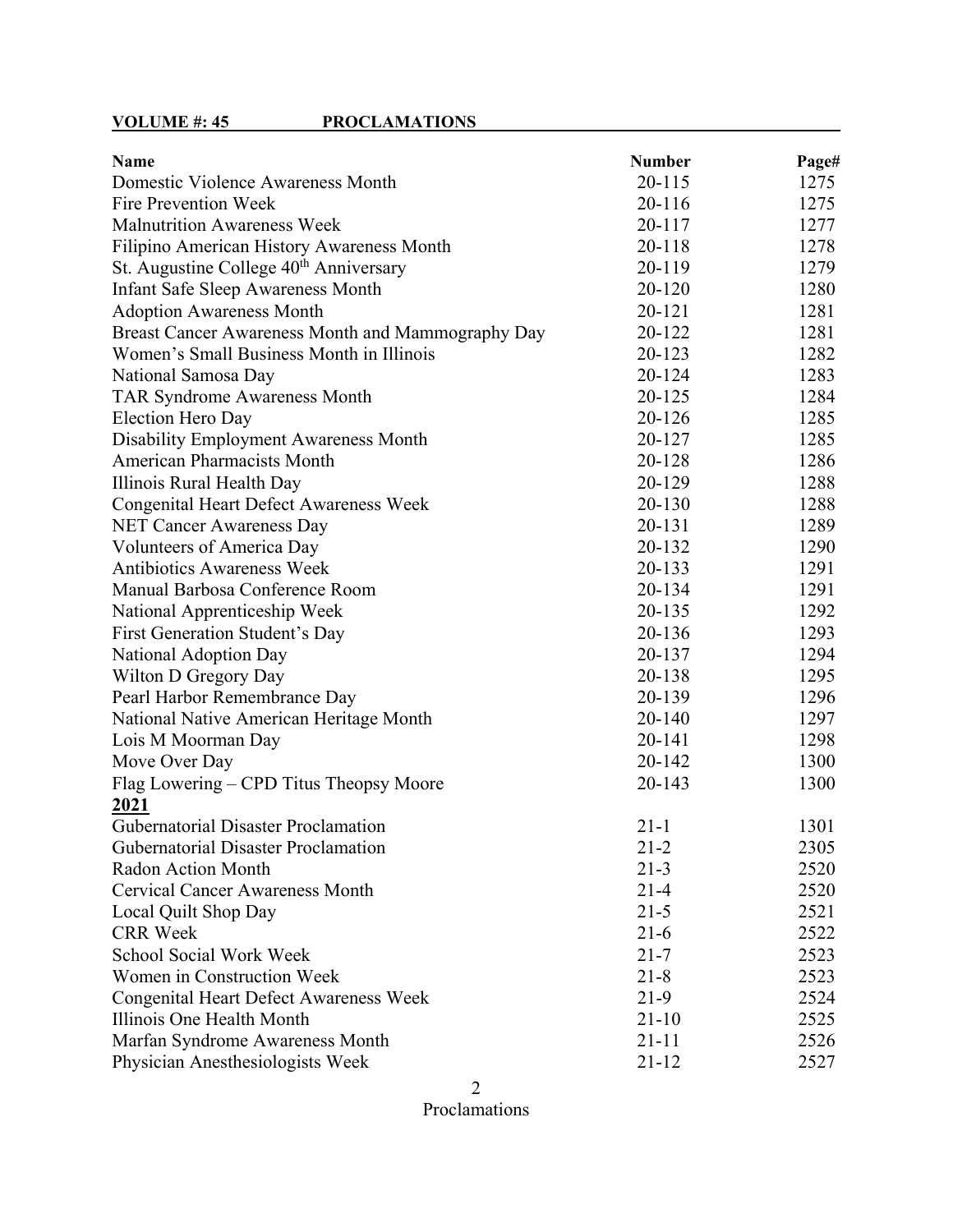**VOLUME #: 45 PROCLAMATIONS**

| Name | Number | Page# |
|---|---|---|
| Domestic Violence Awareness Month | 20-115 | 1275 |
| Fire Prevention Week | 20-116 | 1275 |
| Malnutrition Awareness Week | 20-117 | 1277 |
| Filipino American History Awareness Month | 20-118 | 1278 |
| St. Augustine College 40th Anniversary | 20-119 | 1279 |
| Infant Safe Sleep Awareness Month | 20-120 | 1280 |
| Adoption Awareness Month | 20-121 | 1281 |
| Breast Cancer Awareness Month and Mammography Day | 20-122 | 1281 |
| Women's Small Business Month in Illinois | 20-123 | 1282 |
| National Samosa Day | 20-124 | 1283 |
| TAR Syndrome Awareness Month | 20-125 | 1284 |
| Election Hero Day | 20-126 | 1285 |
| Disability Employment Awareness Month | 20-127 | 1285 |
| American Pharmacists Month | 20-128 | 1286 |
| Illinois Rural Health Day | 20-129 | 1288 |
| Congenital Heart Defect Awareness Week | 20-130 | 1288 |
| NET Cancer Awareness Day | 20-131 | 1289 |
| Volunteers of America Day | 20-132 | 1290 |
| Antibiotics Awareness Week | 20-133 | 1291 |
| Manual Barbosa Conference Room | 20-134 | 1291 |
| National Apprenticeship Week | 20-135 | 1292 |
| First Generation Student's Day | 20-136 | 1293 |
| National Adoption Day | 20-137 | 1294 |
| Wilton D Gregory Day | 20-138 | 1295 |
| Pearl Harbor Remembrance Day | 20-139 | 1296 |
| National Native American Heritage Month | 20-140 | 1297 |
| Lois M Moorman Day | 20-141 | 1298 |
| Move Over Day | 20-142 | 1300 |
| Flag Lowering – CPD Titus Theopsy Moore | 20-143 | 1300 |
| **2021** | | |
| Gubernatorial Disaster Proclamation | 21-1 | 1301 |
| Gubernatorial Disaster Proclamation | 21-2 | 2305 |
| Radon Action Month | 21-3 | 2520 |
| Cervical Cancer Awareness Month | 21-4 | 2520 |
| Local Quilt Shop Day | 21-5 | 2521 |
| CRR Week | 21-6 | 2522 |
| School Social Work Week | 21-7 | 2523 |
| Women in Construction Week | 21-8 | 2523 |
| Congenital Heart Defect Awareness Week | 21-9 | 2524 |
| Illinois One Health Month | 21-10 | 2525 |
| Marfan Syndrome Awareness Month | 21-11 | 2526 |
| Physician Anesthesiologists Week | 21-12 | 2527 |

Proclamations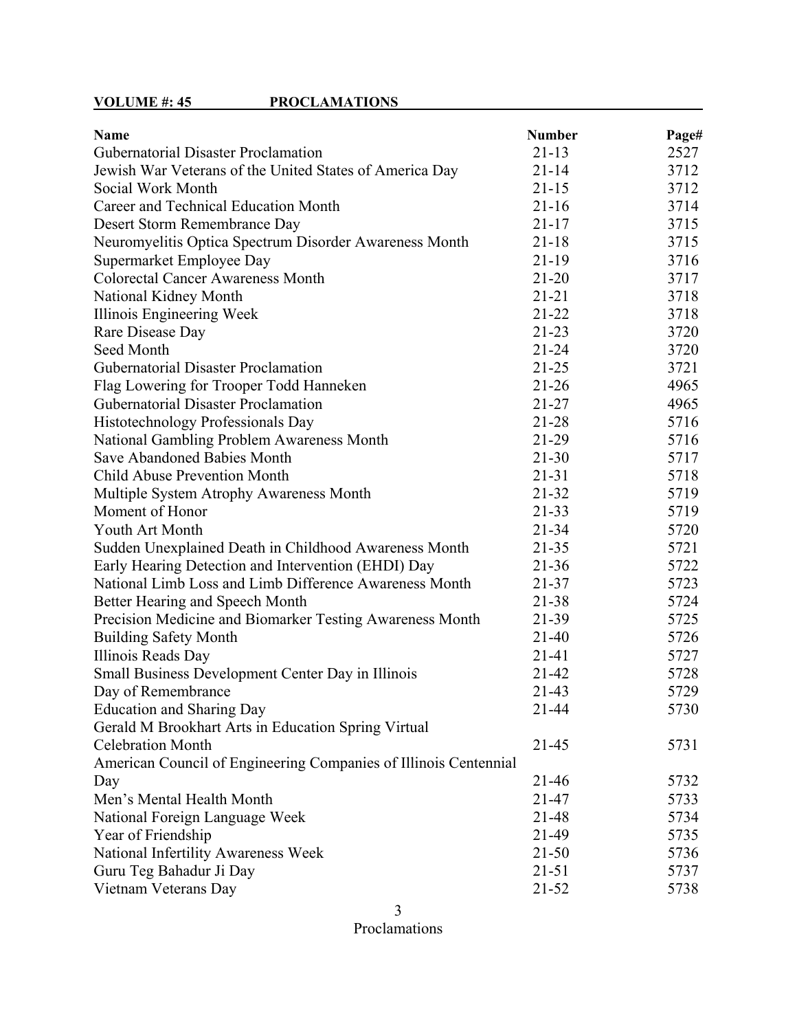**VOLUME #: 45 PROCLAMATIONS**

| Name | Number | Page# |
|---|---|---|
| Gubernatorial Disaster Proclamation | 21-13 | 2527 |
| Jewish War Veterans of the United States of America Day | 21-14 | 3712 |
| Social Work Month | 21-15 | 3712 |
| Career and Technical Education Month | 21-16 | 3714 |
| Desert Storm Remembrance Day | 21-17 | 3715 |
| Neuromyelitis Optica Spectrum Disorder Awareness Month | 21-18 | 3715 |
| Supermarket Employee Day | 21-19 | 3716 |
| Colorectal Cancer Awareness Month | 21-20 | 3717 |
| National Kidney Month | 21-21 | 3718 |
| Illinois Engineering Week | 21-22 | 3718 |
| Rare Disease Day | 21-23 | 3720 |
| Seed Month | 21-24 | 3720 |
| Gubernatorial Disaster Proclamation | 21-25 | 3721 |
| Flag Lowering for Trooper Todd Hanneken | 21-26 | 4965 |
| Gubernatorial Disaster Proclamation | 21-27 | 4965 |
| Histotechnology Professionals Day | 21-28 | 5716 |
| National Gambling Problem Awareness Month | 21-29 | 5716 |
| Save Abandoned Babies Month | 21-30 | 5717 |
| Child Abuse Prevention Month | 21-31 | 5718 |
| Multiple System Atrophy Awareness Month | 21-32 | 5719 |
| Moment of Honor | 21-33 | 5719 |
| Youth Art Month | 21-34 | 5720 |
| Sudden Unexplained Death in Childhood Awareness Month | 21-35 | 5721 |
| Early Hearing Detection and Intervention (EHDI) Day | 21-36 | 5722 |
| National Limb Loss and Limb Difference Awareness Month | 21-37 | 5723 |
| Better Hearing and Speech Month | 21-38 | 5724 |
| Precision Medicine and Biomarker Testing Awareness Month | 21-39 | 5725 |
| Building Safety Month | 21-40 | 5726 |
| Illinois Reads Day | 21-41 | 5727 |
| Small Business Development Center Day in Illinois | 21-42 | 5728 |
| Day of Remembrance | 21-43 | 5729 |
| Education and Sharing Day | 21-44 | 5730 |
| Gerald M Brookhart Arts in Education Spring Virtual Celebration Month | 21-45 | 5731 |
| American Council of Engineering Companies of Illinois Centennial Day | 21-46 | 5732 |
| Men's Mental Health Month | 21-47 | 5733 |
| National Foreign Language Week | 21-48 | 5734 |
| Year of Friendship | 21-49 | 5735 |
| National Infertility Awareness Week | 21-50 | 5736 |
| Guru Teg Bahadur Ji Day | 21-51 | 5737 |
| Vietnam Veterans Day | 21-52 | 5738 |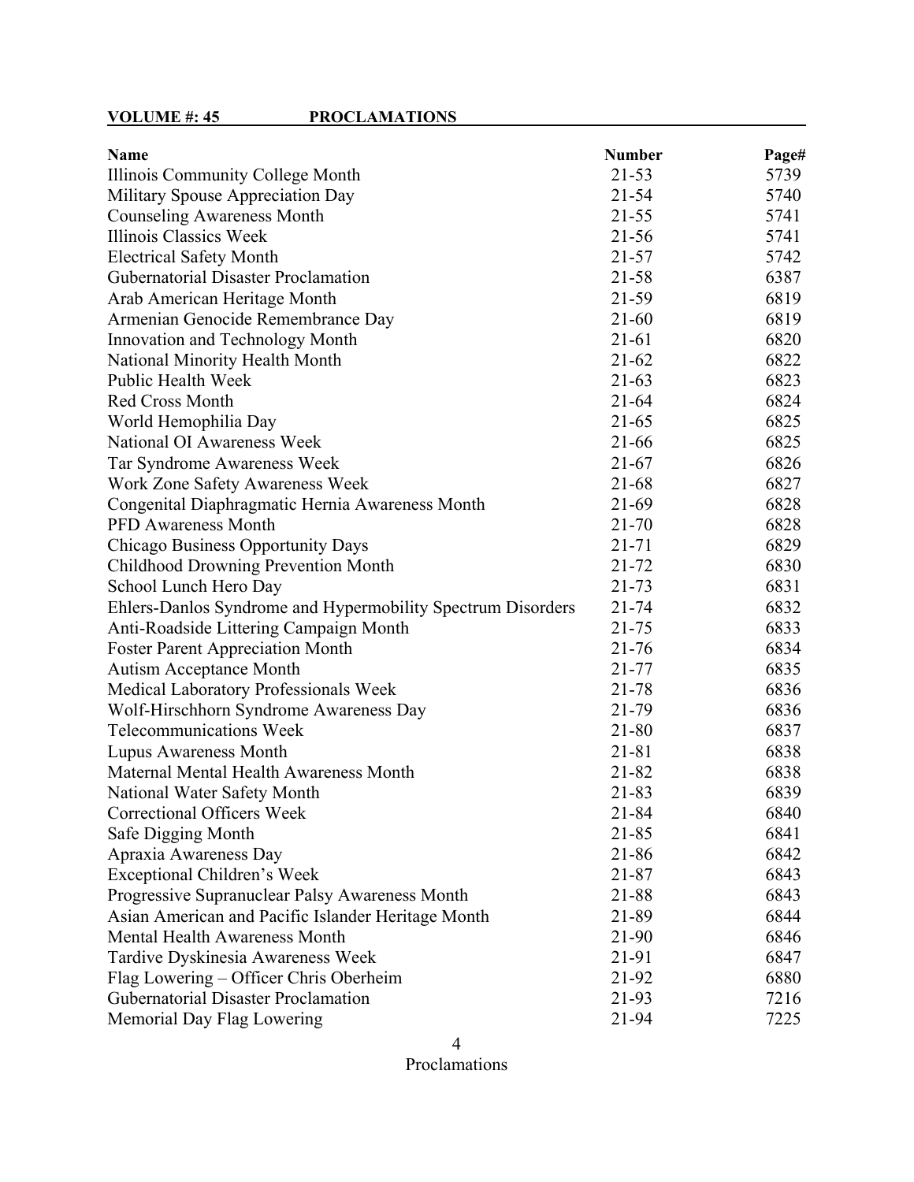**VOLUME #: 45 PROCLAMATIONS**

| Name | Number | Page# |
|---|---|---|
| Illinois Community College Month | 21-53 | 5739 |
| Military Spouse Appreciation Day | 21-54 | 5740 |
| Counseling Awareness Month | 21-55 | 5741 |
| Illinois Classics Week | 21-56 | 5741 |
| Electrical Safety Month | 21-57 | 5742 |
| Gubernatorial Disaster Proclamation | 21-58 | 6387 |
| Arab American Heritage Month | 21-59 | 6819 |
| Armenian Genocide Remembrance Day | 21-60 | 6819 |
| Innovation and Technology Month | 21-61 | 6820 |
| National Minority Health Month | 21-62 | 6822 |
| Public Health Week | 21-63 | 6823 |
| Red Cross Month | 21-64 | 6824 |
| World Hemophilia Day | 21-65 | 6825 |
| National OI Awareness Week | 21-66 | 6825 |
| Tar Syndrome Awareness Week | 21-67 | 6826 |
| Work Zone Safety Awareness Week | 21-68 | 6827 |
| Congenital Diaphragmatic Hernia Awareness Month | 21-69 | 6828 |
| PFD Awareness Month | 21-70 | 6828 |
| Chicago Business Opportunity Days | 21-71 | 6829 |
| Childhood Drowning Prevention Month | 21-72 | 6830 |
| School Lunch Hero Day | 21-73 | 6831 |
| Ehlers-Danlos Syndrome and Hypermobility Spectrum Disorders | 21-74 | 6832 |
| Anti-Roadside Littering Campaign Month | 21-75 | 6833 |
| Foster Parent Appreciation Month | 21-76 | 6834 |
| Autism Acceptance Month | 21-77 | 6835 |
| Medical Laboratory Professionals Week | 21-78 | 6836 |
| Wolf-Hirschhorn Syndrome Awareness Day | 21-79 | 6836 |
| Telecommunications Week | 21-80 | 6837 |
| Lupus Awareness Month | 21-81 | 6838 |
| Maternal Mental Health Awareness Month | 21-82 | 6838 |
| National Water Safety Month | 21-83 | 6839 |
| Correctional Officers Week | 21-84 | 6840 |
| Safe Digging Month | 21-85 | 6841 |
| Apraxia Awareness Day | 21-86 | 6842 |
| Exceptional Children's Week | 21-87 | 6843 |
| Progressive Supranuclear Palsy Awareness Month | 21-88 | 6843 |
| Asian American and Pacific Islander Heritage Month | 21-89 | 6844 |
| Mental Health Awareness Month | 21-90 | 6846 |
| Tardive Dyskinesia Awareness Week | 21-91 | 6847 |
| Flag Lowering – Officer Chris Oberheim | 21-92 | 6880 |
| Gubernatorial Disaster Proclamation | 21-93 | 7216 |
| Memorial Day Flag Lowering | 21-94 | 7225 |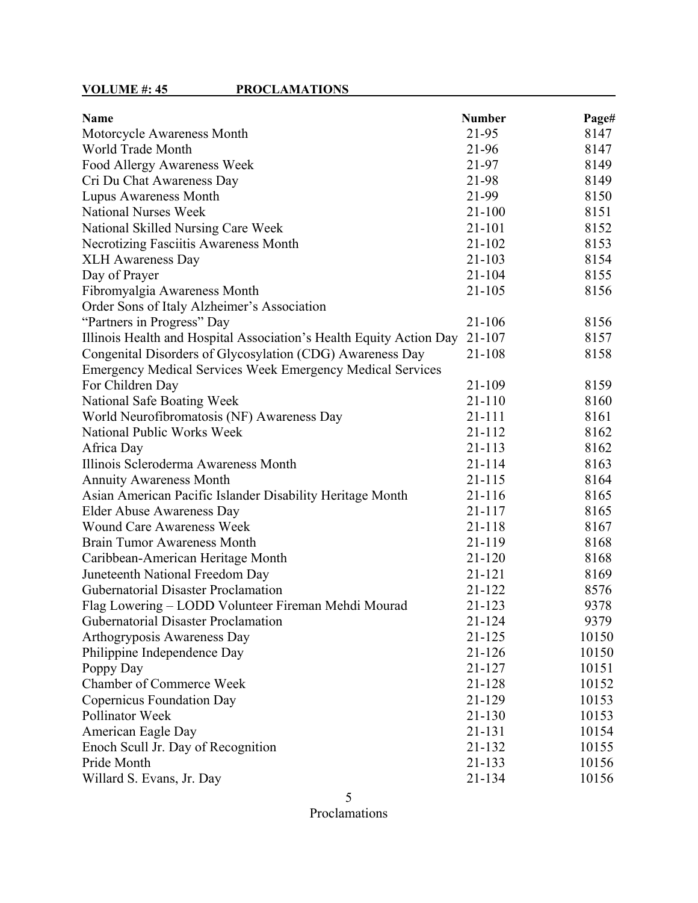**VOLUME #: 45 PROCLAMATIONS**

| Name | Number | Page# |
|---|---|---|
| Motorcycle Awareness Month | 21-95 | 8147 |
| World Trade Month | 21-96 | 8147 |
| Food Allergy Awareness Week | 21-97 | 8149 |
| Cri Du Chat Awareness Day | 21-98 | 8149 |
| Lupus Awareness Month | 21-99 | 8150 |
| National Nurses Week | 21-100 | 8151 |
| National Skilled Nursing Care Week | 21-101 | 8152 |
| Necrotizing Fasciitis Awareness Month | 21-102 | 8153 |
| XLH Awareness Day | 21-103 | 8154 |
| Day of Prayer | 21-104 | 8155 |
| Fibromyalgia Awareness Month | 21-105 | 8156 |
| Order Sons of Italy Alzheimer's Association "Partners in Progress" Day | 21-106 | 8156 |
| Illinois Health and Hospital Association's Health Equity Action Day | 21-107 | 8157 |
| Congenital Disorders of Glycosylation (CDG) Awareness Day | 21-108 | 8158 |
| Emergency Medical Services Week Emergency Medical Services For Children Day | 21-109 | 8159 |
| National Safe Boating Week | 21-110 | 8160 |
| World Neurofibromatosis (NF) Awareness Day | 21-111 | 8161 |
| National Public Works Week | 21-112 | 8162 |
| Africa Day | 21-113 | 8162 |
| Illinois Scleroderma Awareness Month | 21-114 | 8163 |
| Annuity Awareness Month | 21-115 | 8164 |
| Asian American Pacific Islander Disability Heritage Month | 21-116 | 8165 |
| Elder Abuse Awareness Day | 21-117 | 8165 |
| Wound Care Awareness Week | 21-118 | 8167 |
| Brain Tumor Awareness Month | 21-119 | 8168 |
| Caribbean-American Heritage Month | 21-120 | 8168 |
| Juneteenth National Freedom Day | 21-121 | 8169 |
| Gubernatorial Disaster Proclamation | 21-122 | 8576 |
| Flag Lowering – LODD Volunteer Fireman Mehdi Mourad | 21-123 | 9378 |
| Gubernatorial Disaster Proclamation | 21-124 | 9379 |
| Arthogryposis Awareness Day | 21-125 | 10150 |
| Philippine Independence Day | 21-126 | 10150 |
| Poppy Day | 21-127 | 10151 |
| Chamber of Commerce Week | 21-128 | 10152 |
| Copernicus Foundation Day | 21-129 | 10153 |
| Pollinator Week | 21-130 | 10153 |
| American Eagle Day | 21-131 | 10154 |
| Enoch Scull Jr. Day of Recognition | 21-132 | 10155 |
| Pride Month | 21-133 | 10156 |
| Willard S. Evans, Jr. Day | 21-134 | 10156 |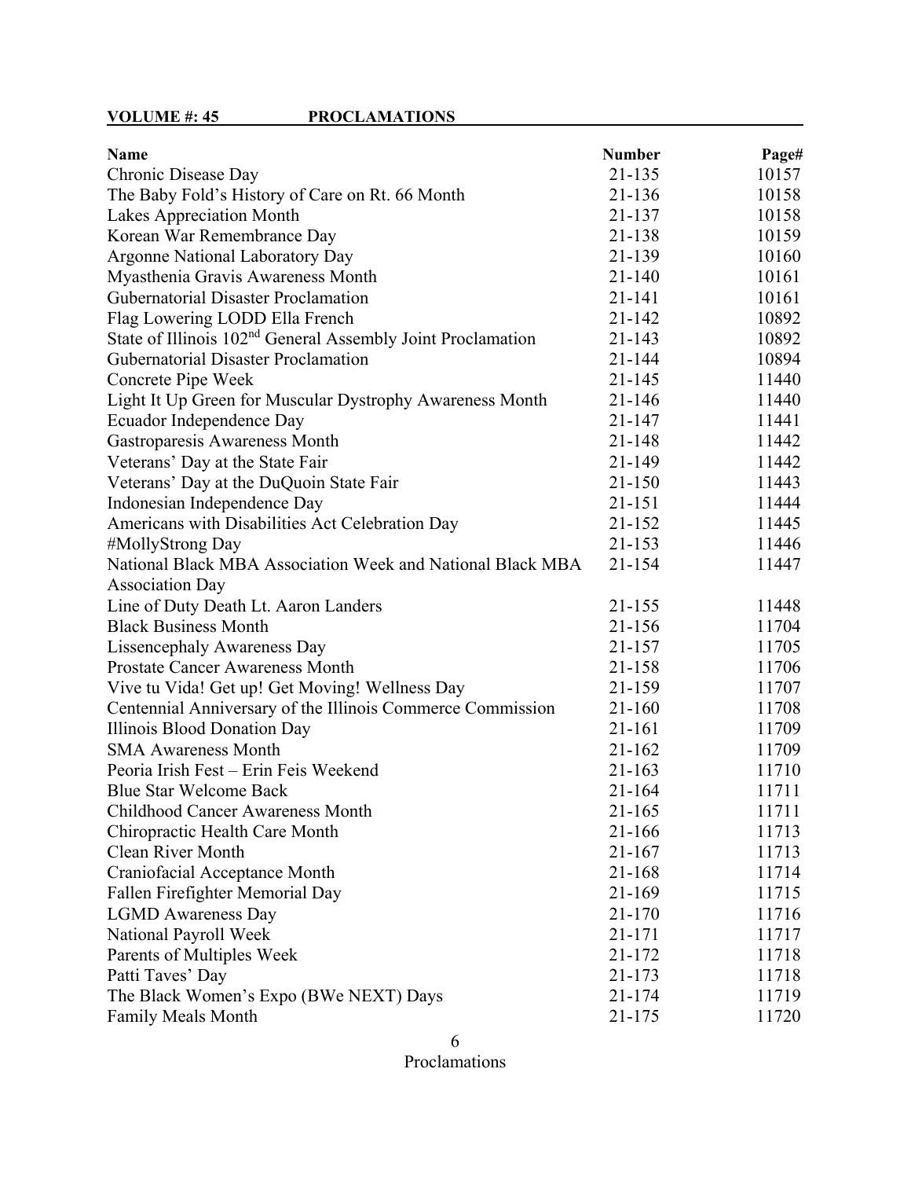**VOLUME #: 45 PROCLAMATIONS**

| Name | Number | Page# |
|---|---|---|
| Chronic Disease Day | 21-135 | 10157 |
| The Baby Fold's History of Care on Rt. 66 Month | 21-136 | 10158 |
| Lakes Appreciation Month | 21-137 | 10158 |
| Korean War Remembrance Day | 21-138 | 10159 |
| Argonne National Laboratory Day | 21-139 | 10160 |
| Myasthenia Gravis Awareness Month | 21-140 | 10161 |
| Gubernatorial Disaster Proclamation | 21-141 | 10161 |
| Flag Lowering LODD Ella French | 21-142 | 10892 |
| State of Illinois 102nd General Assembly Joint Proclamation | 21-143 | 10892 |
| Gubernatorial Disaster Proclamation | 21-144 | 10894 |
| Concrete Pipe Week | 21-145 | 11440 |
| Light It Up Green for Muscular Dystrophy Awareness Month | 21-146 | 11440 |
| Ecuador Independence Day | 21-147 | 11441 |
| Gastroparesis Awareness Month | 21-148 | 11442 |
| Veterans' Day at the State Fair | 21-149 | 11442 |
| Veterans' Day at the DuQuoin State Fair | 21-150 | 11443 |
| Indonesian Independence Day | 21-151 | 11444 |
| Americans with Disabilities Act Celebration Day | 21-152 | 11445 |
| #MollyStrong Day | 21-153 | 11446 |
| National Black MBA Association Week and National Black MBA Association Day | 21-154 | 11447 |
| Line of Duty Death Lt. Aaron Landers | 21-155 | 11448 |
| Black Business Month | 21-156 | 11704 |
| Lissencephaly Awareness Day | 21-157 | 11705 |
| Prostate Cancer Awareness Month | 21-158 | 11706 |
| Vive tu Vida! Get up! Get Moving! Wellness Day | 21-159 | 11707 |
| Centennial Anniversary of the Illinois Commerce Commission | 21-160 | 11708 |
| Illinois Blood Donation Day | 21-161 | 11709 |
| SMA Awareness Month | 21-162 | 11709 |
| Peoria Irish Fest – Erin Feis Weekend | 21-163 | 11710 |
| Blue Star Welcome Back | 21-164 | 11711 |
| Childhood Cancer Awareness Month | 21-165 | 11711 |
| Chiropractic Health Care Month | 21-166 | 11713 |
| Clean River Month | 21-167 | 11713 |
| Craniofacial Acceptance Month | 21-168 | 11714 |
| Fallen Firefighter Memorial Day | 21-169 | 11715 |
| LGMD Awareness Day | 21-170 | 11716 |
| National Payroll Week | 21-171 | 11717 |
| Parents of Multiples Week | 21-172 | 11718 |
| Patti Taves' Day | 21-173 | 11718 |
| The Black Women's Expo (BWe NEXT) Days | 21-174 | 11719 |
| Family Meals Month | 21-175 | 11720 |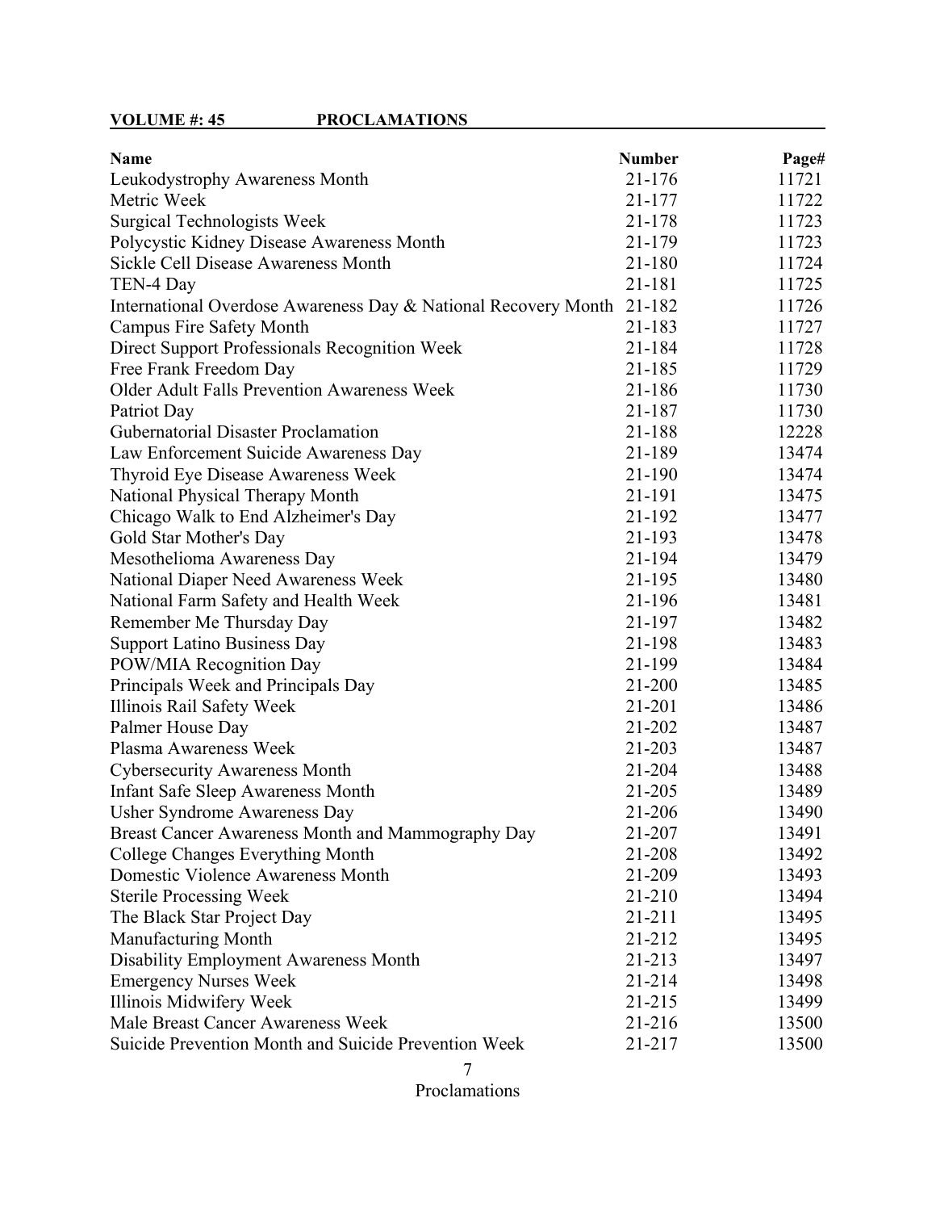**VOLUME #: 45 PROCLAMATIONS**

| Name | Number | Page# |
|---|---|---|
| Leukodystrophy Awareness Month | 21-176 | 11721 |
| Metric Week | 21-177 | 11722 |
| Surgical Technologists Week | 21-178 | 11723 |
| Polycystic Kidney Disease Awareness Month | 21-179 | 11723 |
| Sickle Cell Disease Awareness Month | 21-180 | 11724 |
| TEN-4 Day | 21-181 | 11725 |
| International Overdose Awareness Day & National Recovery Month | 21-182 | 11726 |
| Campus Fire Safety Month | 21-183 | 11727 |
| Direct Support Professionals Recognition Week | 21-184 | 11728 |
| Free Frank Freedom Day | 21-185 | 11729 |
| Older Adult Falls Prevention Awareness Week | 21-186 | 11730 |
| Patriot Day | 21-187 | 11730 |
| Gubernatorial Disaster Proclamation | 21-188 | 12228 |
| Law Enforcement Suicide Awareness Day | 21-189 | 13474 |
| Thyroid Eye Disease Awareness Week | 21-190 | 13474 |
| National Physical Therapy Month | 21-191 | 13475 |
| Chicago Walk to End Alzheimer's Day | 21-192 | 13477 |
| Gold Star Mother's Day | 21-193 | 13478 |
| Mesothelioma Awareness Day | 21-194 | 13479 |
| National Diaper Need Awareness Week | 21-195 | 13480 |
| National Farm Safety and Health Week | 21-196 | 13481 |
| Remember Me Thursday Day | 21-197 | 13482 |
| Support Latino Business Day | 21-198 | 13483 |
| POW/MIA Recognition Day | 21-199 | 13484 |
| Principals Week and Principals Day | 21-200 | 13485 |
| Illinois Rail Safety Week | 21-201 | 13486 |
| Palmer House Day | 21-202 | 13487 |
| Plasma Awareness Week | 21-203 | 13487 |
| Cybersecurity Awareness Month | 21-204 | 13488 |
| Infant Safe Sleep Awareness Month | 21-205 | 13489 |
| Usher Syndrome Awareness Day | 21-206 | 13490 |
| Breast Cancer Awareness Month and Mammography Day | 21-207 | 13491 |
| College Changes Everything Month | 21-208 | 13492 |
| Domestic Violence Awareness Month | 21-209 | 13493 |
| Sterile Processing Week | 21-210 | 13494 |
| The Black Star Project Day | 21-211 | 13495 |
| Manufacturing Month | 21-212 | 13495 |
| Disability Employment Awareness Month | 21-213 | 13497 |
| Emergency Nurses Week | 21-214 | 13498 |
| Illinois Midwifery Week | 21-215 | 13499 |
| Male Breast Cancer Awareness Week | 21-216 | 13500 |
| Suicide Prevention Month and Suicide Prevention Week | 21-217 | 13500 |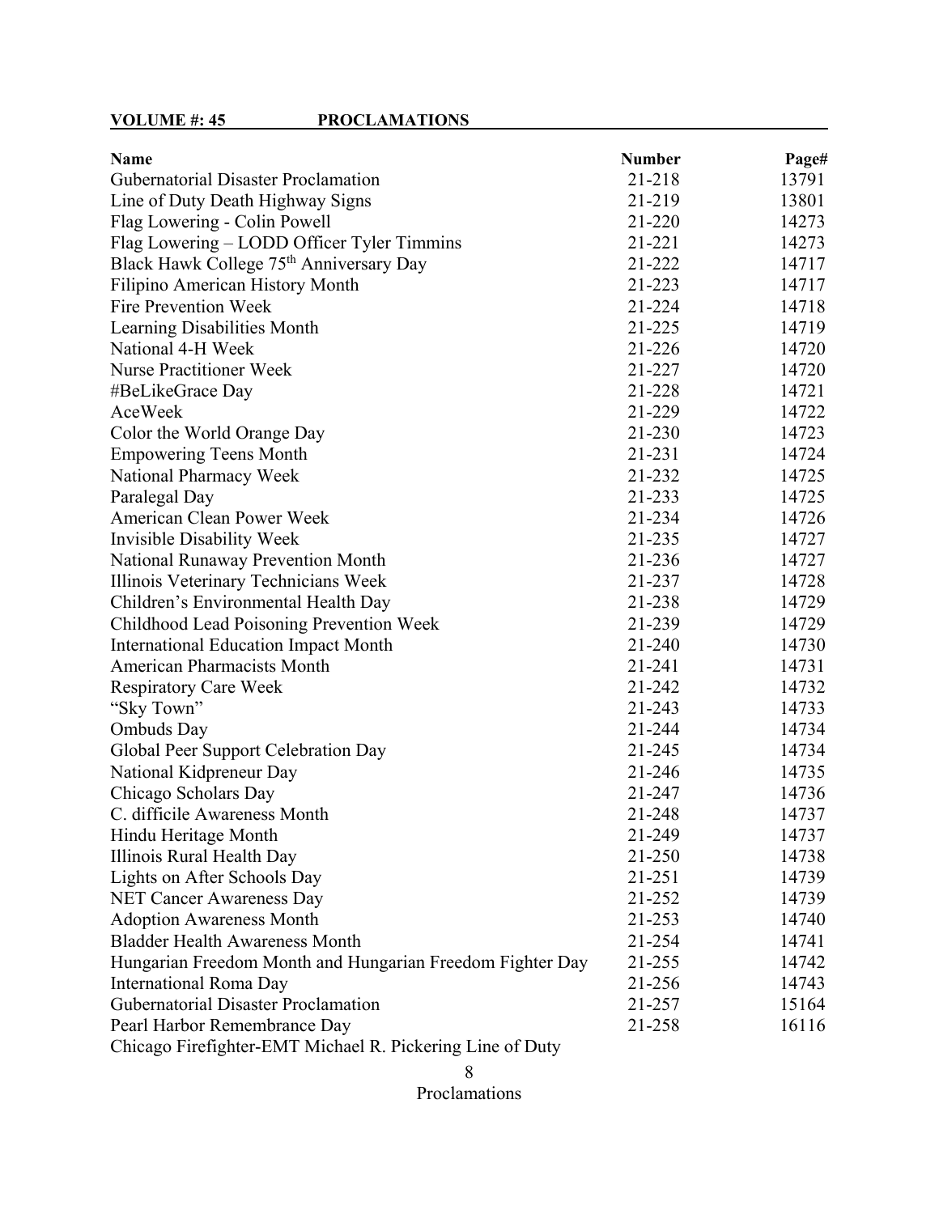**VOLUME #: 45 PROCLAMATIONS**

| Name | Number | Page# |
|---|---|---|
| Gubernatorial Disaster Proclamation | 21-218 | 13791 |
| Line of Duty Death Highway Signs | 21-219 | 13801 |
| Flag Lowering - Colin Powell | 21-220 | 14273 |
| Flag Lowering – LODD Officer Tyler Timmins | 21-221 | 14273 |
| Black Hawk College 75th Anniversary Day | 21-222 | 14717 |
| Filipino American History Month | 21-223 | 14717 |
| Fire Prevention Week | 21-224 | 14718 |
| Learning Disabilities Month | 21-225 | 14719 |
| National 4-H Week | 21-226 | 14720 |
| Nurse Practitioner Week | 21-227 | 14720 |
| #BeLikeGrace Day | 21-228 | 14721 |
| AceWeek | 21-229 | 14722 |
| Color the World Orange Day | 21-230 | 14723 |
| Empowering Teens Month | 21-231 | 14724 |
| National Pharmacy Week | 21-232 | 14725 |
| Paralegal Day | 21-233 | 14725 |
| American Clean Power Week | 21-234 | 14726 |
| Invisible Disability Week | 21-235 | 14727 |
| National Runaway Prevention Month | 21-236 | 14727 |
| Illinois Veterinary Technicians Week | 21-237 | 14728 |
| Children's Environmental Health Day | 21-238 | 14729 |
| Childhood Lead Poisoning Prevention Week | 21-239 | 14729 |
| International Education Impact Month | 21-240 | 14730 |
| American Pharmacists Month | 21-241 | 14731 |
| Respiratory Care Week | 21-242 | 14732 |
| "Sky Town" | 21-243 | 14733 |
| Ombuds Day | 21-244 | 14734 |
| Global Peer Support Celebration Day | 21-245 | 14734 |
| National Kidpreneur Day | 21-246 | 14735 |
| Chicago Scholars Day | 21-247 | 14736 |
| C. difficile Awareness Month | 21-248 | 14737 |
| Hindu Heritage Month | 21-249 | 14737 |
| Illinois Rural Health Day | 21-250 | 14738 |
| Lights on After Schools Day | 21-251 | 14739 |
| NET Cancer Awareness Day | 21-252 | 14739 |
| Adoption Awareness Month | 21-253 | 14740 |
| Bladder Health Awareness Month | 21-254 | 14741 |
| Hungarian Freedom Month and Hungarian Freedom Fighter Day | 21-255 | 14742 |
| International Roma Day | 21-256 | 14743 |
| Gubernatorial Disaster Proclamation | 21-257 | 15164 |
| Pearl Harbor Remembrance Day | 21-258 | 16116 |
| Chicago Firefighter-EMT Michael R. Pickering Line of Duty | | |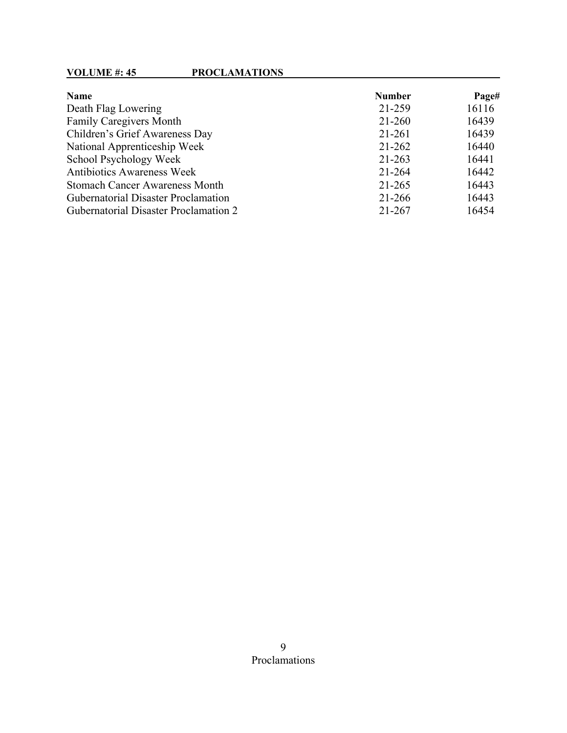**VOLUME #: 45 PROCLAMATIONS**

| Name | Number | Page# |
|---|---|---|
| Death Flag Lowering | 21-259 | 16116 |
| Family Caregivers Month | 21-260 | 16439 |
| Children's Grief Awareness Day | 21-261 | 16439 |
| National Apprenticeship Week | 21-262 | 16440 |
| School Psychology Week | 21-263 | 16441 |
| Antibiotics Awareness Week | 21-264 | 16442 |
| Stomach Cancer Awareness Month | 21-265 | 16443 |
| Gubernatorial Disaster Proclamation | 21-266 | 16443 |
| Gubernatorial Disaster Proclamation 2 | 21-267 | 16454 |